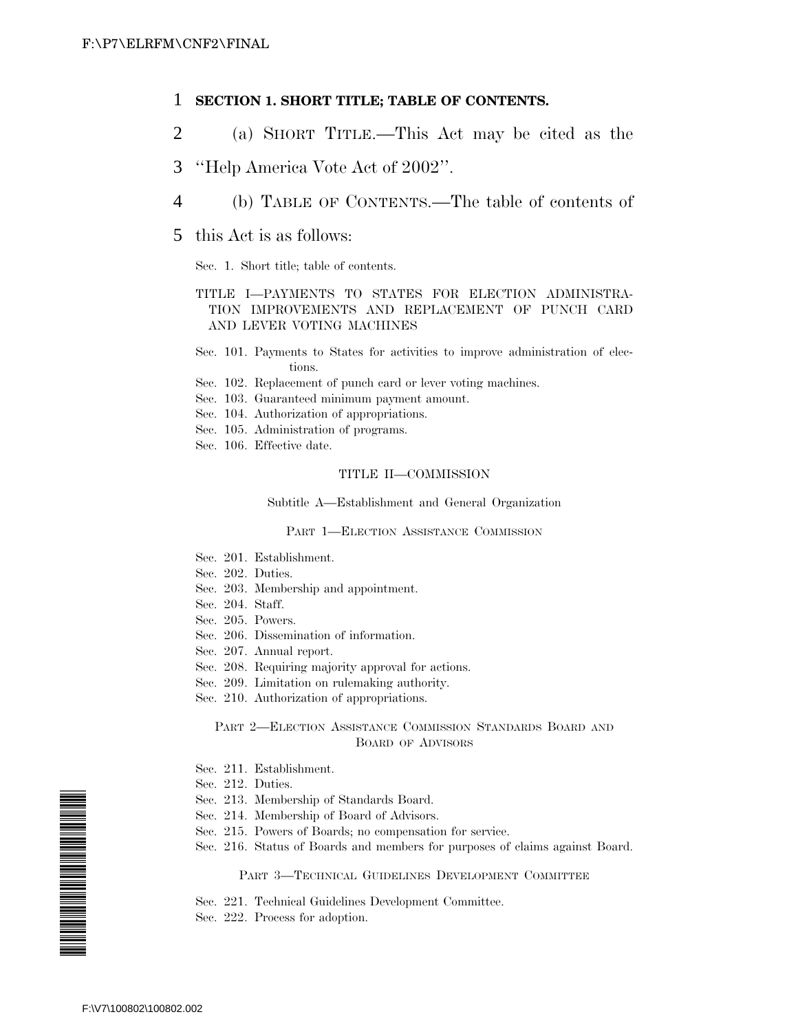**SECTION 1. SHORT TITLE; TABLE OF CONTENTS.**

(a) SHORT TITLE.—This Act may be cited as the "Help America Vote Act of 2002".

(b) TABLE OF CONTENTS.—The table of contents of this Act is as follows:

Sec. 1. Short title; table of contents.

TITLE I—PAYMENTS TO STATES FOR ELECTION ADMINISTRATION IMPROVEMENTS AND REPLACEMENT OF PUNCH CARD AND LEVER VOTING MACHINES

Sec. 101. Payments to States for activities to improve administration of elections.
Sec. 102. Replacement of punch card or lever voting machines.
Sec. 103. Guaranteed minimum payment amount.
Sec. 104. Authorization of appropriations.
Sec. 105. Administration of programs.
Sec. 106. Effective date.

TITLE II—COMMISSION

Subtitle A—Establishment and General Organization

PART 1—ELECTION ASSISTANCE COMMISSION

Sec. 201. Establishment.
Sec. 202. Duties.
Sec. 203. Membership and appointment.
Sec. 204. Staff.
Sec. 205. Powers.
Sec. 206. Dissemination of information.
Sec. 207. Annual report.
Sec. 208. Requiring majority approval for actions.
Sec. 209. Limitation on rulemaking authority.
Sec. 210. Authorization of appropriations.

PART 2—ELECTION ASSISTANCE COMMISSION STANDARDS BOARD AND BOARD OF ADVISORS

Sec. 211. Establishment.
Sec. 212. Duties.
Sec. 213. Membership of Standards Board.
Sec. 214. Membership of Board of Advisors.
Sec. 215. Powers of Boards; no compensation for service.
Sec. 216. Status of Boards and members for purposes of claims against Board.

PART 3—TECHNICAL GUIDELINES DEVELOPMENT COMMITTEE

Sec. 221. Technical Guidelines Development Committee.
Sec. 222. Process for adoption.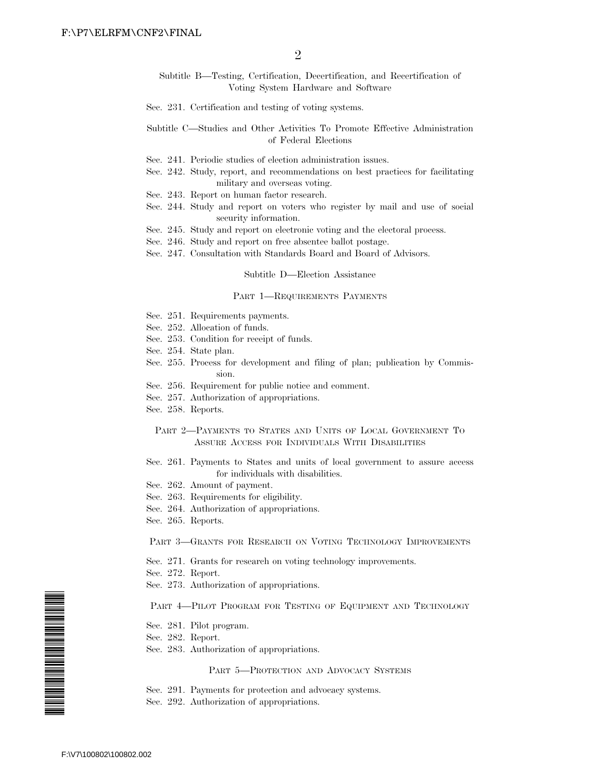Subtitle B—Testing, Certification, Decertification, and Recertification of Voting System Hardware and Software

Sec. 231. Certification and testing of voting systems.

Subtitle C—Studies and Other Activities To Promote Effective Administration of Federal Elections

Sec. 241. Periodic studies of election administration issues.
Sec. 242. Study, report, and recommendations on best practices for facilitating military and overseas voting.
Sec. 243. Report on human factor research.
Sec. 244. Study and report on voters who register by mail and use of social security information.
Sec. 245. Study and report on electronic voting and the electoral process.
Sec. 246. Study and report on free absentee ballot postage.
Sec. 247. Consultation with Standards Board and Board of Advisors.

Subtitle D—Election Assistance

PART 1—REQUIREMENTS PAYMENTS

Sec. 251. Requirements payments.
Sec. 252. Allocation of funds.
Sec. 253. Condition for receipt of funds.
Sec. 254. State plan.
Sec. 255. Process for development and filing of plan; publication by Commission.
Sec. 256. Requirement for public notice and comment.
Sec. 257. Authorization of appropriations.
Sec. 258. Reports.

PART 2—PAYMENTS TO STATES AND UNITS OF LOCAL GOVERNMENT TO ASSURE ACCESS FOR INDIVIDUALS WITH DISABILITIES

Sec. 261. Payments to States and units of local government to assure access for individuals with disabilities.
Sec. 262. Amount of payment.
Sec. 263. Requirements for eligibility.
Sec. 264. Authorization of appropriations.
Sec. 265. Reports.

PART 3—GRANTS FOR RESEARCH ON VOTING TECHNOLOGY IMPROVEMENTS

Sec. 271. Grants for research on voting technology improvements.
Sec. 272. Report.
Sec. 273. Authorization of appropriations.

PART 4—PILOT PROGRAM FOR TESTING OF EQUIPMENT AND TECHNOLOGY

Sec. 281. Pilot program.
Sec. 282. Report.
Sec. 283. Authorization of appropriations.

PART 5—PROTECTION AND ADVOCACY SYSTEMS

Sec. 291. Payments for protection and advocacy systems.
Sec. 292. Authorization of appropriations.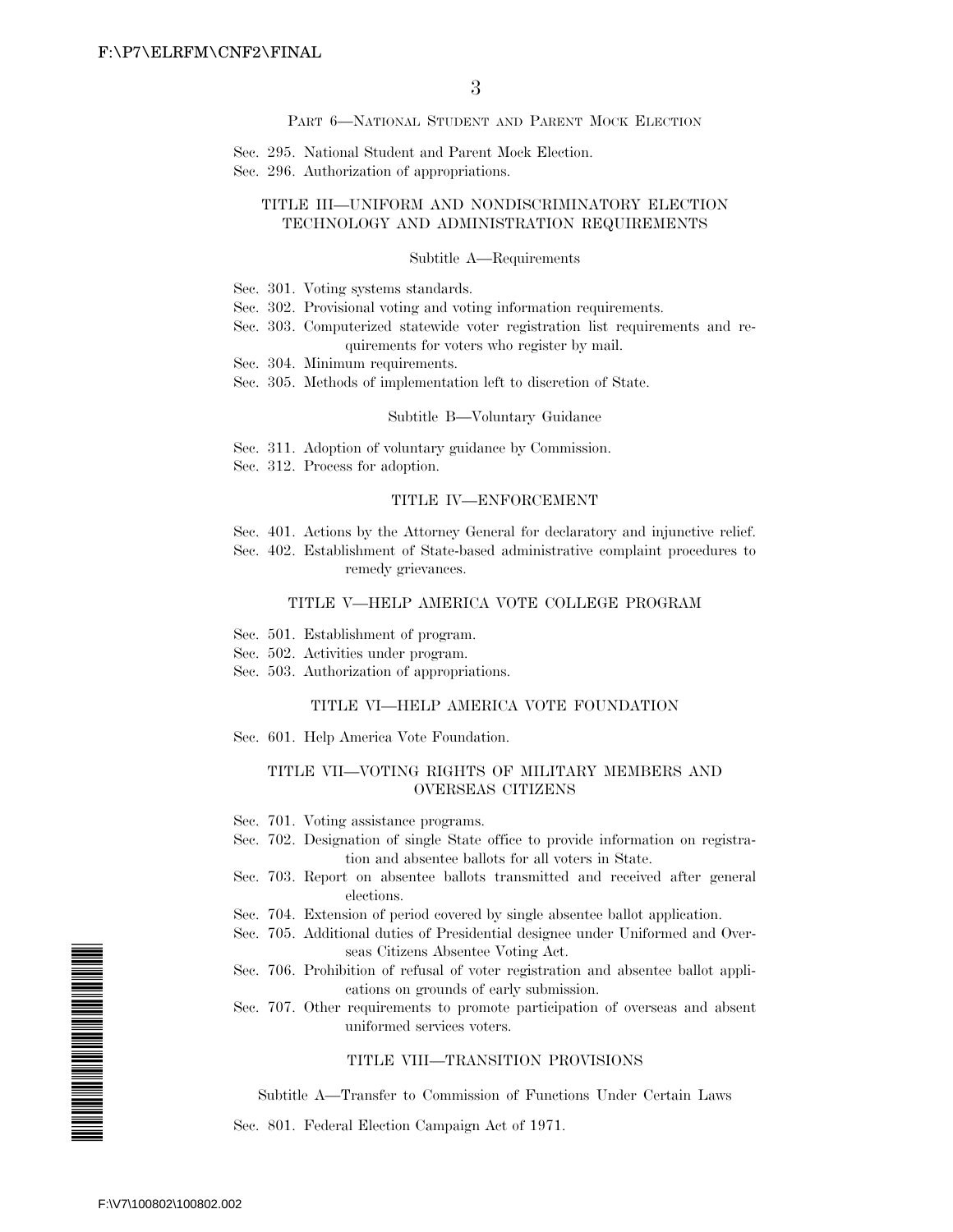PART 6—NATIONAL STUDENT AND PARENT MOCK ELECTION

Sec. 295. National Student and Parent Mock Election.
Sec. 296. Authorization of appropriations.

TITLE III—UNIFORM AND NONDISCRIMINATORY ELECTION TECHNOLOGY AND ADMINISTRATION REQUIREMENTS

Subtitle A—Requirements

Sec. 301. Voting systems standards.
Sec. 302. Provisional voting and voting information requirements.
Sec. 303. Computerized statewide voter registration list requirements and requirements for voters who register by mail.
Sec. 304. Minimum requirements.
Sec. 305. Methods of implementation left to discretion of State.

Subtitle B—Voluntary Guidance

Sec. 311. Adoption of voluntary guidance by Commission.
Sec. 312. Process for adoption.

TITLE IV—ENFORCEMENT

Sec. 401. Actions by the Attorney General for declaratory and injunctive relief.
Sec. 402. Establishment of State-based administrative complaint procedures to remedy grievances.

TITLE V—HELP AMERICA VOTE COLLEGE PROGRAM

Sec. 501. Establishment of program.
Sec. 502. Activities under program.
Sec. 503. Authorization of appropriations.

TITLE VI—HELP AMERICA VOTE FOUNDATION

Sec. 601. Help America Vote Foundation.

TITLE VII—VOTING RIGHTS OF MILITARY MEMBERS AND OVERSEAS CITIZENS

Sec. 701. Voting assistance programs.
Sec. 702. Designation of single State office to provide information on registration and absentee ballots for all voters in State.
Sec. 703. Report on absentee ballots transmitted and received after general elections.
Sec. 704. Extension of period covered by single absentee ballot application.
Sec. 705. Additional duties of Presidential designee under Uniformed and Overseas Citizens Absentee Voting Act.
Sec. 706. Prohibition of refusal of voter registration and absentee ballot applications on grounds of early submission.
Sec. 707. Other requirements to promote participation of overseas and absent uniformed services voters.

TITLE VIII—TRANSITION PROVISIONS

Subtitle A—Transfer to Commission of Functions Under Certain Laws

Sec. 801. Federal Election Campaign Act of 1971.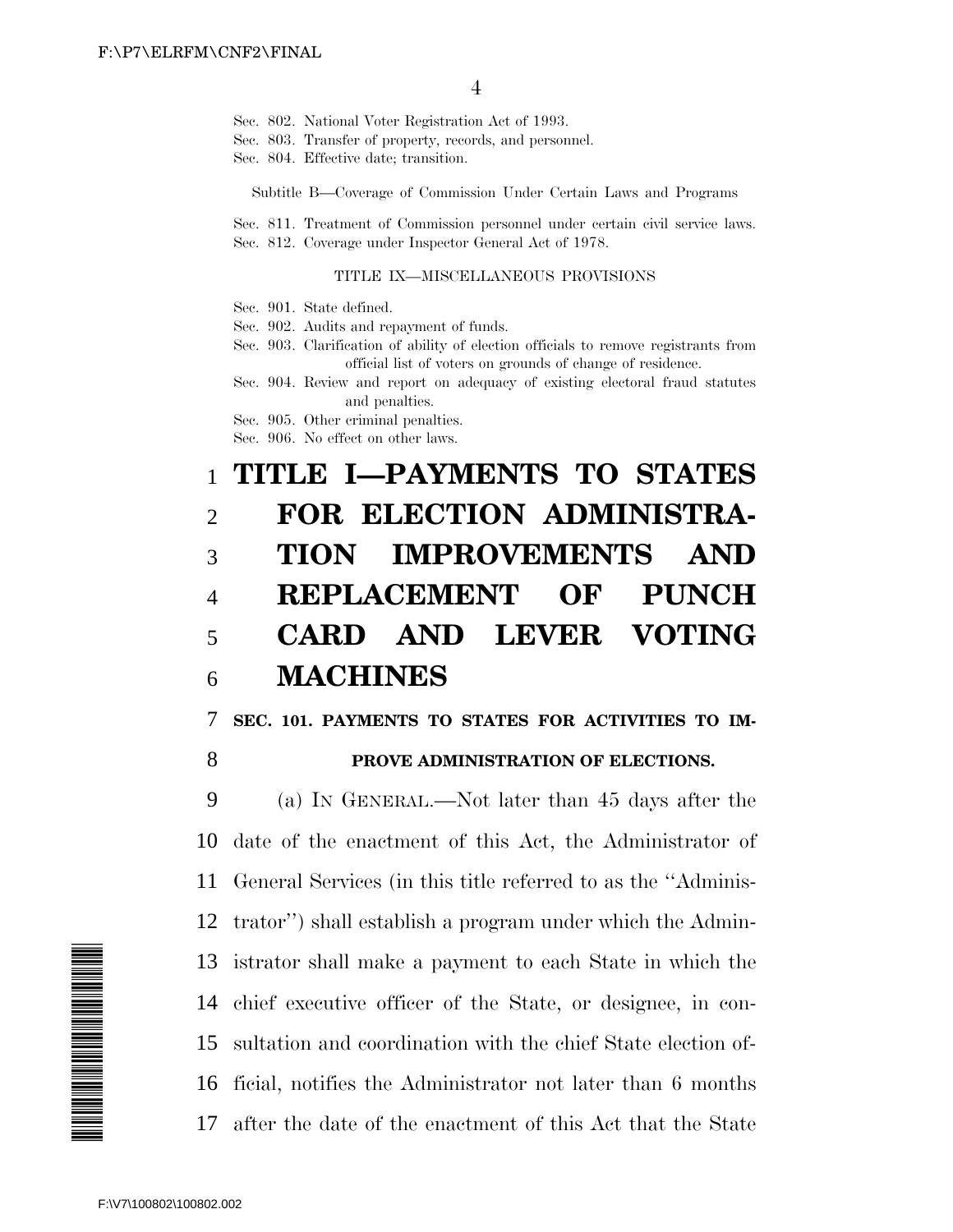Sec. 802. National Voter Registration Act of 1993.
Sec. 803. Transfer of property, records, and personnel.
Sec. 804. Effective date; transition.

Subtitle B—Coverage of Commission Under Certain Laws and Programs

Sec. 811. Treatment of Commission personnel under certain civil service laws.
Sec. 812. Coverage under Inspector General Act of 1978.

TITLE IX—MISCELLANEOUS PROVISIONS

Sec. 901. State defined.
Sec. 902. Audits and repayment of funds.
Sec. 903. Clarification of ability of election officials to remove registrants from official list of voters on grounds of change of residence.
Sec. 904. Review and report on adequacy of existing electoral fraud statutes and penalties.
Sec. 905. Other criminal penalties.
Sec. 906. No effect on other laws.

# TITLE I—PAYMENTS TO STATES FOR ELECTION ADMINISTRATION IMPROVEMENTS AND REPLACEMENT OF PUNCH CARD AND LEVER VOTING MACHINES

## SEC. 101. PAYMENTS TO STATES FOR ACTIVITIES TO IMPROVE ADMINISTRATION OF ELECTIONS.

(a) IN GENERAL.—Not later than 45 days after the date of the enactment of this Act, the Administrator of General Services (in this title referred to as the "Administrator") shall establish a program under which the Administrator shall make a payment to each State in which the chief executive officer of the State, or designee, in consultation and coordination with the chief State election official, notifies the Administrator not later than 6 months after the date of the enactment of this Act that the State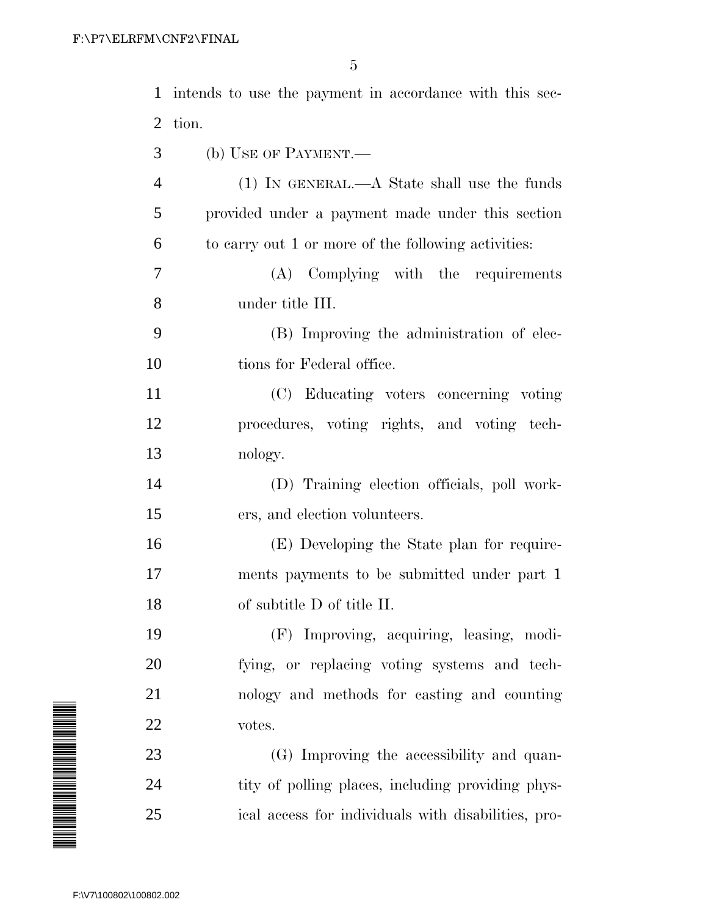intends to use the payment in accordance with this section.

(b) USE OF PAYMENT.—

(1) IN GENERAL.—A State shall use the funds provided under a payment made under this section to carry out 1 or more of the following activities:

(A) Complying with the requirements under title III.

(B) Improving the administration of elections for Federal office.

(C) Educating voters concerning voting procedures, voting rights, and voting technology.

(D) Training election officials, poll workers, and election volunteers.

(E) Developing the State plan for requirements payments to be submitted under part 1 of subtitle D of title II.

(F) Improving, acquiring, leasing, modifying, or replacing voting systems and technology and methods for casting and counting votes.

(G) Improving the accessibility and quantity of polling places, including providing physical access for individuals with disabilities, pro-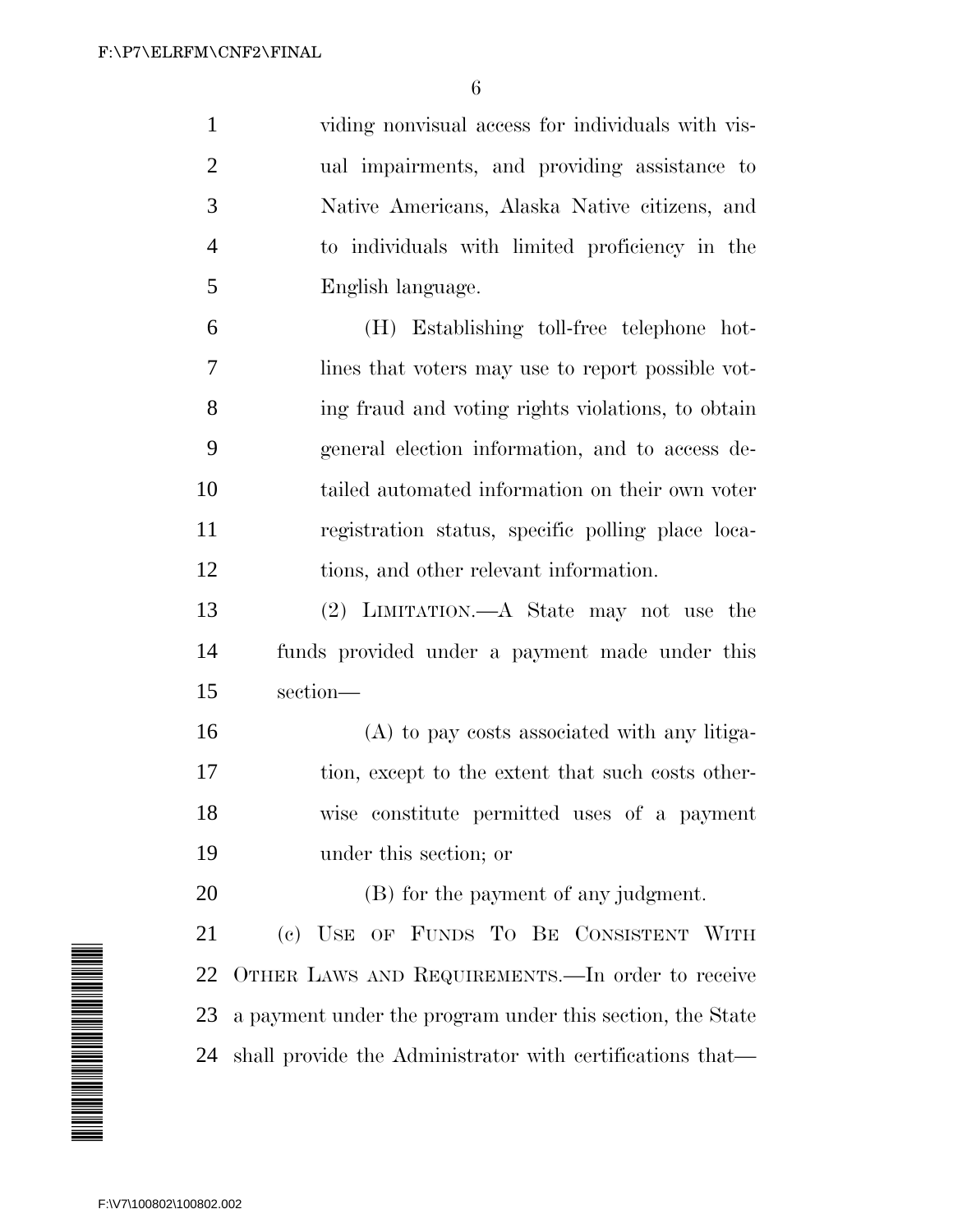viding nonvisual access for individuals with visual impairments, and providing assistance to Native Americans, Alaska Native citizens, and to individuals with limited proficiency in the English language.

(H) Establishing toll-free telephone hotlines that voters may use to report possible voting fraud and voting rights violations, to obtain general election information, and to access detailed automated information on their own voter registration status, specific polling place locations, and other relevant information.

(2) LIMITATION.—A State may not use the funds provided under a payment made under this section—

(A) to pay costs associated with any litigation, except to the extent that such costs otherwise constitute permitted uses of a payment under this section; or

(B) for the payment of any judgment.

(c) USE OF FUNDS TO BE CONSISTENT WITH OTHER LAWS AND REQUIREMENTS.—In order to receive a payment under the program under this section, the State shall provide the Administrator with certifications that—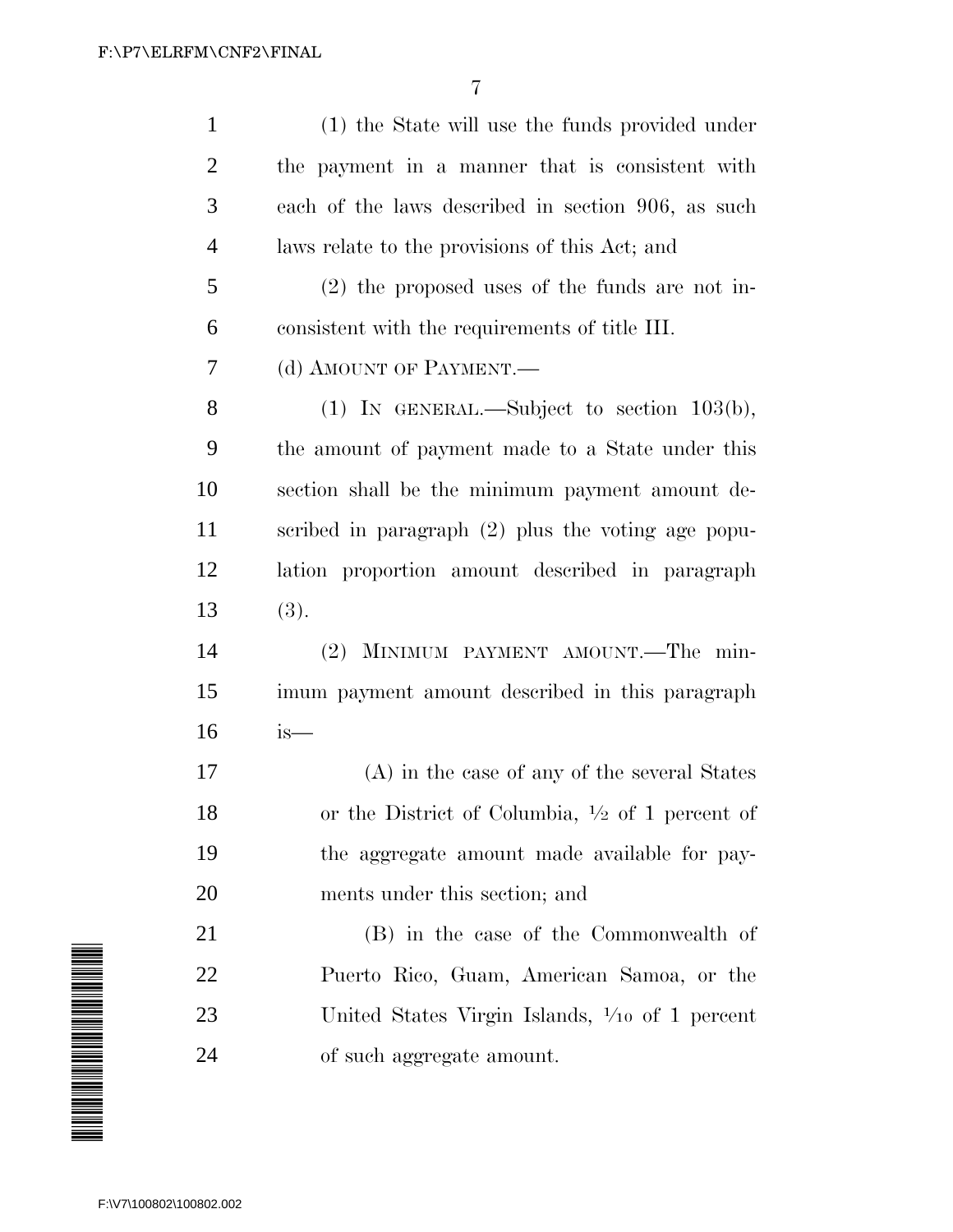(1) the State will use the funds provided under the payment in a manner that is consistent with each of the laws described in section 906, as such laws relate to the provisions of this Act; and

(2) the proposed uses of the funds are not inconsistent with the requirements of title III.

(d) AMOUNT OF PAYMENT.—

(1) IN GENERAL.—Subject to section 103(b), the amount of payment made to a State under this section shall be the minimum payment amount described in paragraph (2) plus the voting age population proportion amount described in paragraph (3).

(2) MINIMUM PAYMENT AMOUNT.—The minimum payment amount described in this paragraph is—

(A) in the case of any of the several States or the District of Columbia, ½ of 1 percent of the aggregate amount made available for payments under this section; and

(B) in the case of the Commonwealth of Puerto Rico, Guam, American Samoa, or the United States Virgin Islands, ¹⁄₁₀ of 1 percent of such aggregate amount.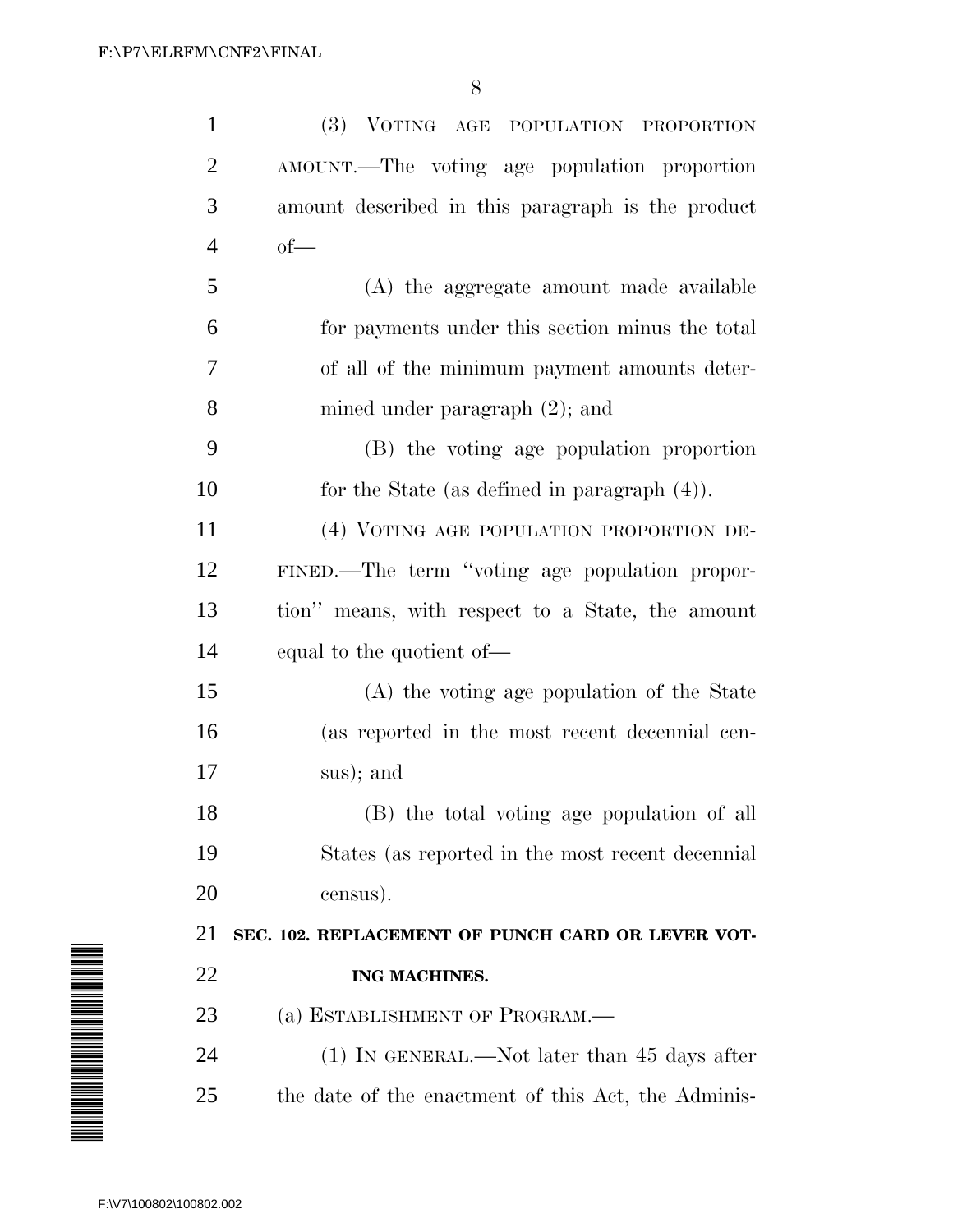(3) VOTING AGE POPULATION PROPORTION AMOUNT.—The voting age population proportion amount described in this paragraph is the product of—

(A) the aggregate amount made available for payments under this section minus the total of all of the minimum payment amounts determined under paragraph (2); and

(B) the voting age population proportion for the State (as defined in paragraph (4)).

(4) VOTING AGE POPULATION PROPORTION DEFINED.—The term ''voting age population proportion'' means, with respect to a State, the amount equal to the quotient of—

(A) the voting age population of the State (as reported in the most recent decennial census); and

(B) the total voting age population of all States (as reported in the most recent decennial census).

## SEC. 102. REPLACEMENT OF PUNCH CARD OR LEVER VOTING MACHINES.

(a) ESTABLISHMENT OF PROGRAM.—

(1) IN GENERAL.—Not later than 45 days after the date of the enactment of this Act, the Adminis-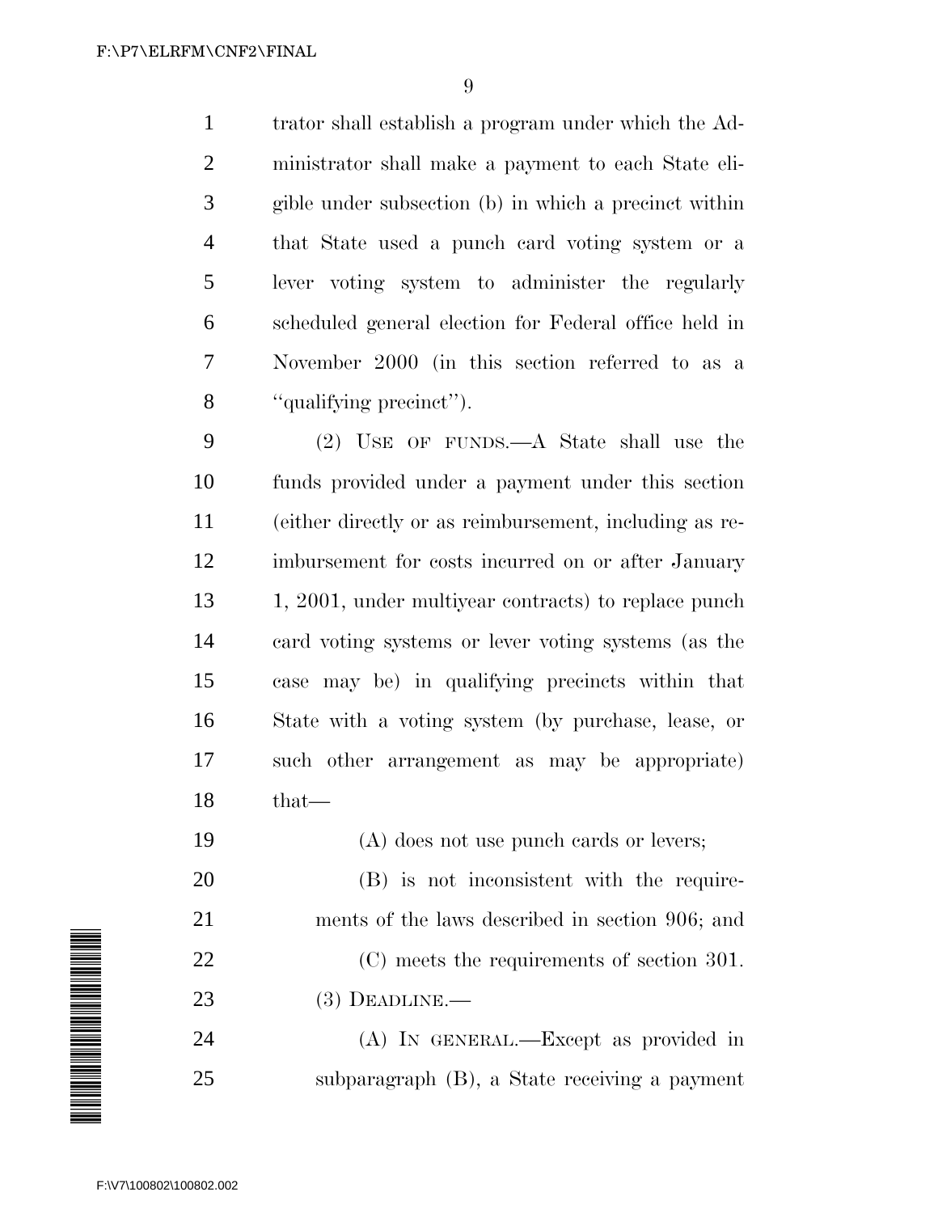trator shall establish a program under which the Administrator shall make a payment to each State eligible under subsection (b) in which a precinct within that State used a punch card voting system or a lever voting system to administer the regularly scheduled general election for Federal office held in November 2000 (in this section referred to as a ''qualifying precinct'').

(2) USE OF FUNDS.—A State shall use the funds provided under a payment under this section (either directly or as reimbursement, including as reimbursement for costs incurred on or after January 1, 2001, under multiyear contracts) to replace punch card voting systems or lever voting systems (as the case may be) in qualifying precincts within that State with a voting system (by purchase, lease, or such other arrangement as may be appropriate) that—

(A) does not use punch cards or levers;

(B) is not inconsistent with the requirements of the laws described in section 906; and

(C) meets the requirements of section 301.

(3) DEADLINE.—

(A) IN GENERAL.—Except as provided in subparagraph (B), a State receiving a payment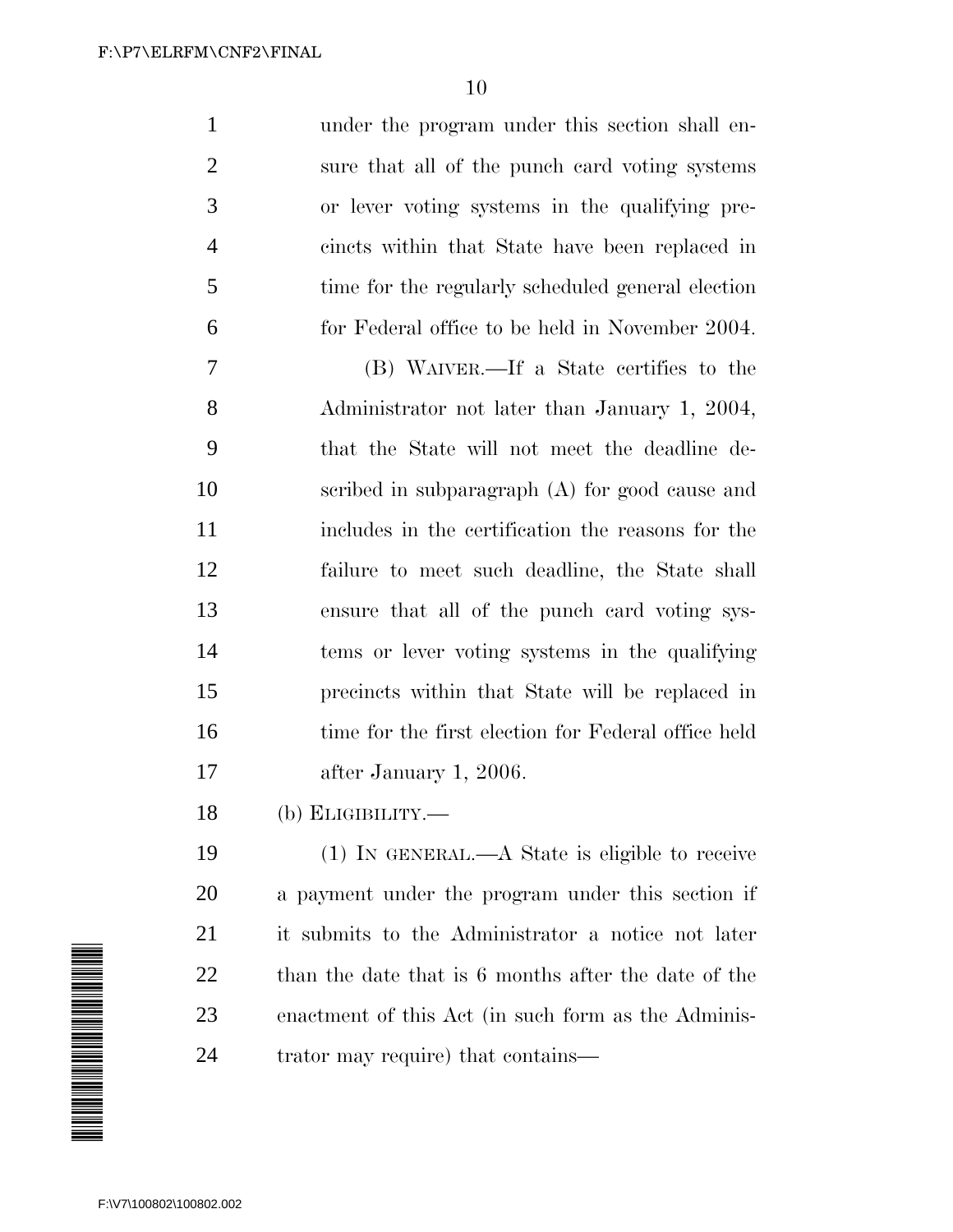under the program under this section shall ensure that all of the punch card voting systems or lever voting systems in the qualifying precincts within that State have been replaced in time for the regularly scheduled general election for Federal office to be held in November 2004.

(B) WAIVER.—If a State certifies to the Administrator not later than January 1, 2004, that the State will not meet the deadline described in subparagraph (A) for good cause and includes in the certification the reasons for the failure to meet such deadline, the State shall ensure that all of the punch card voting systems or lever voting systems in the qualifying precincts within that State will be replaced in time for the first election for Federal office held after January 1, 2006.

(b) ELIGIBILITY.—

(1) IN GENERAL.—A State is eligible to receive a payment under the program under this section if it submits to the Administrator a notice not later than the date that is 6 months after the date of the enactment of this Act (in such form as the Administrator may require) that contains—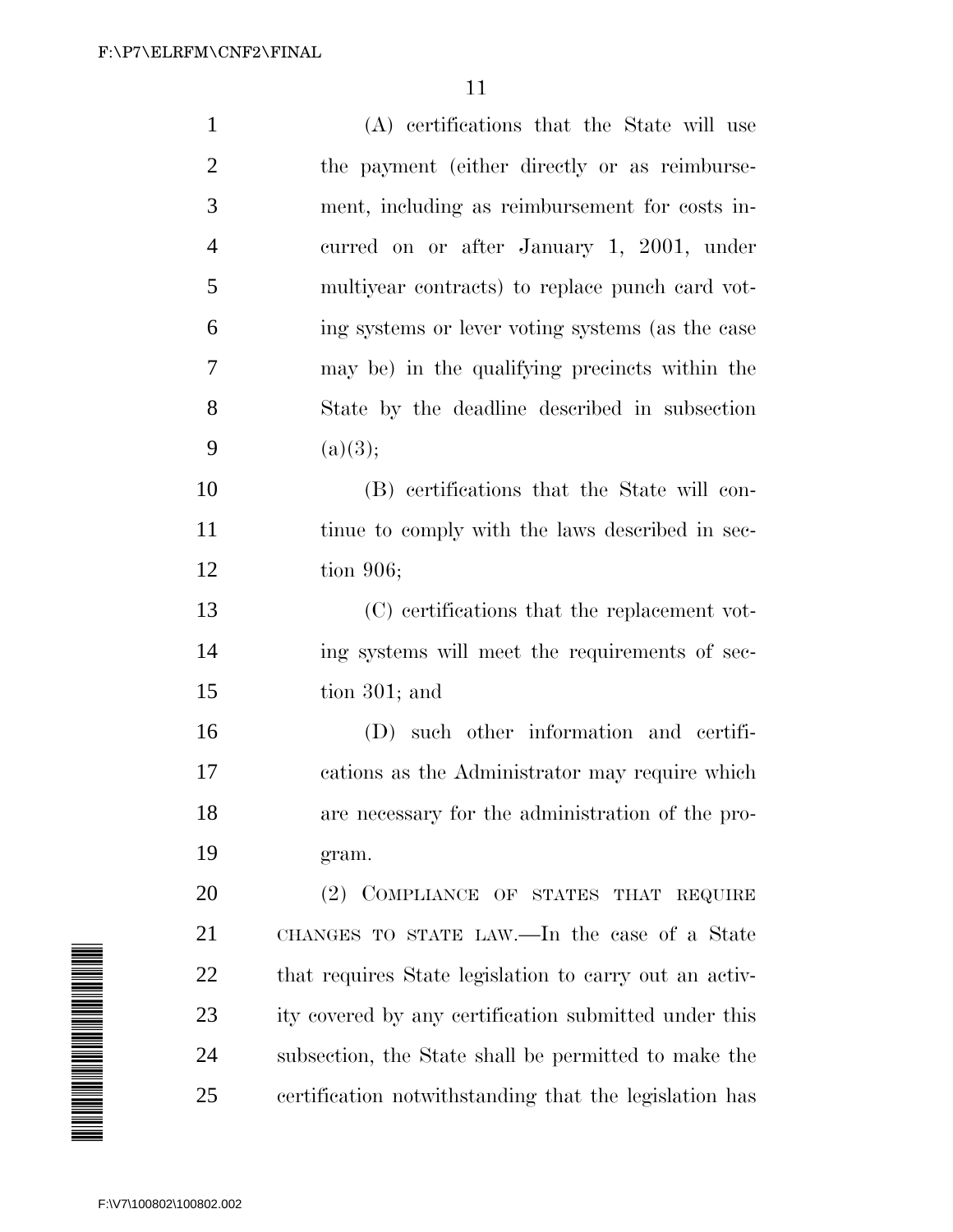(A) certifications that the State will use the payment (either directly or as reimbursement, including as reimbursement for costs incurred on or after January 1, 2001, under multiyear contracts) to replace punch card voting systems or lever voting systems (as the case may be) in the qualifying precincts within the State by the deadline described in subsection (a)(3);

(B) certifications that the State will continue to comply with the laws described in section 906;

(C) certifications that the replacement voting systems will meet the requirements of section 301; and

(D) such other information and certifications as the Administrator may require which are necessary for the administration of the program.

(2) COMPLIANCE OF STATES THAT REQUIRE CHANGES TO STATE LAW.—In the case of a State that requires State legislation to carry out an activity covered by any certification submitted under this subsection, the State shall be permitted to make the certification notwithstanding that the legislation has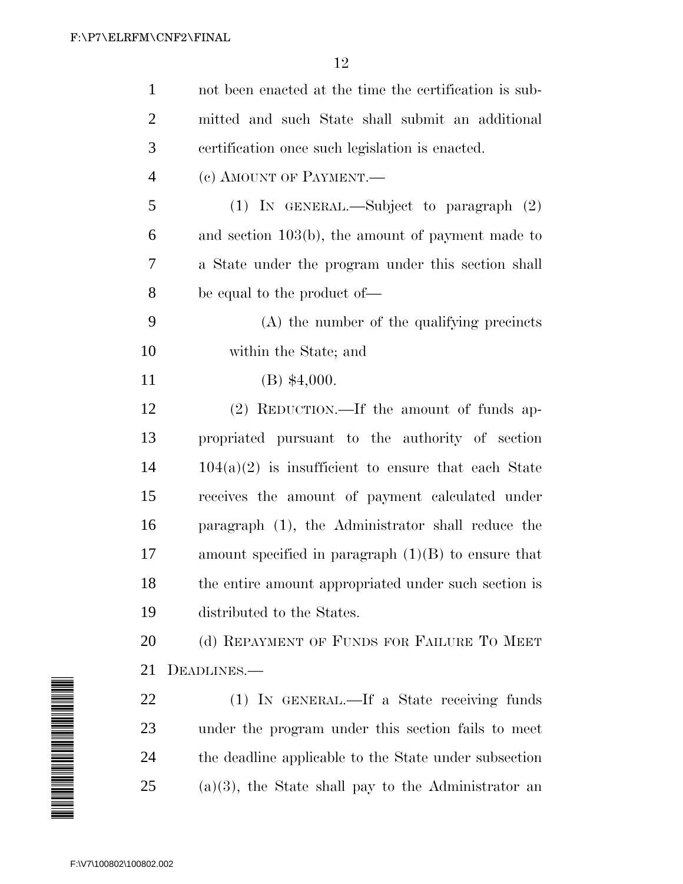not been enacted at the time the certification is submitted and such State shall submit an additional certification once such legislation is enacted.

(c) AMOUNT OF PAYMENT.—

(1) IN GENERAL.—Subject to paragraph (2) and section 103(b), the amount of payment made to a State under the program under this section shall be equal to the product of—

(A) the number of the qualifying precincts within the State; and

(B) $4,000.

(2) REDUCTION.—If the amount of funds appropriated pursuant to the authority of section 104(a)(2) is insufficient to ensure that each State receives the amount of payment calculated under paragraph (1), the Administrator shall reduce the amount specified in paragraph (1)(B) to ensure that the entire amount appropriated under such section is distributed to the States.

(d) REPAYMENT OF FUNDS FOR FAILURE TO MEET DEADLINES.—

(1) IN GENERAL.—If a State receiving funds under the program under this section fails to meet the deadline applicable to the State under subsection (a)(3), the State shall pay to the Administrator an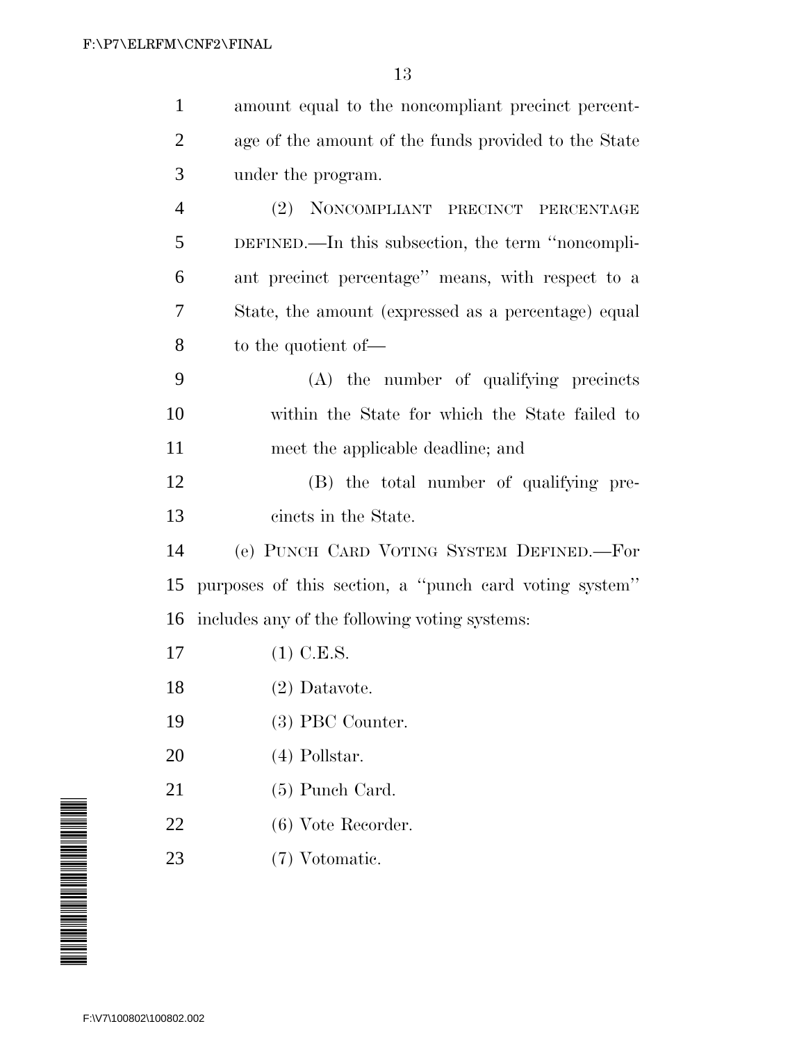amount equal to the noncompliant precinct percentage of the amount of the funds provided to the State under the program.

(2) NONCOMPLIANT PRECINCT PERCENTAGE DEFINED.—In this subsection, the term ''noncompliant precinct percentage'' means, with respect to a State, the amount (expressed as a percentage) equal to the quotient of—

(A) the number of qualifying precincts within the State for which the State failed to meet the applicable deadline; and

(B) the total number of qualifying precincts in the State.

(e) PUNCH CARD VOTING SYSTEM DEFINED.—For purposes of this section, a ''punch card voting system'' includes any of the following voting systems:

(1) C.E.S.

(2) Datavote.

(3) PBC Counter.

(4) Pollstar.

(5) Punch Card.

(6) Vote Recorder.

(7) Votomatic.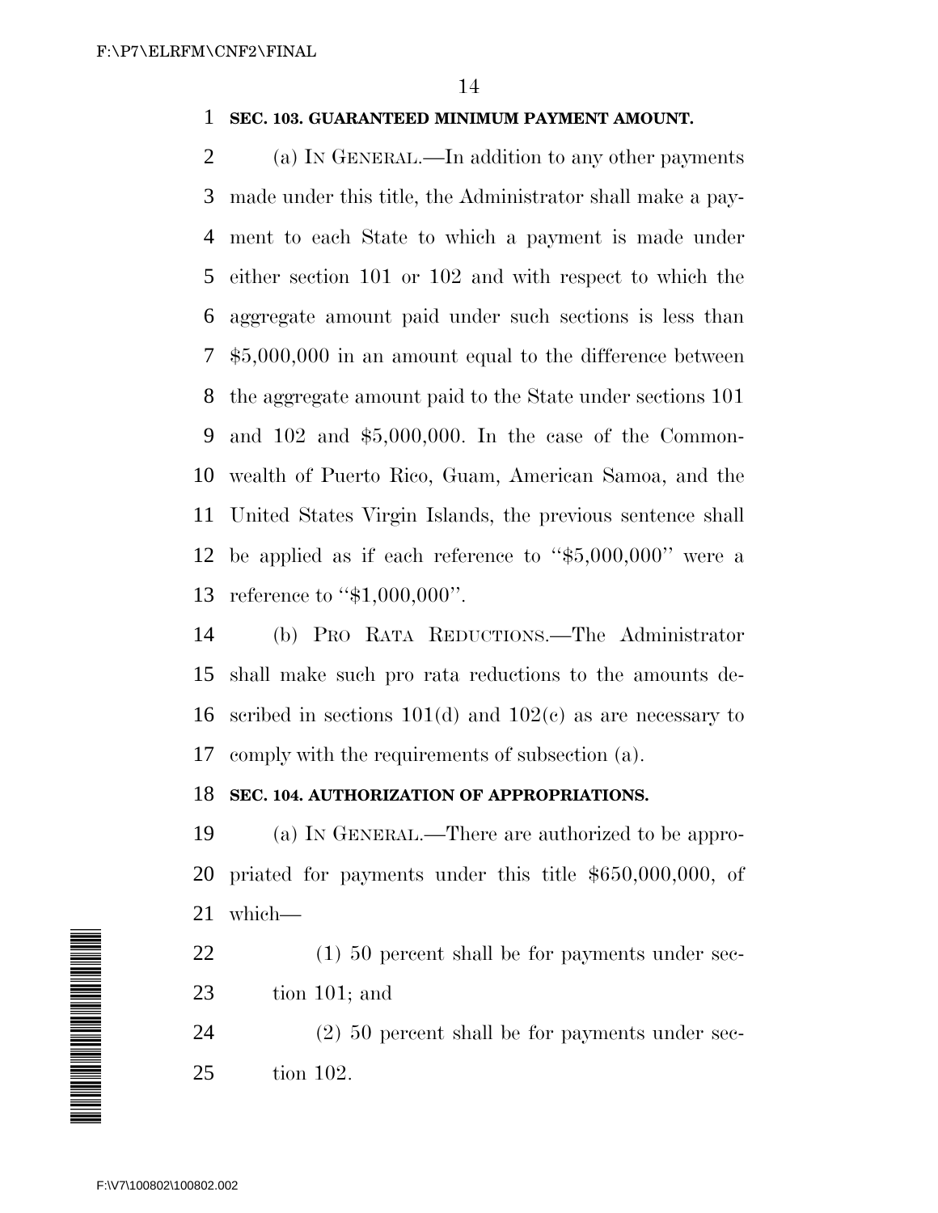**SEC. 103. GUARANTEED MINIMUM PAYMENT AMOUNT.**

(a) IN GENERAL.—In addition to any other payments made under this title, the Administrator shall make a payment to each State to which a payment is made under either section 101 or 102 and with respect to which the aggregate amount paid under such sections is less than $5,000,000 in an amount equal to the difference between the aggregate amount paid to the State under sections 101 and 102 and $5,000,000. In the case of the Commonwealth of Puerto Rico, Guam, American Samoa, and the United States Virgin Islands, the previous sentence shall be applied as if each reference to ''$5,000,000'' were a reference to ''$1,000,000''.

(b) PRO RATA REDUCTIONS.—The Administrator shall make such pro rata reductions to the amounts described in sections 101(d) and 102(c) as are necessary to comply with the requirements of subsection (a).

**SEC. 104. AUTHORIZATION OF APPROPRIATIONS.**

(a) IN GENERAL.—There are authorized to be appropriated for payments under this title $650,000,000, of which—

(1) 50 percent shall be for payments under section 101; and

(2) 50 percent shall be for payments under section 102.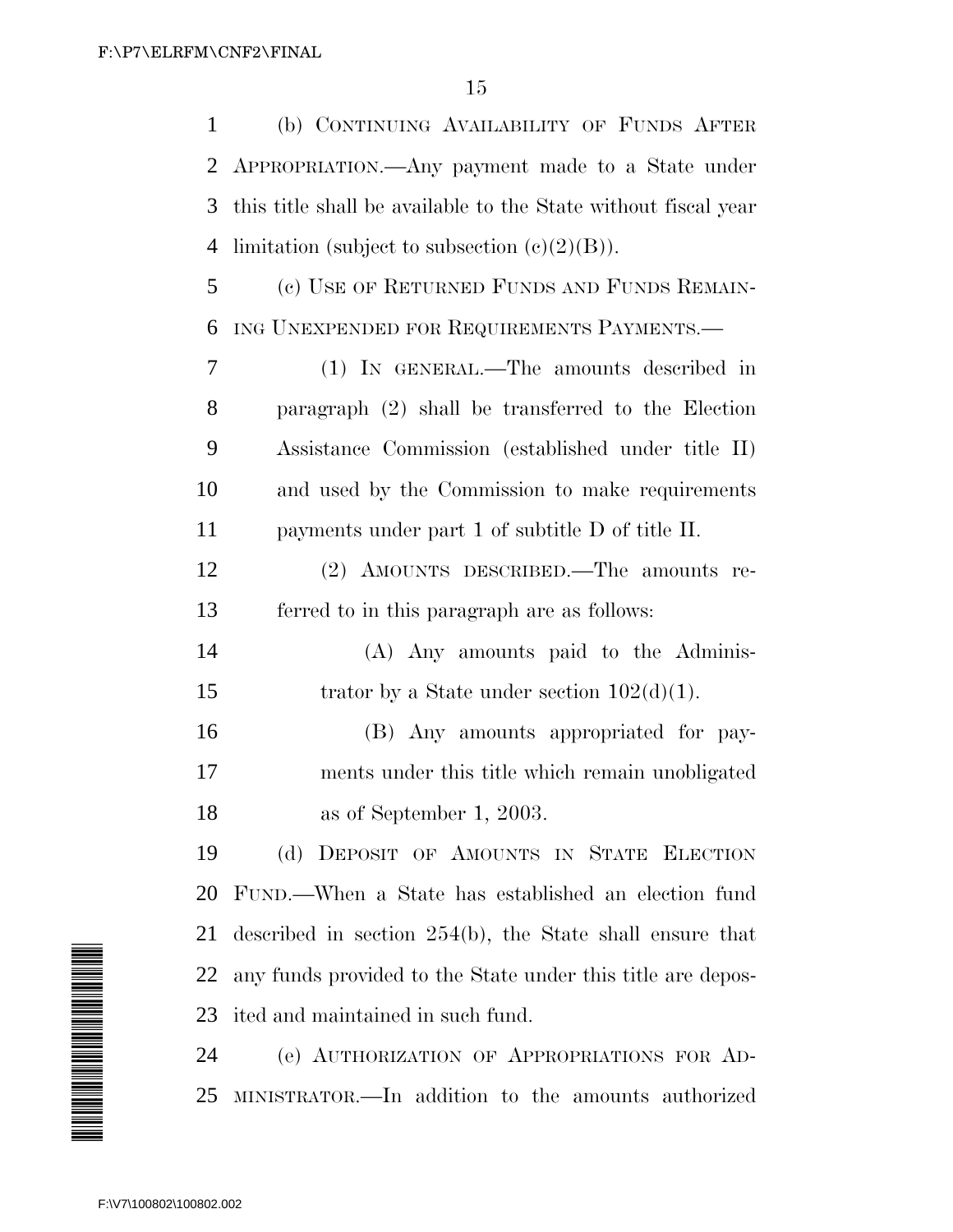(b) CONTINUING AVAILABILITY OF FUNDS AFTER APPROPRIATION.—Any payment made to a State under this title shall be available to the State without fiscal year limitation (subject to subsection (c)(2)(B)).

(c) USE OF RETURNED FUNDS AND FUNDS REMAINING UNEXPENDED FOR REQUIREMENTS PAYMENTS.—

(1) IN GENERAL.—The amounts described in paragraph (2) shall be transferred to the Election Assistance Commission (established under title II) and used by the Commission to make requirements payments under part 1 of subtitle D of title II.

(2) AMOUNTS DESCRIBED.—The amounts referred to in this paragraph are as follows:

(A) Any amounts paid to the Administrator by a State under section 102(d)(1).

(B) Any amounts appropriated for payments under this title which remain unobligated as of September 1, 2003.

(d) DEPOSIT OF AMOUNTS IN STATE ELECTION FUND.—When a State has established an election fund described in section 254(b), the State shall ensure that any funds provided to the State under this title are deposited and maintained in such fund.

(e) AUTHORIZATION OF APPROPRIATIONS FOR ADMINISTRATOR.—In addition to the amounts authorized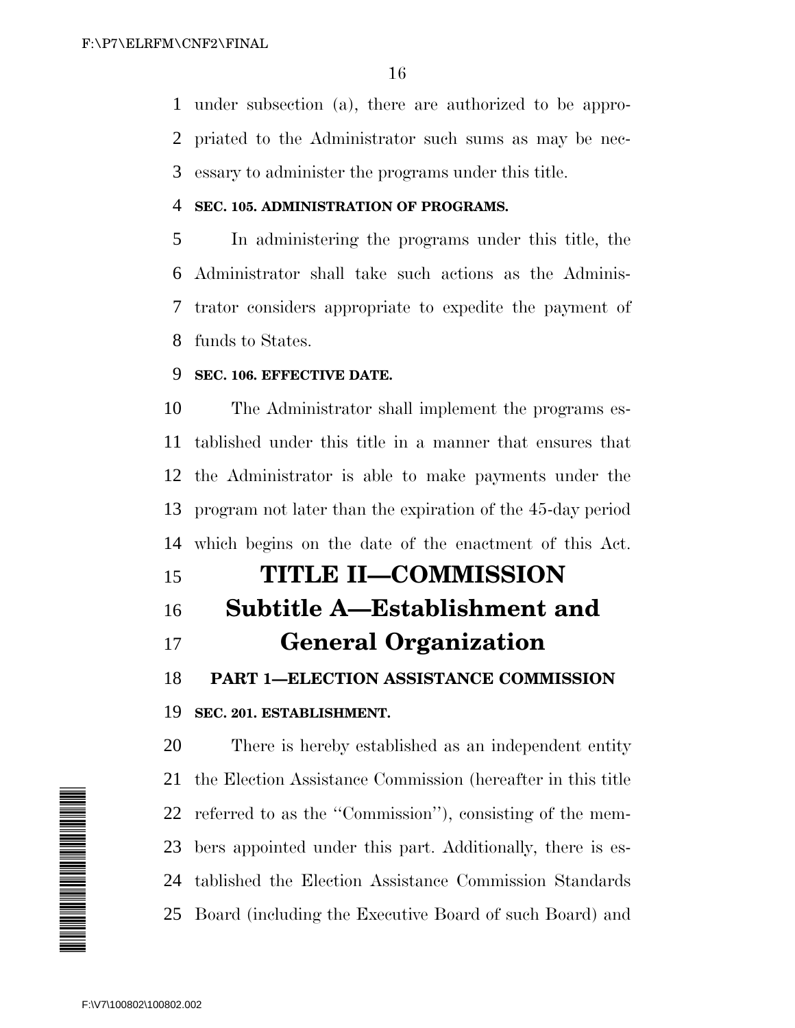under subsection (a), there are authorized to be appropriated to the Administrator such sums as may be necessary to administer the programs under this title.

**SEC. 105. ADMINISTRATION OF PROGRAMS.**

In administering the programs under this title, the Administrator shall take such actions as the Administrator considers appropriate to expedite the payment of funds to States.

**SEC. 106. EFFECTIVE DATE.**

The Administrator shall implement the programs established under this title in a manner that ensures that the Administrator is able to make payments under the program not later than the expiration of the 45-day period which begins on the date of the enactment of this Act.

# TITLE II—COMMISSION

## Subtitle A—Establishment and General Organization

### PART 1—ELECTION ASSISTANCE COMMISSION

**SEC. 201. ESTABLISHMENT.**

There is hereby established as an independent entity the Election Assistance Commission (hereafter in this title referred to as the ''Commission''), consisting of the members appointed under this part. Additionally, there is established the Election Assistance Commission Standards Board (including the Executive Board of such Board) and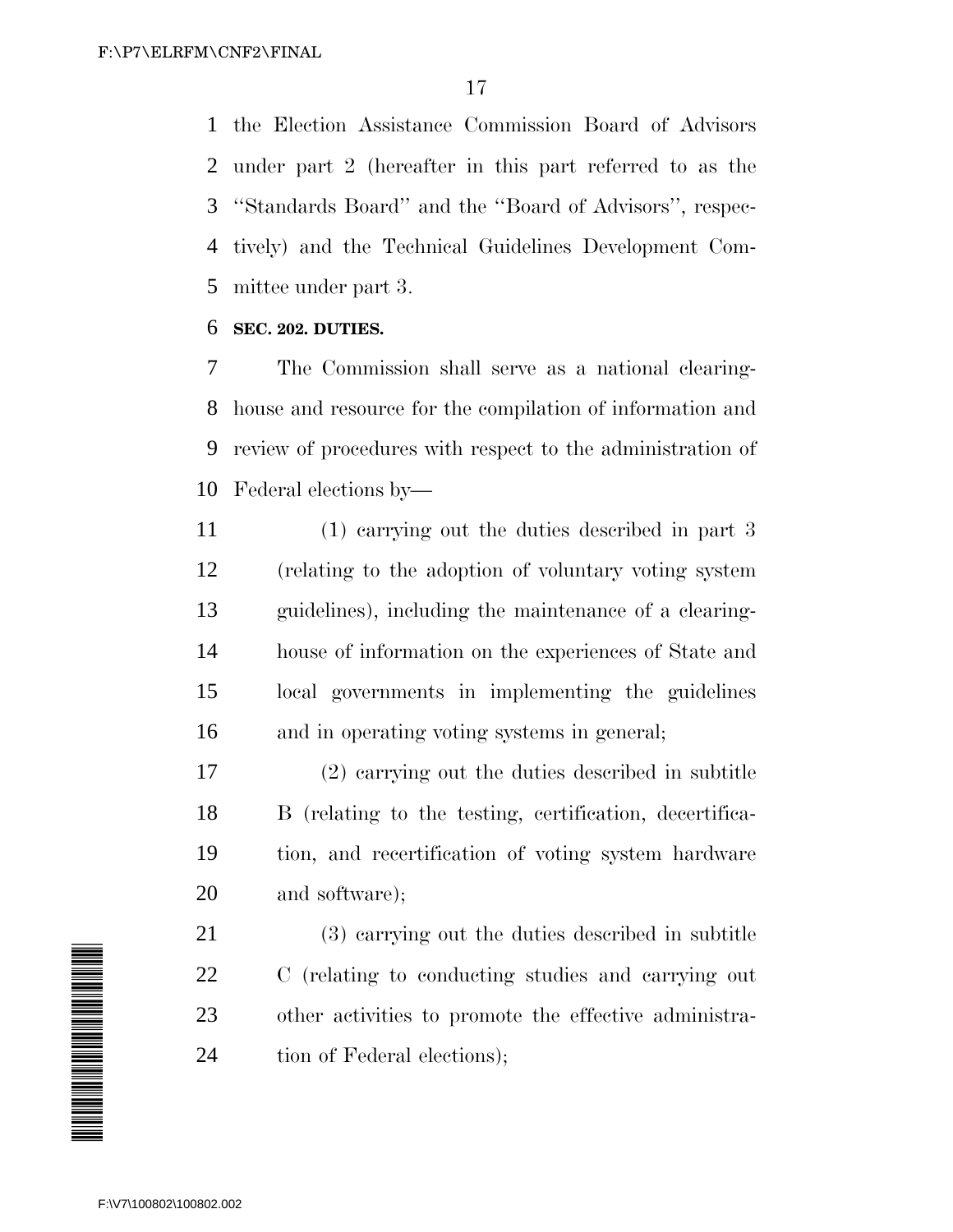the Election Assistance Commission Board of Advisors under part 2 (hereafter in this part referred to as the ''Standards Board'' and the ''Board of Advisors'', respectively) and the Technical Guidelines Development Committee under part 3.

**SEC. 202. DUTIES.**

The Commission shall serve as a national clearinghouse and resource for the compilation of information and review of procedures with respect to the administration of Federal elections by—

(1) carrying out the duties described in part 3 (relating to the adoption of voluntary voting system guidelines), including the maintenance of a clearinghouse of information on the experiences of State and local governments in implementing the guidelines and in operating voting systems in general;

(2) carrying out the duties described in subtitle B (relating to the testing, certification, decertification, and recertification of voting system hardware and software);

(3) carrying out the duties described in subtitle C (relating to conducting studies and carrying out other activities to promote the effective administration of Federal elections);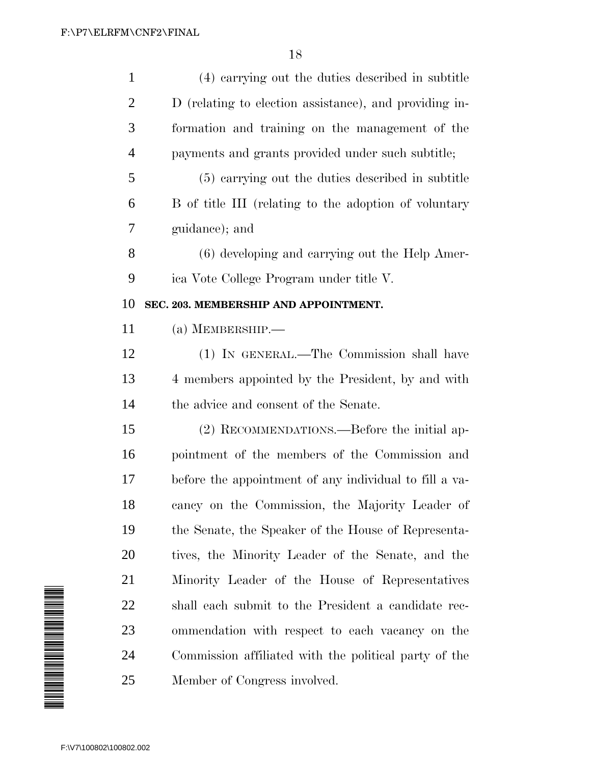(4) carrying out the duties described in subtitle D (relating to election assistance), and providing information and training on the management of the payments and grants provided under such subtitle;

(5) carrying out the duties described in subtitle B of title III (relating to the adoption of voluntary guidance); and

(6) developing and carrying out the Help America Vote College Program under title V.

### SEC. 203. MEMBERSHIP AND APPOINTMENT.

(a) MEMBERSHIP.—

(1) IN GENERAL.—The Commission shall have 4 members appointed by the President, by and with the advice and consent of the Senate.

(2) RECOMMENDATIONS.—Before the initial appointment of the members of the Commission and before the appointment of any individual to fill a vacancy on the Commission, the Majority Leader of the Senate, the Speaker of the House of Representatives, the Minority Leader of the Senate, and the Minority Leader of the House of Representatives shall each submit to the President a candidate recommendation with respect to each vacancy on the Commission affiliated with the political party of the Member of Congress involved.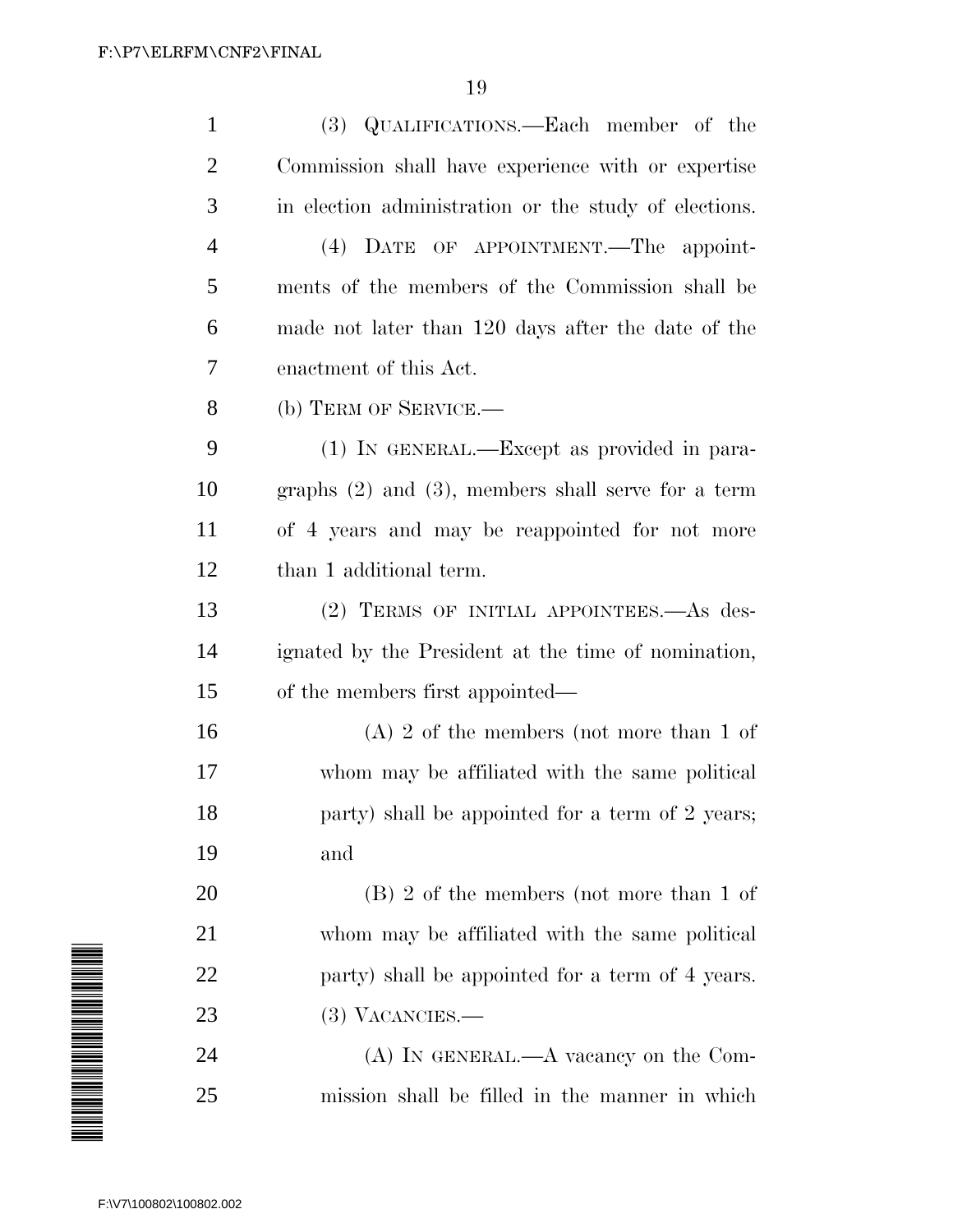(3) QUALIFICATIONS.—Each member of the Commission shall have experience with or expertise in election administration or the study of elections.

(4) DATE OF APPOINTMENT.—The appointments of the members of the Commission shall be made not later than 120 days after the date of the enactment of this Act.

(b) TERM OF SERVICE.—

(1) IN GENERAL.—Except as provided in paragraphs (2) and (3), members shall serve for a term of 4 years and may be reappointed for not more than 1 additional term.

(2) TERMS OF INITIAL APPOINTEES.—As designated by the President at the time of nomination, of the members first appointed—

(A) 2 of the members (not more than 1 of whom may be affiliated with the same political party) shall be appointed for a term of 2 years; and

(B) 2 of the members (not more than 1 of whom may be affiliated with the same political party) shall be appointed for a term of 4 years.

(3) VACANCIES.—

(A) IN GENERAL.—A vacancy on the Commission shall be filled in the manner in which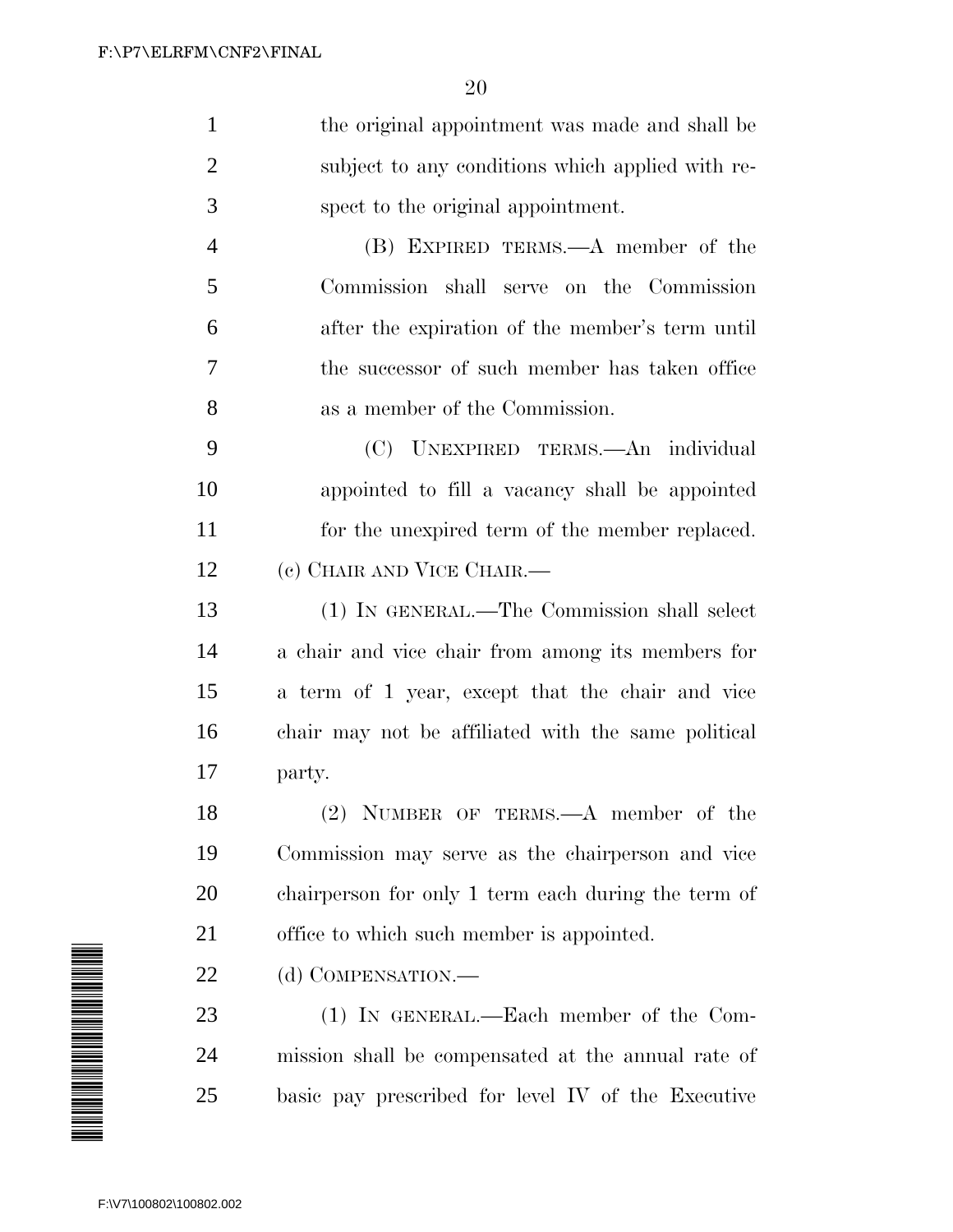the original appointment was made and shall be subject to any conditions which applied with respect to the original appointment.

(B) EXPIRED TERMS.—A member of the Commission shall serve on the Commission after the expiration of the member's term until the successor of such member has taken office as a member of the Commission.

(C) UNEXPIRED TERMS.—An individual appointed to fill a vacancy shall be appointed for the unexpired term of the member replaced.

(c) CHAIR AND VICE CHAIR.—

(1) IN GENERAL.—The Commission shall select a chair and vice chair from among its members for a term of 1 year, except that the chair and vice chair may not be affiliated with the same political party.

(2) NUMBER OF TERMS.—A member of the Commission may serve as the chairperson and vice chairperson for only 1 term each during the term of office to which such member is appointed.

(d) COMPENSATION.—

(1) IN GENERAL.—Each member of the Commission shall be compensated at the annual rate of basic pay prescribed for level IV of the Executive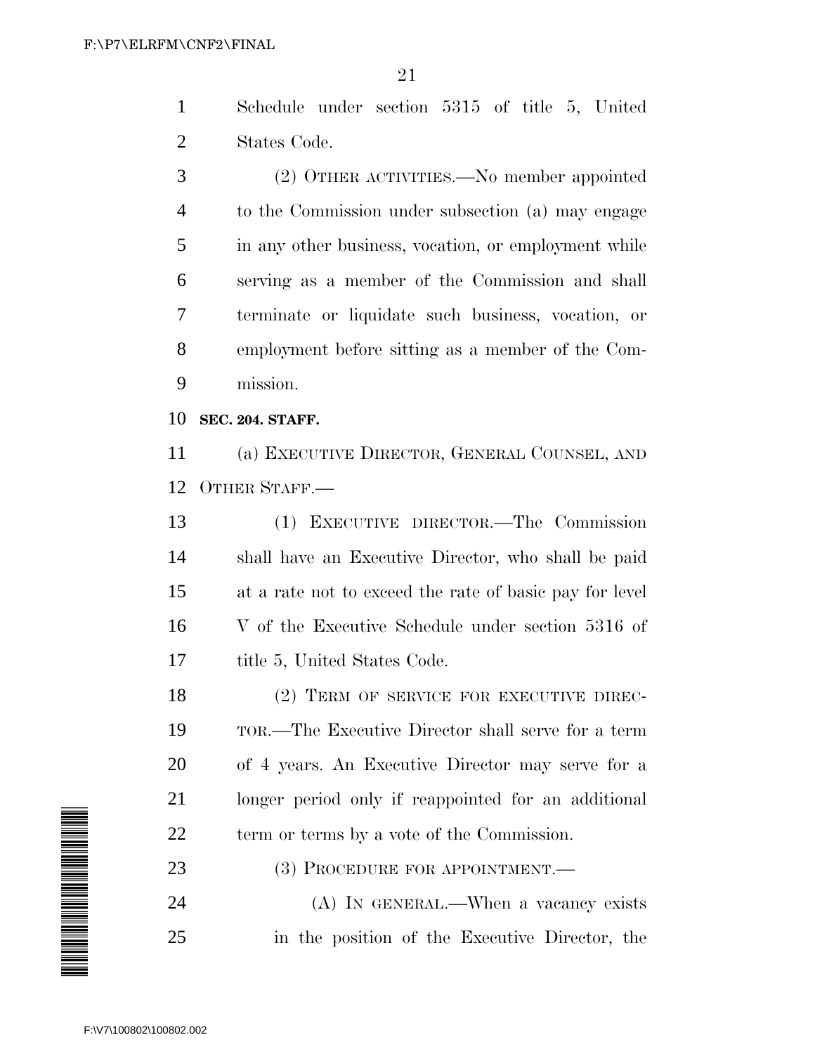Schedule under section 5315 of title 5, United States Code.

(2) OTHER ACTIVITIES.—No member appointed to the Commission under subsection (a) may engage in any other business, vocation, or employment while serving as a member of the Commission and shall terminate or liquidate such business, vocation, or employment before sitting as a member of the Commission.

**SEC. 204. STAFF.**

(a) EXECUTIVE DIRECTOR, GENERAL COUNSEL, AND OTHER STAFF.—

(1) EXECUTIVE DIRECTOR.—The Commission shall have an Executive Director, who shall be paid at a rate not to exceed the rate of basic pay for level V of the Executive Schedule under section 5316 of title 5, United States Code.

(2) TERM OF SERVICE FOR EXECUTIVE DIRECTOR.—The Executive Director shall serve for a term of 4 years. An Executive Director may serve for a longer period only if reappointed for an additional term or terms by a vote of the Commission.

(3) PROCEDURE FOR APPOINTMENT.—

(A) IN GENERAL.—When a vacancy exists in the position of the Executive Director, the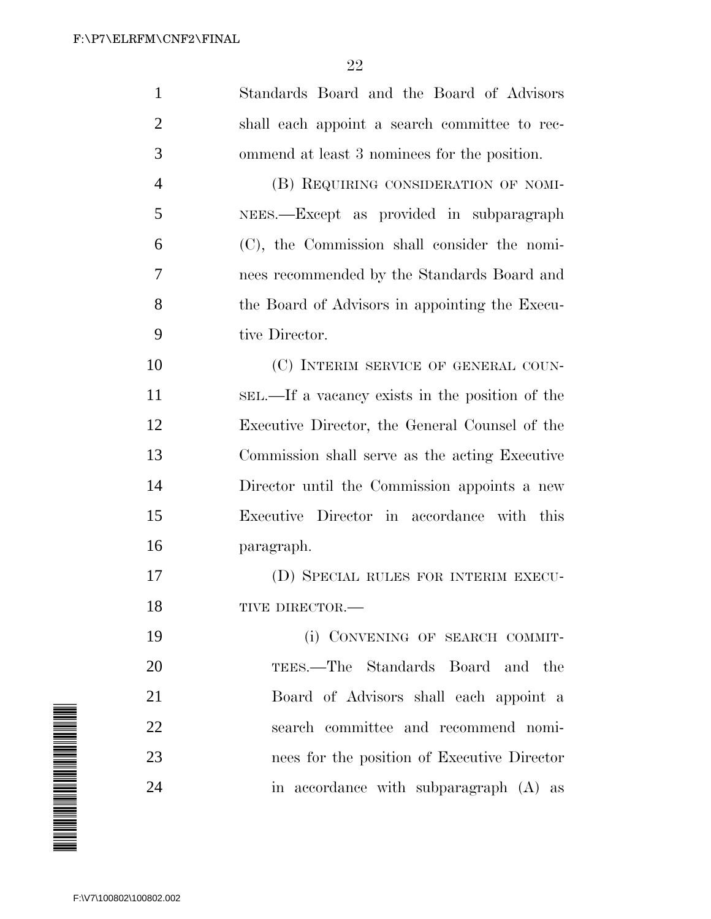Standards Board and the Board of Advisors shall each appoint a search committee to recommend at least 3 nominees for the position.

(B) REQUIRING CONSIDERATION OF NOMINEES.—Except as provided in subparagraph (C), the Commission shall consider the nominees recommended by the Standards Board and the Board of Advisors in appointing the Executive Director.

(C) INTERIM SERVICE OF GENERAL COUNSEL.—If a vacancy exists in the position of the Executive Director, the General Counsel of the Commission shall serve as the acting Executive Director until the Commission appoints a new Executive Director in accordance with this paragraph.

(D) SPECIAL RULES FOR INTERIM EXECUTIVE DIRECTOR.—

(i) CONVENING OF SEARCH COMMITTEES.—The Standards Board and the Board of Advisors shall each appoint a search committee and recommend nominees for the position of Executive Director in accordance with subparagraph (A) as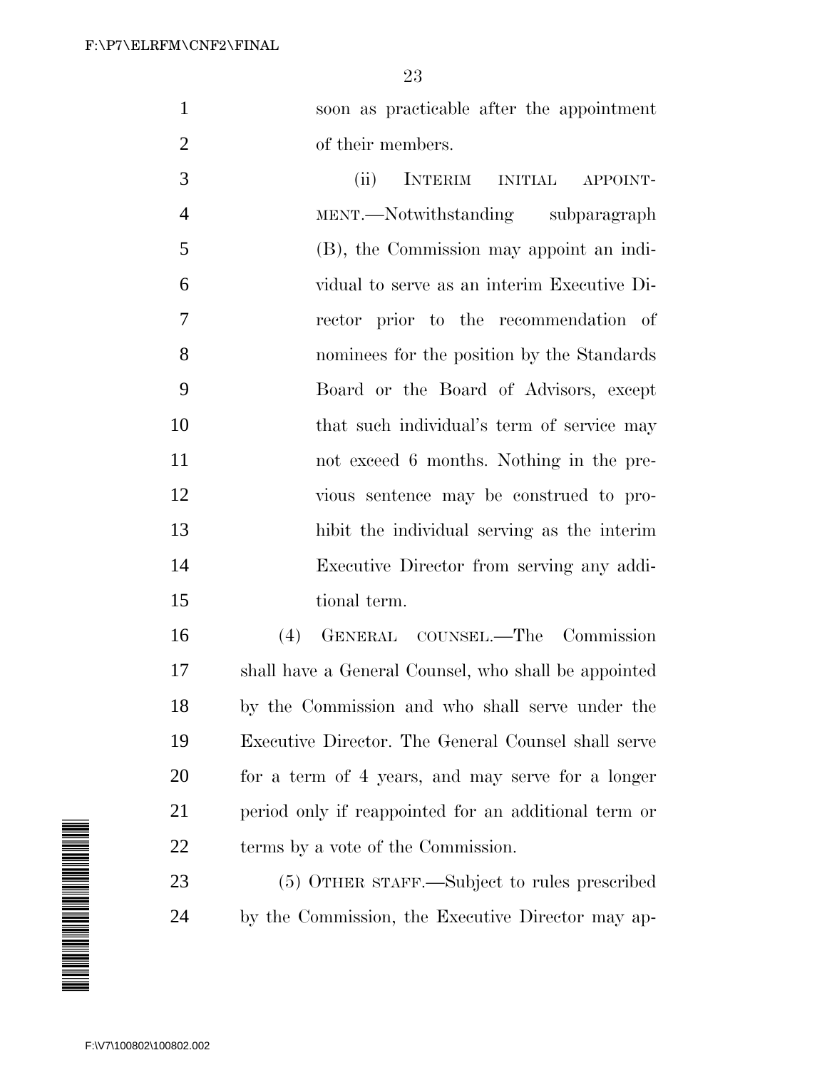soon as practicable after the appointment of their members.

(ii) INTERIM INITIAL APPOINTMENT.—Notwithstanding subparagraph (B), the Commission may appoint an individual to serve as an interim Executive Director prior to the recommendation of nominees for the position by the Standards Board or the Board of Advisors, except that such individual's term of service may not exceed 6 months. Nothing in the previous sentence may be construed to prohibit the individual serving as the interim Executive Director from serving any additional term.

(4) GENERAL COUNSEL.—The Commission shall have a General Counsel, who shall be appointed by the Commission and who shall serve under the Executive Director. The General Counsel shall serve for a term of 4 years, and may serve for a longer period only if reappointed for an additional term or terms by a vote of the Commission.

(5) OTHER STAFF.—Subject to rules prescribed by the Commission, the Executive Director may ap-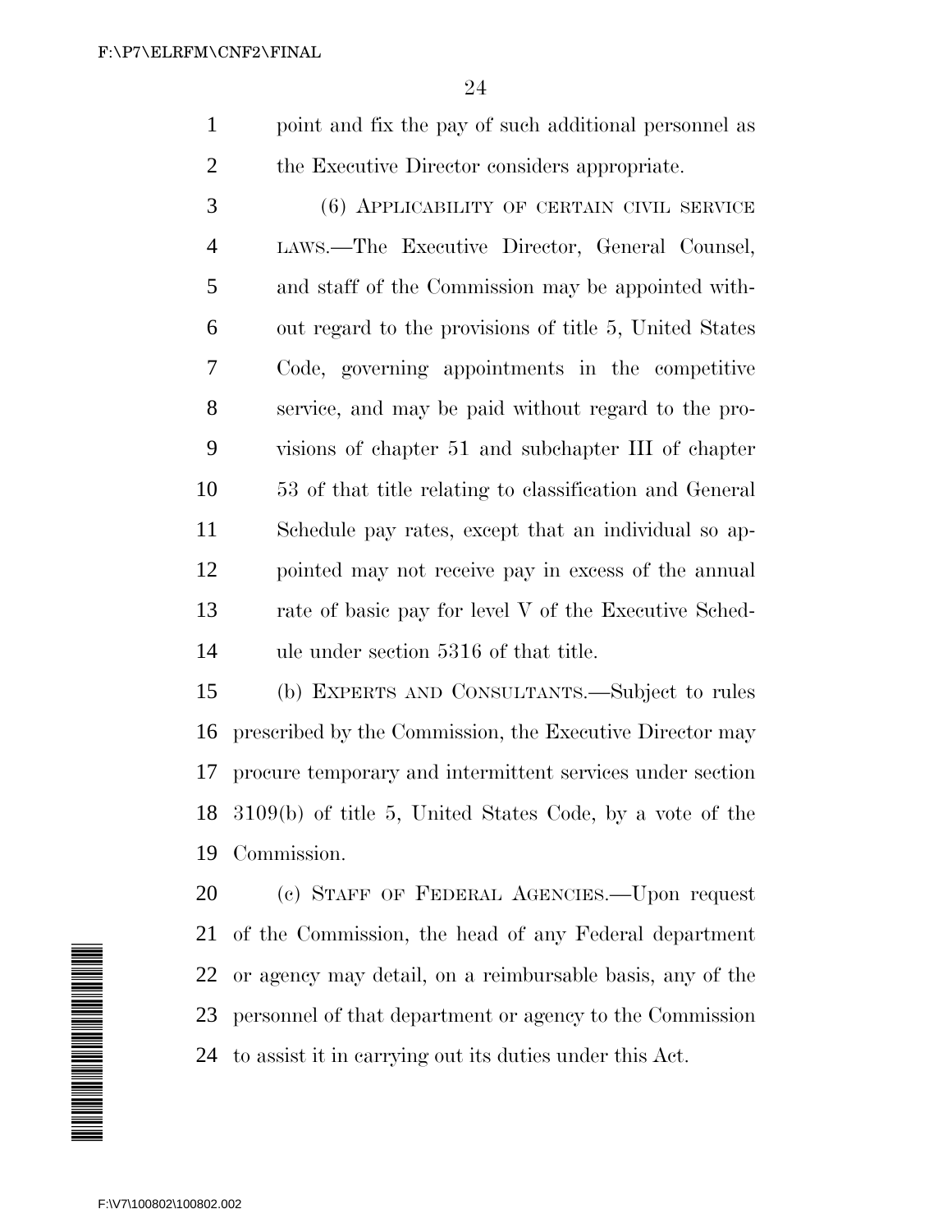point and fix the pay of such additional personnel as the Executive Director considers appropriate.

(6) APPLICABILITY OF CERTAIN CIVIL SERVICE LAWS.—The Executive Director, General Counsel, and staff of the Commission may be appointed without regard to the provisions of title 5, United States Code, governing appointments in the competitive service, and may be paid without regard to the provisions of chapter 51 and subchapter III of chapter 53 of that title relating to classification and General Schedule pay rates, except that an individual so appointed may not receive pay in excess of the annual rate of basic pay for level V of the Executive Schedule under section 5316 of that title.

(b) EXPERTS AND CONSULTANTS.—Subject to rules prescribed by the Commission, the Executive Director may procure temporary and intermittent services under section 3109(b) of title 5, United States Code, by a vote of the Commission.

(c) STAFF OF FEDERAL AGENCIES.—Upon request of the Commission, the head of any Federal department or agency may detail, on a reimbursable basis, any of the personnel of that department or agency to the Commission to assist it in carrying out its duties under this Act.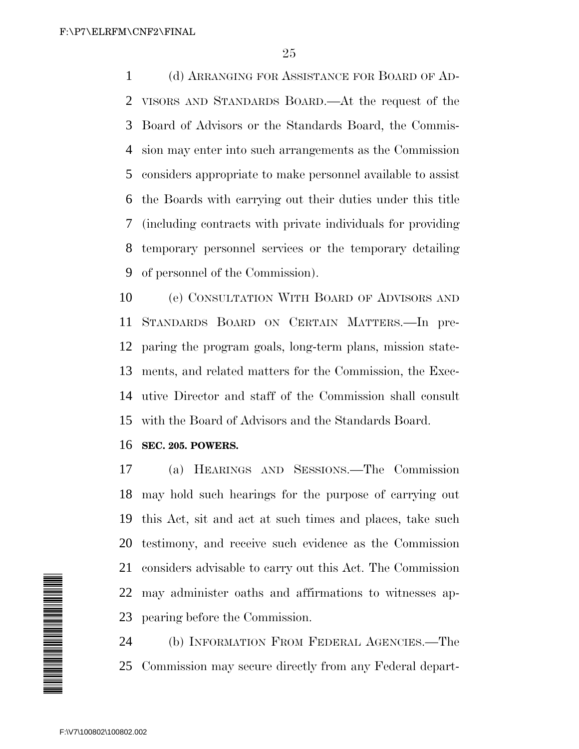(d) ARRANGING FOR ASSISTANCE FOR BOARD OF ADVISORS AND STANDARDS BOARD.—At the request of the Board of Advisors or the Standards Board, the Commission may enter into such arrangements as the Commission considers appropriate to make personnel available to assist the Boards with carrying out their duties under this title (including contracts with private individuals for providing temporary personnel services or the temporary detailing of personnel of the Commission).

(e) CONSULTATION WITH BOARD OF ADVISORS AND STANDARDS BOARD ON CERTAIN MATTERS.—In preparing the program goals, long-term plans, mission statements, and related matters for the Commission, the Executive Director and staff of the Commission shall consult with the Board of Advisors and the Standards Board.

**SEC. 205. POWERS.**

(a) HEARINGS AND SESSIONS.—The Commission may hold such hearings for the purpose of carrying out this Act, sit and act at such times and places, take such testimony, and receive such evidence as the Commission considers advisable to carry out this Act. The Commission may administer oaths and affirmations to witnesses appearing before the Commission.

(b) INFORMATION FROM FEDERAL AGENCIES.—The Commission may secure directly from any Federal depart-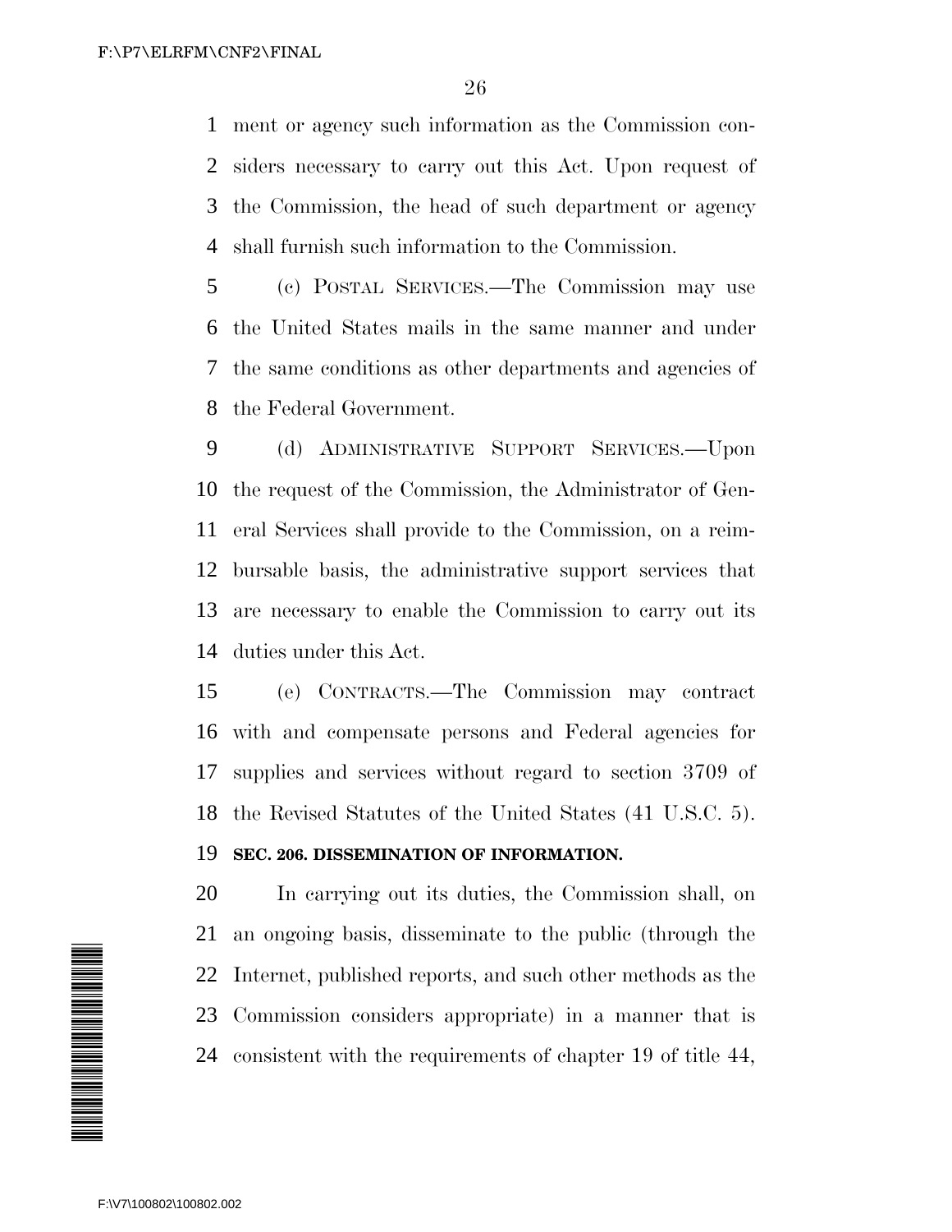ment or agency such information as the Commission considers necessary to carry out this Act. Upon request of the Commission, the head of such department or agency shall furnish such information to the Commission.

(c) POSTAL SERVICES.—The Commission may use the United States mails in the same manner and under the same conditions as other departments and agencies of the Federal Government.

(d) ADMINISTRATIVE SUPPORT SERVICES.—Upon the request of the Commission, the Administrator of General Services shall provide to the Commission, on a reimbursable basis, the administrative support services that are necessary to enable the Commission to carry out its duties under this Act.

(e) CONTRACTS.—The Commission may contract with and compensate persons and Federal agencies for supplies and services without regard to section 3709 of the Revised Statutes of the United States (41 U.S.C. 5).

**SEC. 206. DISSEMINATION OF INFORMATION.**

In carrying out its duties, the Commission shall, on an ongoing basis, disseminate to the public (through the Internet, published reports, and such other methods as the Commission considers appropriate) in a manner that is consistent with the requirements of chapter 19 of title 44,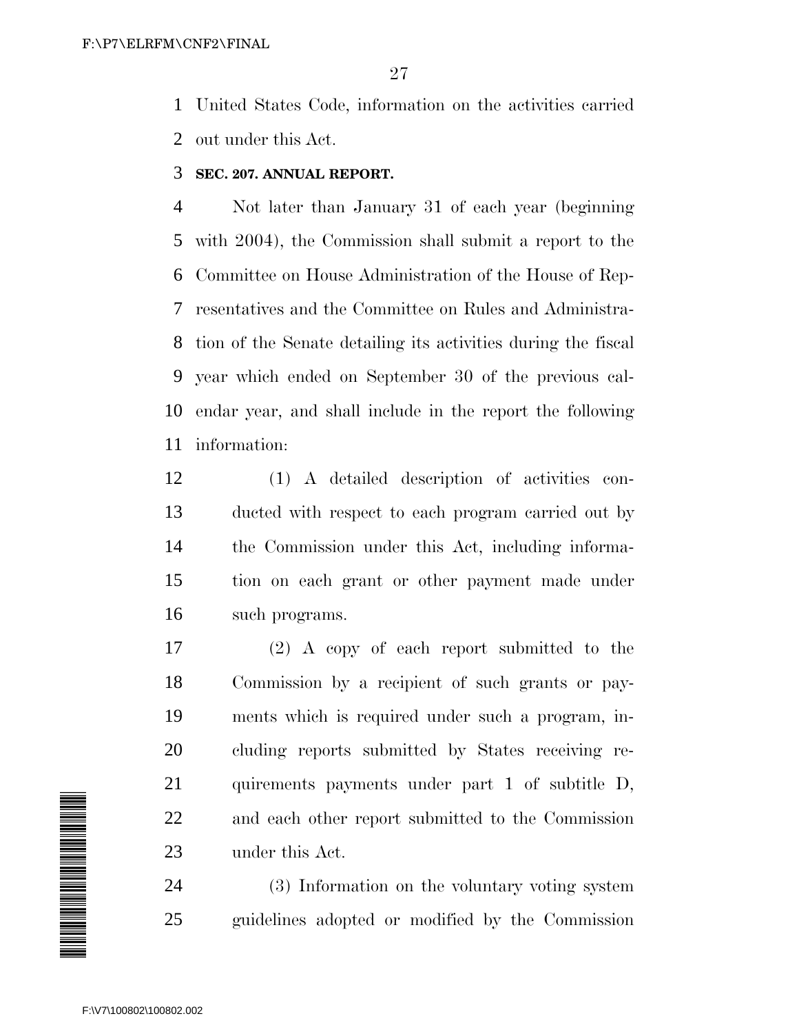United States Code, information on the activities carried out under this Act.

### SEC. 207. ANNUAL REPORT.

Not later than January 31 of each year (beginning with 2004), the Commission shall submit a report to the Committee on House Administration of the House of Representatives and the Committee on Rules and Administration of the Senate detailing its activities during the fiscal year which ended on September 30 of the previous calendar year, and shall include in the report the following information:

(1) A detailed description of activities conducted with respect to each program carried out by the Commission under this Act, including information on each grant or other payment made under such programs.

(2) A copy of each report submitted to the Commission by a recipient of such grants or payments which is required under such a program, including reports submitted by States receiving requirements payments under part 1 of subtitle D, and each other report submitted to the Commission under this Act.

(3) Information on the voluntary voting system guidelines adopted or modified by the Commission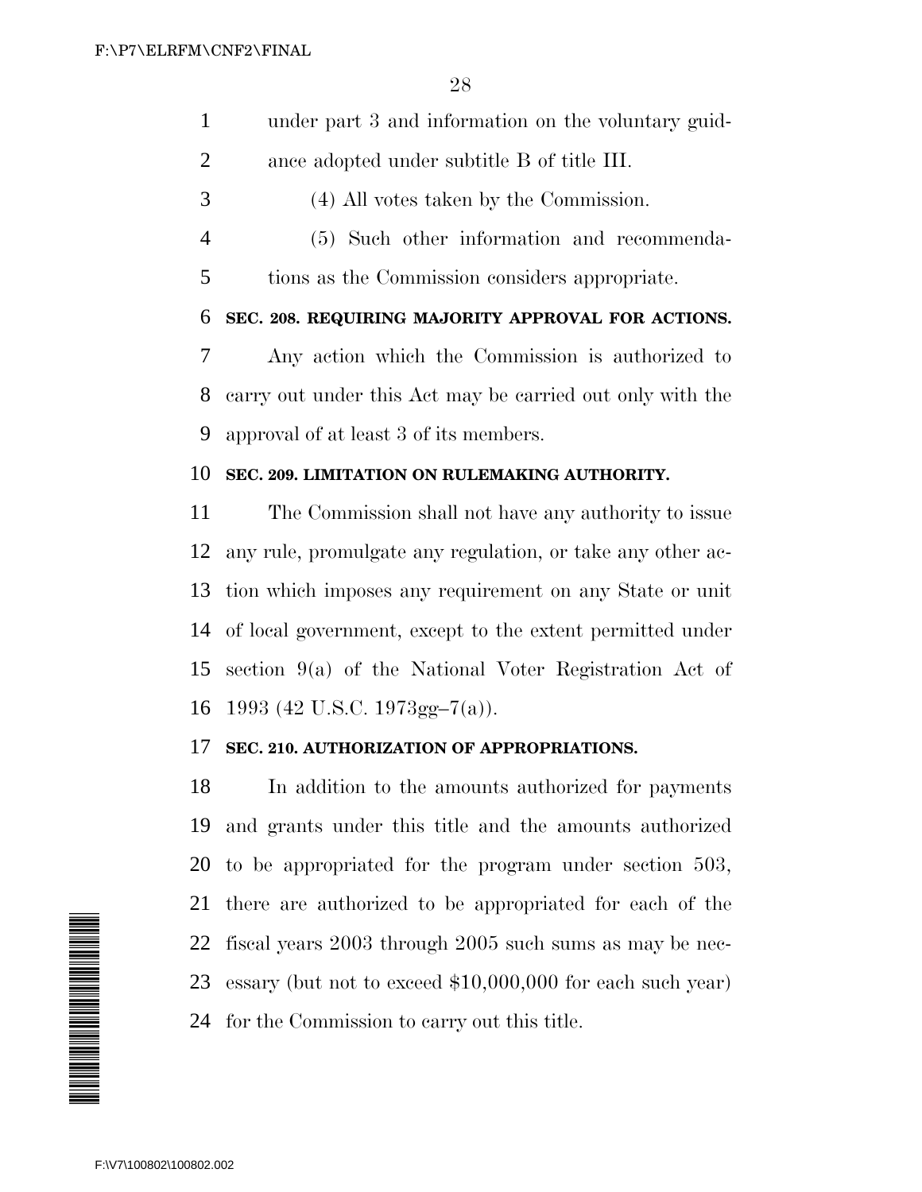under part 3 and information on the voluntary guidance adopted under subtitle B of title III.

(4) All votes taken by the Commission.

(5) Such other information and recommendations as the Commission considers appropriate.

### SEC. 208. REQUIRING MAJORITY APPROVAL FOR ACTIONS.

Any action which the Commission is authorized to carry out under this Act may be carried out only with the approval of at least 3 of its members.

### SEC. 209. LIMITATION ON RULEMAKING AUTHORITY.

The Commission shall not have any authority to issue any rule, promulgate any regulation, or take any other action which imposes any requirement on any State or unit of local government, except to the extent permitted under section 9(a) of the National Voter Registration Act of 1993 (42 U.S.C. 1973gg–7(a)).

### SEC. 210. AUTHORIZATION OF APPROPRIATIONS.

In addition to the amounts authorized for payments and grants under this title and the amounts authorized to be appropriated for the program under section 503, there are authorized to be appropriated for each of the fiscal years 2003 through 2005 such sums as may be necessary (but not to exceed $10,000,000 for each such year) for the Commission to carry out this title.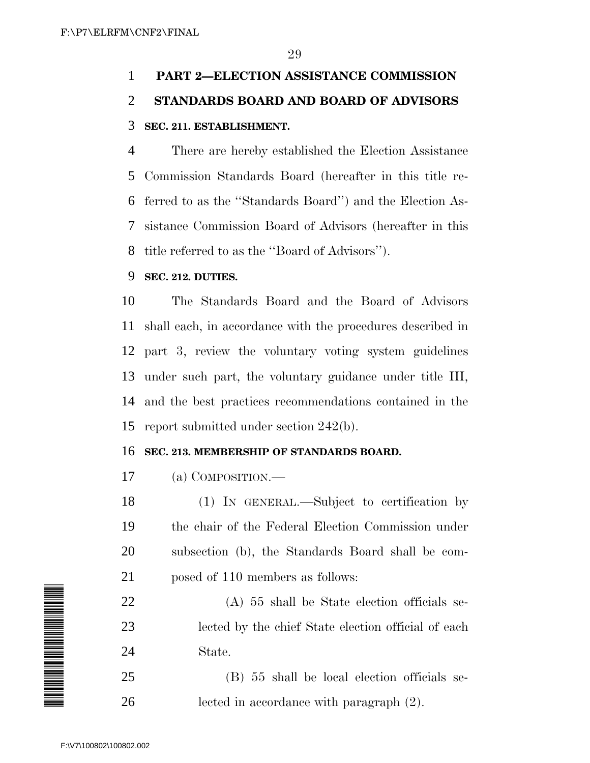## PART 2—ELECTION ASSISTANCE COMMISSION STANDARDS BOARD AND BOARD OF ADVISORS

### SEC. 211. ESTABLISHMENT.

There are hereby established the Election Assistance Commission Standards Board (hereafter in this title referred to as the ''Standards Board'') and the Election Assistance Commission Board of Advisors (hereafter in this title referred to as the ''Board of Advisors'').

### SEC. 212. DUTIES.

The Standards Board and the Board of Advisors shall each, in accordance with the procedures described in part 3, review the voluntary voting system guidelines under such part, the voluntary guidance under title III, and the best practices recommendations contained in the report submitted under section 242(b).

### SEC. 213. MEMBERSHIP OF STANDARDS BOARD.

(a) COMPOSITION.—

(1) IN GENERAL.—Subject to certification by the chair of the Federal Election Commission under subsection (b), the Standards Board shall be composed of 110 members as follows:

(A) 55 shall be State election officials selected by the chief State election official of each State.

(B) 55 shall be local election officials selected in accordance with paragraph (2).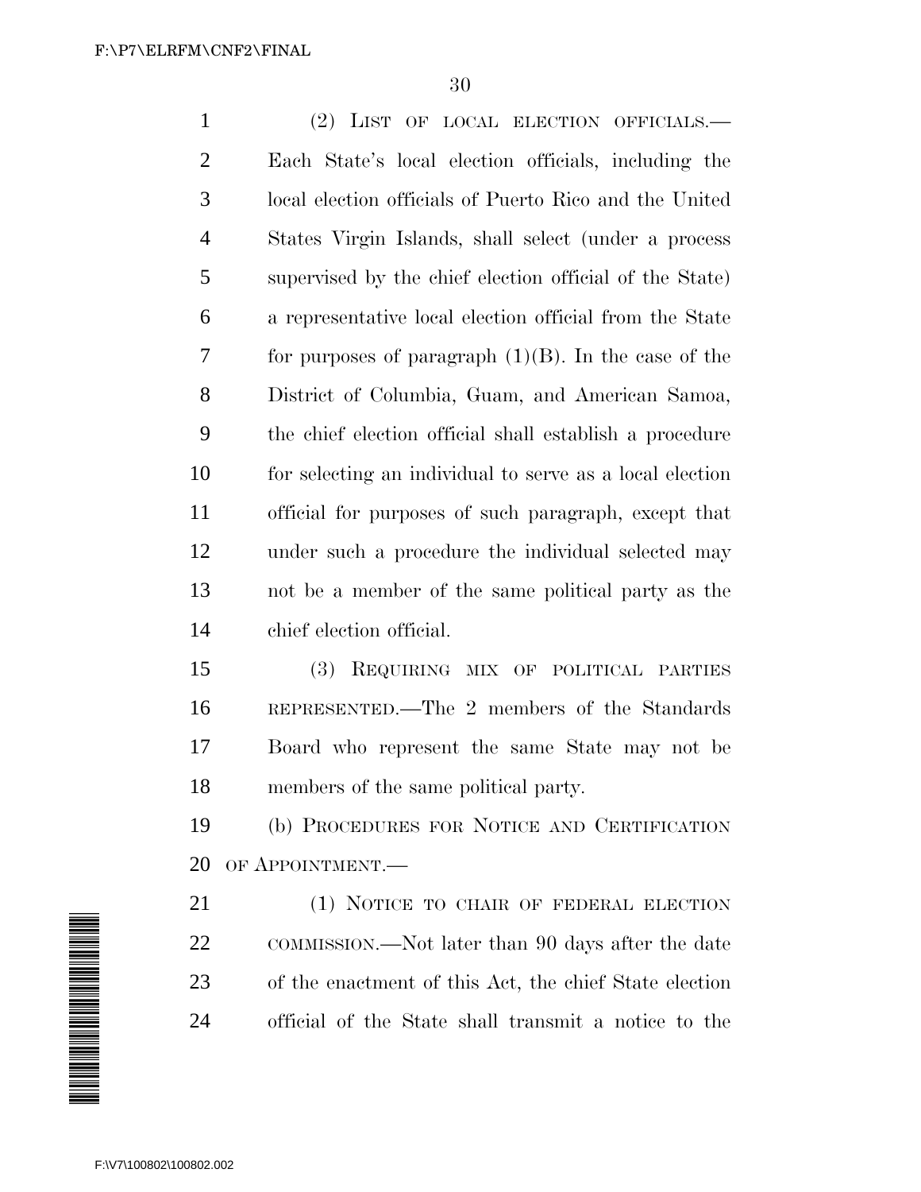(2) LIST OF LOCAL ELECTION OFFICIALS.—Each State's local election officials, including the local election officials of Puerto Rico and the United States Virgin Islands, shall select (under a process supervised by the chief election official of the State) a representative local election official from the State for purposes of paragraph (1)(B). In the case of the District of Columbia, Guam, and American Samoa, the chief election official shall establish a procedure for selecting an individual to serve as a local election official for purposes of such paragraph, except that under such a procedure the individual selected may not be a member of the same political party as the chief election official.

(3) REQUIRING MIX OF POLITICAL PARTIES REPRESENTED.—The 2 members of the Standards Board who represent the same State may not be members of the same political party.

(b) PROCEDURES FOR NOTICE AND CERTIFICATION OF APPOINTMENT.—

(1) NOTICE TO CHAIR OF FEDERAL ELECTION COMMISSION.—Not later than 90 days after the date of the enactment of this Act, the chief State election official of the State shall transmit a notice to the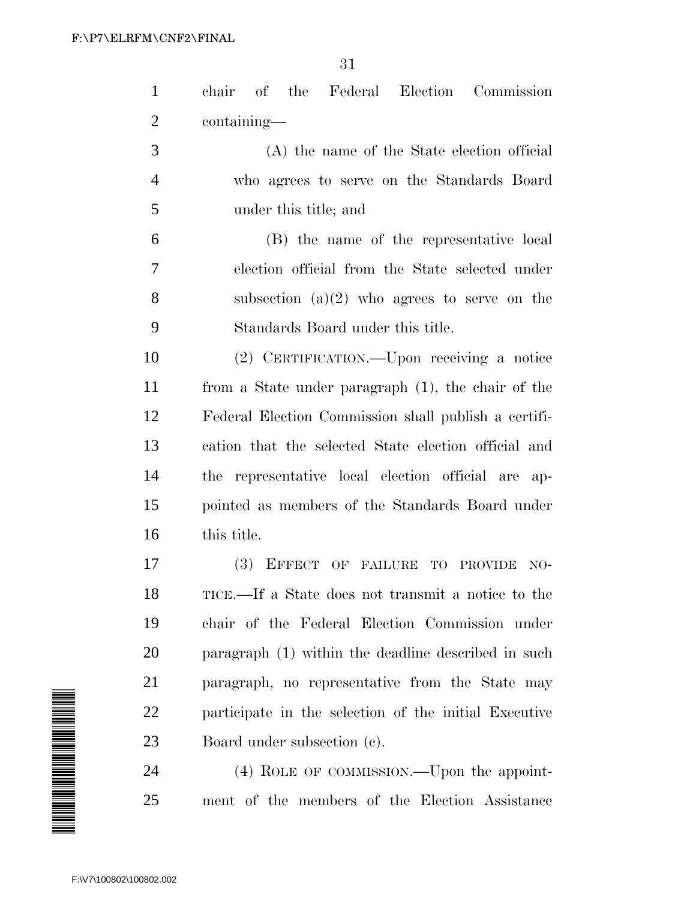chair of the Federal Election Commission containing—

(A) the name of the State election official who agrees to serve on the Standards Board under this title; and

(B) the name of the representative local election official from the State selected under subsection (a)(2) who agrees to serve on the Standards Board under this title.

(2) CERTIFICATION.—Upon receiving a notice from a State under paragraph (1), the chair of the Federal Election Commission shall publish a certification that the selected State election official and the representative local election official are appointed as members of the Standards Board under this title.

(3) EFFECT OF FAILURE TO PROVIDE NOTICE.—If a State does not transmit a notice to the chair of the Federal Election Commission under paragraph (1) within the deadline described in such paragraph, no representative from the State may participate in the selection of the initial Executive Board under subsection (c).

(4) ROLE OF COMMISSION.—Upon the appointment of the members of the Election Assistance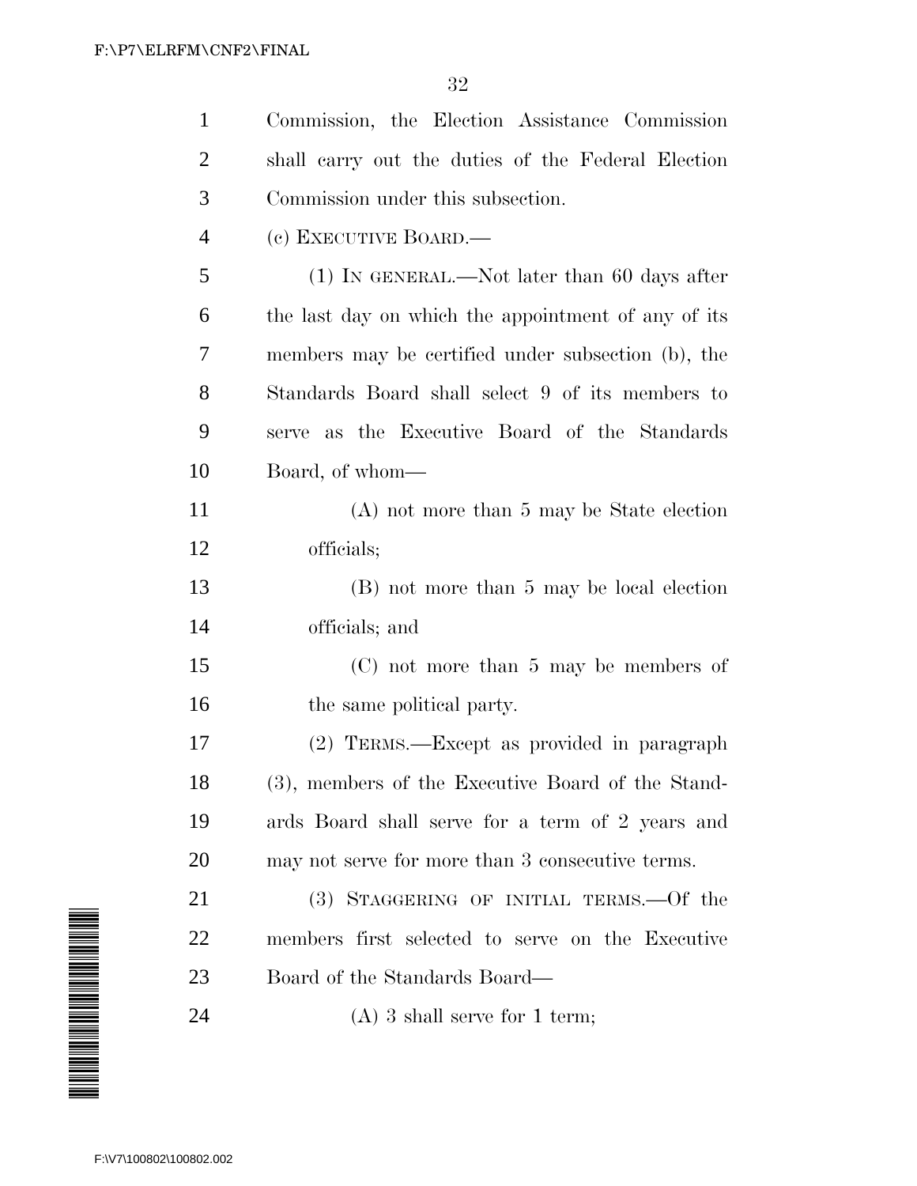Commission, the Election Assistance Commission shall carry out the duties of the Federal Election Commission under this subsection.

(c) EXECUTIVE BOARD.—

(1) IN GENERAL.—Not later than 60 days after the last day on which the appointment of any of its members may be certified under subsection (b), the Standards Board shall select 9 of its members to serve as the Executive Board of the Standards Board, of whom—

(A) not more than 5 may be State election officials;

(B) not more than 5 may be local election officials; and

(C) not more than 5 may be members of the same political party.

(2) TERMS.—Except as provided in paragraph (3), members of the Executive Board of the Standards Board shall serve for a term of 2 years and may not serve for more than 3 consecutive terms.

(3) STAGGERING OF INITIAL TERMS.—Of the members first selected to serve on the Executive Board of the Standards Board—

(A) 3 shall serve for 1 term;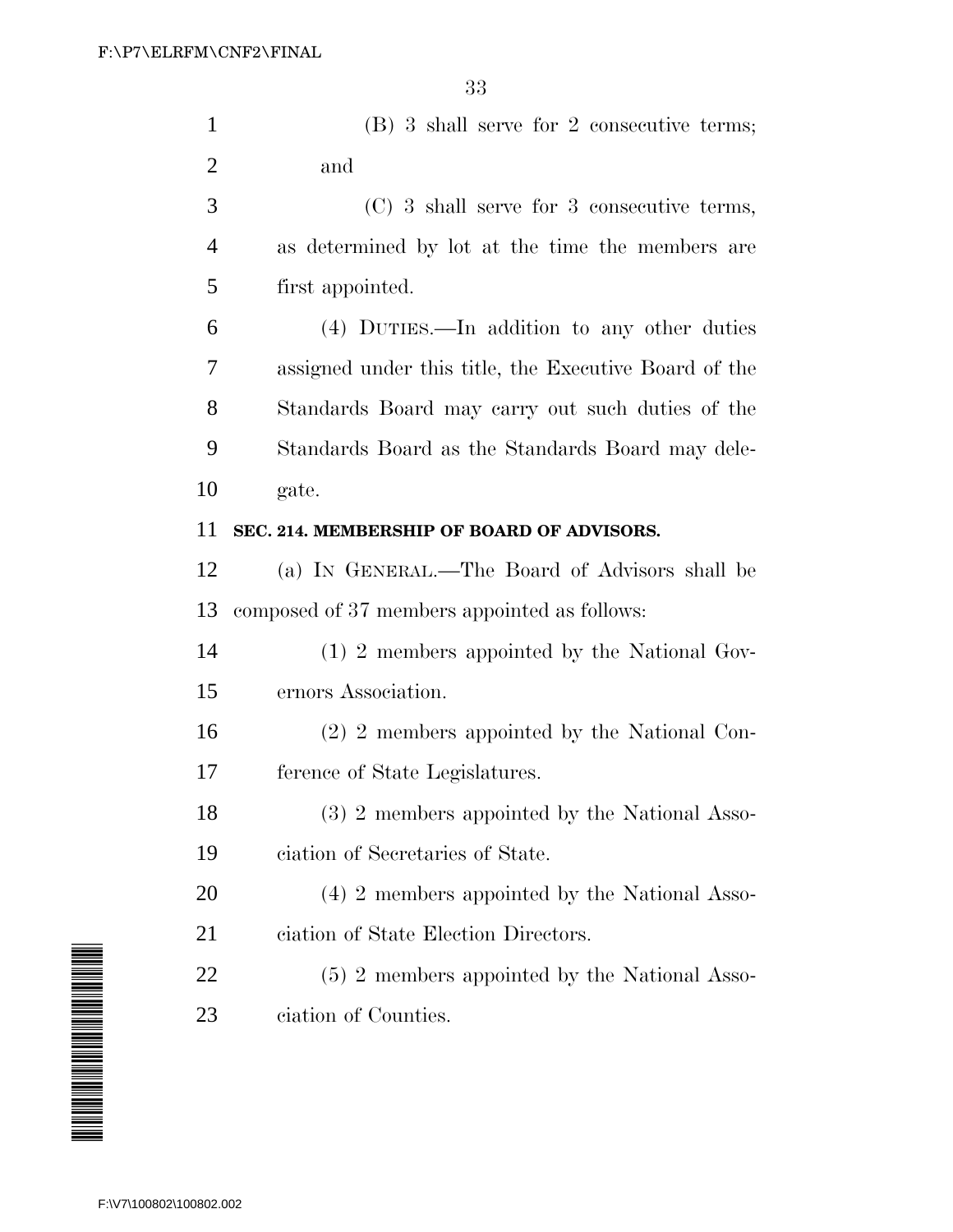(B) 3 shall serve for 2 consecutive terms; and

(C) 3 shall serve for 3 consecutive terms, as determined by lot at the time the members are first appointed.

(4) DUTIES.—In addition to any other duties assigned under this title, the Executive Board of the Standards Board may carry out such duties of the Standards Board as the Standards Board may delegate.

**SEC. 214. MEMBERSHIP OF BOARD OF ADVISORS.**

(a) IN GENERAL.—The Board of Advisors shall be composed of 37 members appointed as follows:

(1) 2 members appointed by the National Governors Association.

(2) 2 members appointed by the National Conference of State Legislatures.

(3) 2 members appointed by the National Association of Secretaries of State.

(4) 2 members appointed by the National Association of State Election Directors.

(5) 2 members appointed by the National Association of Counties.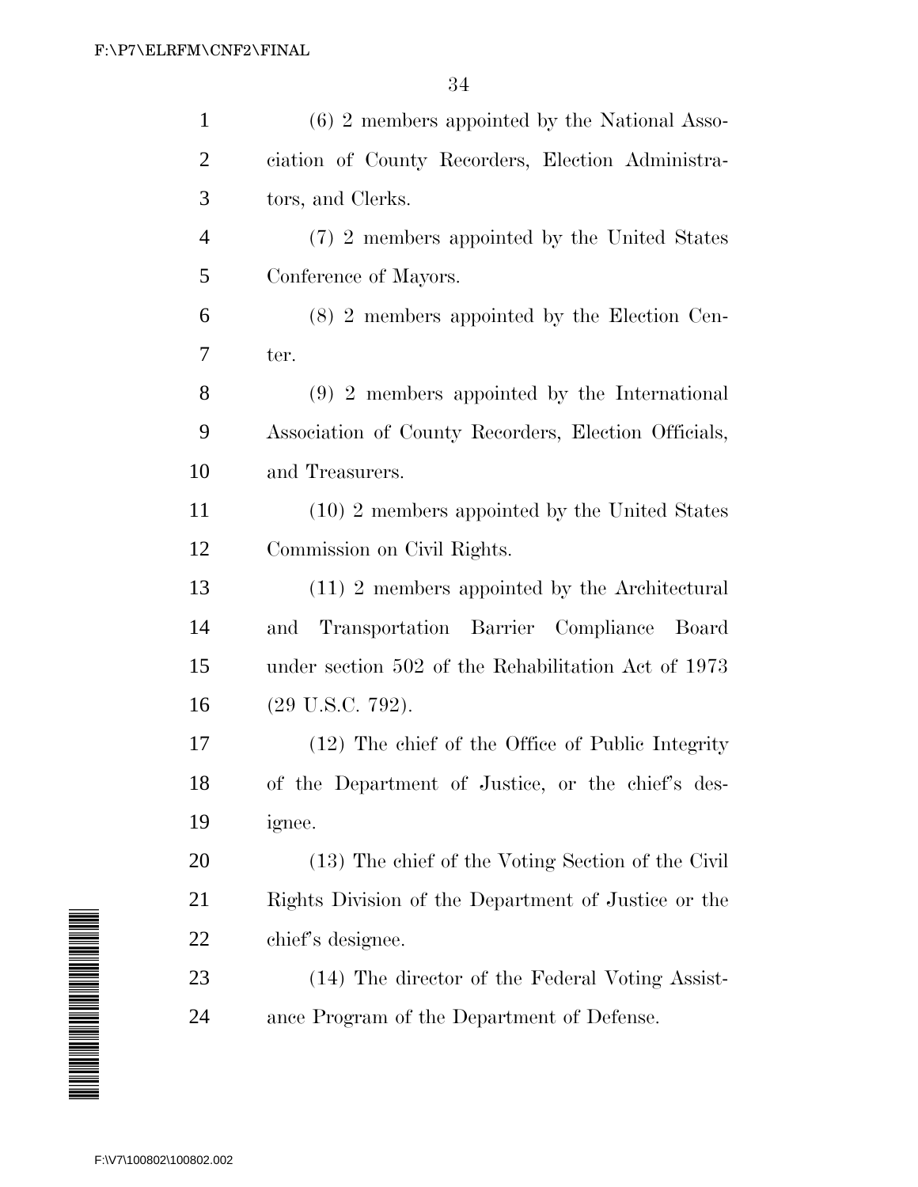(6) 2 members appointed by the National Association of County Recorders, Election Administrators, and Clerks.

(7) 2 members appointed by the United States Conference of Mayors.

(8) 2 members appointed by the Election Center.

(9) 2 members appointed by the International Association of County Recorders, Election Officials, and Treasurers.

(10) 2 members appointed by the United States Commission on Civil Rights.

(11) 2 members appointed by the Architectural and Transportation Barrier Compliance Board under section 502 of the Rehabilitation Act of 1973 (29 U.S.C. 792).

(12) The chief of the Office of Public Integrity of the Department of Justice, or the chief's designee.

(13) The chief of the Voting Section of the Civil Rights Division of the Department of Justice or the chief's designee.

(14) The director of the Federal Voting Assistance Program of the Department of Defense.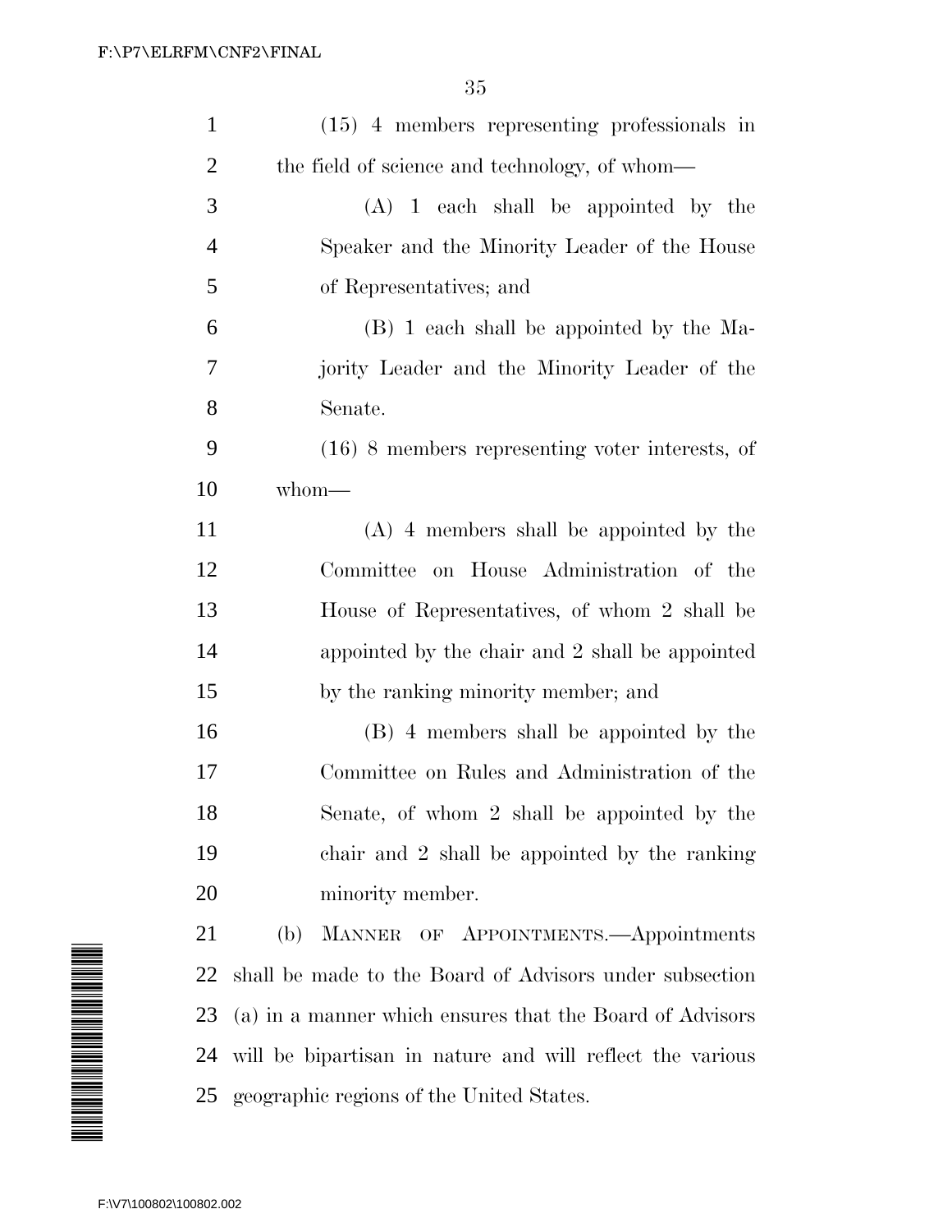(15) 4 members representing professionals in the field of science and technology, of whom—

(A) 1 each shall be appointed by the Speaker and the Minority Leader of the House of Representatives; and

(B) 1 each shall be appointed by the Majority Leader and the Minority Leader of the Senate.

(16) 8 members representing voter interests, of whom—

(A) 4 members shall be appointed by the Committee on House Administration of the House of Representatives, of whom 2 shall be appointed by the chair and 2 shall be appointed by the ranking minority member; and

(B) 4 members shall be appointed by the Committee on Rules and Administration of the Senate, of whom 2 shall be appointed by the chair and 2 shall be appointed by the ranking minority member.

(b) MANNER OF APPOINTMENTS.—Appointments shall be made to the Board of Advisors under subsection (a) in a manner which ensures that the Board of Advisors will be bipartisan in nature and will reflect the various geographic regions of the United States.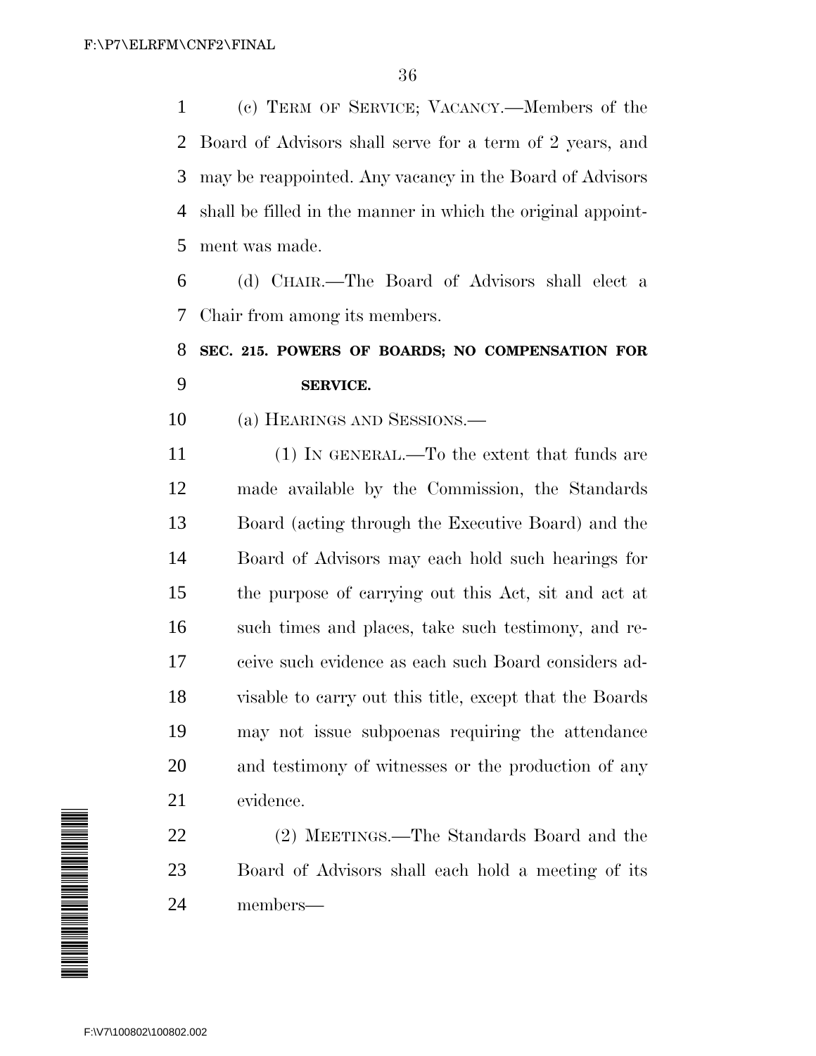(c) TERM OF SERVICE; VACANCY.—Members of the Board of Advisors shall serve for a term of 2 years, and may be reappointed. Any vacancy in the Board of Advisors shall be filled in the manner in which the original appointment was made.

(d) CHAIR.—The Board of Advisors shall elect a Chair from among its members.

**SEC. 215. POWERS OF BOARDS; NO COMPENSATION FOR SERVICE.**

(a) HEARINGS AND SESSIONS.—

(1) IN GENERAL.—To the extent that funds are made available by the Commission, the Standards Board (acting through the Executive Board) and the Board of Advisors may each hold such hearings for the purpose of carrying out this Act, sit and act at such times and places, take such testimony, and receive such evidence as each such Board considers advisable to carry out this title, except that the Boards may not issue subpoenas requiring the attendance and testimony of witnesses or the production of any evidence.

(2) MEETINGS.—The Standards Board and the Board of Advisors shall each hold a meeting of its members—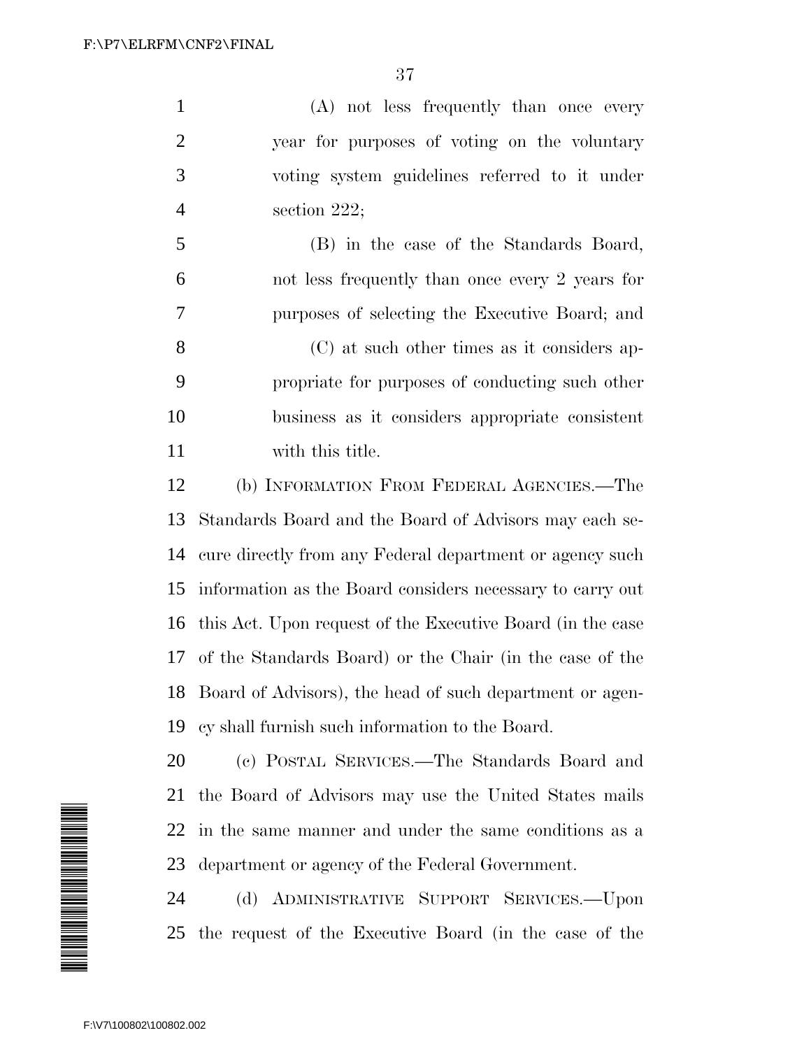(A) not less frequently than once every year for purposes of voting on the voluntary voting system guidelines referred to it under section 222;

(B) in the case of the Standards Board, not less frequently than once every 2 years for purposes of selecting the Executive Board; and

(C) at such other times as it considers appropriate for purposes of conducting such other business as it considers appropriate consistent with this title.

(b) INFORMATION FROM FEDERAL AGENCIES.—The Standards Board and the Board of Advisors may each secure directly from any Federal department or agency such information as the Board considers necessary to carry out this Act. Upon request of the Executive Board (in the case of the Standards Board) or the Chair (in the case of the Board of Advisors), the head of such department or agency shall furnish such information to the Board.

(c) POSTAL SERVICES.—The Standards Board and the Board of Advisors may use the United States mails in the same manner and under the same conditions as a department or agency of the Federal Government.

(d) ADMINISTRATIVE SUPPORT SERVICES.—Upon the request of the Executive Board (in the case of the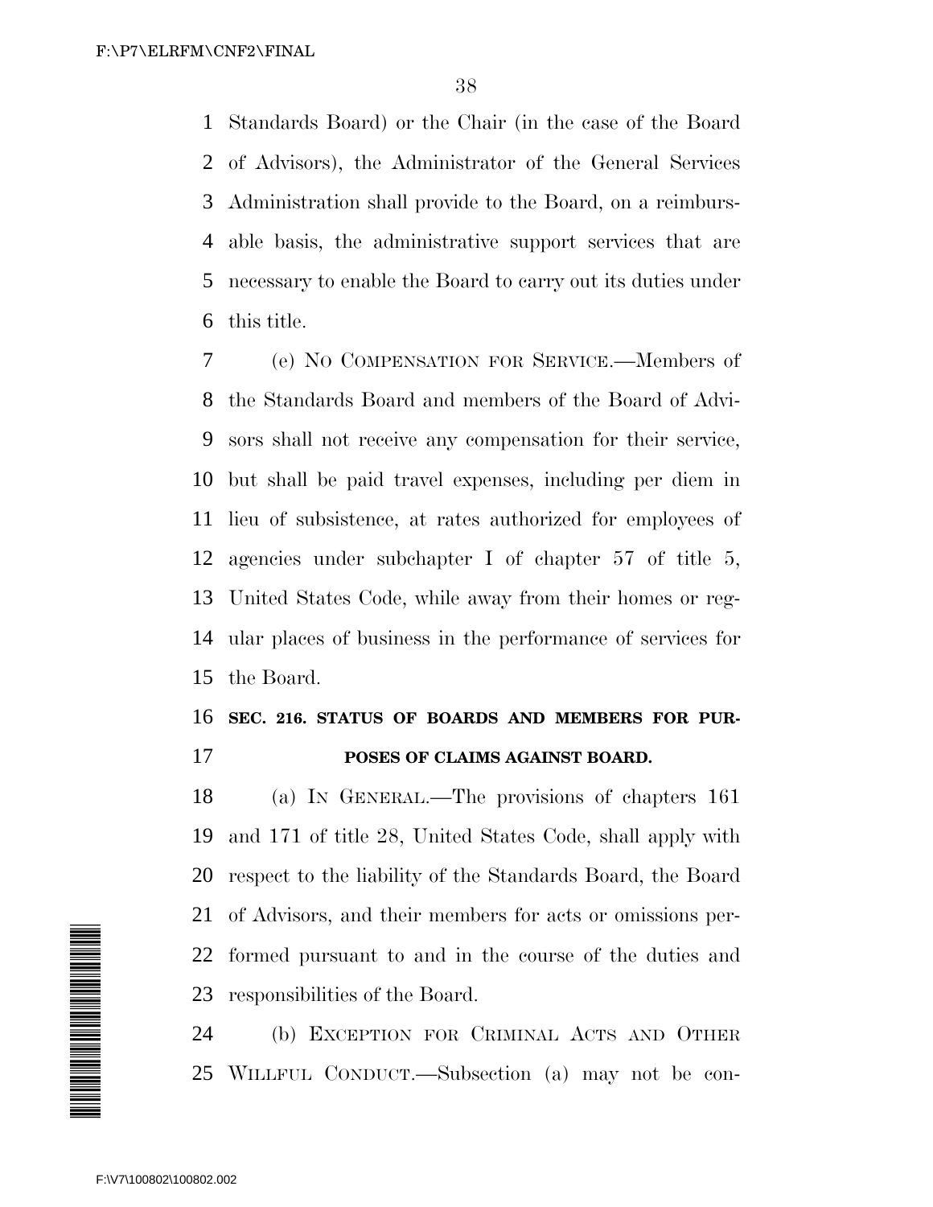Standards Board) or the Chair (in the case of the Board of Advisors), the Administrator of the General Services Administration shall provide to the Board, on a reimbursable basis, the administrative support services that are necessary to enable the Board to carry out its duties under this title.

(e) NO COMPENSATION FOR SERVICE.—Members of the Standards Board and members of the Board of Advisors shall not receive any compensation for their service, but shall be paid travel expenses, including per diem in lieu of subsistence, at rates authorized for employees of agencies under subchapter I of chapter 57 of title 5, United States Code, while away from their homes or regular places of business in the performance of services for the Board.

**SEC. 216. STATUS OF BOARDS AND MEMBERS FOR PURPOSES OF CLAIMS AGAINST BOARD.**

(a) IN GENERAL.—The provisions of chapters 161 and 171 of title 28, United States Code, shall apply with respect to the liability of the Standards Board, the Board of Advisors, and their members for acts or omissions performed pursuant to and in the course of the duties and responsibilities of the Board.

(b) EXCEPTION FOR CRIMINAL ACTS AND OTHER WILLFUL CONDUCT.—Subsection (a) may not be con-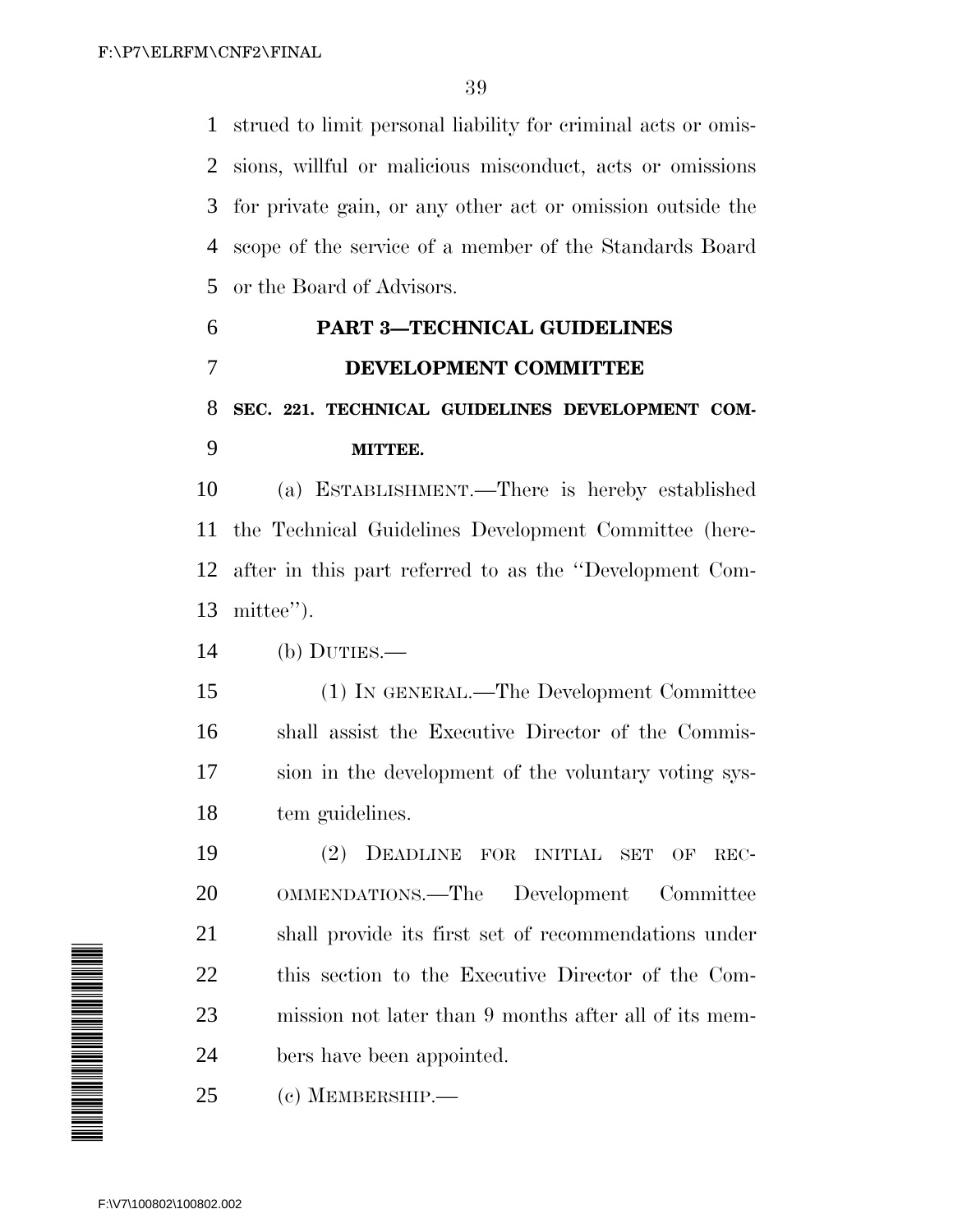strued to limit personal liability for criminal acts or omissions, willful or malicious misconduct, acts or omissions for private gain, or any other act or omission outside the scope of the service of a member of the Standards Board or the Board of Advisors.

## PART 3—TECHNICAL GUIDELINES DEVELOPMENT COMMITTEE

### SEC. 221. TECHNICAL GUIDELINES DEVELOPMENT COMMITTEE.

(a) ESTABLISHMENT.—There is hereby established the Technical Guidelines Development Committee (hereafter in this part referred to as the ''Development Committee'').

(b) DUTIES.—

(1) IN GENERAL.—The Development Committee shall assist the Executive Director of the Commission in the development of the voluntary voting system guidelines.

(2) DEADLINE FOR INITIAL SET OF RECOMMENDATIONS.—The Development Committee shall provide its first set of recommendations under this section to the Executive Director of the Commission not later than 9 months after all of its members have been appointed.

(c) MEMBERSHIP.—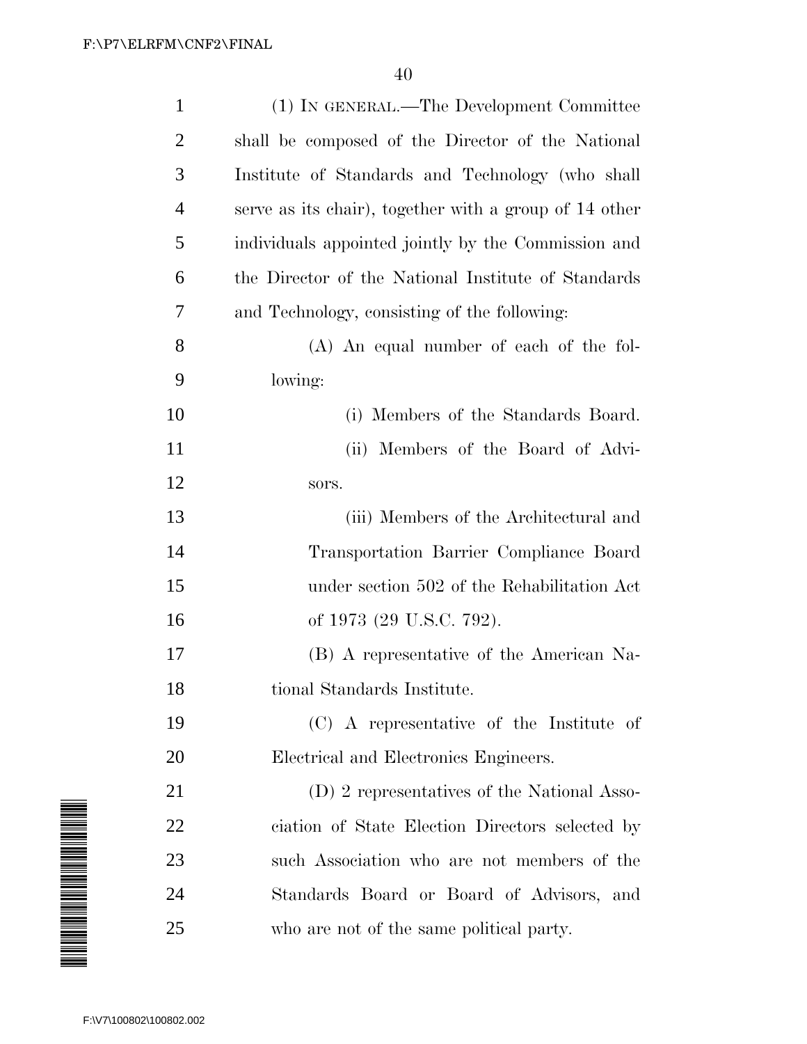(1) IN GENERAL.—The Development Committee shall be composed of the Director of the National Institute of Standards and Technology (who shall serve as its chair), together with a group of 14 other individuals appointed jointly by the Commission and the Director of the National Institute of Standards and Technology, consisting of the following:

(A) An equal number of each of the following:

(i) Members of the Standards Board.

(ii) Members of the Board of Advisors.

(iii) Members of the Architectural and Transportation Barrier Compliance Board under section 502 of the Rehabilitation Act of 1973 (29 U.S.C. 792).

(B) A representative of the American National Standards Institute.

(C) A representative of the Institute of Electrical and Electronics Engineers.

(D) 2 representatives of the National Association of State Election Directors selected by such Association who are not members of the Standards Board or Board of Advisors, and who are not of the same political party.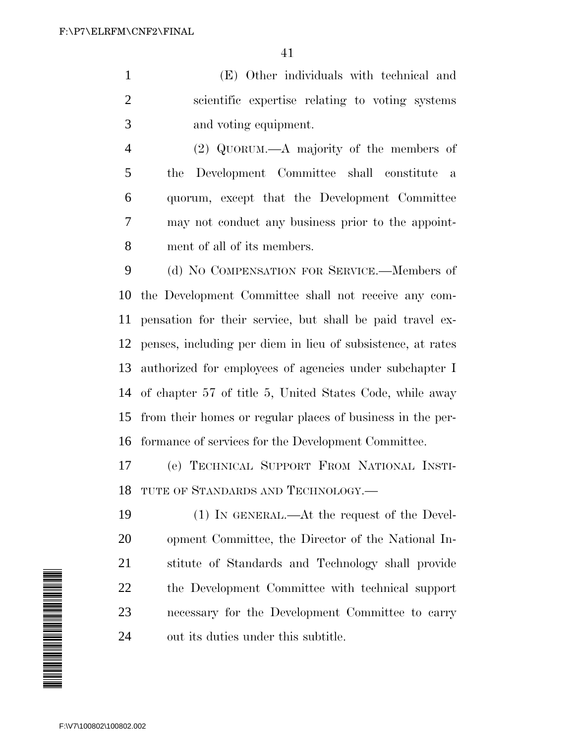(E) Other individuals with technical and scientific expertise relating to voting systems and voting equipment.

(2) QUORUM.—A majority of the members of the Development Committee shall constitute a quorum, except that the Development Committee may not conduct any business prior to the appointment of all of its members.

(d) NO COMPENSATION FOR SERVICE.—Members of the Development Committee shall not receive any compensation for their service, but shall be paid travel expenses, including per diem in lieu of subsistence, at rates authorized for employees of agencies under subchapter I of chapter 57 of title 5, United States Code, while away from their homes or regular places of business in the performance of services for the Development Committee.

(e) TECHNICAL SUPPORT FROM NATIONAL INSTITUTE OF STANDARDS AND TECHNOLOGY.—

(1) IN GENERAL.—At the request of the Development Committee, the Director of the National Institute of Standards and Technology shall provide the Development Committee with technical support necessary for the Development Committee to carry out its duties under this subtitle.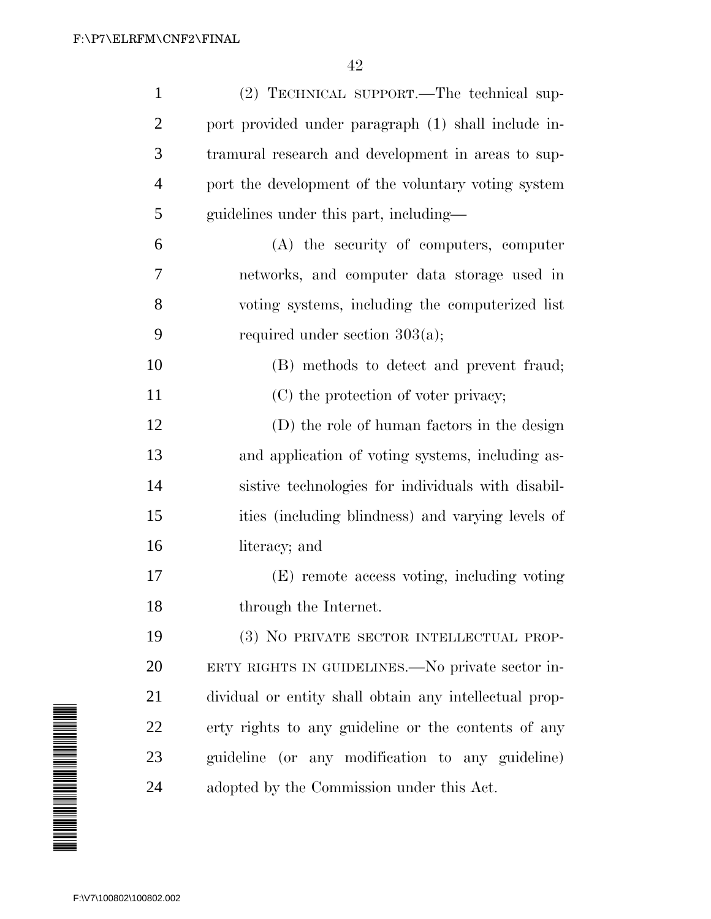(2) TECHNICAL SUPPORT.—The technical support provided under paragraph (1) shall include intramural research and development in areas to support the development of the voluntary voting system guidelines under this part, including—

(A) the security of computers, computer networks, and computer data storage used in voting systems, including the computerized list required under section 303(a);

(B) methods to detect and prevent fraud;

(C) the protection of voter privacy;

(D) the role of human factors in the design and application of voting systems, including assistive technologies for individuals with disabilities (including blindness) and varying levels of literacy; and

(E) remote access voting, including voting through the Internet.

(3) NO PRIVATE SECTOR INTELLECTUAL PROPERTY RIGHTS IN GUIDELINES.—No private sector individual or entity shall obtain any intellectual property rights to any guideline or the contents of any guideline (or any modification to any guideline) adopted by the Commission under this Act.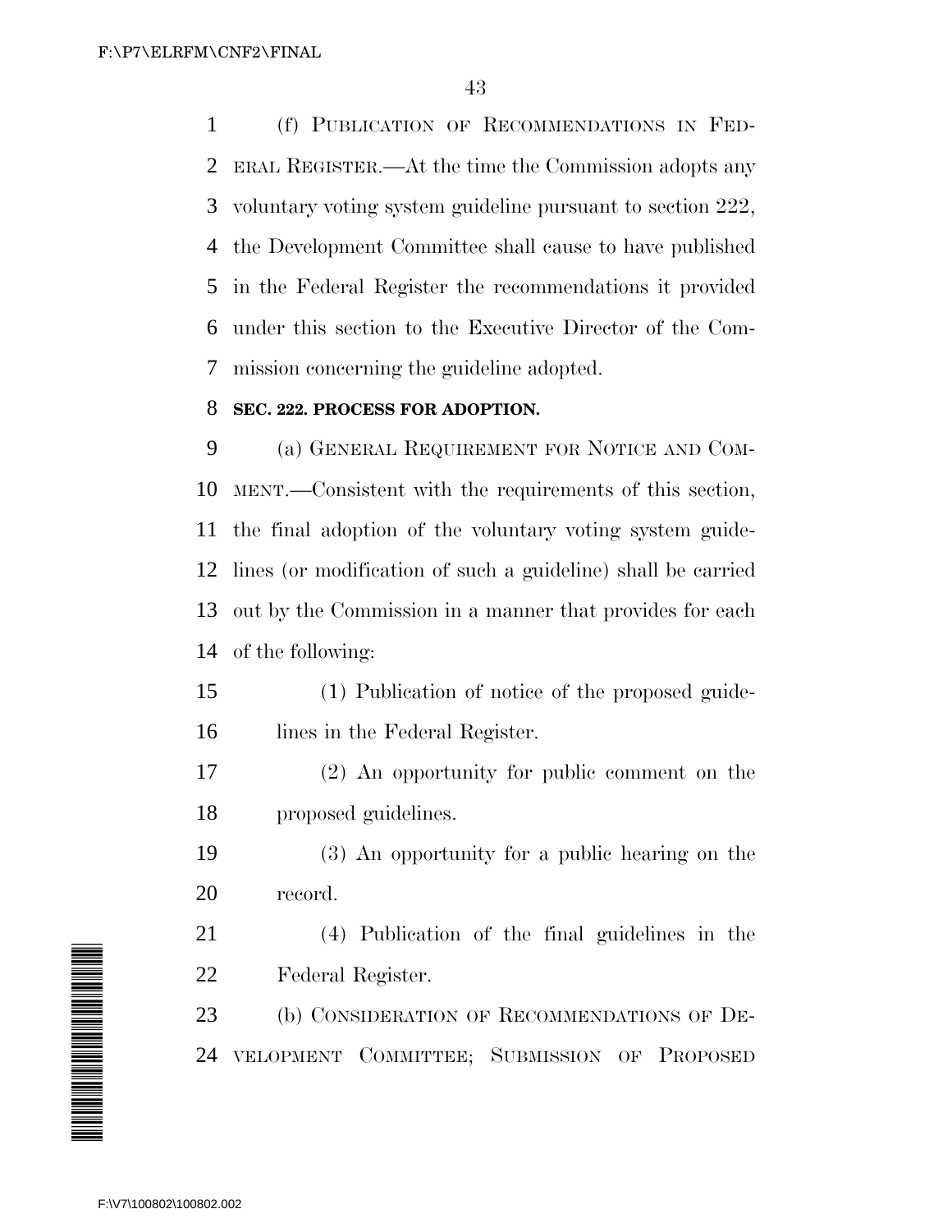(f) PUBLICATION OF RECOMMENDATIONS IN FEDERAL REGISTER.—At the time the Commission adopts any voluntary voting system guideline pursuant to section 222, the Development Committee shall cause to have published in the Federal Register the recommendations it provided under this section to the Executive Director of the Commission concerning the guideline adopted.

**SEC. 222. PROCESS FOR ADOPTION.**

(a) GENERAL REQUIREMENT FOR NOTICE AND COMMENT.—Consistent with the requirements of this section, the final adoption of the voluntary voting system guidelines (or modification of such a guideline) shall be carried out by the Commission in a manner that provides for each of the following:

(1) Publication of notice of the proposed guidelines in the Federal Register.

(2) An opportunity for public comment on the proposed guidelines.

(3) An opportunity for a public hearing on the record.

(4) Publication of the final guidelines in the Federal Register.

(b) CONSIDERATION OF RECOMMENDATIONS OF DEVELOPMENT COMMITTEE; SUBMISSION OF PROPOSED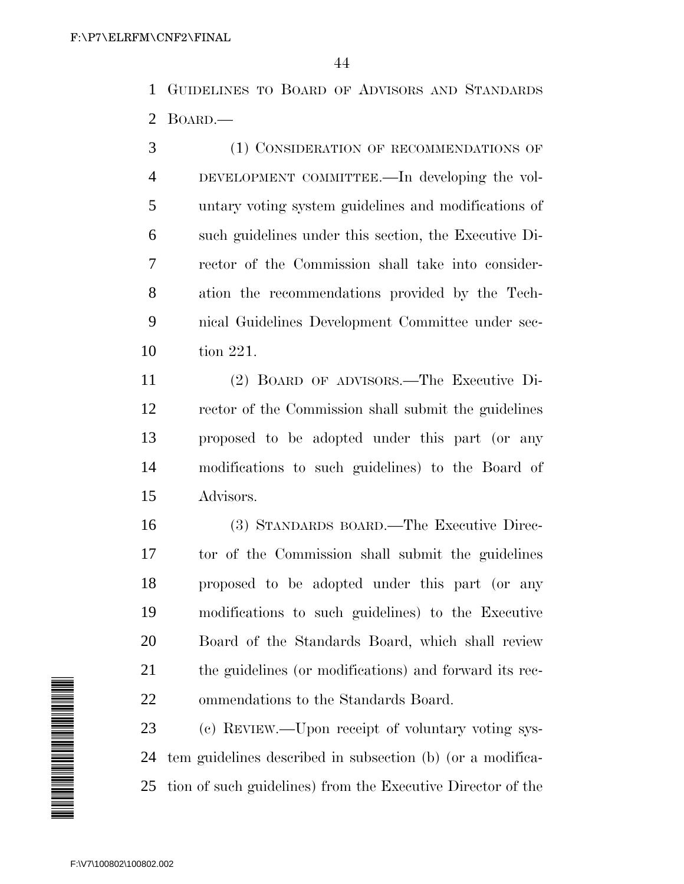GUIDELINES TO BOARD OF ADVISORS AND STANDARDS BOARD.—

(1) CONSIDERATION OF RECOMMENDATIONS OF DEVELOPMENT COMMITTEE.—In developing the voluntary voting system guidelines and modifications of such guidelines under this section, the Executive Director of the Commission shall take into consideration the recommendations provided by the Technical Guidelines Development Committee under section 221.

(2) BOARD OF ADVISORS.—The Executive Director of the Commission shall submit the guidelines proposed to be adopted under this part (or any modifications to such guidelines) to the Board of Advisors.

(3) STANDARDS BOARD.—The Executive Director of the Commission shall submit the guidelines proposed to be adopted under this part (or any modifications to such guidelines) to the Executive Board of the Standards Board, which shall review the guidelines (or modifications) and forward its recommendations to the Standards Board.

(c) REVIEW.—Upon receipt of voluntary voting system guidelines described in subsection (b) (or a modification of such guidelines) from the Executive Director of the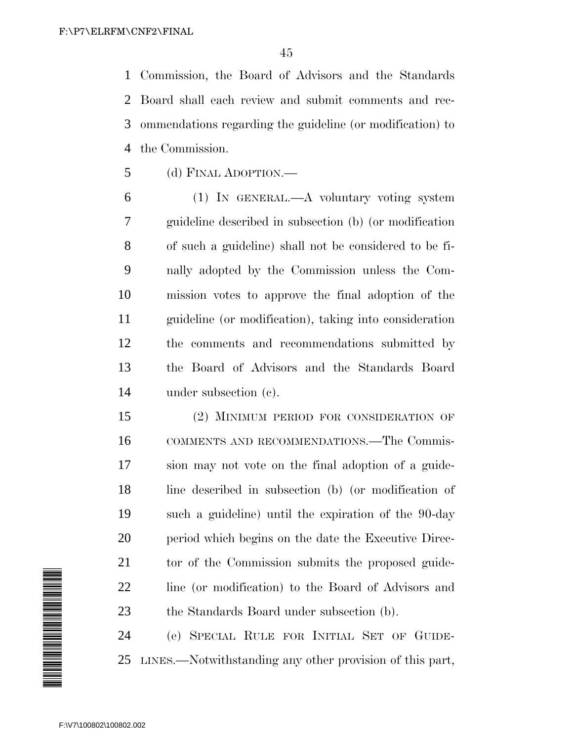Commission, the Board of Advisors and the Standards Board shall each review and submit comments and recommendations regarding the guideline (or modification) to the Commission.

(d) FINAL ADOPTION.—

(1) IN GENERAL.—A voluntary voting system guideline described in subsection (b) (or modification of such a guideline) shall not be considered to be finally adopted by the Commission unless the Commission votes to approve the final adoption of the guideline (or modification), taking into consideration the comments and recommendations submitted by the Board of Advisors and the Standards Board under subsection (c).

(2) MINIMUM PERIOD FOR CONSIDERATION OF COMMENTS AND RECOMMENDATIONS.—The Commission may not vote on the final adoption of a guideline described in subsection (b) (or modification of such a guideline) until the expiration of the 90-day period which begins on the date the Executive Director of the Commission submits the proposed guideline (or modification) to the Board of Advisors and the Standards Board under subsection (b).

(e) SPECIAL RULE FOR INITIAL SET OF GUIDELINES.—Notwithstanding any other provision of this part,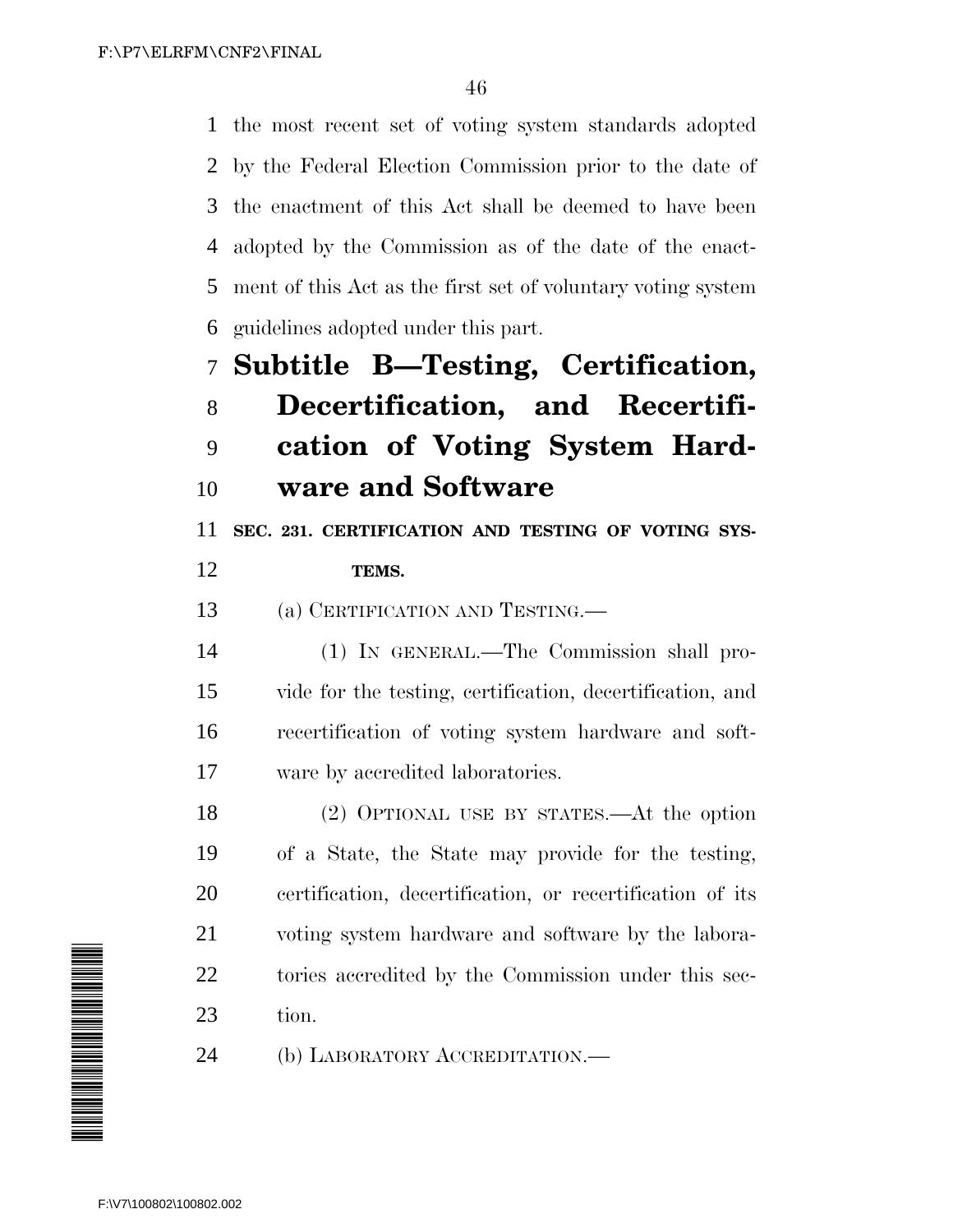the most recent set of voting system standards adopted by the Federal Election Commission prior to the date of the enactment of this Act shall be deemed to have been adopted by the Commission as of the date of the enactment of this Act as the first set of voluntary voting system guidelines adopted under this part.

## Subtitle B—Testing, Certification, Decertification, and Recertification of Voting System Hardware and Software

### SEC. 231. CERTIFICATION AND TESTING OF VOTING SYSTEMS.

(a) CERTIFICATION AND TESTING.—

(1) IN GENERAL.—The Commission shall provide for the testing, certification, decertification, and recertification of voting system hardware and software by accredited laboratories.

(2) OPTIONAL USE BY STATES.—At the option of a State, the State may provide for the testing, certification, decertification, or recertification of its voting system hardware and software by the laboratories accredited by the Commission under this section.

(b) LABORATORY ACCREDITATION.—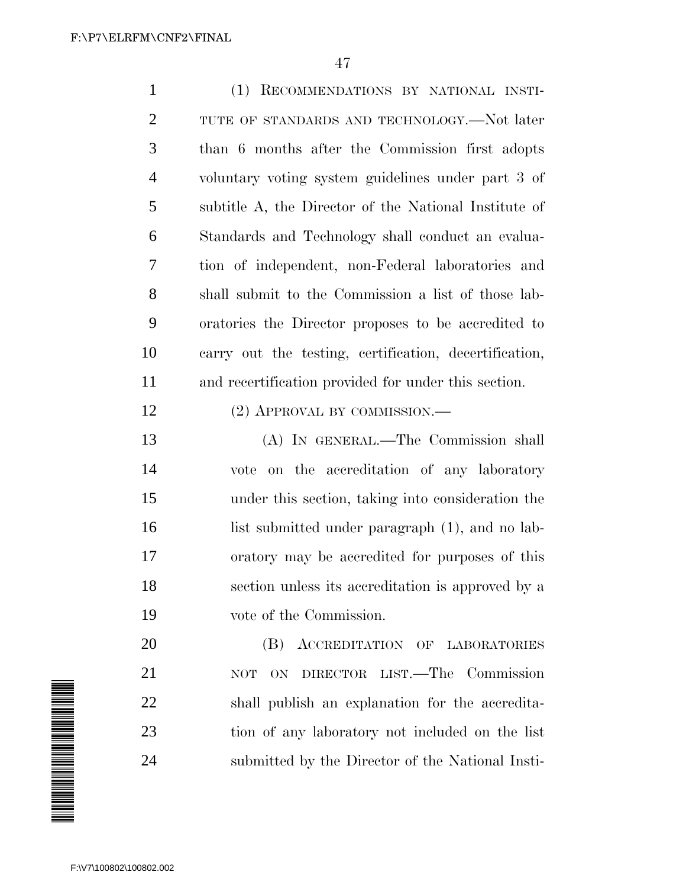(1) RECOMMENDATIONS BY NATIONAL INSTITUTE OF STANDARDS AND TECHNOLOGY.—Not later than 6 months after the Commission first adopts voluntary voting system guidelines under part 3 of subtitle A, the Director of the National Institute of Standards and Technology shall conduct an evaluation of independent, non-Federal laboratories and shall submit to the Commission a list of those laboratories the Director proposes to be accredited to carry out the testing, certification, decertification, and recertification provided for under this section.

(2) APPROVAL BY COMMISSION.—

(A) IN GENERAL.—The Commission shall vote on the accreditation of any laboratory under this section, taking into consideration the list submitted under paragraph (1), and no laboratory may be accredited for purposes of this section unless its accreditation is approved by a vote of the Commission.

(B) ACCREDITATION OF LABORATORIES NOT ON DIRECTOR LIST.—The Commission shall publish an explanation for the accreditation of any laboratory not included on the list submitted by the Director of the National Insti-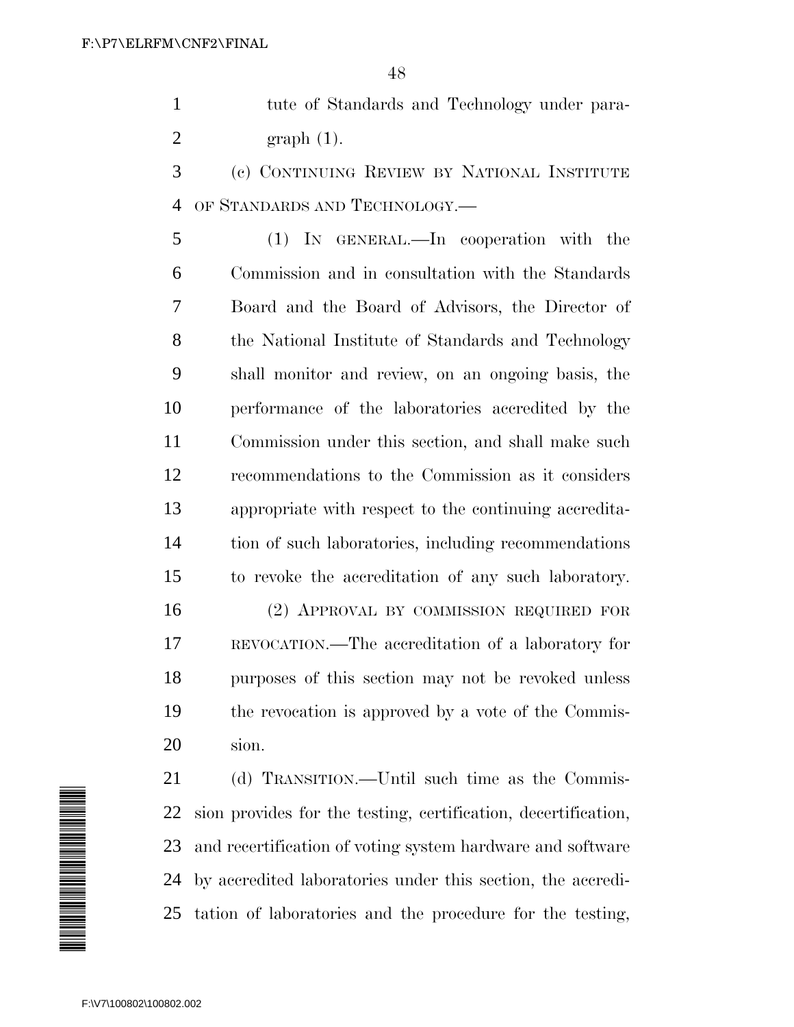tute of Standards and Technology under paragraph (1).

(c) CONTINUING REVIEW BY NATIONAL INSTITUTE OF STANDARDS AND TECHNOLOGY.—

(1) IN GENERAL.—In cooperation with the Commission and in consultation with the Standards Board and the Board of Advisors, the Director of the National Institute of Standards and Technology shall monitor and review, on an ongoing basis, the performance of the laboratories accredited by the Commission under this section, and shall make such recommendations to the Commission as it considers appropriate with respect to the continuing accreditation of such laboratories, including recommendations to revoke the accreditation of any such laboratory.

(2) APPROVAL BY COMMISSION REQUIRED FOR REVOCATION.—The accreditation of a laboratory for purposes of this section may not be revoked unless the revocation is approved by a vote of the Commission.

(d) TRANSITION.—Until such time as the Commission provides for the testing, certification, decertification, and recertification of voting system hardware and software by accredited laboratories under this section, the accreditation of laboratories and the procedure for the testing,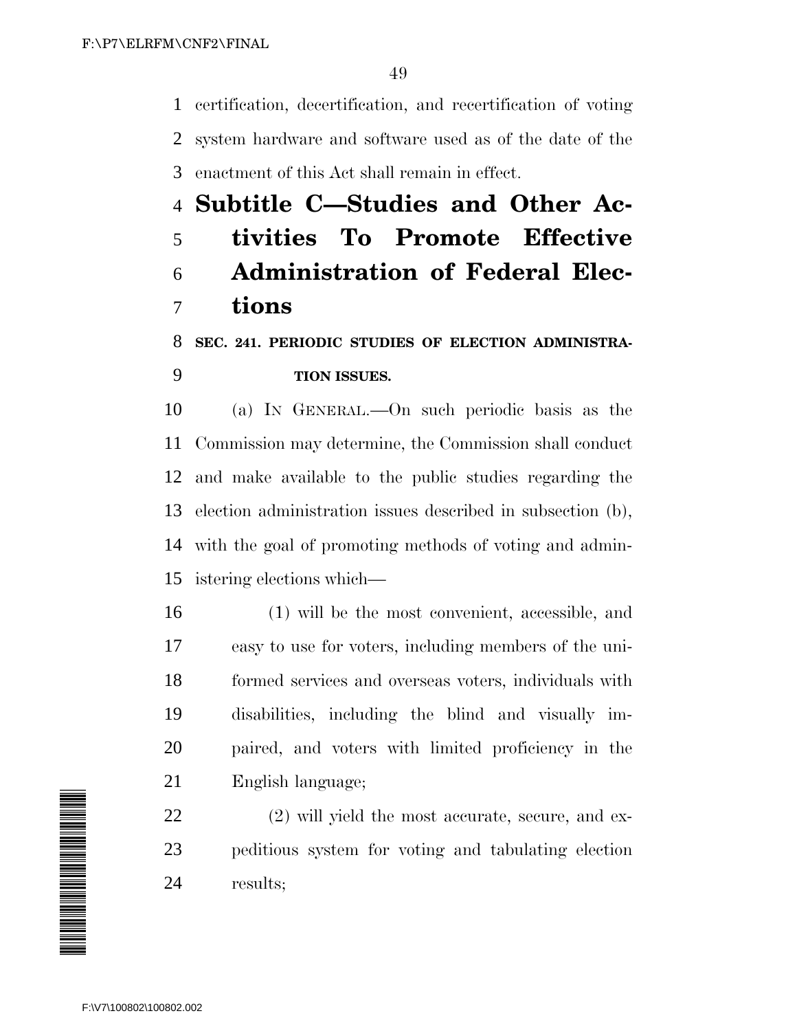certification, decertification, and recertification of voting system hardware and software used as of the date of the enactment of this Act shall remain in effect.

# Subtitle C—Studies and Other Activities To Promote Effective Administration of Federal Elections

### SEC. 241. PERIODIC STUDIES OF ELECTION ADMINISTRATION ISSUES.

(a) IN GENERAL.—On such periodic basis as the Commission may determine, the Commission shall conduct and make available to the public studies regarding the election administration issues described in subsection (b), with the goal of promoting methods of voting and administering elections which—

(1) will be the most convenient, accessible, and easy to use for voters, including members of the uniformed services and overseas voters, individuals with disabilities, including the blind and visually impaired, and voters with limited proficiency in the English language;

(2) will yield the most accurate, secure, and expeditious system for voting and tabulating election results;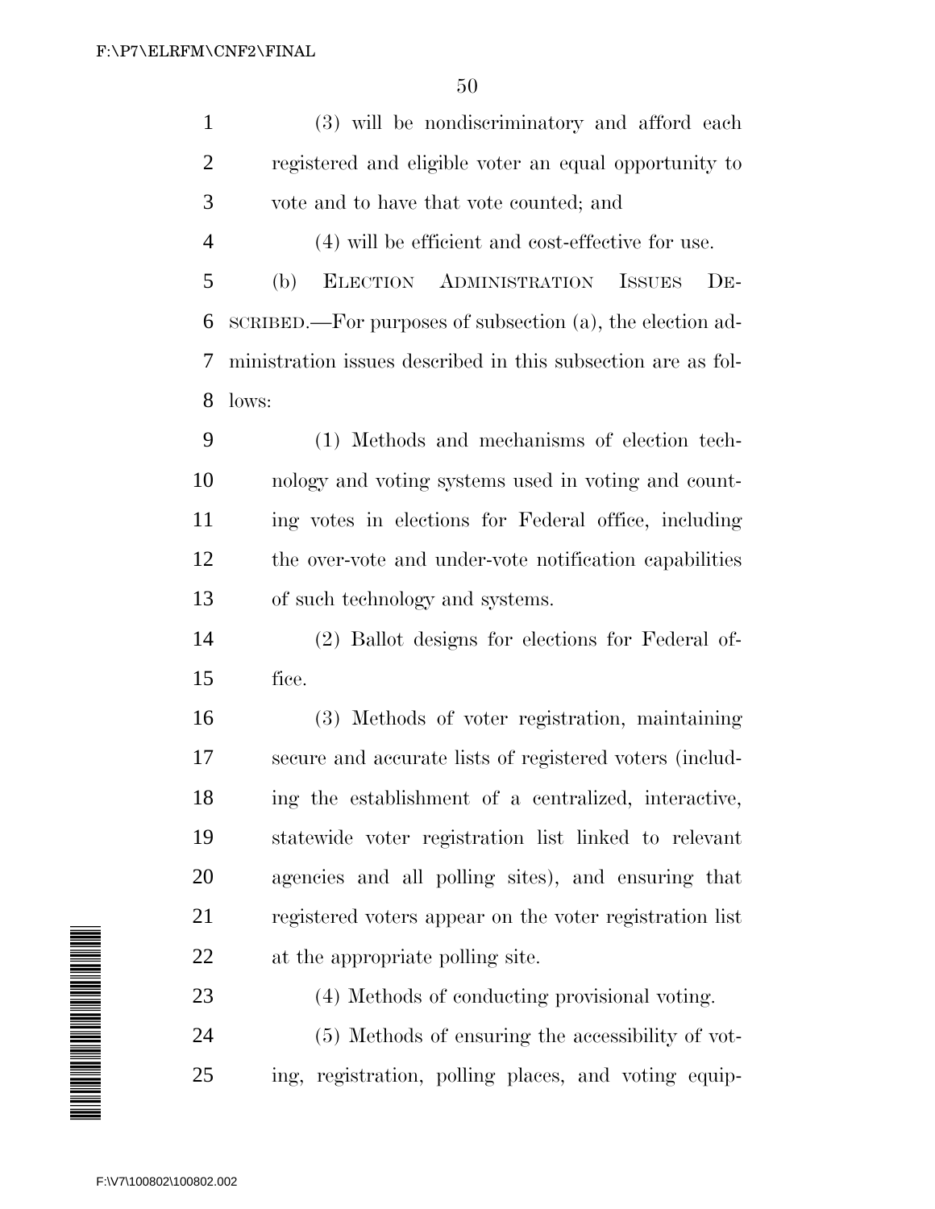(3) will be nondiscriminatory and afford each registered and eligible voter an equal opportunity to vote and to have that vote counted; and

(4) will be efficient and cost-effective for use.

(b) ELECTION ADMINISTRATION ISSUES DESCRIBED.—For purposes of subsection (a), the election administration issues described in this subsection are as follows:

(1) Methods and mechanisms of election technology and voting systems used in voting and counting votes in elections for Federal office, including the over-vote and under-vote notification capabilities of such technology and systems.

(2) Ballot designs for elections for Federal office.

(3) Methods of voter registration, maintaining secure and accurate lists of registered voters (including the establishment of a centralized, interactive, statewide voter registration list linked to relevant agencies and all polling sites), and ensuring that registered voters appear on the voter registration list at the appropriate polling site.

(4) Methods of conducting provisional voting.

(5) Methods of ensuring the accessibility of voting, registration, polling places, and voting equip-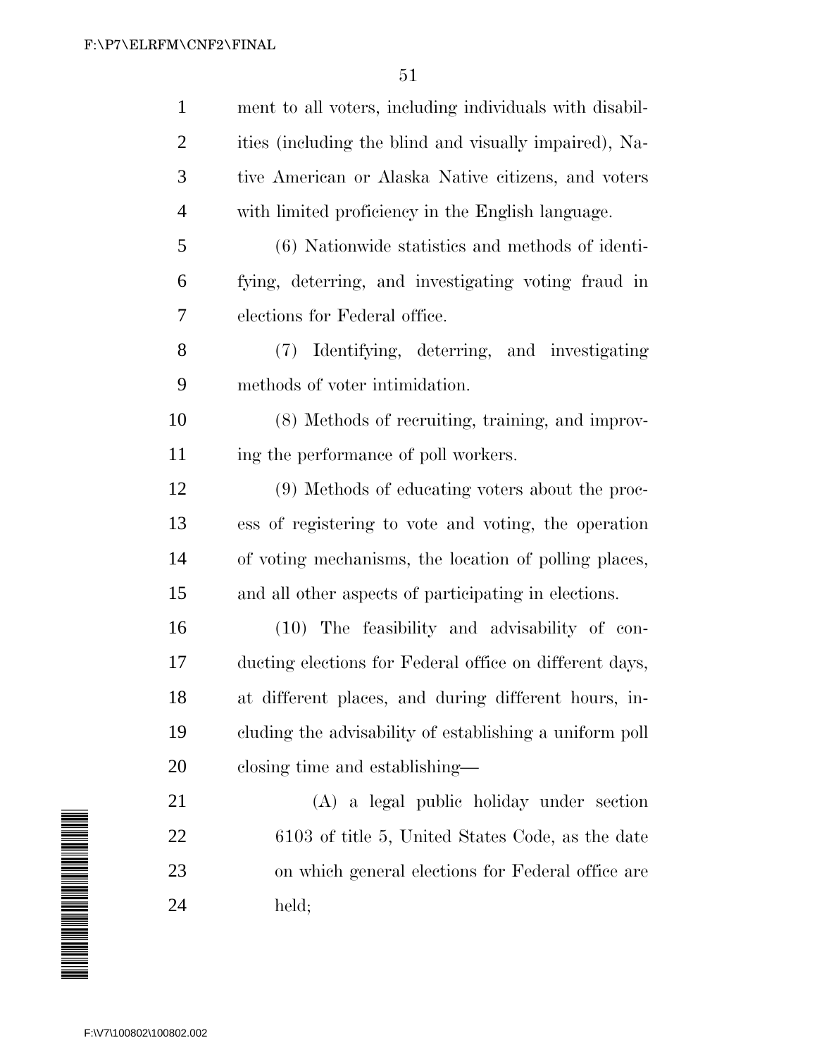ment to all voters, including individuals with disabilities (including the blind and visually impaired), Native American or Alaska Native citizens, and voters with limited proficiency in the English language.

(6) Nationwide statistics and methods of identifying, deterring, and investigating voting fraud in elections for Federal office.

(7) Identifying, deterring, and investigating methods of voter intimidation.

(8) Methods of recruiting, training, and improving the performance of poll workers.

(9) Methods of educating voters about the process of registering to vote and voting, the operation of voting mechanisms, the location of polling places, and all other aspects of participating in elections.

(10) The feasibility and advisability of conducting elections for Federal office on different days, at different places, and during different hours, including the advisability of establishing a uniform poll closing time and establishing—

(A) a legal public holiday under section 6103 of title 5, United States Code, as the date on which general elections for Federal office are held;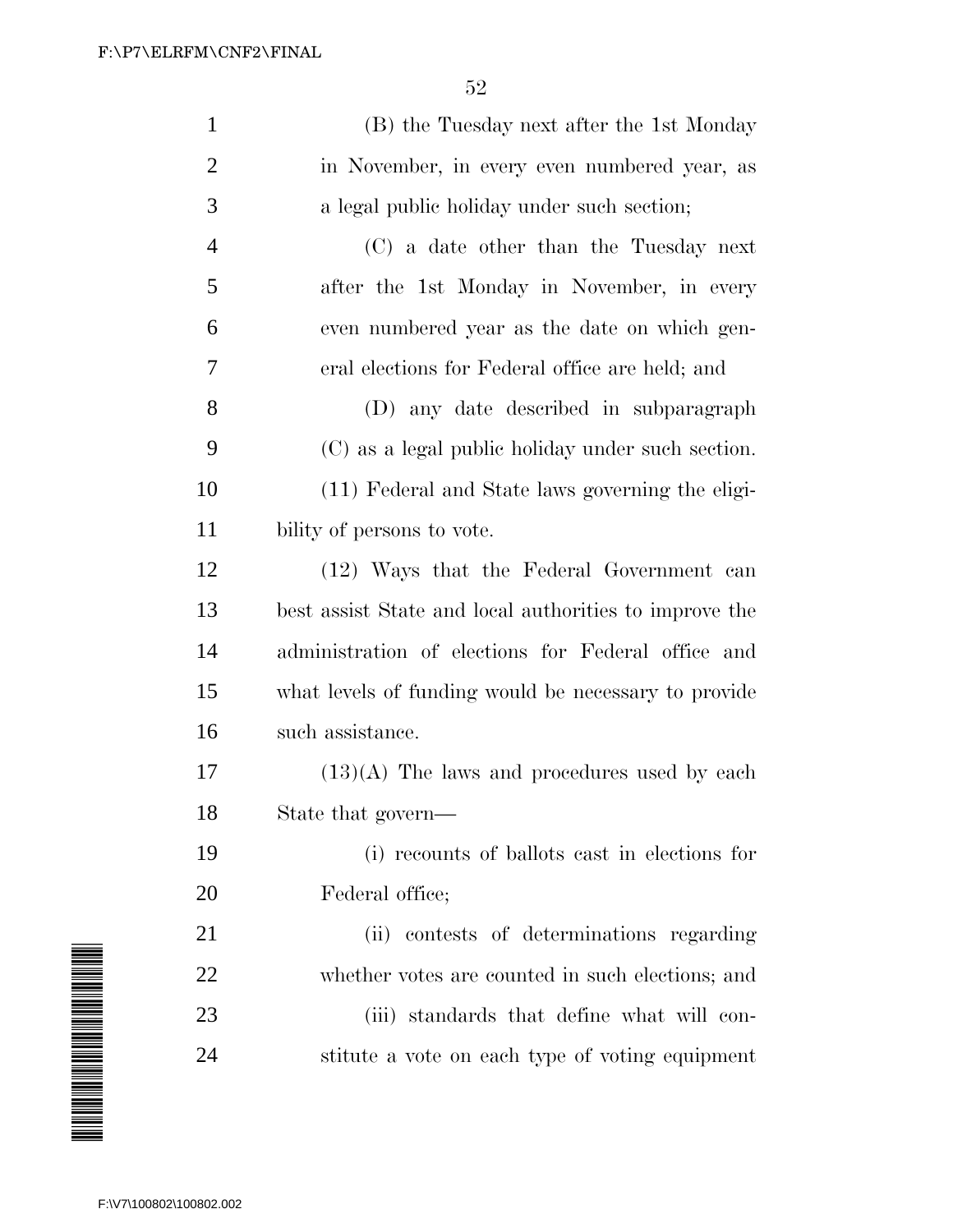(B) the Tuesday next after the 1st Monday in November, in every even numbered year, as a legal public holiday under such section;

(C) a date other than the Tuesday next after the 1st Monday in November, in every even numbered year as the date on which general elections for Federal office are held; and

(D) any date described in subparagraph (C) as a legal public holiday under such section.

(11) Federal and State laws governing the eligibility of persons to vote.

(12) Ways that the Federal Government can best assist State and local authorities to improve the administration of elections for Federal office and what levels of funding would be necessary to provide such assistance.

(13)(A) The laws and procedures used by each State that govern—

(i) recounts of ballots cast in elections for Federal office;

(ii) contests of determinations regarding whether votes are counted in such elections; and

(iii) standards that define what will constitute a vote on each type of voting equipment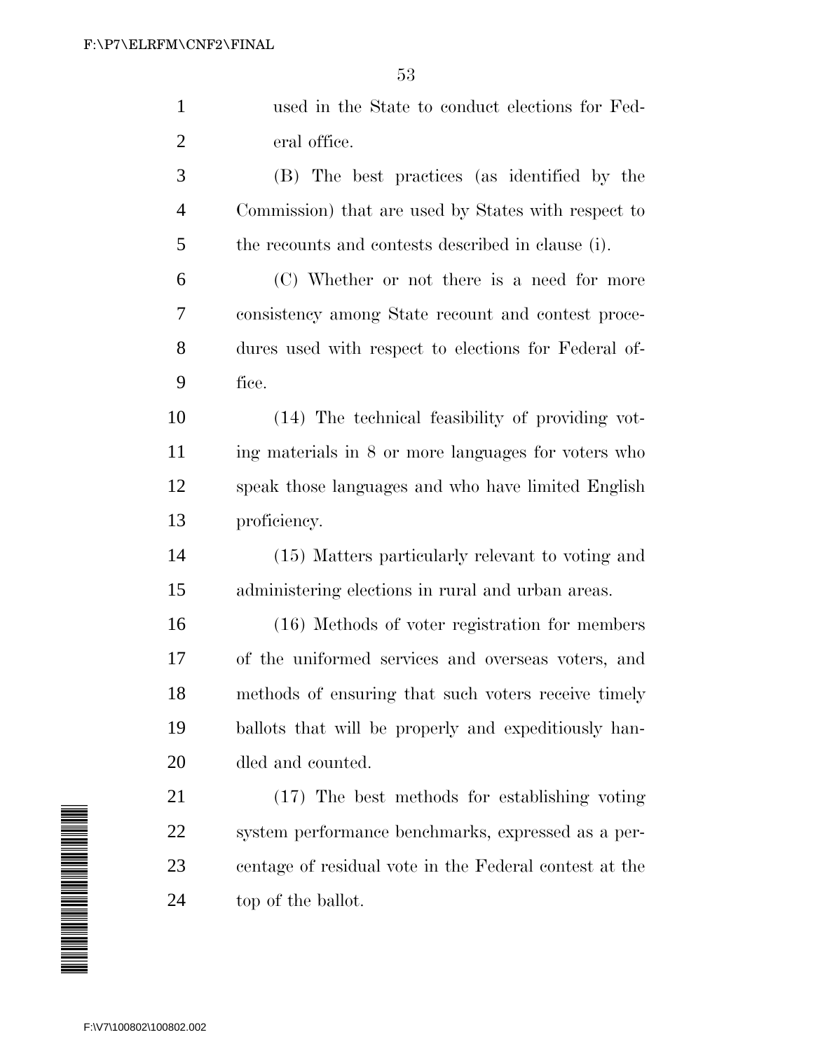used in the State to conduct elections for Federal office.

(B) The best practices (as identified by the Commission) that are used by States with respect to the recounts and contests described in clause (i).

(C) Whether or not there is a need for more consistency among State recount and contest procedures used with respect to elections for Federal office.

(14) The technical feasibility of providing voting materials in 8 or more languages for voters who speak those languages and who have limited English proficiency.

(15) Matters particularly relevant to voting and administering elections in rural and urban areas.

(16) Methods of voter registration for members of the uniformed services and overseas voters, and methods of ensuring that such voters receive timely ballots that will be properly and expeditiously handled and counted.

(17) The best methods for establishing voting system performance benchmarks, expressed as a percentage of residual vote in the Federal contest at the top of the ballot.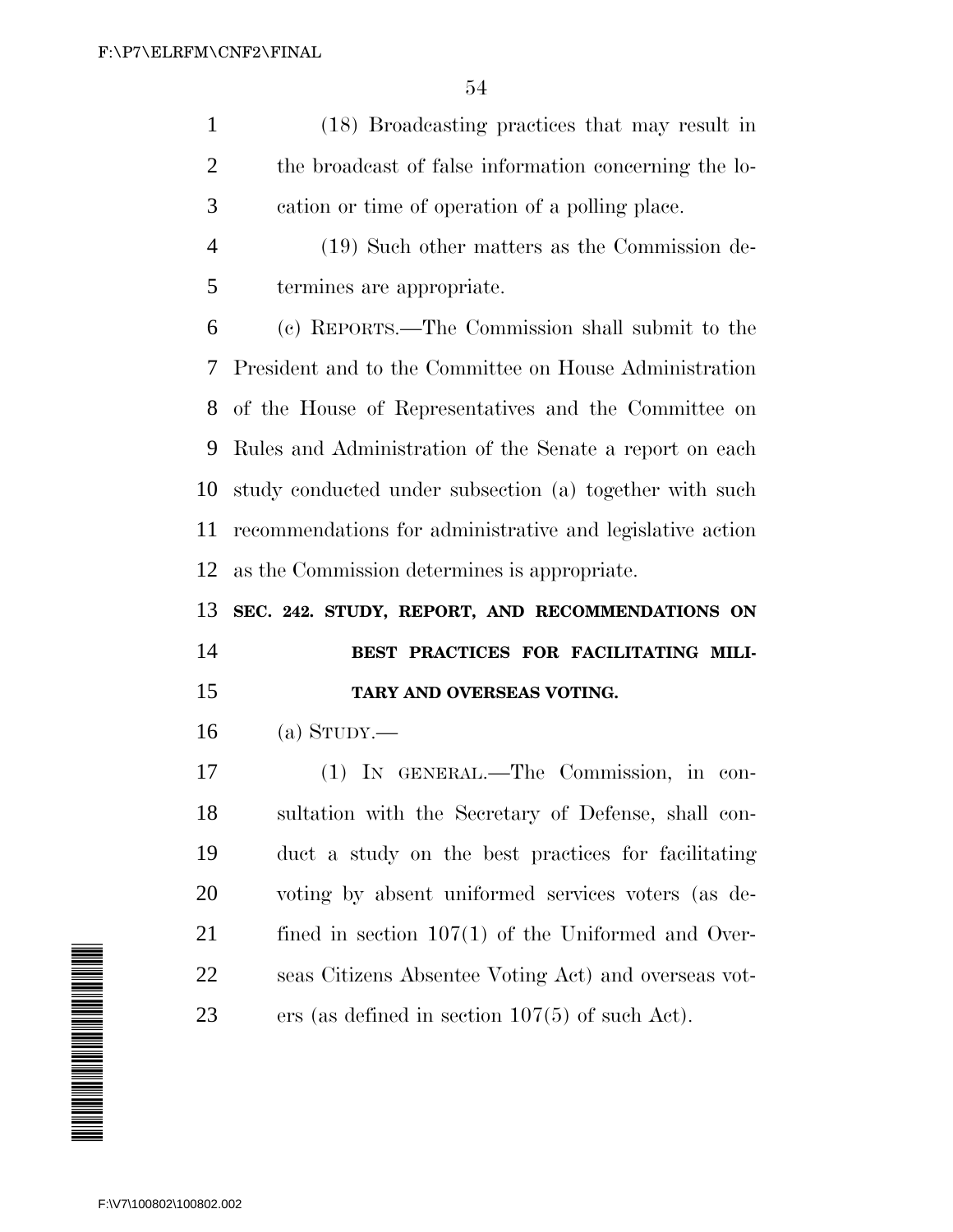(18) Broadcasting practices that may result in the broadcast of false information concerning the location or time of operation of a polling place.

(19) Such other matters as the Commission determines are appropriate.

(c) REPORTS.—The Commission shall submit to the President and to the Committee on House Administration of the House of Representatives and the Committee on Rules and Administration of the Senate a report on each study conducted under subsection (a) together with such recommendations for administrative and legislative action as the Commission determines is appropriate.

**SEC. 242. STUDY, REPORT, AND RECOMMENDATIONS ON BEST PRACTICES FOR FACILITATING MILITARY AND OVERSEAS VOTING.**

(a) STUDY.—

(1) IN GENERAL.—The Commission, in consultation with the Secretary of Defense, shall conduct a study on the best practices for facilitating voting by absent uniformed services voters (as defined in section 107(1) of the Uniformed and Overseas Citizens Absentee Voting Act) and overseas voters (as defined in section 107(5) of such Act).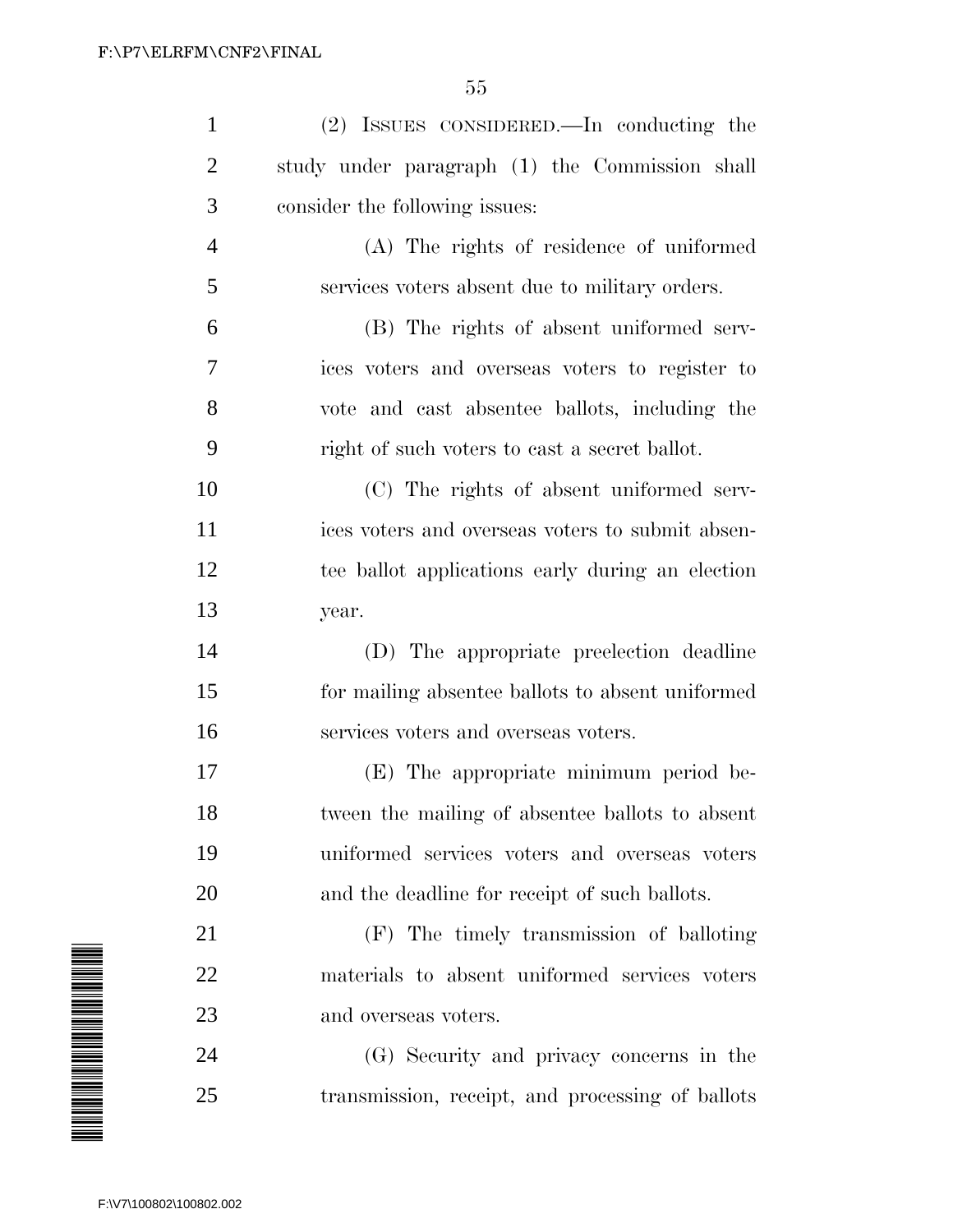(2) ISSUES CONSIDERED.—In conducting the study under paragraph (1) the Commission shall consider the following issues:

(A) The rights of residence of uniformed services voters absent due to military orders.

(B) The rights of absent uniformed services voters and overseas voters to register to vote and cast absentee ballots, including the right of such voters to cast a secret ballot.

(C) The rights of absent uniformed services voters and overseas voters to submit absentee ballot applications early during an election year.

(D) The appropriate preelection deadline for mailing absentee ballots to absent uniformed services voters and overseas voters.

(E) The appropriate minimum period between the mailing of absentee ballots to absent uniformed services voters and overseas voters and the deadline for receipt of such ballots.

(F) The timely transmission of balloting materials to absent uniformed services voters and overseas voters.

(G) Security and privacy concerns in the transmission, receipt, and processing of ballots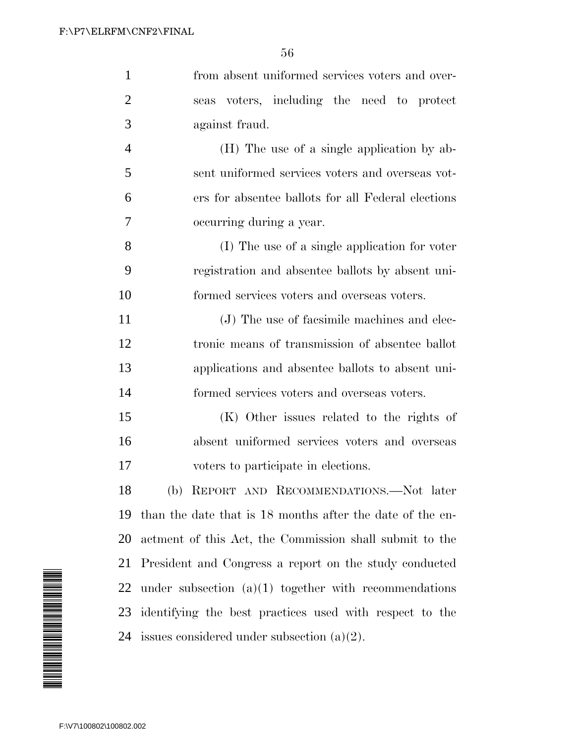from absent uniformed services voters and overseas voters, including the need to protect against fraud.

(H) The use of a single application by absent uniformed services voters and overseas voters for absentee ballots for all Federal elections occurring during a year.

(I) The use of a single application for voter registration and absentee ballots by absent uniformed services voters and overseas voters.

(J) The use of facsimile machines and electronic means of transmission of absentee ballot applications and absentee ballots to absent uniformed services voters and overseas voters.

(K) Other issues related to the rights of absent uniformed services voters and overseas voters to participate in elections.

(b) REPORT AND RECOMMENDATIONS.—Not later than the date that is 18 months after the date of the enactment of this Act, the Commission shall submit to the President and Congress a report on the study conducted under subsection (a)(1) together with recommendations identifying the best practices used with respect to the issues considered under subsection (a)(2).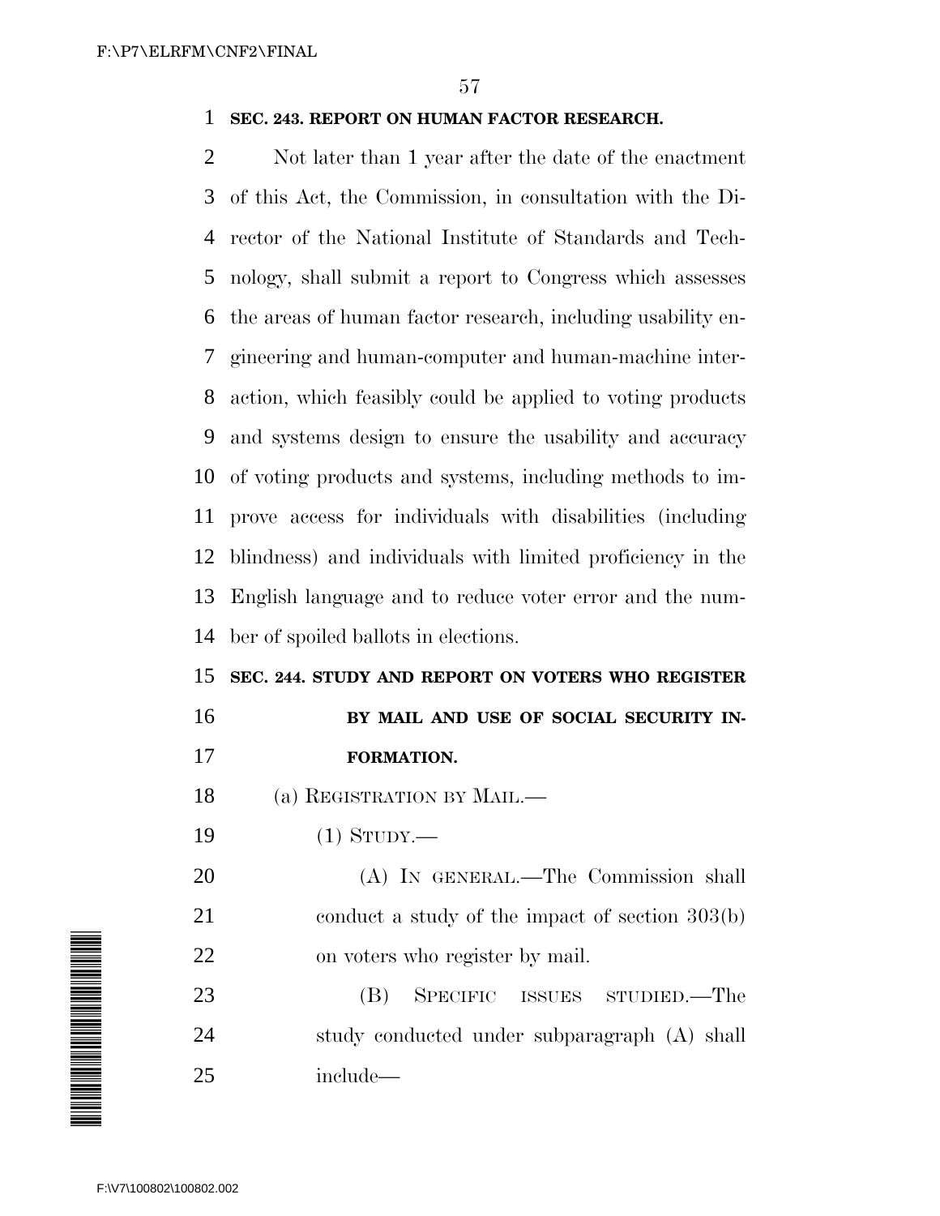**SEC. 243. REPORT ON HUMAN FACTOR RESEARCH.**

Not later than 1 year after the date of the enactment of this Act, the Commission, in consultation with the Director of the National Institute of Standards and Technology, shall submit a report to Congress which assesses the areas of human factor research, including usability engineering and human-computer and human-machine interaction, which feasibly could be applied to voting products and systems design to ensure the usability and accuracy of voting products and systems, including methods to improve access for individuals with disabilities (including blindness) and individuals with limited proficiency in the English language and to reduce voter error and the number of spoiled ballots in elections.

**SEC. 244. STUDY AND REPORT ON VOTERS WHO REGISTER BY MAIL AND USE OF SOCIAL SECURITY INFORMATION.**

(a) REGISTRATION BY MAIL.—

(1) STUDY.—

(A) IN GENERAL.—The Commission shall conduct a study of the impact of section 303(b) on voters who register by mail.

(B) SPECIFIC ISSUES STUDIED.—The study conducted under subparagraph (A) shall include—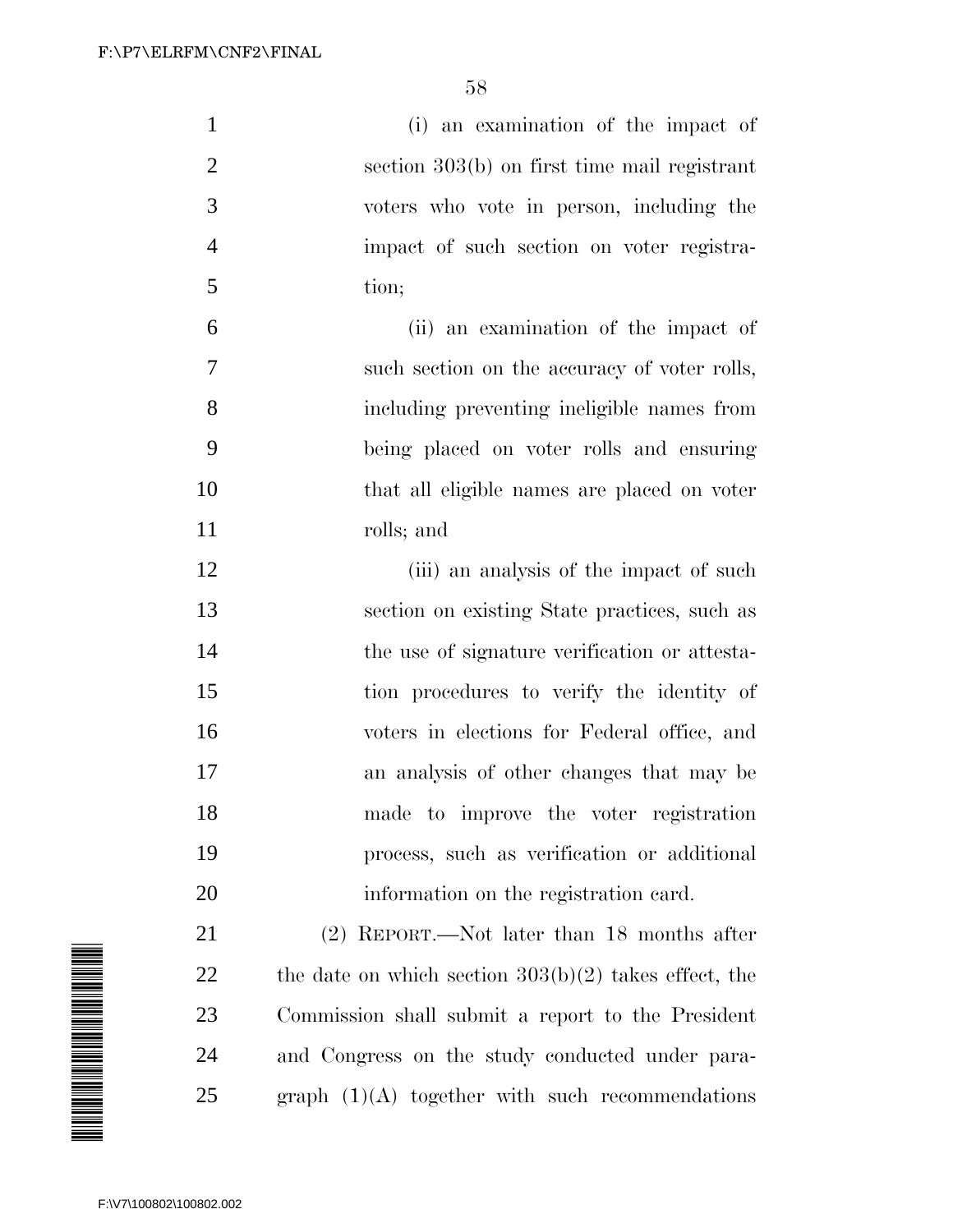(i) an examination of the impact of section 303(b) on first time mail registrant voters who vote in person, including the impact of such section on voter registration;

(ii) an examination of the impact of such section on the accuracy of voter rolls, including preventing ineligible names from being placed on voter rolls and ensuring that all eligible names are placed on voter rolls; and

(iii) an analysis of the impact of such section on existing State practices, such as the use of signature verification or attestation procedures to verify the identity of voters in elections for Federal office, and an analysis of other changes that may be made to improve the voter registration process, such as verification or additional information on the registration card.

(2) REPORT.—Not later than 18 months after the date on which section 303(b)(2) takes effect, the Commission shall submit a report to the President and Congress on the study conducted under paragraph (1)(A) together with such recommendations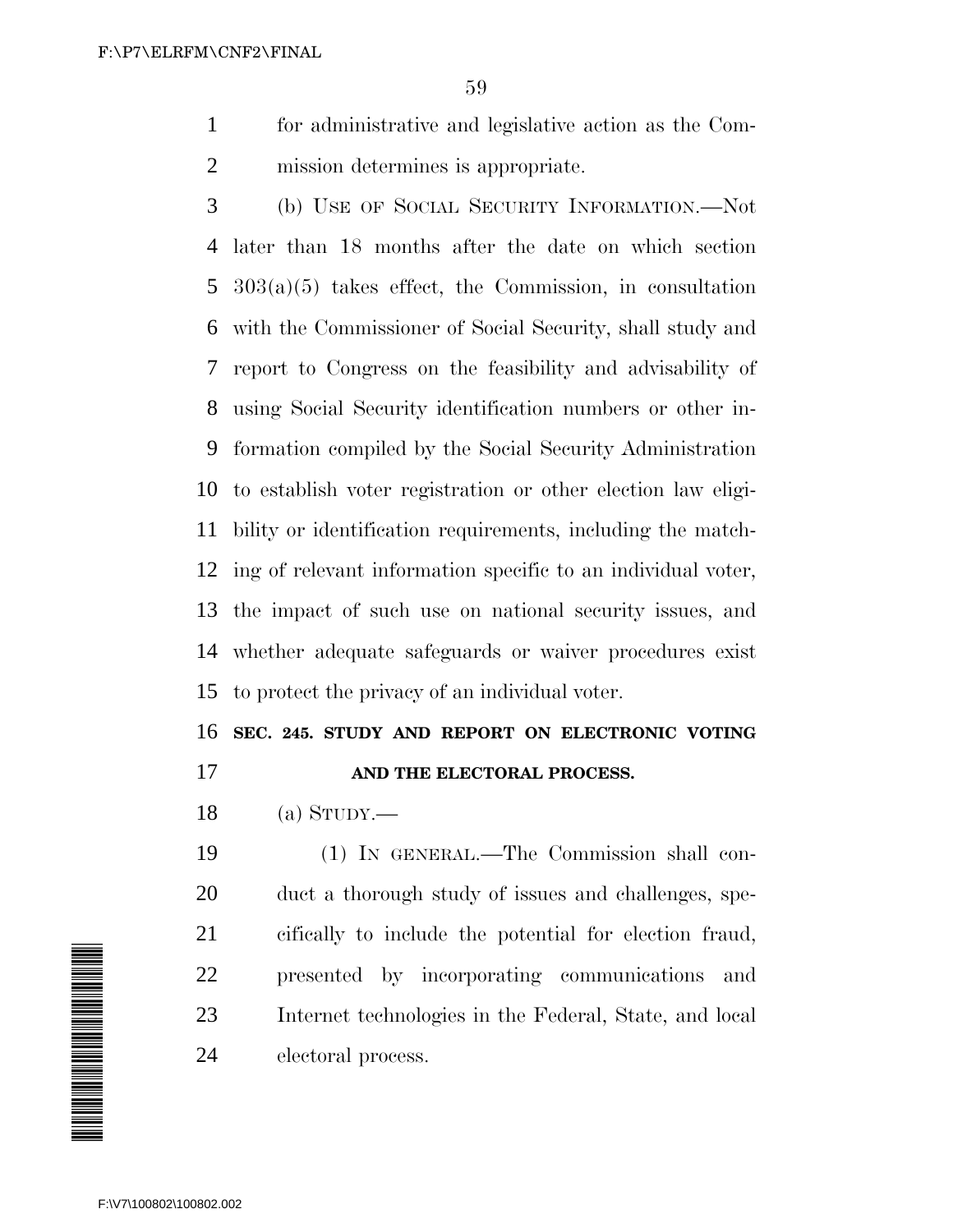for administrative and legislative action as the Commission determines is appropriate.

(b) USE OF SOCIAL SECURITY INFORMATION.—Not later than 18 months after the date on which section 303(a)(5) takes effect, the Commission, in consultation with the Commissioner of Social Security, shall study and report to Congress on the feasibility and advisability of using Social Security identification numbers or other information compiled by the Social Security Administration to establish voter registration or other election law eligibility or identification requirements, including the matching of relevant information specific to an individual voter, the impact of such use on national security issues, and whether adequate safeguards or waiver procedures exist to protect the privacy of an individual voter.

## SEC. 245. STUDY AND REPORT ON ELECTRONIC VOTING AND THE ELECTORAL PROCESS.

(a) STUDY.—

(1) IN GENERAL.—The Commission shall conduct a thorough study of issues and challenges, specifically to include the potential for election fraud, presented by incorporating communications and Internet technologies in the Federal, State, and local electoral process.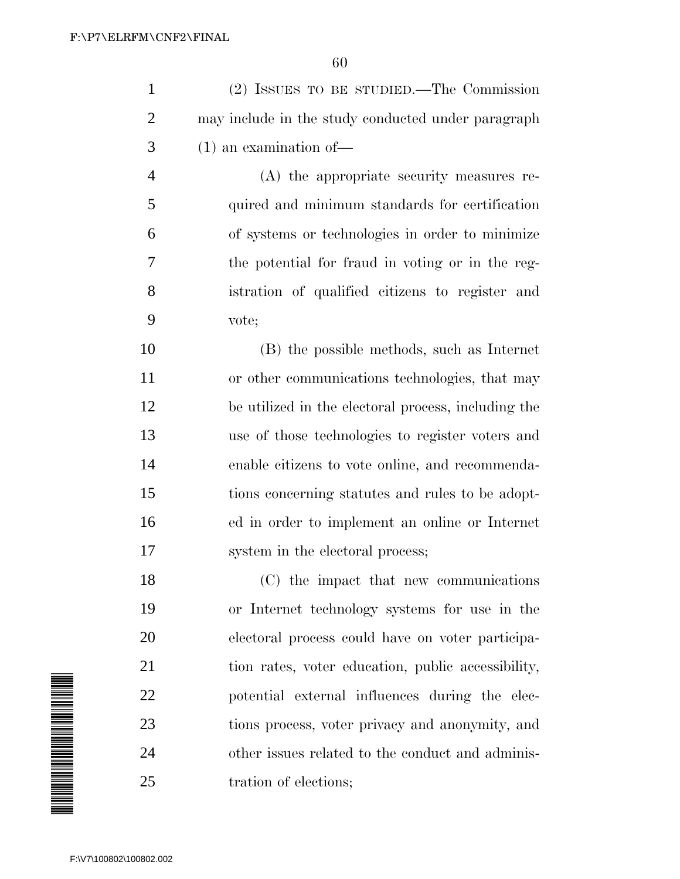(2) ISSUES TO BE STUDIED.—The Commission may include in the study conducted under paragraph (1) an examination of—

(A) the appropriate security measures required and minimum standards for certification of systems or technologies in order to minimize the potential for fraud in voting or in the registration of qualified citizens to register and vote;

(B) the possible methods, such as Internet or other communications technologies, that may be utilized in the electoral process, including the use of those technologies to register voters and enable citizens to vote online, and recommendations concerning statutes and rules to be adopted in order to implement an online or Internet system in the electoral process;

(C) the impact that new communications or Internet technology systems for use in the electoral process could have on voter participation rates, voter education, public accessibility, potential external influences during the elections process, voter privacy and anonymity, and other issues related to the conduct and administration of elections;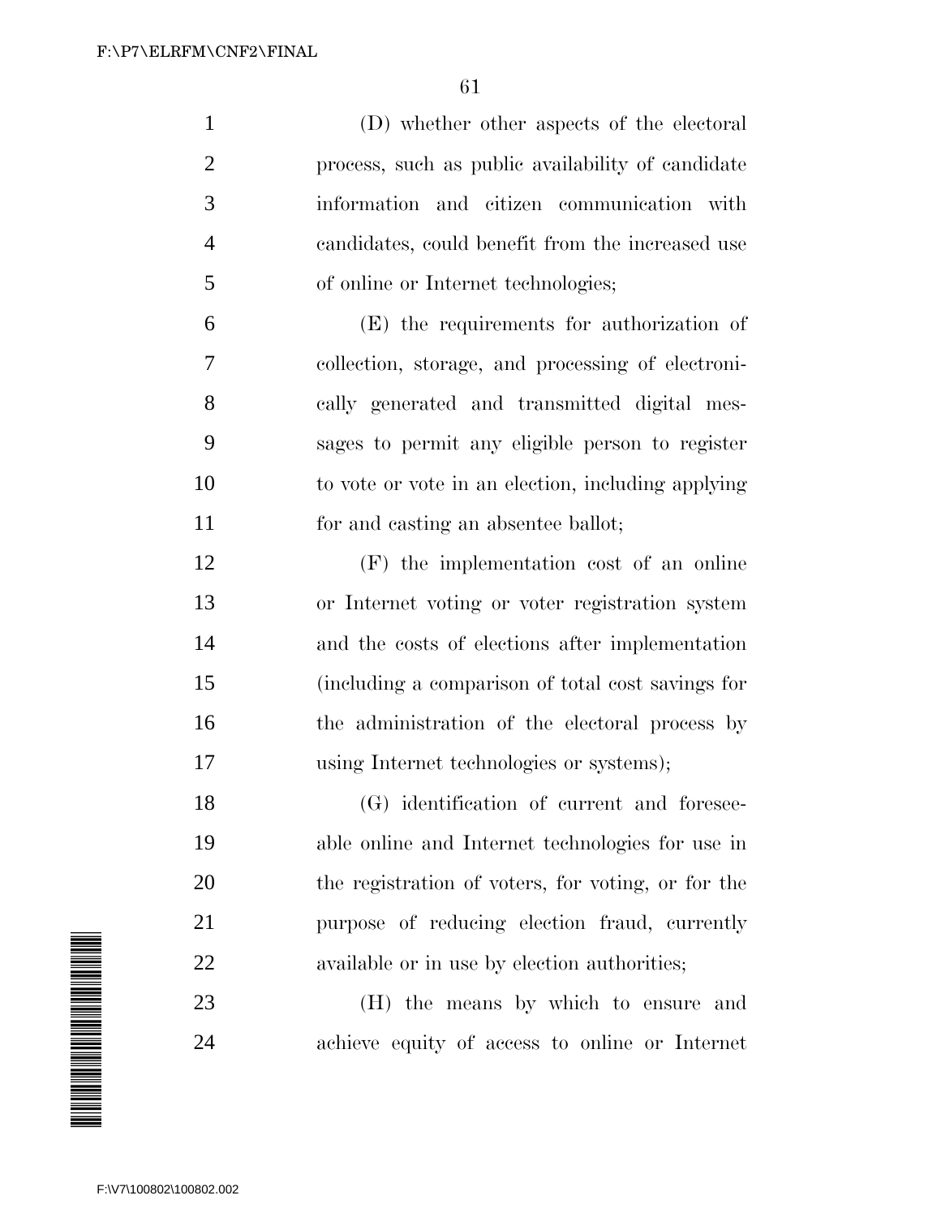(D) whether other aspects of the electoral process, such as public availability of candidate information and citizen communication with candidates, could benefit from the increased use of online or Internet technologies;

(E) the requirements for authorization of collection, storage, and processing of electronically generated and transmitted digital messages to permit any eligible person to register to vote or vote in an election, including applying for and casting an absentee ballot;

(F) the implementation cost of an online or Internet voting or voter registration system and the costs of elections after implementation (including a comparison of total cost savings for the administration of the electoral process by using Internet technologies or systems);

(G) identification of current and foreseeable online and Internet technologies for use in the registration of voters, for voting, or for the purpose of reducing election fraud, currently available or in use by election authorities;

(H) the means by which to ensure and achieve equity of access to online or Internet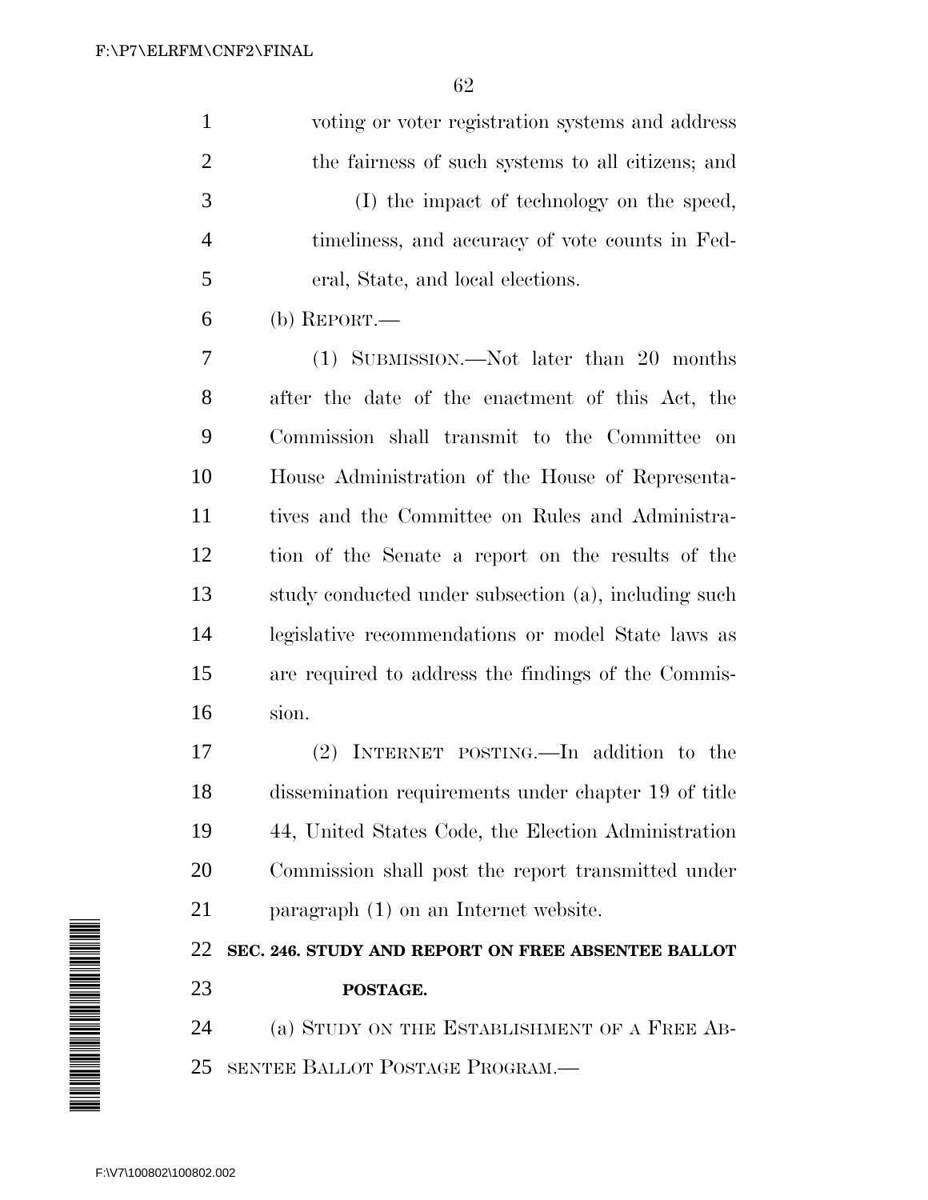voting or voter registration systems and address the fairness of such systems to all citizens; and

(I) the impact of technology on the speed, timeliness, and accuracy of vote counts in Federal, State, and local elections.

(b) REPORT.—

(1) SUBMISSION.—Not later than 20 months after the date of the enactment of this Act, the Commission shall transmit to the Committee on House Administration of the House of Representatives and the Committee on Rules and Administration of the Senate a report on the results of the study conducted under subsection (a), including such legislative recommendations or model State laws as are required to address the findings of the Commission.

(2) INTERNET POSTING.—In addition to the dissemination requirements under chapter 19 of title 44, United States Code, the Election Administration Commission shall post the report transmitted under paragraph (1) on an Internet website.

**SEC. 246. STUDY AND REPORT ON FREE ABSENTEE BALLOT POSTAGE.**

(a) STUDY ON THE ESTABLISHMENT OF A FREE ABSENTEE BALLOT POSTAGE PROGRAM.—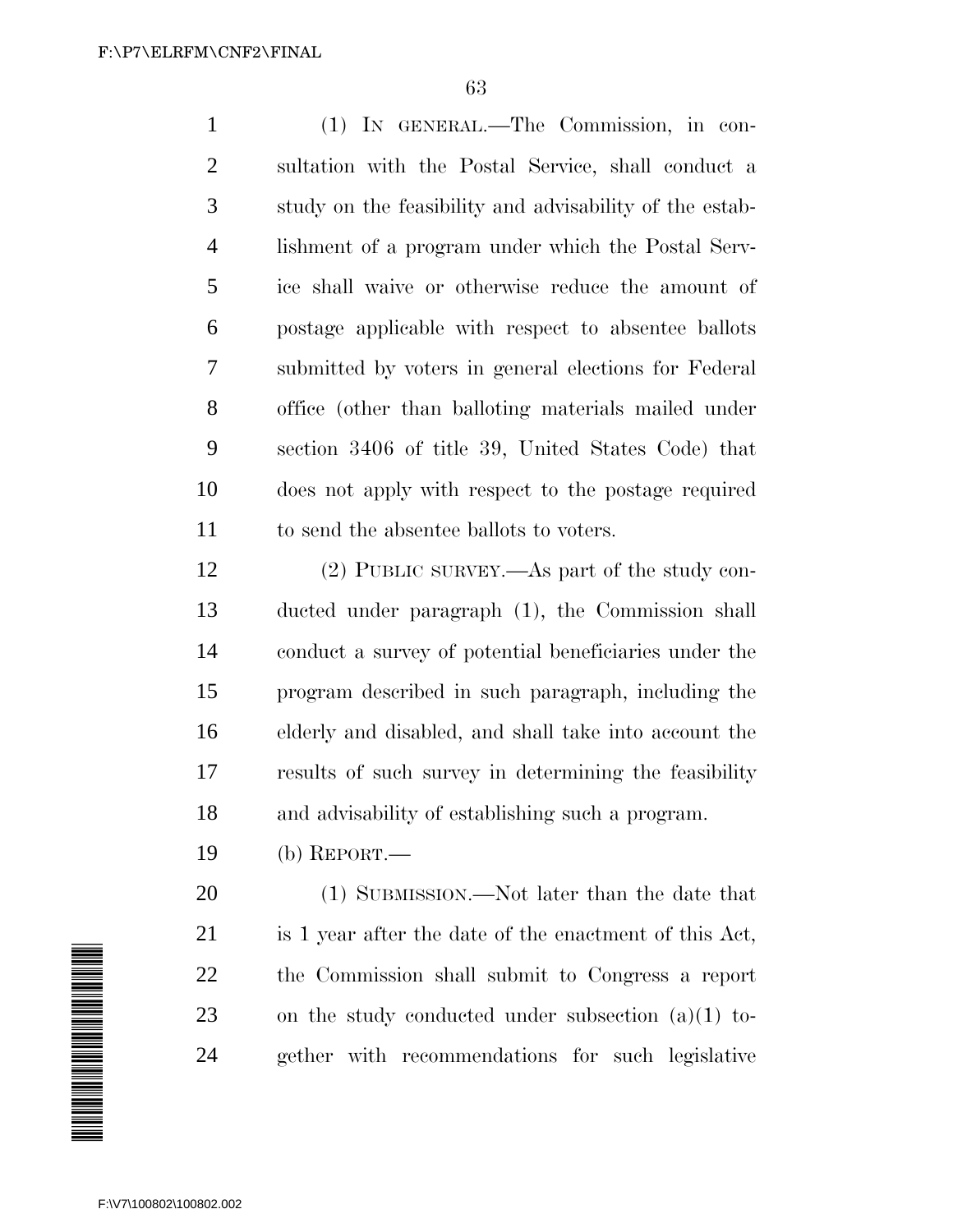(1) IN GENERAL.—The Commission, in consultation with the Postal Service, shall conduct a study on the feasibility and advisability of the establishment of a program under which the Postal Service shall waive or otherwise reduce the amount of postage applicable with respect to absentee ballots submitted by voters in general elections for Federal office (other than balloting materials mailed under section 3406 of title 39, United States Code) that does not apply with respect to the postage required to send the absentee ballots to voters.

(2) PUBLIC SURVEY.—As part of the study conducted under paragraph (1), the Commission shall conduct a survey of potential beneficiaries under the program described in such paragraph, including the elderly and disabled, and shall take into account the results of such survey in determining the feasibility and advisability of establishing such a program.

(b) REPORT.—

(1) SUBMISSION.—Not later than the date that is 1 year after the date of the enactment of this Act, the Commission shall submit to Congress a report on the study conducted under subsection (a)(1) together with recommendations for such legislative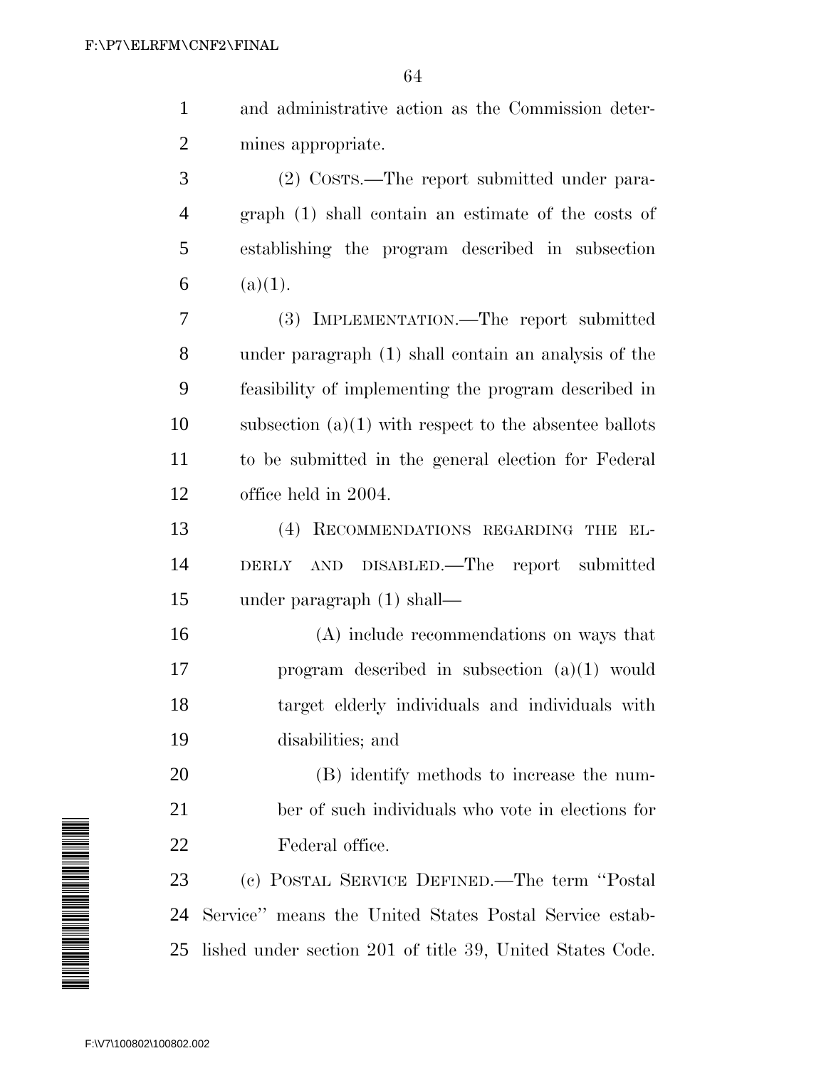and administrative action as the Commission determines appropriate.

(2) COSTS.—The report submitted under paragraph (1) shall contain an estimate of the costs of establishing the program described in subsection (a)(1).

(3) IMPLEMENTATION.—The report submitted under paragraph (1) shall contain an analysis of the feasibility of implementing the program described in subsection (a)(1) with respect to the absentee ballots to be submitted in the general election for Federal office held in 2004.

(4) RECOMMENDATIONS REGARDING THE ELDERLY AND DISABLED.—The report submitted under paragraph (1) shall—

(A) include recommendations on ways that program described in subsection (a)(1) would target elderly individuals and individuals with disabilities; and

(B) identify methods to increase the number of such individuals who vote in elections for Federal office.

(c) POSTAL SERVICE DEFINED.—The term ''Postal Service'' means the United States Postal Service established under section 201 of title 39, United States Code.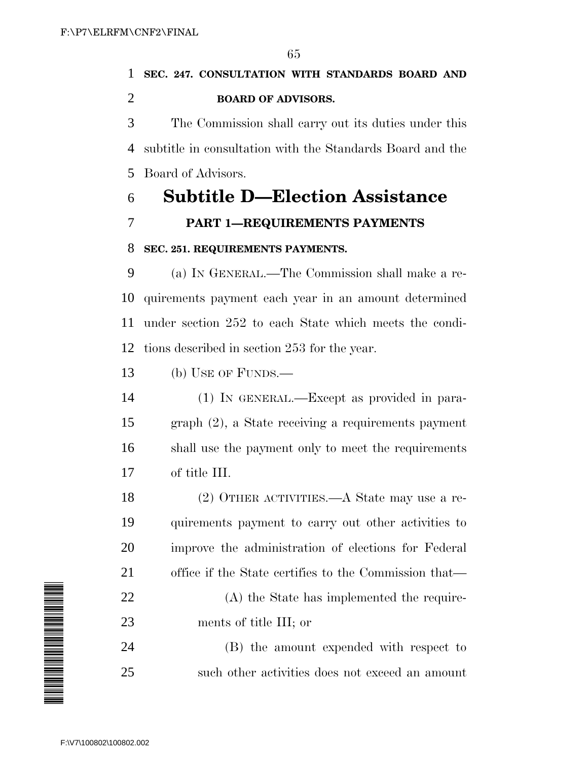**SEC. 247. CONSULTATION WITH STANDARDS BOARD AND BOARD OF ADVISORS.**

The Commission shall carry out its duties under this subtitle in consultation with the Standards Board and the Board of Advisors.

## Subtitle D—Election Assistance

### PART 1—REQUIREMENTS PAYMENTS

**SEC. 251. REQUIREMENTS PAYMENTS.**

(a) IN GENERAL.—The Commission shall make a requirements payment each year in an amount determined under section 252 to each State which meets the conditions described in section 253 for the year.

(b) USE OF FUNDS.—

(1) IN GENERAL.—Except as provided in paragraph (2), a State receiving a requirements payment shall use the payment only to meet the requirements of title III.

(2) OTHER ACTIVITIES.—A State may use a requirements payment to carry out other activities to improve the administration of elections for Federal office if the State certifies to the Commission that—

(A) the State has implemented the requirements of title III; or

(B) the amount expended with respect to such other activities does not exceed an amount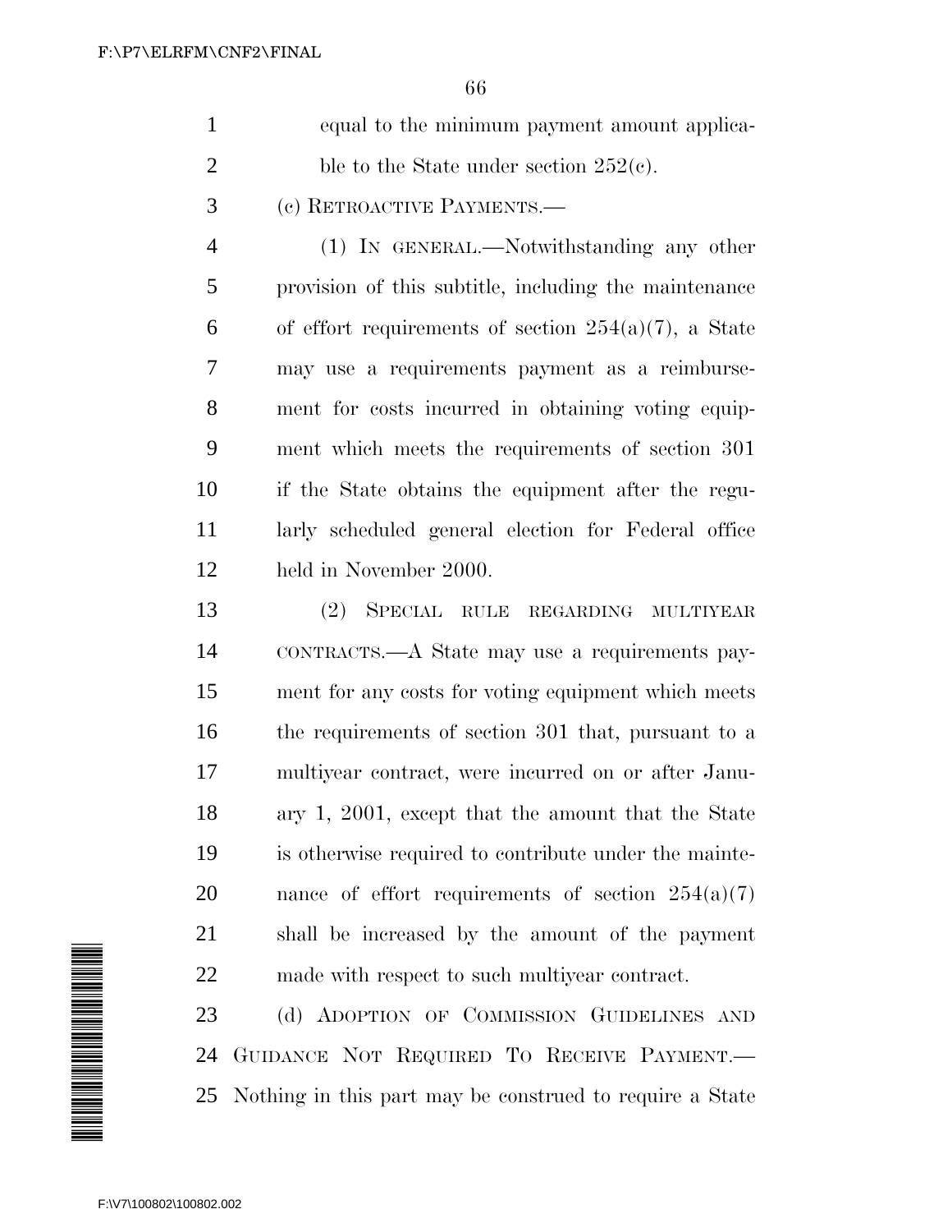equal to the minimum payment amount applicable to the State under section 252(c).

(c) RETROACTIVE PAYMENTS.—

(1) IN GENERAL.—Notwithstanding any other provision of this subtitle, including the maintenance of effort requirements of section 254(a)(7), a State may use a requirements payment as a reimbursement for costs incurred in obtaining voting equipment which meets the requirements of section 301 if the State obtains the equipment after the regularly scheduled general election for Federal office held in November 2000.

(2) SPECIAL RULE REGARDING MULTIYEAR CONTRACTS.—A State may use a requirements payment for any costs for voting equipment which meets the requirements of section 301 that, pursuant to a multiyear contract, were incurred on or after January 1, 2001, except that the amount that the State is otherwise required to contribute under the maintenance of effort requirements of section 254(a)(7) shall be increased by the amount of the payment made with respect to such multiyear contract.

(d) ADOPTION OF COMMISSION GUIDELINES AND GUIDANCE NOT REQUIRED TO RECEIVE PAYMENT.—Nothing in this part may be construed to require a State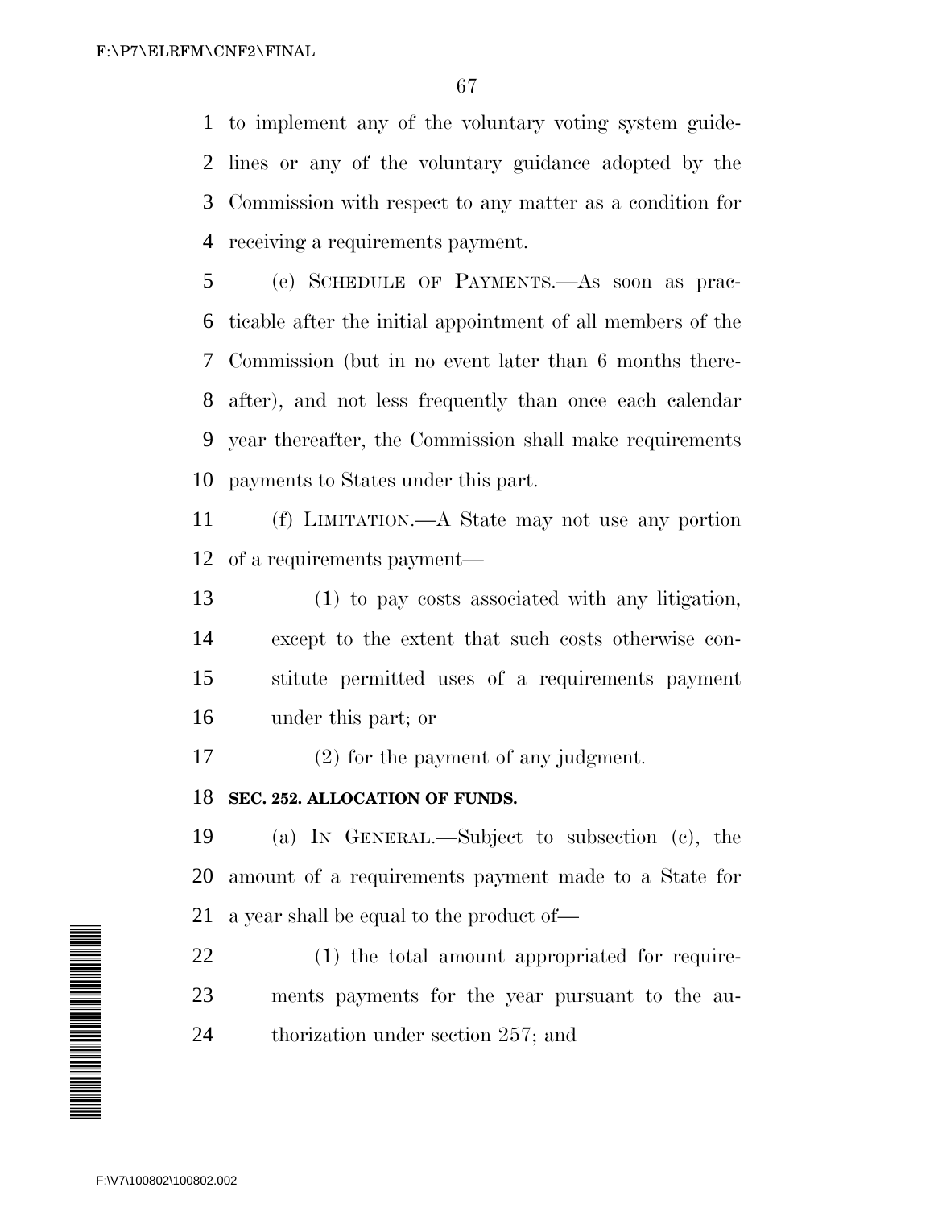to implement any of the voluntary voting system guidelines or any of the voluntary guidance adopted by the Commission with respect to any matter as a condition for receiving a requirements payment.

(e) SCHEDULE OF PAYMENTS.—As soon as practicable after the initial appointment of all members of the Commission (but in no event later than 6 months thereafter), and not less frequently than once each calendar year thereafter, the Commission shall make requirements payments to States under this part.

(f) LIMITATION.—A State may not use any portion of a requirements payment—

(1) to pay costs associated with any litigation, except to the extent that such costs otherwise constitute permitted uses of a requirements payment under this part; or

(2) for the payment of any judgment.

### SEC. 252. ALLOCATION OF FUNDS.

(a) IN GENERAL.—Subject to subsection (c), the amount of a requirements payment made to a State for a year shall be equal to the product of—

(1) the total amount appropriated for requirements payments for the year pursuant to the authorization under section 257; and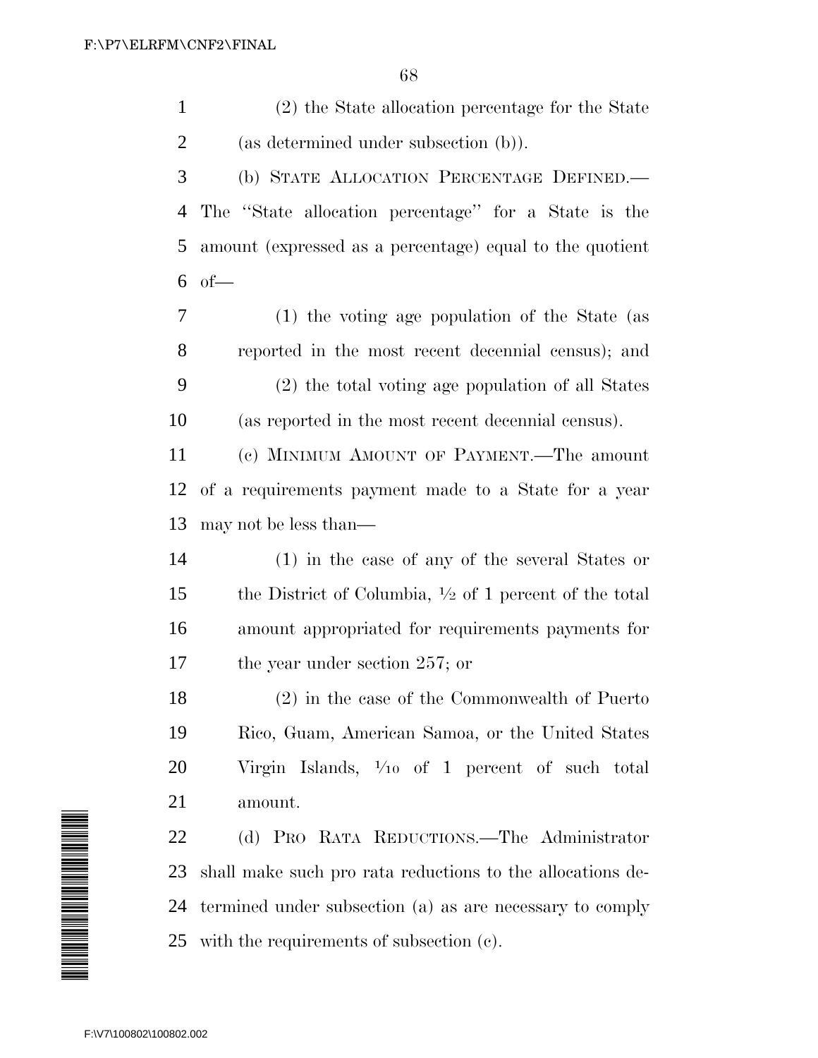(2) the State allocation percentage for the State (as determined under subsection (b)).

(b) STATE ALLOCATION PERCENTAGE DEFINED.—The "State allocation percentage" for a State is the amount (expressed as a percentage) equal to the quotient of—

(1) the voting age population of the State (as reported in the most recent decennial census); and

(2) the total voting age population of all States (as reported in the most recent decennial census).

(c) MINIMUM AMOUNT OF PAYMENT.—The amount of a requirements payment made to a State for a year may not be less than—

(1) in the case of any of the several States or the District of Columbia, ½ of 1 percent of the total amount appropriated for requirements payments for the year under section 257; or

(2) in the case of the Commonwealth of Puerto Rico, Guam, American Samoa, or the United States Virgin Islands, ¹⁄₁₀ of 1 percent of such total amount.

(d) PRO RATA REDUCTIONS.—The Administrator shall make such pro rata reductions to the allocations determined under subsection (a) as are necessary to comply with the requirements of subsection (c).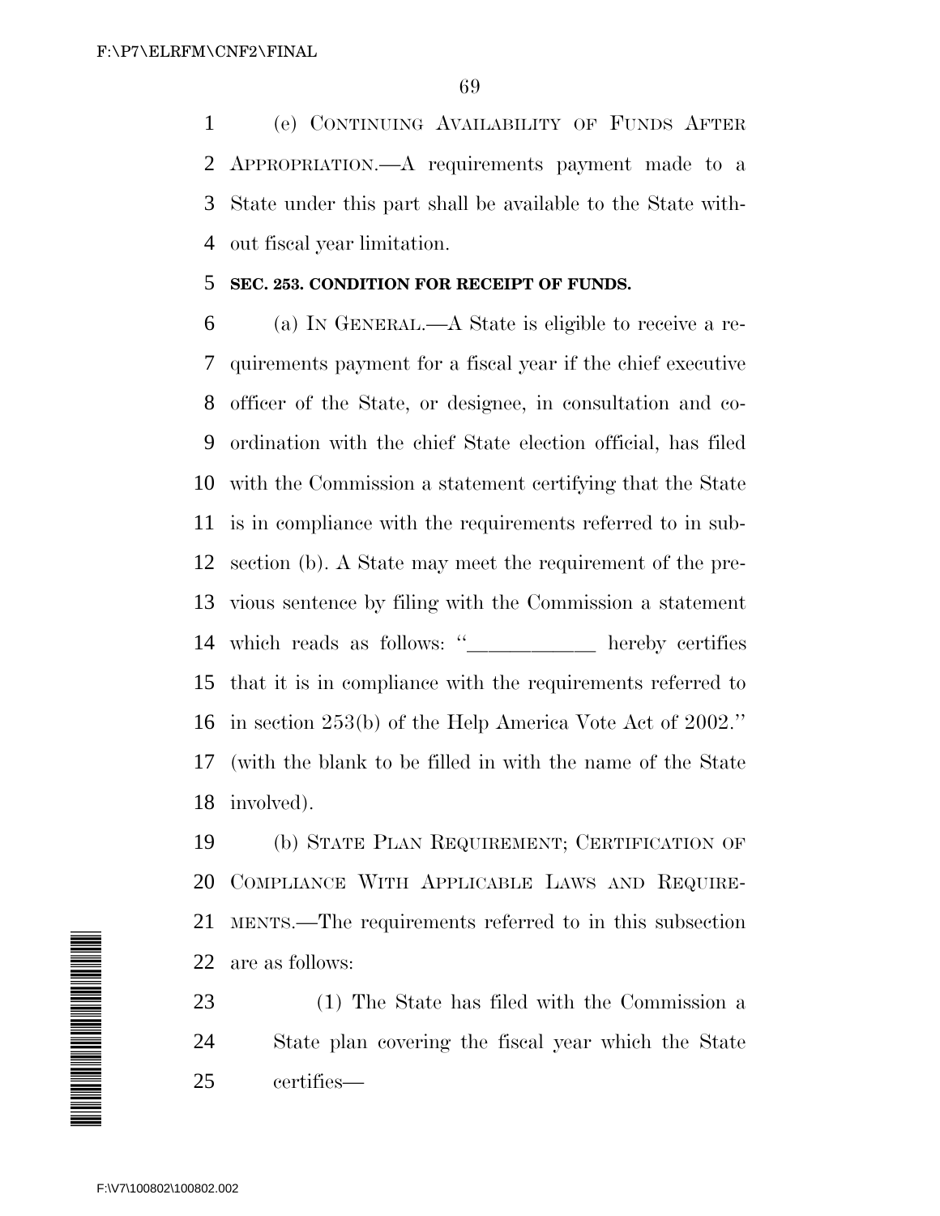(e) CONTINUING AVAILABILITY OF FUNDS AFTER APPROPRIATION.—A requirements payment made to a State under this part shall be available to the State without fiscal year limitation.

**SEC. 253. CONDITION FOR RECEIPT OF FUNDS.**

(a) IN GENERAL.—A State is eligible to receive a requirements payment for a fiscal year if the chief executive officer of the State, or designee, in consultation and coordination with the chief State election official, has filed with the Commission a statement certifying that the State is in compliance with the requirements referred to in subsection (b). A State may meet the requirement of the previous sentence by filing with the Commission a statement which reads as follows: ''____________ hereby certifies that it is in compliance with the requirements referred to in section 253(b) of the Help America Vote Act of 2002.'' (with the blank to be filled in with the name of the State involved).

(b) STATE PLAN REQUIREMENT; CERTIFICATION OF COMPLIANCE WITH APPLICABLE LAWS AND REQUIREMENTS.—The requirements referred to in this subsection are as follows:

(1) The State has filed with the Commission a State plan covering the fiscal year which the State certifies—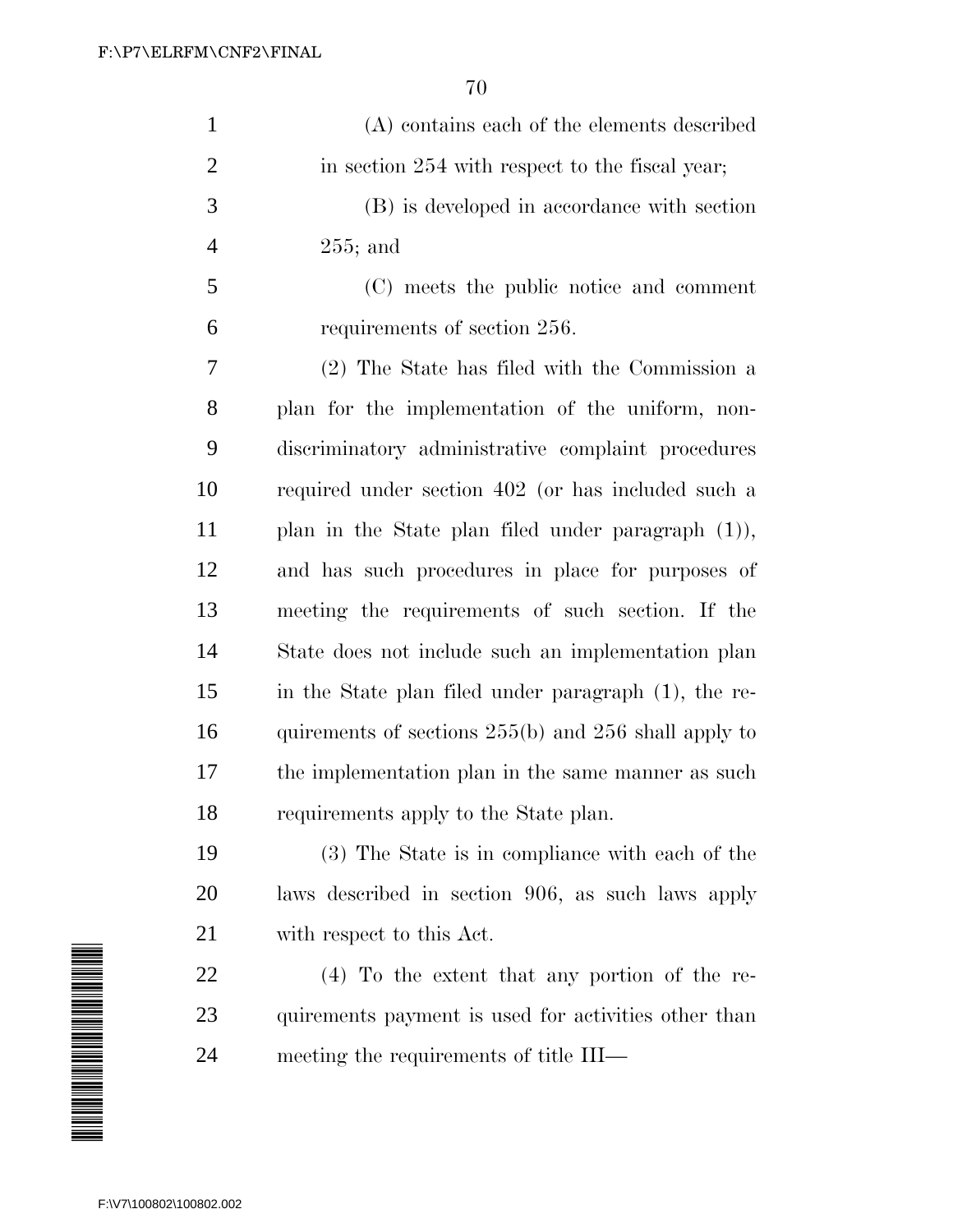(A) contains each of the elements described in section 254 with respect to the fiscal year;

(B) is developed in accordance with section 255; and

(C) meets the public notice and comment requirements of section 256.

(2) The State has filed with the Commission a plan for the implementation of the uniform, nondiscriminatory administrative complaint procedures required under section 402 (or has included such a plan in the State plan filed under paragraph (1)), and has such procedures in place for purposes of meeting the requirements of such section. If the State does not include such an implementation plan in the State plan filed under paragraph (1), the requirements of sections 255(b) and 256 shall apply to the implementation plan in the same manner as such requirements apply to the State plan.

(3) The State is in compliance with each of the laws described in section 906, as such laws apply with respect to this Act.

(4) To the extent that any portion of the requirements payment is used for activities other than meeting the requirements of title III—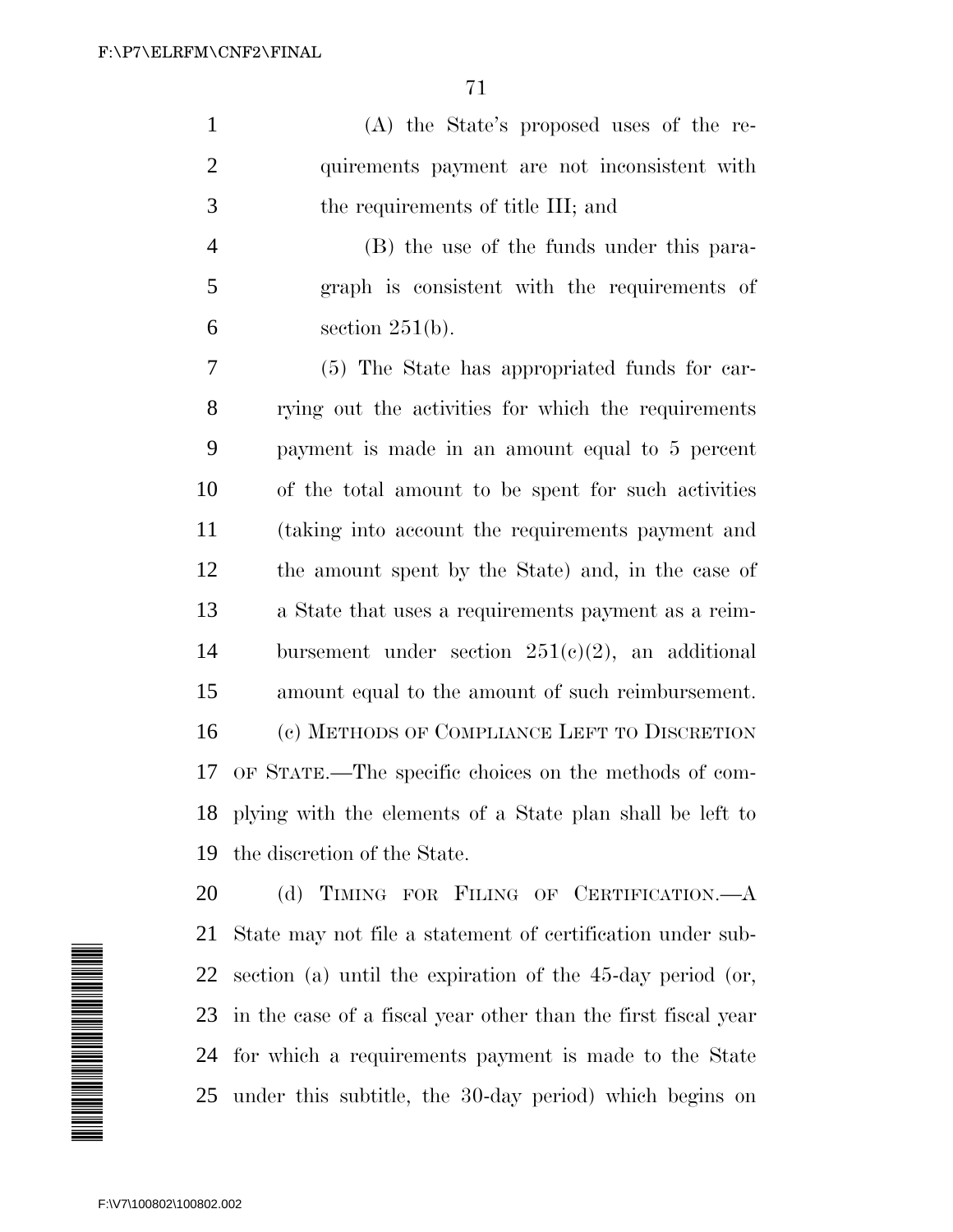(A) the State's proposed uses of the requirements payment are not inconsistent with the requirements of title III; and

(B) the use of the funds under this paragraph is consistent with the requirements of section 251(b).

(5) The State has appropriated funds for carrying out the activities for which the requirements payment is made in an amount equal to 5 percent of the total amount to be spent for such activities (taking into account the requirements payment and the amount spent by the State) and, in the case of a State that uses a requirements payment as a reimbursement under section 251(c)(2), an additional amount equal to the amount of such reimbursement.

(c) METHODS OF COMPLIANCE LEFT TO DISCRETION OF STATE.—The specific choices on the methods of complying with the elements of a State plan shall be left to the discretion of the State.

(d) TIMING FOR FILING OF CERTIFICATION.—A State may not file a statement of certification under subsection (a) until the expiration of the 45-day period (or, in the case of a fiscal year other than the first fiscal year for which a requirements payment is made to the State under this subtitle, the 30-day period) which begins on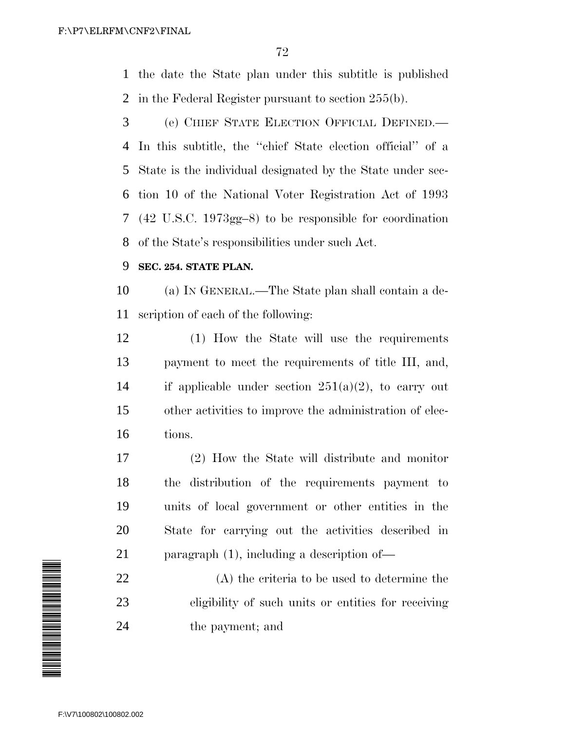the date the State plan under this subtitle is published in the Federal Register pursuant to section 255(b).

(e) CHIEF STATE ELECTION OFFICIAL DEFINED.—In this subtitle, the ''chief State election official'' of a State is the individual designated by the State under section 10 of the National Voter Registration Act of 1993 (42 U.S.C. 1973gg–8) to be responsible for coordination of the State's responsibilities under such Act.

**SEC. 254. STATE PLAN.**

(a) IN GENERAL.—The State plan shall contain a description of each of the following:

(1) How the State will use the requirements payment to meet the requirements of title III, and, if applicable under section 251(a)(2), to carry out other activities to improve the administration of elections.

(2) How the State will distribute and monitor the distribution of the requirements payment to units of local government or other entities in the State for carrying out the activities described in paragraph (1), including a description of—

(A) the criteria to be used to determine the eligibility of such units or entities for receiving the payment; and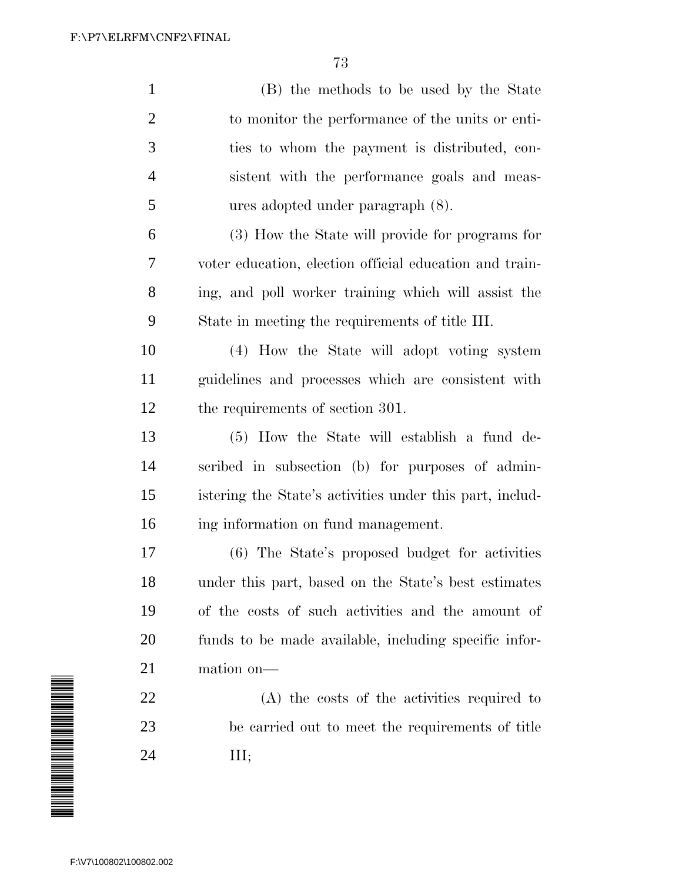(B) the methods to be used by the State to monitor the performance of the units or entities to whom the payment is distributed, consistent with the performance goals and measures adopted under paragraph (8).

(3) How the State will provide for programs for voter education, election official education and training, and poll worker training which will assist the State in meeting the requirements of title III.

(4) How the State will adopt voting system guidelines and processes which are consistent with the requirements of section 301.

(5) How the State will establish a fund described in subsection (b) for purposes of administering the State's activities under this part, including information on fund management.

(6) The State's proposed budget for activities under this part, based on the State's best estimates of the costs of such activities and the amount of funds to be made available, including specific information on—

(A) the costs of the activities required to be carried out to meet the requirements of title III;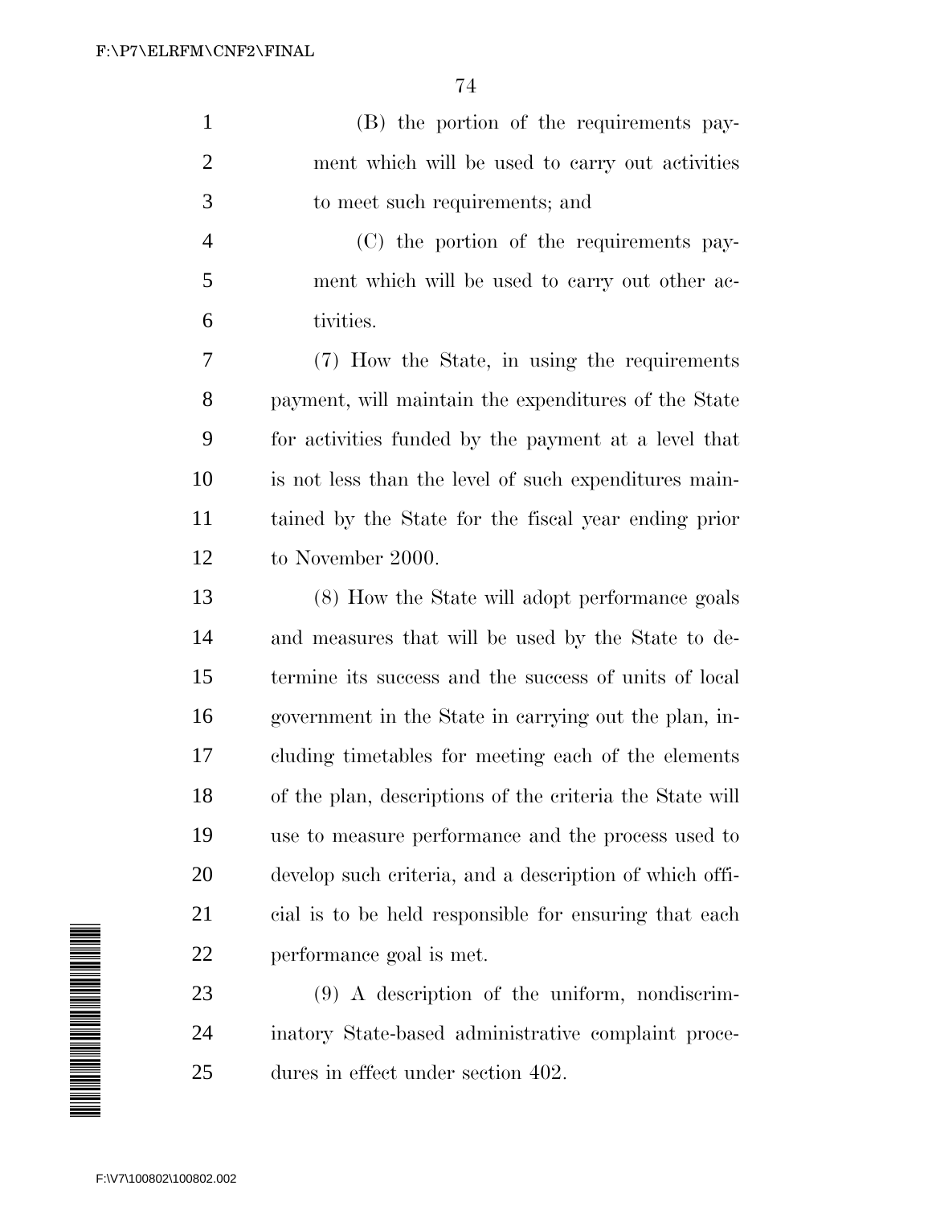(B) the portion of the requirements payment which will be used to carry out activities to meet such requirements; and

(C) the portion of the requirements payment which will be used to carry out other activities.

(7) How the State, in using the requirements payment, will maintain the expenditures of the State for activities funded by the payment at a level that is not less than the level of such expenditures maintained by the State for the fiscal year ending prior to November 2000.

(8) How the State will adopt performance goals and measures that will be used by the State to determine its success and the success of units of local government in the State in carrying out the plan, including timetables for meeting each of the elements of the plan, descriptions of the criteria the State will use to measure performance and the process used to develop such criteria, and a description of which official is to be held responsible for ensuring that each performance goal is met.

(9) A description of the uniform, nondiscriminatory State-based administrative complaint procedures in effect under section 402.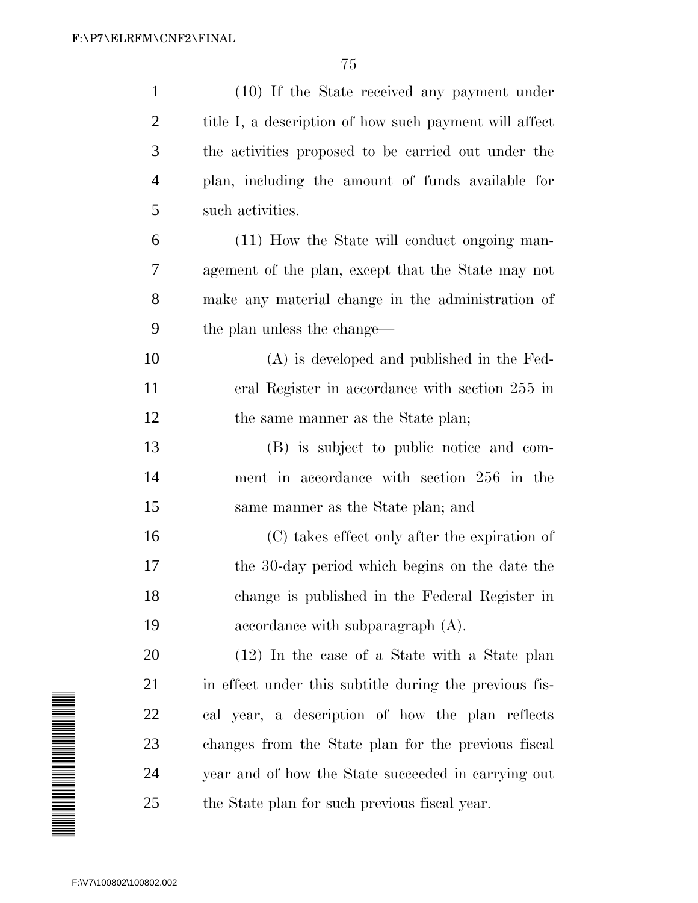(10) If the State received any payment under title I, a description of how such payment will affect the activities proposed to be carried out under the plan, including the amount of funds available for such activities.

(11) How the State will conduct ongoing management of the plan, except that the State may not make any material change in the administration of the plan unless the change—

(A) is developed and published in the Federal Register in accordance with section 255 in the same manner as the State plan;

(B) is subject to public notice and comment in accordance with section 256 in the same manner as the State plan; and

(C) takes effect only after the expiration of the 30-day period which begins on the date the change is published in the Federal Register in accordance with subparagraph (A).

(12) In the case of a State with a State plan in effect under this subtitle during the previous fiscal year, a description of how the plan reflects changes from the State plan for the previous fiscal year and of how the State succeeded in carrying out the State plan for such previous fiscal year.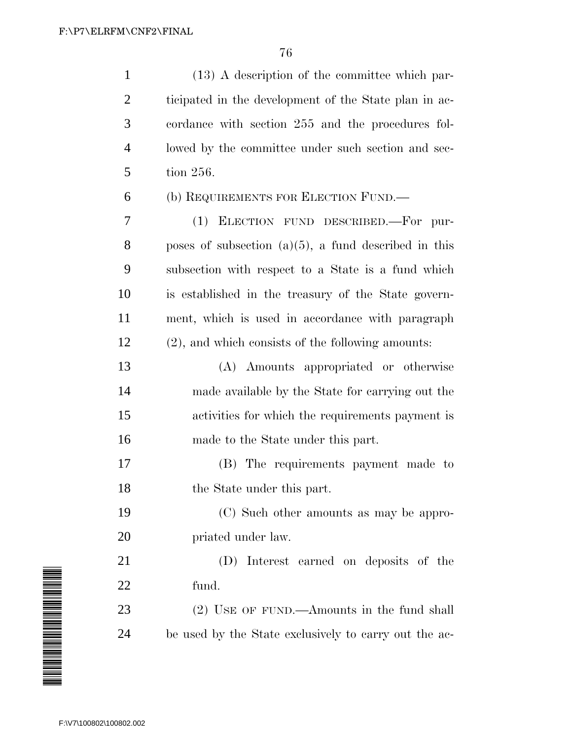(13) A description of the committee which participated in the development of the State plan in accordance with section 255 and the procedures followed by the committee under such section and section 256.

(b) REQUIREMENTS FOR ELECTION FUND.—

(1) ELECTION FUND DESCRIBED.—For purposes of subsection (a)(5), a fund described in this subsection with respect to a State is a fund which is established in the treasury of the State government, which is used in accordance with paragraph (2), and which consists of the following amounts:

(A) Amounts appropriated or otherwise made available by the State for carrying out the activities for which the requirements payment is made to the State under this part.

(B) The requirements payment made to the State under this part.

(C) Such other amounts as may be appropriated under law.

(D) Interest earned on deposits of the fund.

(2) USE OF FUND.—Amounts in the fund shall be used by the State exclusively to carry out the ac-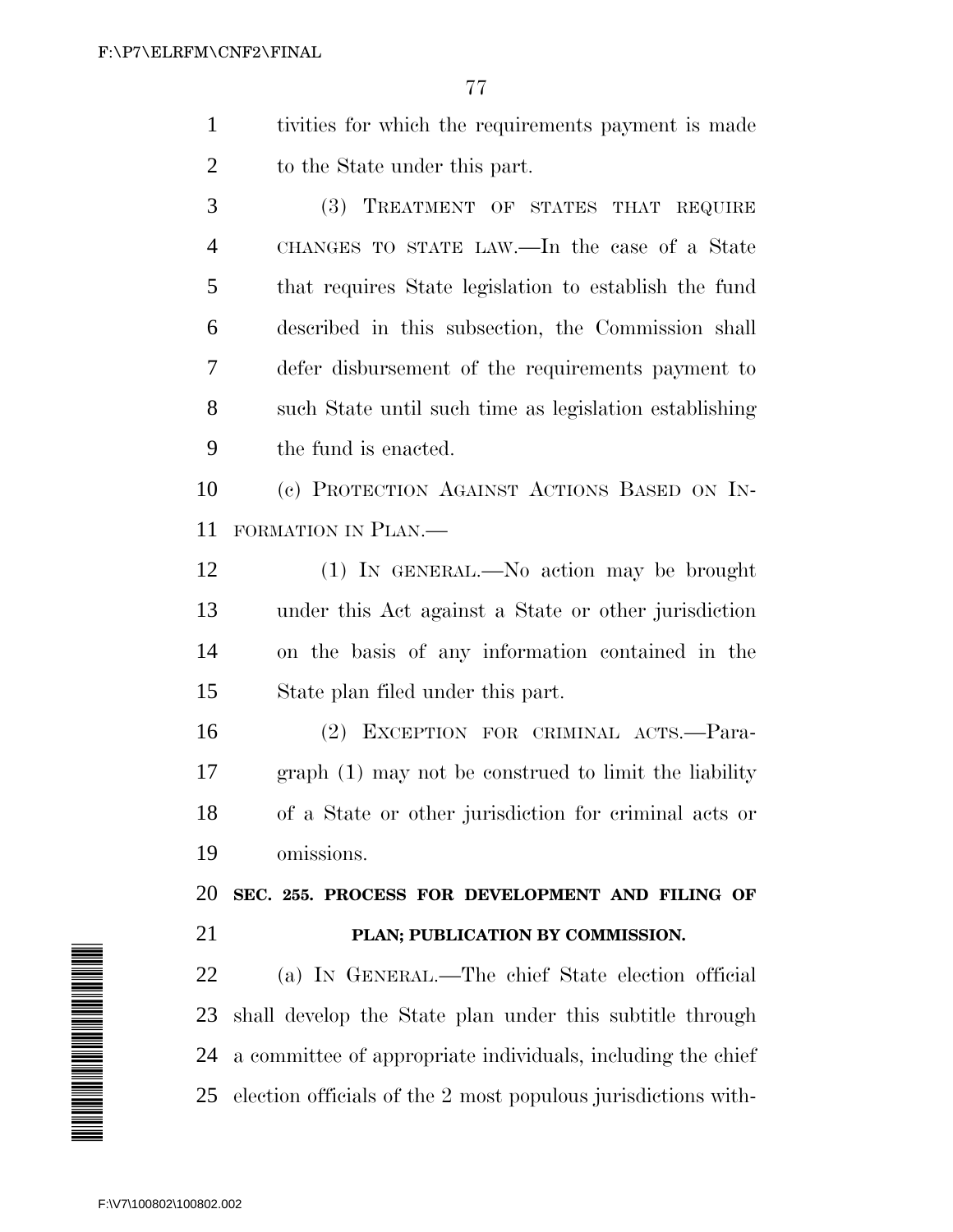tivities for which the requirements payment is made to the State under this part.

(3) TREATMENT OF STATES THAT REQUIRE CHANGES TO STATE LAW.—In the case of a State that requires State legislation to establish the fund described in this subsection, the Commission shall defer disbursement of the requirements payment to such State until such time as legislation establishing the fund is enacted.

(c) PROTECTION AGAINST ACTIONS BASED ON INFORMATION IN PLAN.—

(1) IN GENERAL.—No action may be brought under this Act against a State or other jurisdiction on the basis of any information contained in the State plan filed under this part.

(2) EXCEPTION FOR CRIMINAL ACTS.—Paragraph (1) may not be construed to limit the liability of a State or other jurisdiction for criminal acts or omissions.

**SEC. 255. PROCESS FOR DEVELOPMENT AND FILING OF PLAN; PUBLICATION BY COMMISSION.**

(a) IN GENERAL.—The chief State election official shall develop the State plan under this subtitle through a committee of appropriate individuals, including the chief election officials of the 2 most populous jurisdictions with-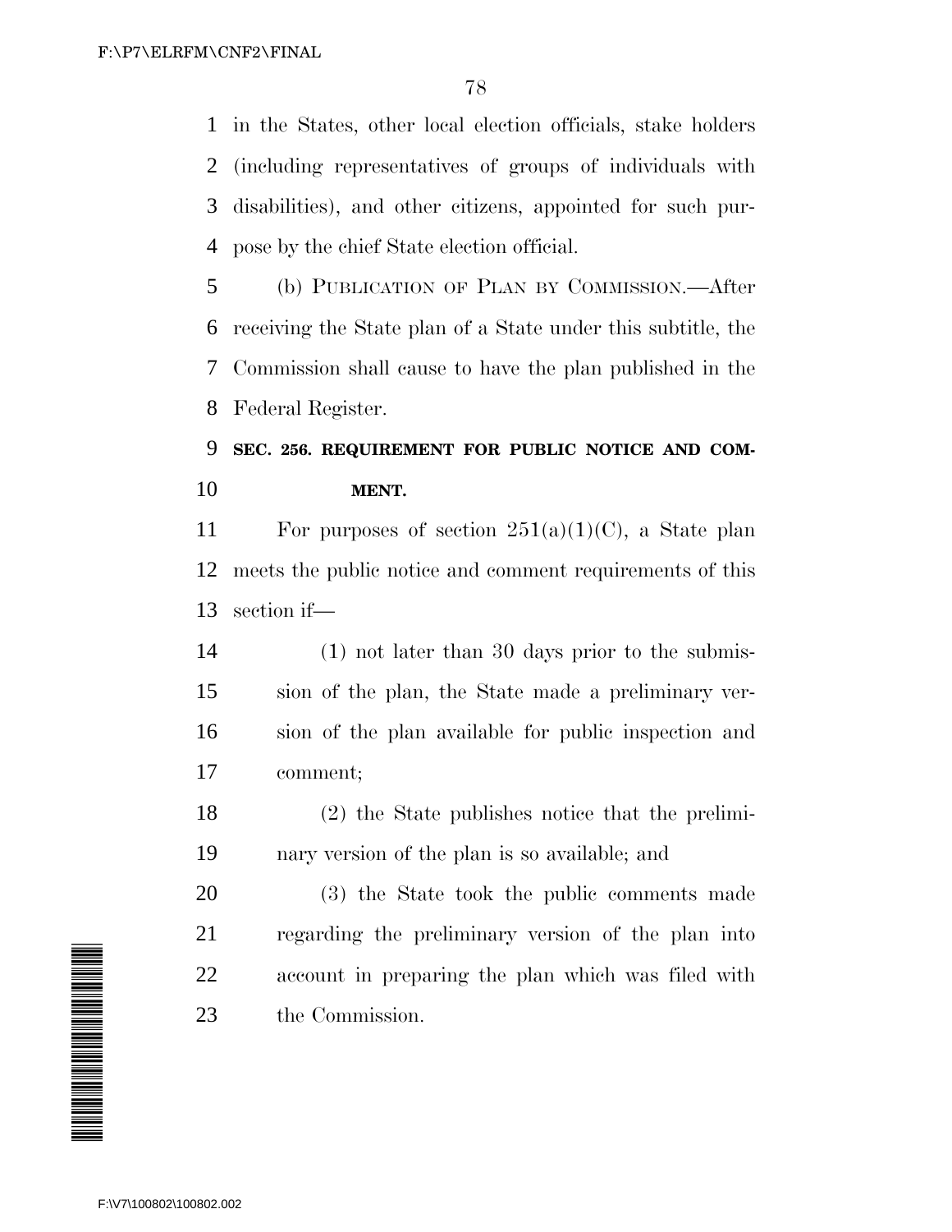in the States, other local election officials, stake holders (including representatives of groups of individuals with disabilities), and other citizens, appointed for such purpose by the chief State election official.

(b) PUBLICATION OF PLAN BY COMMISSION.—After receiving the State plan of a State under this subtitle, the Commission shall cause to have the plan published in the Federal Register.

### SEC. 256. REQUIREMENT FOR PUBLIC NOTICE AND COMMENT.

For purposes of section 251(a)(1)(C), a State plan meets the public notice and comment requirements of this section if—

(1) not later than 30 days prior to the submission of the plan, the State made a preliminary version of the plan available for public inspection and comment;

(2) the State publishes notice that the preliminary version of the plan is so available; and

(3) the State took the public comments made regarding the preliminary version of the plan into account in preparing the plan which was filed with the Commission.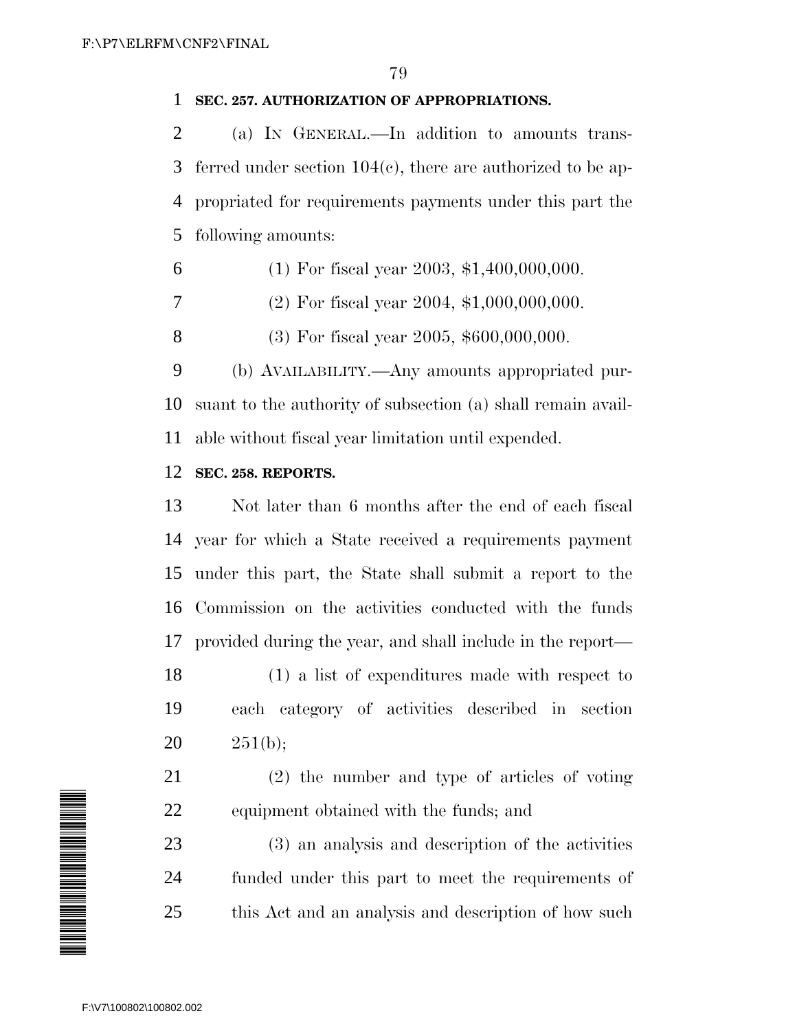**SEC. 257. AUTHORIZATION OF APPROPRIATIONS.**

(a) IN GENERAL.—In addition to amounts transferred under section 104(c), there are authorized to be appropriated for requirements payments under this part the following amounts:

(1) For fiscal year 2003, $1,400,000,000.

(2) For fiscal year 2004, $1,000,000,000.

(3) For fiscal year 2005, $600,000,000.

(b) AVAILABILITY.—Any amounts appropriated pursuant to the authority of subsection (a) shall remain available without fiscal year limitation until expended.

**SEC. 258. REPORTS.**

Not later than 6 months after the end of each fiscal year for which a State received a requirements payment under this part, the State shall submit a report to the Commission on the activities conducted with the funds provided during the year, and shall include in the report—

(1) a list of expenditures made with respect to each category of activities described in section 251(b);

(2) the number and type of articles of voting equipment obtained with the funds; and

(3) an analysis and description of the activities funded under this part to meet the requirements of this Act and an analysis and description of how such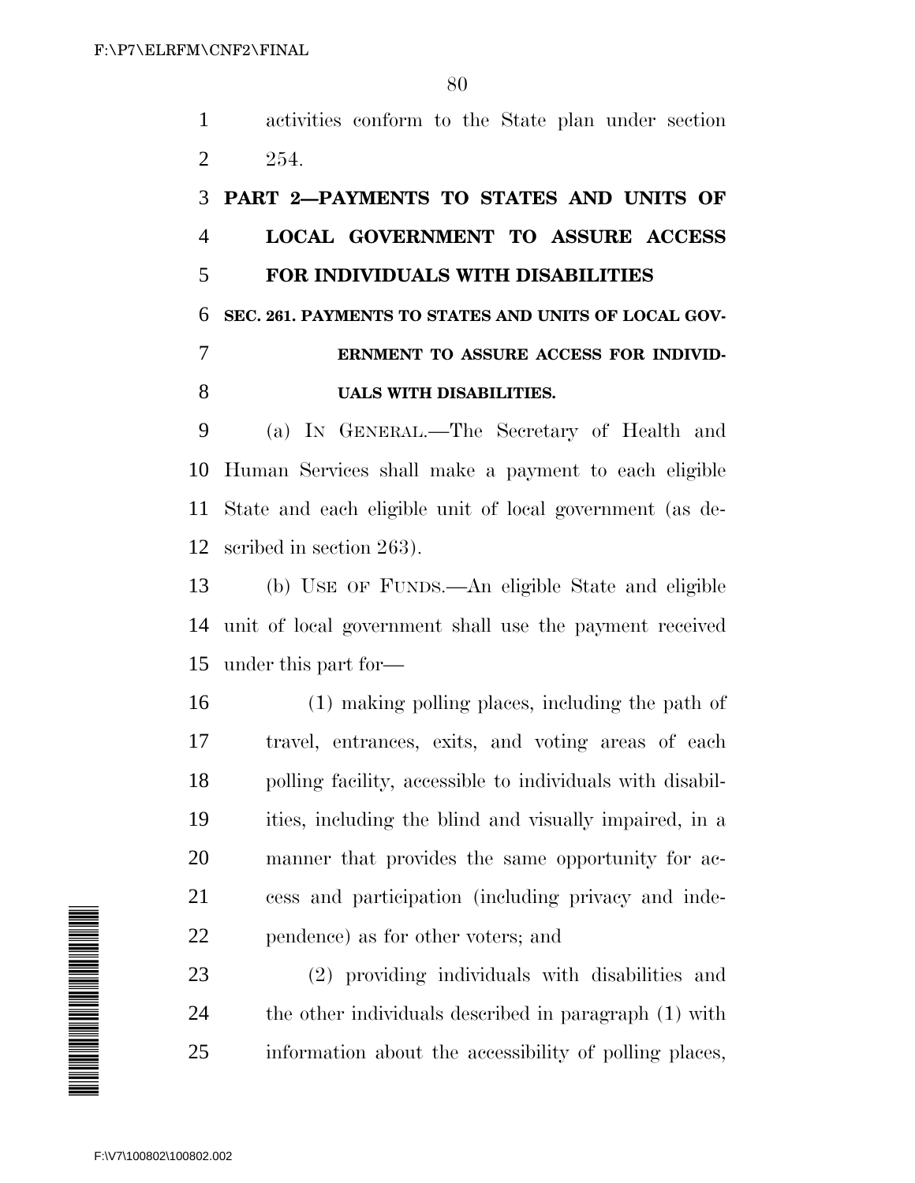activities conform to the State plan under section 254.

## PART 2—PAYMENTS TO STATES AND UNITS OF LOCAL GOVERNMENT TO ASSURE ACCESS FOR INDIVIDUALS WITH DISABILITIES

### SEC. 261. PAYMENTS TO STATES AND UNITS OF LOCAL GOVERNMENT TO ASSURE ACCESS FOR INDIVIDUALS WITH DISABILITIES.

(a) IN GENERAL.—The Secretary of Health and Human Services shall make a payment to each eligible State and each eligible unit of local government (as described in section 263).

(b) USE OF FUNDS.—An eligible State and eligible unit of local government shall use the payment received under this part for—

(1) making polling places, including the path of travel, entrances, exits, and voting areas of each polling facility, accessible to individuals with disabilities, including the blind and visually impaired, in a manner that provides the same opportunity for access and participation (including privacy and independence) as for other voters; and

(2) providing individuals with disabilities and the other individuals described in paragraph (1) with information about the accessibility of polling places,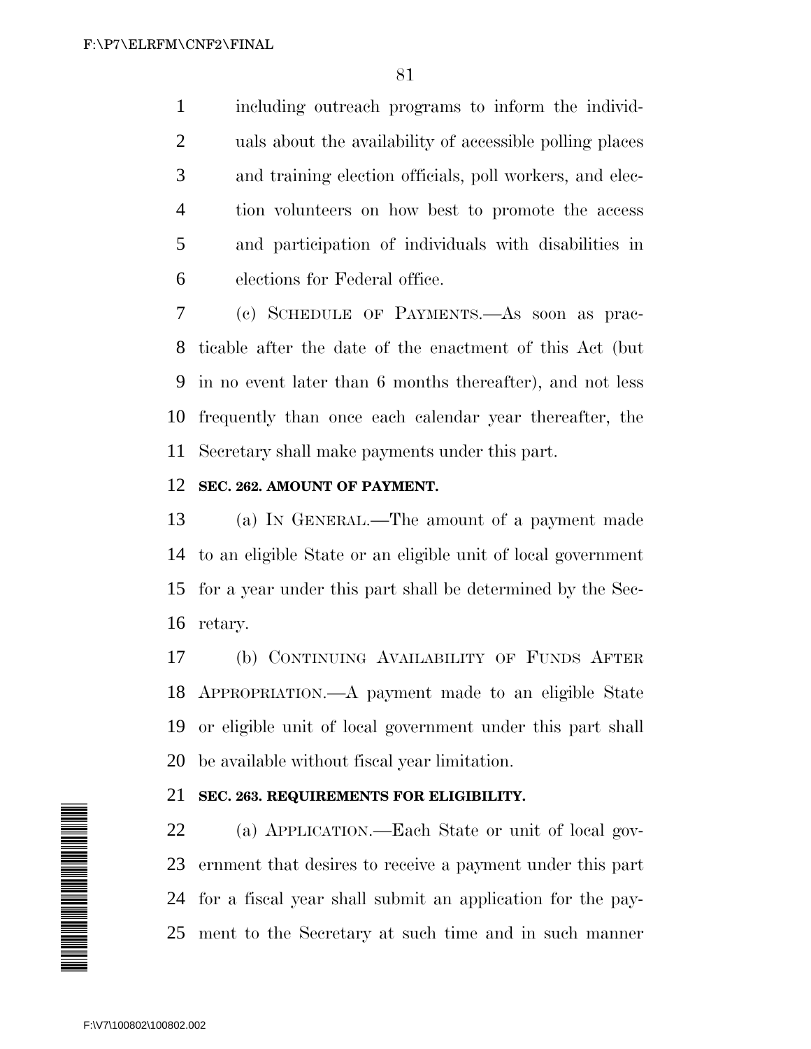including outreach programs to inform the individuals about the availability of accessible polling places and training election officials, poll workers, and election volunteers on how best to promote the access and participation of individuals with disabilities in elections for Federal office.

(c) SCHEDULE OF PAYMENTS.—As soon as practicable after the date of the enactment of this Act (but in no event later than 6 months thereafter), and not less frequently than once each calendar year thereafter, the Secretary shall make payments under this part.

**SEC. 262. AMOUNT OF PAYMENT.**

(a) IN GENERAL.—The amount of a payment made to an eligible State or an eligible unit of local government for a year under this part shall be determined by the Secretary.

(b) CONTINUING AVAILABILITY OF FUNDS AFTER APPROPRIATION.—A payment made to an eligible State or eligible unit of local government under this part shall be available without fiscal year limitation.

**SEC. 263. REQUIREMENTS FOR ELIGIBILITY.**

(a) APPLICATION.—Each State or unit of local government that desires to receive a payment under this part for a fiscal year shall submit an application for the payment to the Secretary at such time and in such manner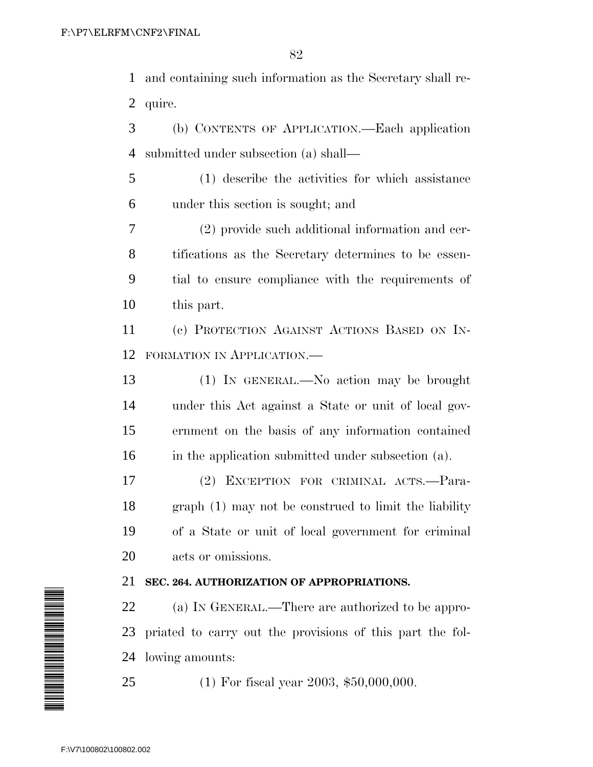and containing such information as the Secretary shall require.

(b) CONTENTS OF APPLICATION.—Each application submitted under subsection (a) shall—

(1) describe the activities for which assistance under this section is sought; and

(2) provide such additional information and certifications as the Secretary determines to be essential to ensure compliance with the requirements of this part.

(c) PROTECTION AGAINST ACTIONS BASED ON INFORMATION IN APPLICATION.—

(1) IN GENERAL.—No action may be brought under this Act against a State or unit of local government on the basis of any information contained in the application submitted under subsection (a).

(2) EXCEPTION FOR CRIMINAL ACTS.—Paragraph (1) may not be construed to limit the liability of a State or unit of local government for criminal acts or omissions.

**SEC. 264. AUTHORIZATION OF APPROPRIATIONS.**

(a) IN GENERAL.—There are authorized to be appropriated to carry out the provisions of this part the following amounts:

(1) For fiscal year 2003, $50,000,000.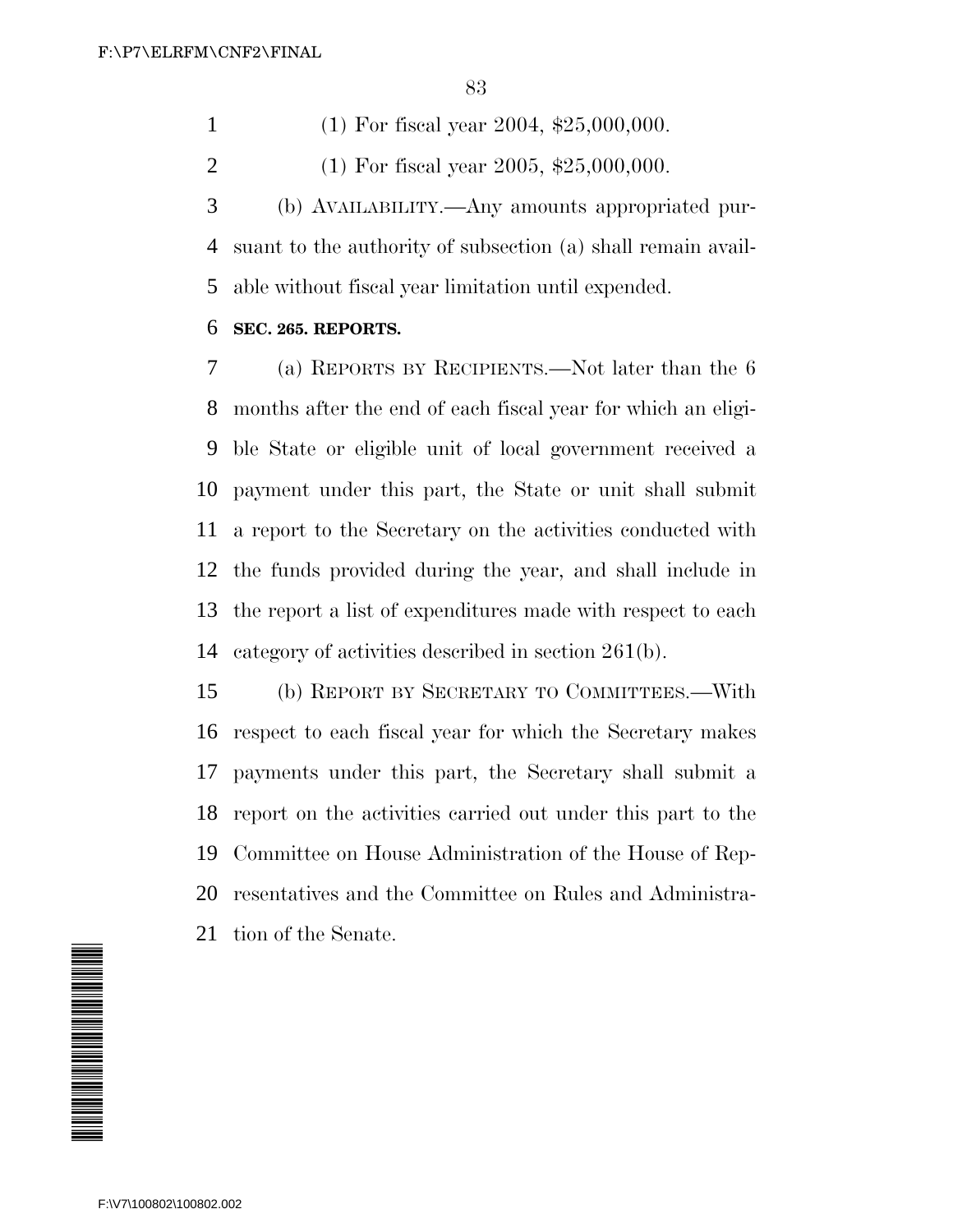(1) For fiscal year 2004, $25,000,000.

(1) For fiscal year 2005, $25,000,000.

(b) AVAILABILITY.—Any amounts appropriated pursuant to the authority of subsection (a) shall remain available without fiscal year limitation until expended.

**SEC. 265. REPORTS.**

(a) REPORTS BY RECIPIENTS.—Not later than the 6 months after the end of each fiscal year for which an eligible State or eligible unit of local government received a payment under this part, the State or unit shall submit a report to the Secretary on the activities conducted with the funds provided during the year, and shall include in the report a list of expenditures made with respect to each category of activities described in section 261(b).

(b) REPORT BY SECRETARY TO COMMITTEES.—With respect to each fiscal year for which the Secretary makes payments under this part, the Secretary shall submit a report on the activities carried out under this part to the Committee on House Administration of the House of Representatives and the Committee on Rules and Administration of the Senate.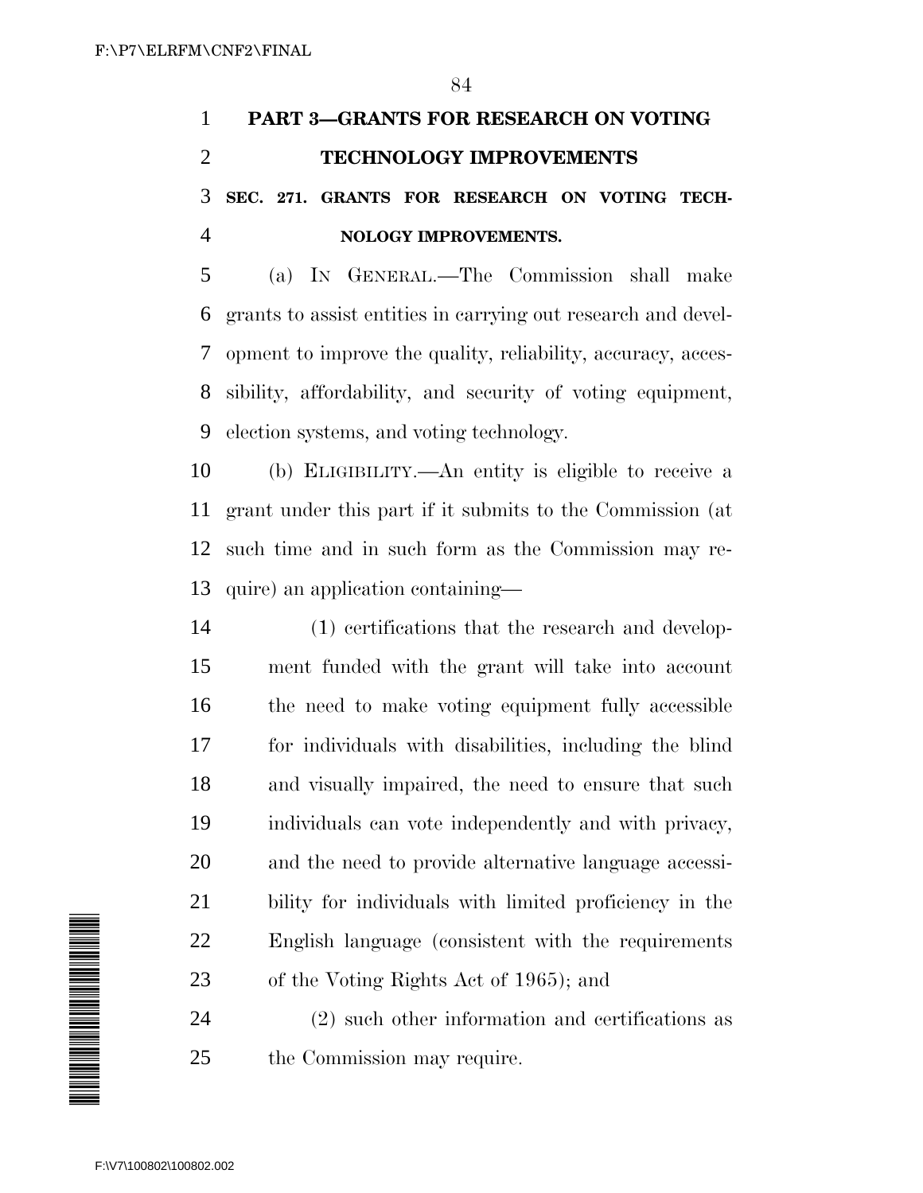## PART 3—GRANTS FOR RESEARCH ON VOTING TECHNOLOGY IMPROVEMENTS

### SEC. 271. GRANTS FOR RESEARCH ON VOTING TECHNOLOGY IMPROVEMENTS.

(a) IN GENERAL.—The Commission shall make grants to assist entities in carrying out research and development to improve the quality, reliability, accuracy, accessibility, affordability, and security of voting equipment, election systems, and voting technology.

(b) ELIGIBILITY.—An entity is eligible to receive a grant under this part if it submits to the Commission (at such time and in such form as the Commission may require) an application containing—

(1) certifications that the research and development funded with the grant will take into account the need to make voting equipment fully accessible for individuals with disabilities, including the blind and visually impaired, the need to ensure that such individuals can vote independently and with privacy, and the need to provide alternative language accessibility for individuals with limited proficiency in the English language (consistent with the requirements of the Voting Rights Act of 1965); and

(2) such other information and certifications as the Commission may require.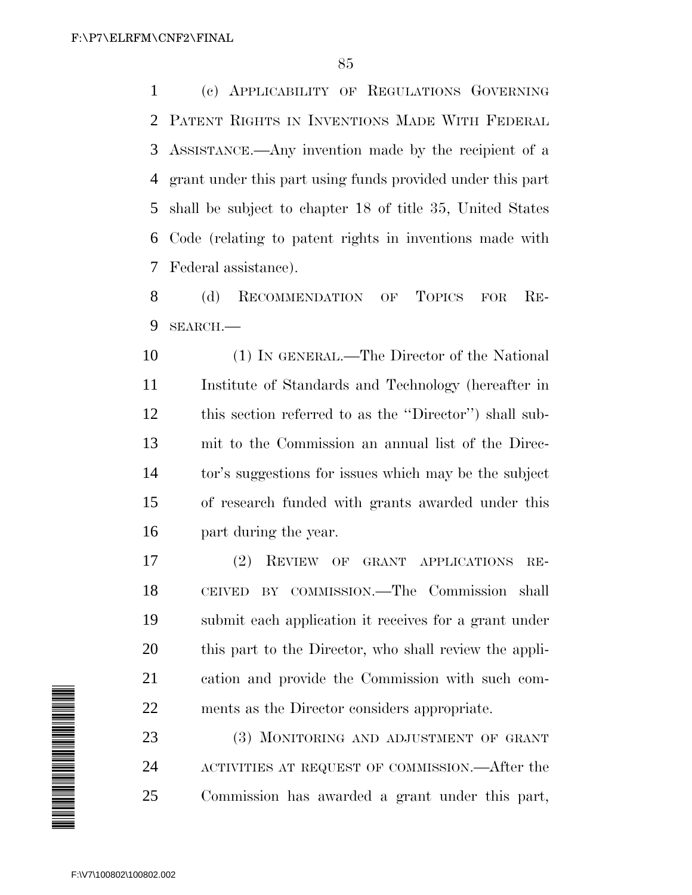(c) APPLICABILITY OF REGULATIONS GOVERNING PATENT RIGHTS IN INVENTIONS MADE WITH FEDERAL ASSISTANCE.—Any invention made by the recipient of a grant under this part using funds provided under this part shall be subject to chapter 18 of title 35, United States Code (relating to patent rights in inventions made with Federal assistance).

(d) RECOMMENDATION OF TOPICS FOR RESEARCH.—

(1) IN GENERAL.—The Director of the National Institute of Standards and Technology (hereafter in this section referred to as the "Director") shall submit to the Commission an annual list of the Director's suggestions for issues which may be the subject of research funded with grants awarded under this part during the year.

(2) REVIEW OF GRANT APPLICATIONS RECEIVED BY COMMISSION.—The Commission shall submit each application it receives for a grant under this part to the Director, who shall review the application and provide the Commission with such comments as the Director considers appropriate.

(3) MONITORING AND ADJUSTMENT OF GRANT ACTIVITIES AT REQUEST OF COMMISSION.—After the Commission has awarded a grant under this part,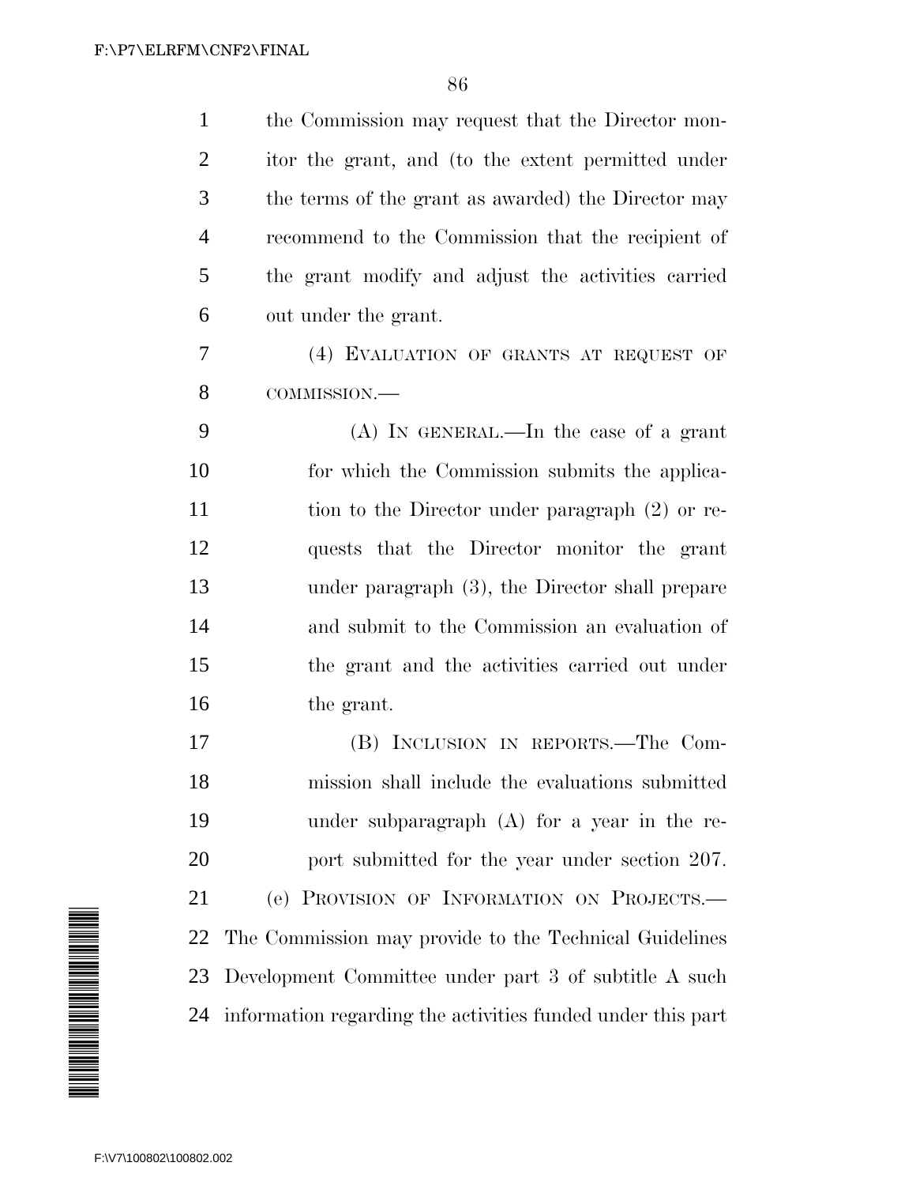the Commission may request that the Director monitor the grant, and (to the extent permitted under the terms of the grant as awarded) the Director may recommend to the Commission that the recipient of the grant modify and adjust the activities carried out under the grant.

(4) EVALUATION OF GRANTS AT REQUEST OF COMMISSION.—

(A) IN GENERAL.—In the case of a grant for which the Commission submits the application to the Director under paragraph (2) or requests that the Director monitor the grant under paragraph (3), the Director shall prepare and submit to the Commission an evaluation of the grant and the activities carried out under the grant.

(B) INCLUSION IN REPORTS.—The Commission shall include the evaluations submitted under subparagraph (A) for a year in the report submitted for the year under section 207.

(e) PROVISION OF INFORMATION ON PROJECTS.—The Commission may provide to the Technical Guidelines Development Committee under part 3 of subtitle A such information regarding the activities funded under this part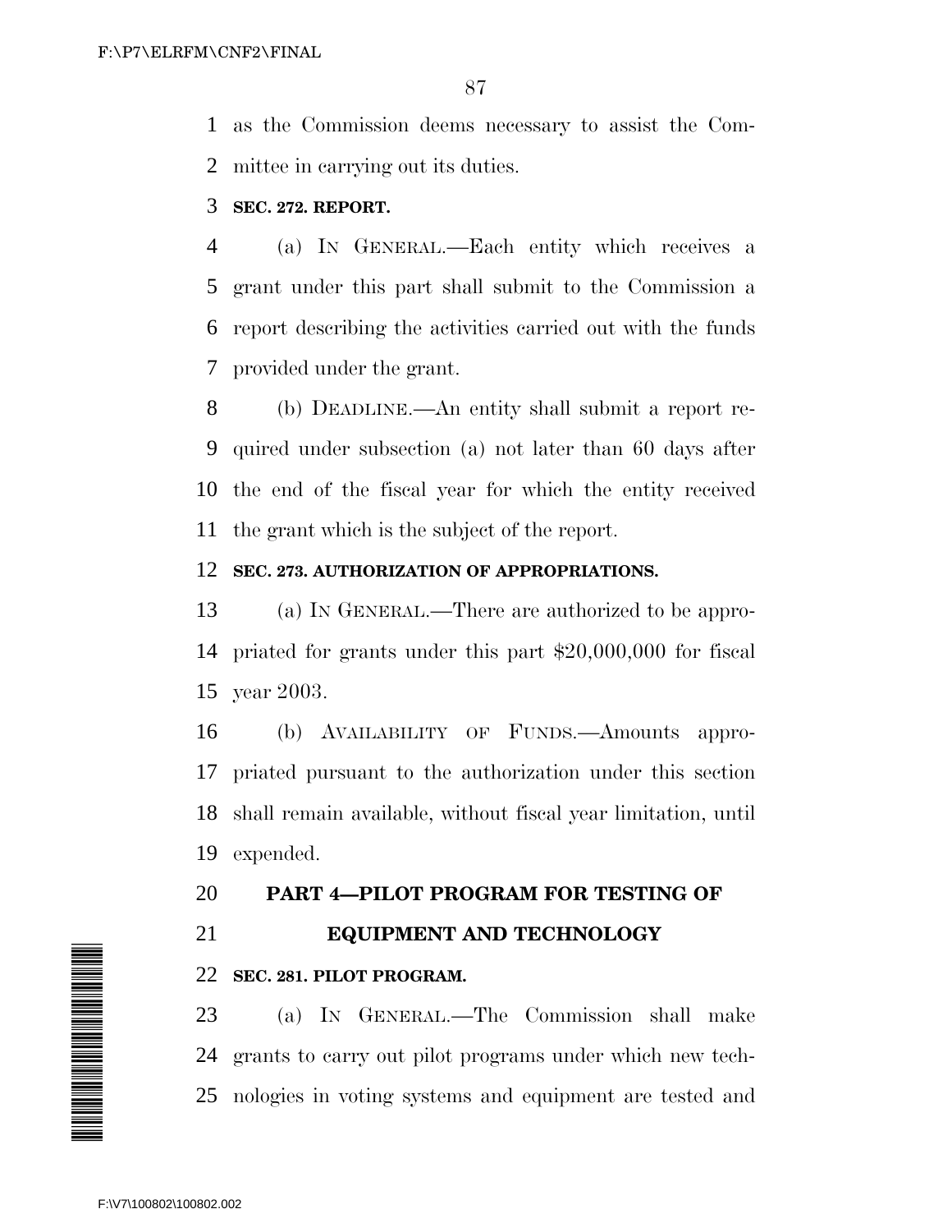as the Commission deems necessary to assist the Committee in carrying out its duties.

**SEC. 272. REPORT.**

(a) IN GENERAL.—Each entity which receives a grant under this part shall submit to the Commission a report describing the activities carried out with the funds provided under the grant.

(b) DEADLINE.—An entity shall submit a report required under subsection (a) not later than 60 days after the end of the fiscal year for which the entity received the grant which is the subject of the report.

**SEC. 273. AUTHORIZATION OF APPROPRIATIONS.**

(a) IN GENERAL.—There are authorized to be appropriated for grants under this part $20,000,000 for fiscal year 2003.

(b) AVAILABILITY OF FUNDS.—Amounts appropriated pursuant to the authorization under this section shall remain available, without fiscal year limitation, until expended.

## PART 4—PILOT PROGRAM FOR TESTING OF EQUIPMENT AND TECHNOLOGY

**SEC. 281. PILOT PROGRAM.**

(a) IN GENERAL.—The Commission shall make grants to carry out pilot programs under which new technologies in voting systems and equipment are tested and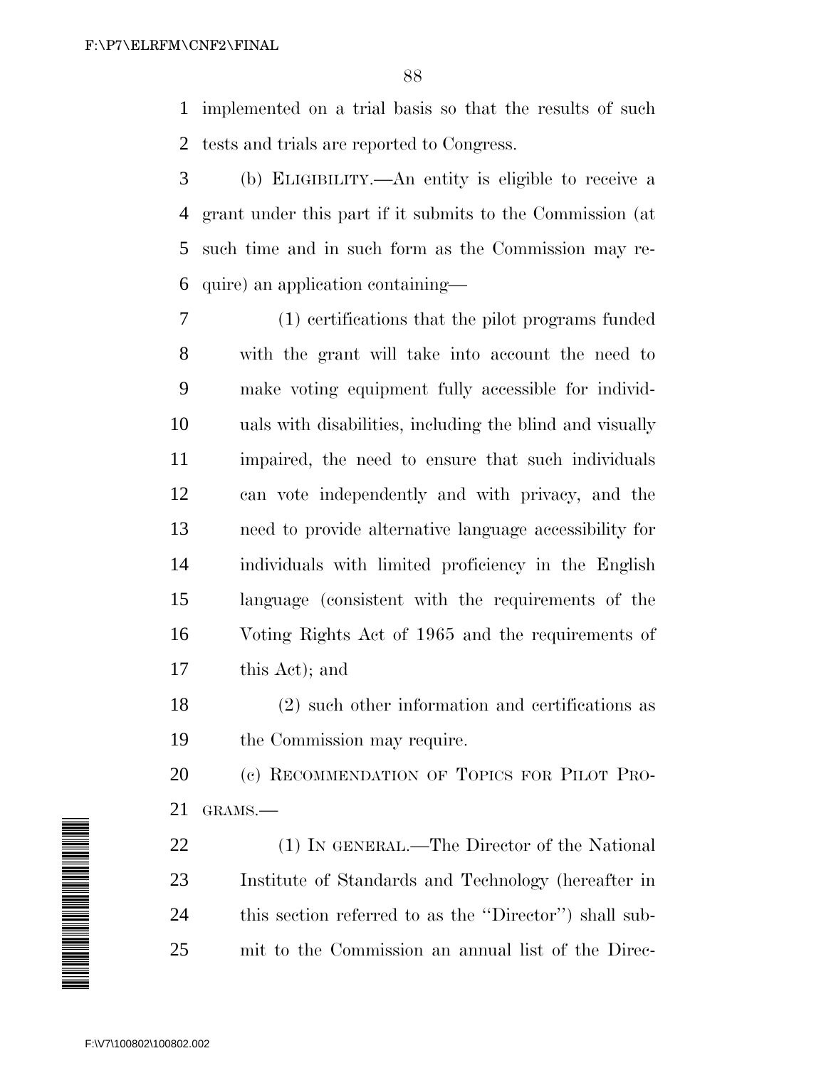implemented on a trial basis so that the results of such tests and trials are reported to Congress.

(b) ELIGIBILITY.—An entity is eligible to receive a grant under this part if it submits to the Commission (at such time and in such form as the Commission may require) an application containing—

(1) certifications that the pilot programs funded with the grant will take into account the need to make voting equipment fully accessible for individuals with disabilities, including the blind and visually impaired, the need to ensure that such individuals can vote independently and with privacy, and the need to provide alternative language accessibility for individuals with limited proficiency in the English language (consistent with the requirements of the Voting Rights Act of 1965 and the requirements of this Act); and

(2) such other information and certifications as the Commission may require.

(c) RECOMMENDATION OF TOPICS FOR PILOT PROGRAMS.—

(1) IN GENERAL.—The Director of the National Institute of Standards and Technology (hereafter in this section referred to as the ''Director'') shall submit to the Commission an annual list of the Direc-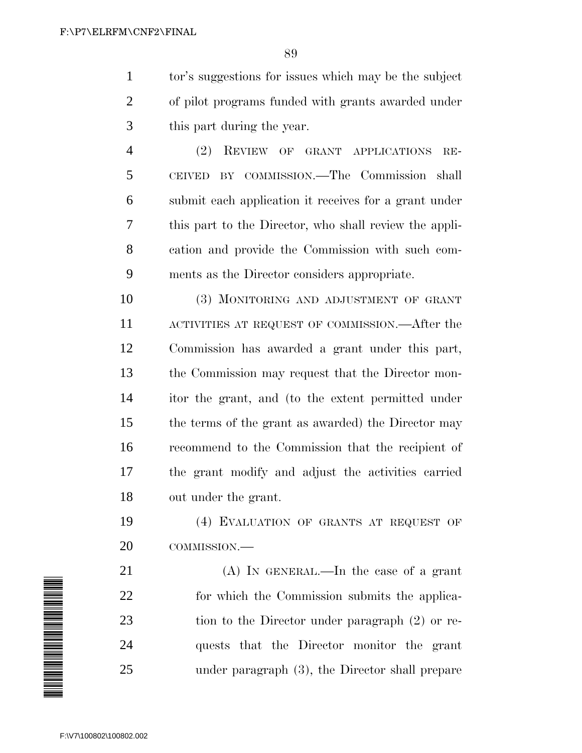tor's suggestions for issues which may be the subject of pilot programs funded with grants awarded under this part during the year.

(2) REVIEW OF GRANT APPLICATIONS RECEIVED BY COMMISSION.—The Commission shall submit each application it receives for a grant under this part to the Director, who shall review the application and provide the Commission with such comments as the Director considers appropriate.

(3) MONITORING AND ADJUSTMENT OF GRANT ACTIVITIES AT REQUEST OF COMMISSION.—After the Commission has awarded a grant under this part, the Commission may request that the Director monitor the grant, and (to the extent permitted under the terms of the grant as awarded) the Director may recommend to the Commission that the recipient of the grant modify and adjust the activities carried out under the grant.

(4) EVALUATION OF GRANTS AT REQUEST OF COMMISSION.—

(A) IN GENERAL.—In the case of a grant for which the Commission submits the application to the Director under paragraph (2) or requests that the Director monitor the grant under paragraph (3), the Director shall prepare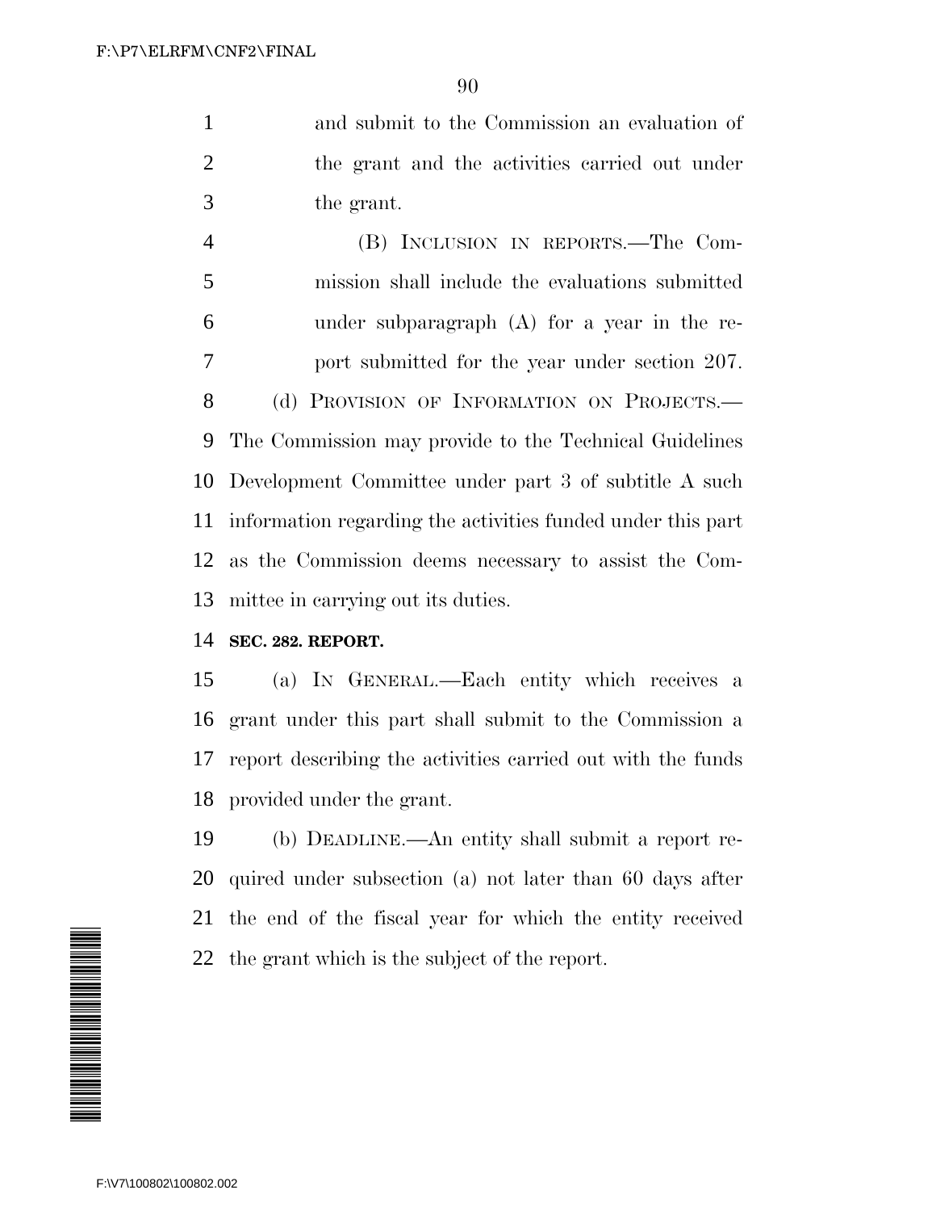and submit to the Commission an evaluation of the grant and the activities carried out under the grant.

(B) INCLUSION IN REPORTS.—The Commission shall include the evaluations submitted under subparagraph (A) for a year in the report submitted for the year under section 207.

(d) PROVISION OF INFORMATION ON PROJECTS.—The Commission may provide to the Technical Guidelines Development Committee under part 3 of subtitle A such information regarding the activities funded under this part as the Commission deems necessary to assist the Committee in carrying out its duties.

**SEC. 282. REPORT.**

(a) IN GENERAL.—Each entity which receives a grant under this part shall submit to the Commission a report describing the activities carried out with the funds provided under the grant.

(b) DEADLINE.—An entity shall submit a report required under subsection (a) not later than 60 days after the end of the fiscal year for which the entity received the grant which is the subject of the report.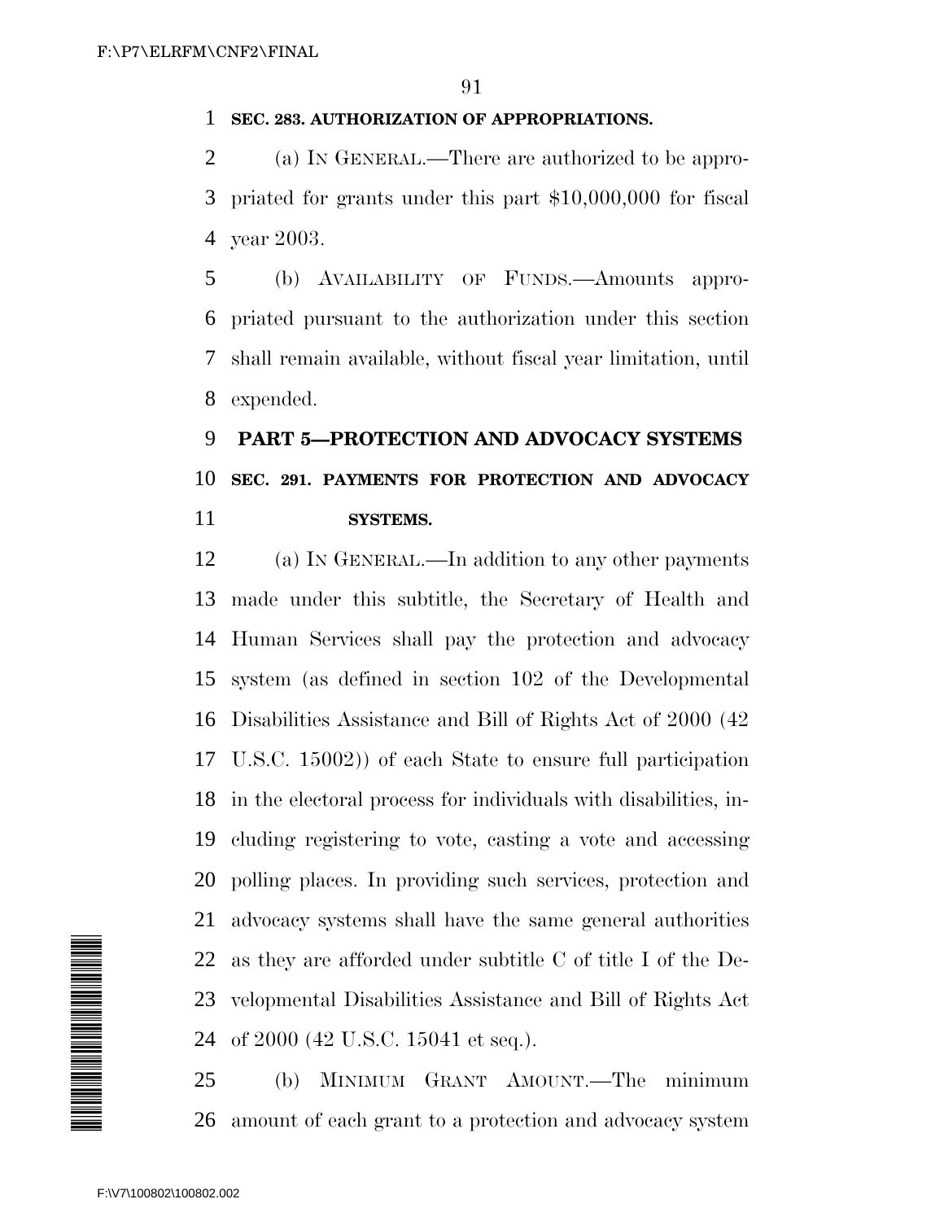**SEC. 283. AUTHORIZATION OF APPROPRIATIONS.**

(a) IN GENERAL.—There are authorized to be appropriated for grants under this part $10,000,000 for fiscal year 2003.

(b) AVAILABILITY OF FUNDS.—Amounts appropriated pursuant to the authorization under this section shall remain available, without fiscal year limitation, until expended.

## PART 5—PROTECTION AND ADVOCACY SYSTEMS

**SEC. 291. PAYMENTS FOR PROTECTION AND ADVOCACY SYSTEMS.**

(a) IN GENERAL.—In addition to any other payments made under this subtitle, the Secretary of Health and Human Services shall pay the protection and advocacy system (as defined in section 102 of the Developmental Disabilities Assistance and Bill of Rights Act of 2000 (42 U.S.C. 15002)) of each State to ensure full participation in the electoral process for individuals with disabilities, including registering to vote, casting a vote and accessing polling places. In providing such services, protection and advocacy systems shall have the same general authorities as they are afforded under subtitle C of title I of the Developmental Disabilities Assistance and Bill of Rights Act of 2000 (42 U.S.C. 15041 et seq.).

(b) MINIMUM GRANT AMOUNT.—The minimum amount of each grant to a protection and advocacy system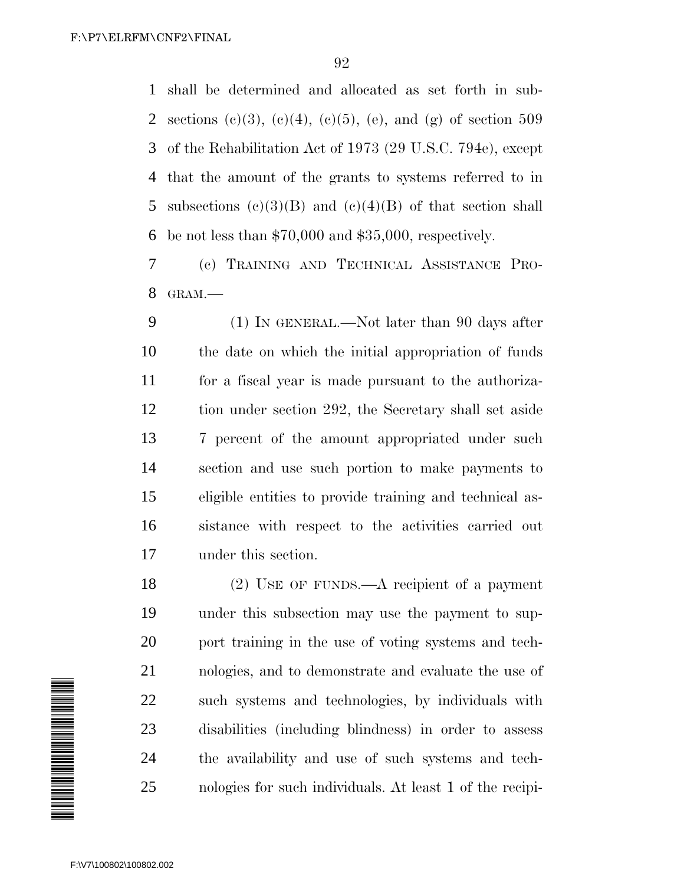shall be determined and allocated as set forth in subsections (c)(3), (c)(4), (c)(5), (e), and (g) of section 509 of the Rehabilitation Act of 1973 (29 U.S.C. 794e), except that the amount of the grants to systems referred to in subsections (c)(3)(B) and (c)(4)(B) of that section shall be not less than $70,000 and $35,000, respectively.

(c) TRAINING AND TECHNICAL ASSISTANCE PROGRAM.—

(1) IN GENERAL.—Not later than 90 days after the date on which the initial appropriation of funds for a fiscal year is made pursuant to the authorization under section 292, the Secretary shall set aside 7 percent of the amount appropriated under such section and use such portion to make payments to eligible entities to provide training and technical assistance with respect to the activities carried out under this section.

(2) USE OF FUNDS.—A recipient of a payment under this subsection may use the payment to support training in the use of voting systems and technologies, and to demonstrate and evaluate the use of such systems and technologies, by individuals with disabilities (including blindness) in order to assess the availability and use of such systems and technologies for such individuals. At least 1 of the recipi-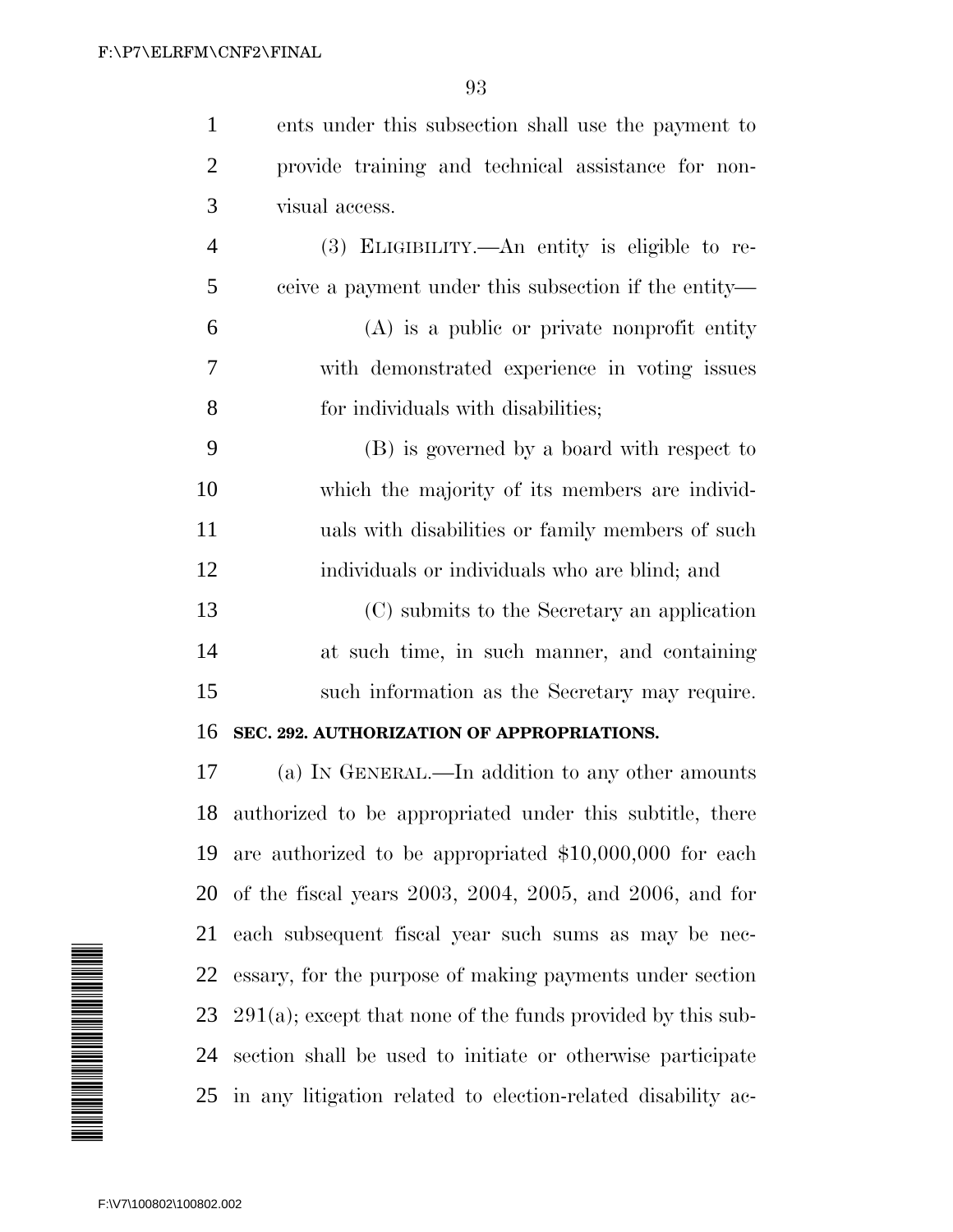ents under this subsection shall use the payment to provide training and technical assistance for non-visual access.

(3) ELIGIBILITY.—An entity is eligible to receive a payment under this subsection if the entity—

(A) is a public or private nonprofit entity with demonstrated experience in voting issues for individuals with disabilities;

(B) is governed by a board with respect to which the majority of its members are individuals with disabilities or family members of such individuals or individuals who are blind; and

(C) submits to the Secretary an application at such time, in such manner, and containing such information as the Secretary may require.

**SEC. 292. AUTHORIZATION OF APPROPRIATIONS.**

(a) IN GENERAL.—In addition to any other amounts authorized to be appropriated under this subtitle, there are authorized to be appropriated $10,000,000 for each of the fiscal years 2003, 2004, 2005, and 2006, and for each subsequent fiscal year such sums as may be necessary, for the purpose of making payments under section 291(a); except that none of the funds provided by this subsection shall be used to initiate or otherwise participate in any litigation related to election-related disability ac-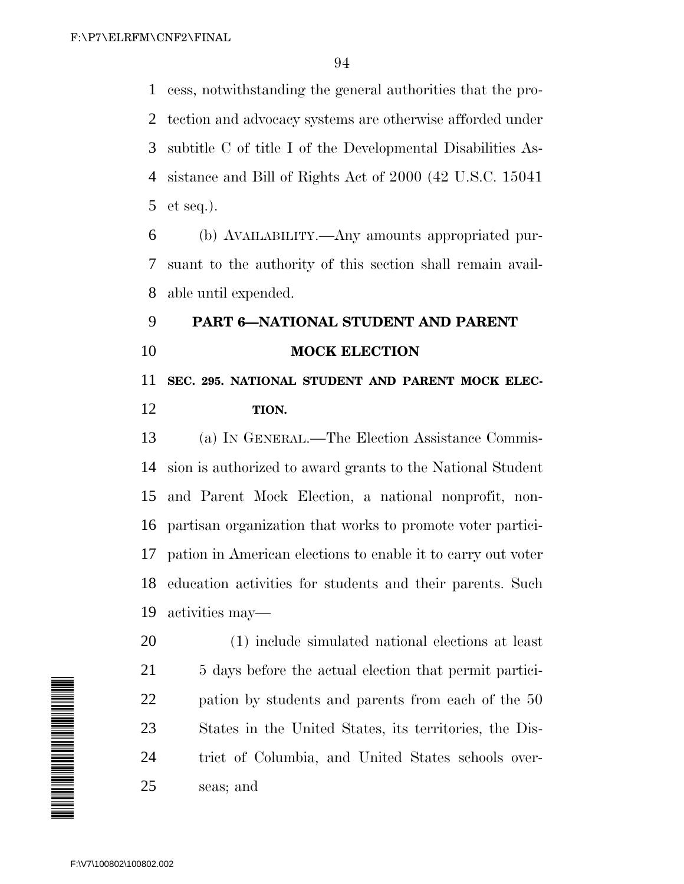cess, notwithstanding the general authorities that the protection and advocacy systems are otherwise afforded under subtitle C of title I of the Developmental Disabilities Assistance and Bill of Rights Act of 2000 (42 U.S.C. 15041 et seq.).

(b) AVAILABILITY.—Any amounts appropriated pursuant to the authority of this section shall remain available until expended.

## PART 6—NATIONAL STUDENT AND PARENT MOCK ELECTION

### SEC. 295. NATIONAL STUDENT AND PARENT MOCK ELECTION.

(a) IN GENERAL.—The Election Assistance Commission is authorized to award grants to the National Student and Parent Mock Election, a national nonprofit, nonpartisan organization that works to promote voter participation in American elections to enable it to carry out voter education activities for students and their parents. Such activities may—

(1) include simulated national elections at least 5 days before the actual election that permit participation by students and parents from each of the 50 States in the United States, its territories, the District of Columbia, and United States schools overseas; and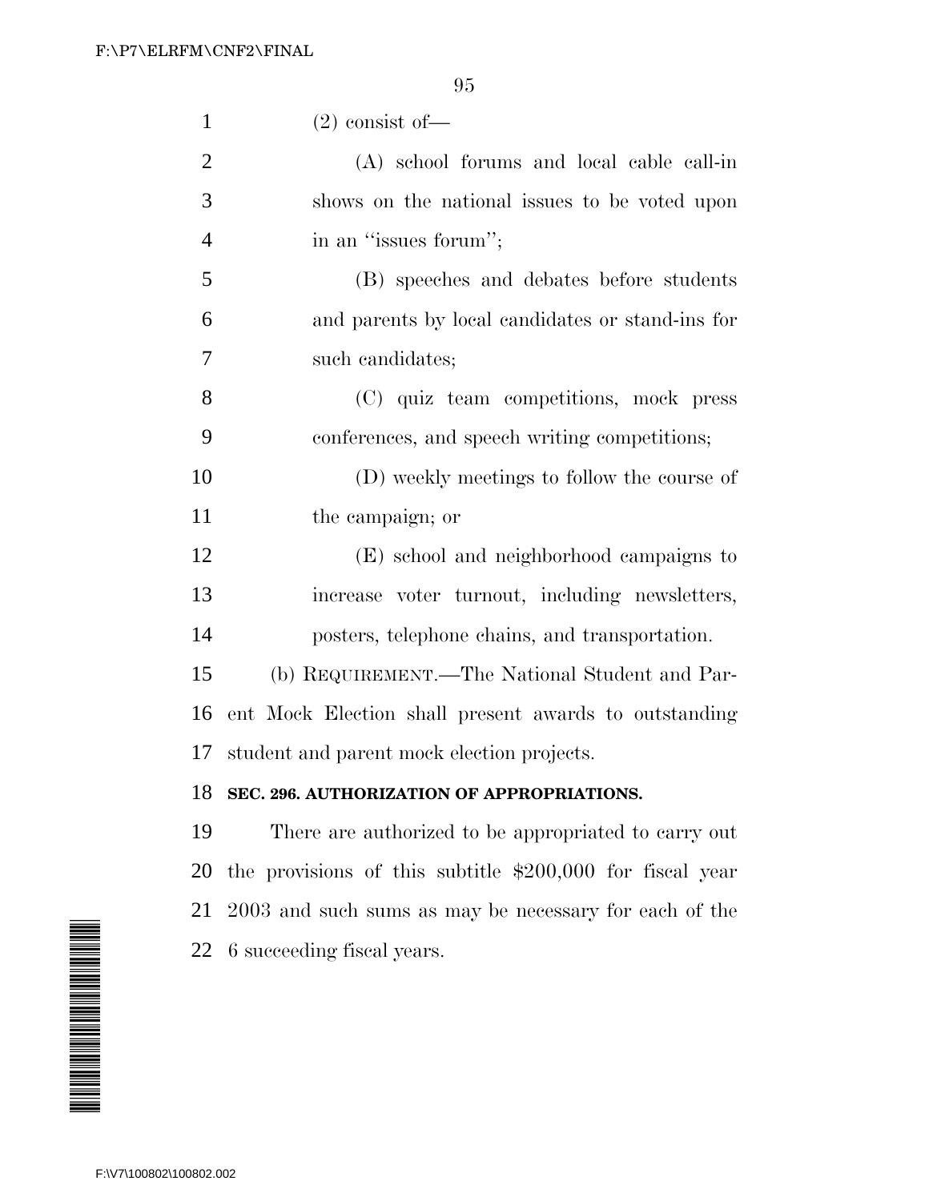(2) consist of—

(A) school forums and local cable call-in shows on the national issues to be voted upon in an ''issues forum'';

(B) speeches and debates before students and parents by local candidates or stand-ins for such candidates;

(C) quiz team competitions, mock press conferences, and speech writing competitions;

(D) weekly meetings to follow the course of the campaign; or

(E) school and neighborhood campaigns to increase voter turnout, including newsletters, posters, telephone chains, and transportation.

(b) REQUIREMENT.—The National Student and Parent Mock Election shall present awards to outstanding student and parent mock election projects.

**SEC. 296. AUTHORIZATION OF APPROPRIATIONS.**

There are authorized to be appropriated to carry out the provisions of this subtitle $200,000 for fiscal year 2003 and such sums as may be necessary for each of the 6 succeeding fiscal years.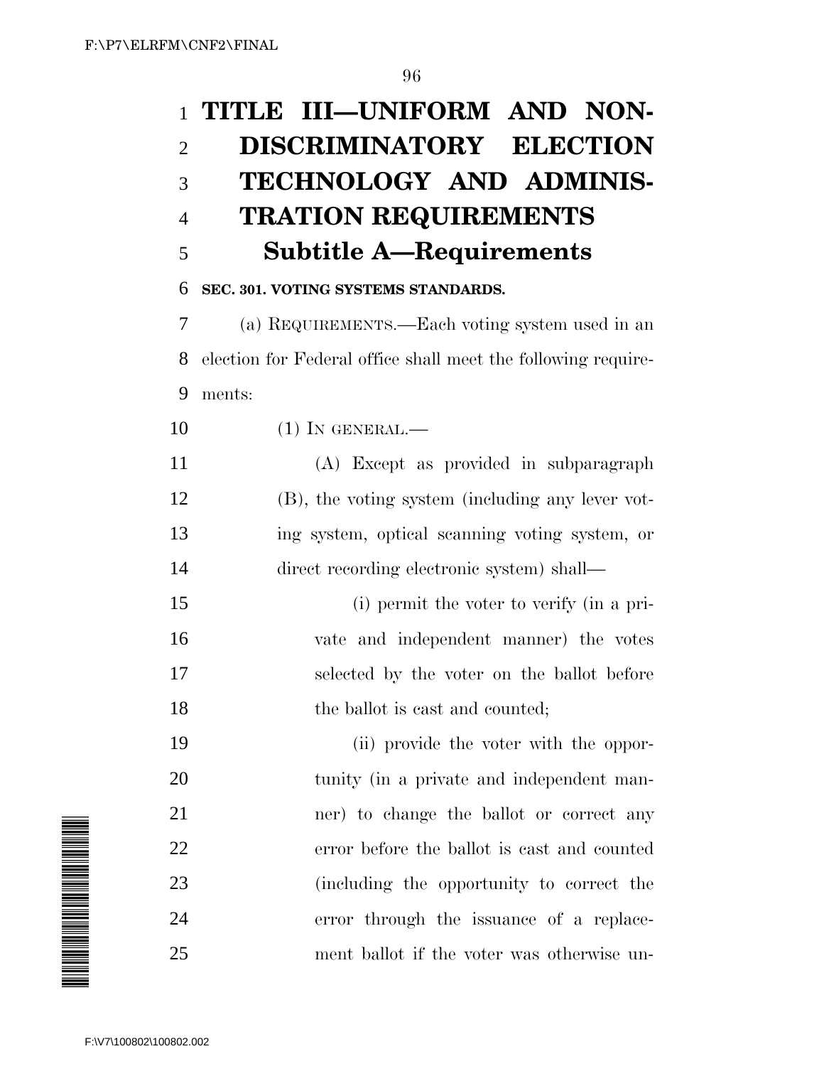# TITLE III—UNIFORM AND NON-DISCRIMINATORY ELECTION TECHNOLOGY AND ADMINISTRATION REQUIREMENTS

## Subtitle A—Requirements

### SEC. 301. VOTING SYSTEMS STANDARDS.

(a) REQUIREMENTS.—Each voting system used in an election for Federal office shall meet the following requirements:

(1) IN GENERAL.—

(A) Except as provided in subparagraph (B), the voting system (including any lever voting system, optical scanning voting system, or direct recording electronic system) shall—

(i) permit the voter to verify (in a private and independent manner) the votes selected by the voter on the ballot before the ballot is cast and counted;

(ii) provide the voter with the opportunity (in a private and independent manner) to change the ballot or correct any error before the ballot is cast and counted (including the opportunity to correct the error through the issuance of a replacement ballot if the voter was otherwise un-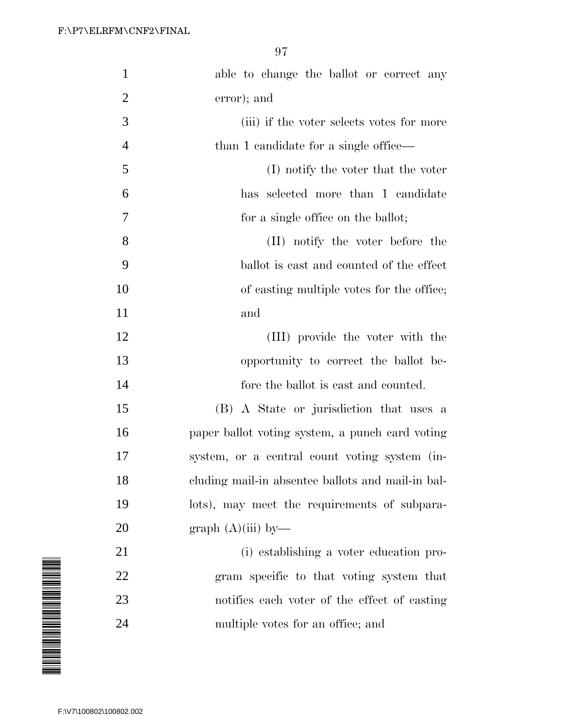able to change the ballot or correct any error); and

(iii) if the voter selects votes for more than 1 candidate for a single office—

(I) notify the voter that the voter has selected more than 1 candidate for a single office on the ballot;

(II) notify the voter before the ballot is cast and counted of the effect of casting multiple votes for the office; and

(III) provide the voter with the opportunity to correct the ballot before the ballot is cast and counted.

(B) A State or jurisdiction that uses a paper ballot voting system, a punch card voting system, or a central count voting system (including mail-in absentee ballots and mail-in ballots), may meet the requirements of subparagraph (A)(iii) by—

(i) establishing a voter education program specific to that voting system that notifies each voter of the effect of casting multiple votes for an office; and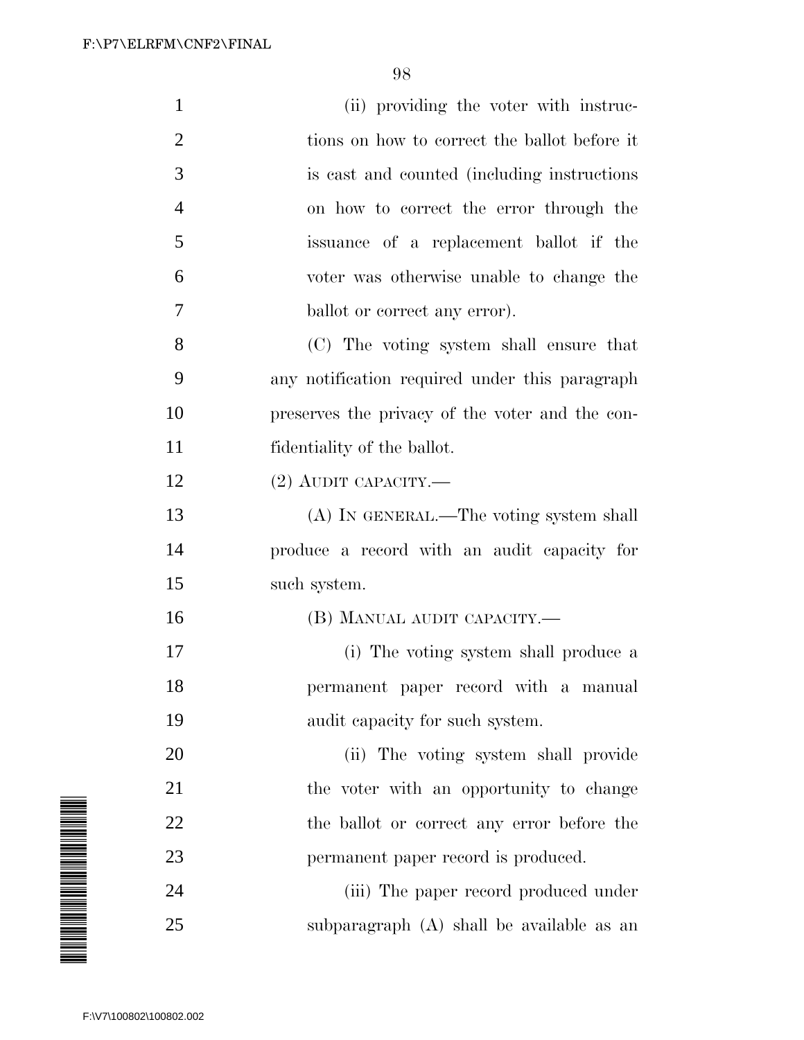(ii) providing the voter with instructions on how to correct the ballot before it is cast and counted (including instructions on how to correct the error through the issuance of a replacement ballot if the voter was otherwise unable to change the ballot or correct any error).

(C) The voting system shall ensure that any notification required under this paragraph preserves the privacy of the voter and the confidentiality of the ballot.

(2) AUDIT CAPACITY.—

(A) IN GENERAL.—The voting system shall produce a record with an audit capacity for such system.

(B) MANUAL AUDIT CAPACITY.—

(i) The voting system shall produce a permanent paper record with a manual audit capacity for such system.

(ii) The voting system shall provide the voter with an opportunity to change the ballot or correct any error before the permanent paper record is produced.

(iii) The paper record produced under subparagraph (A) shall be available as an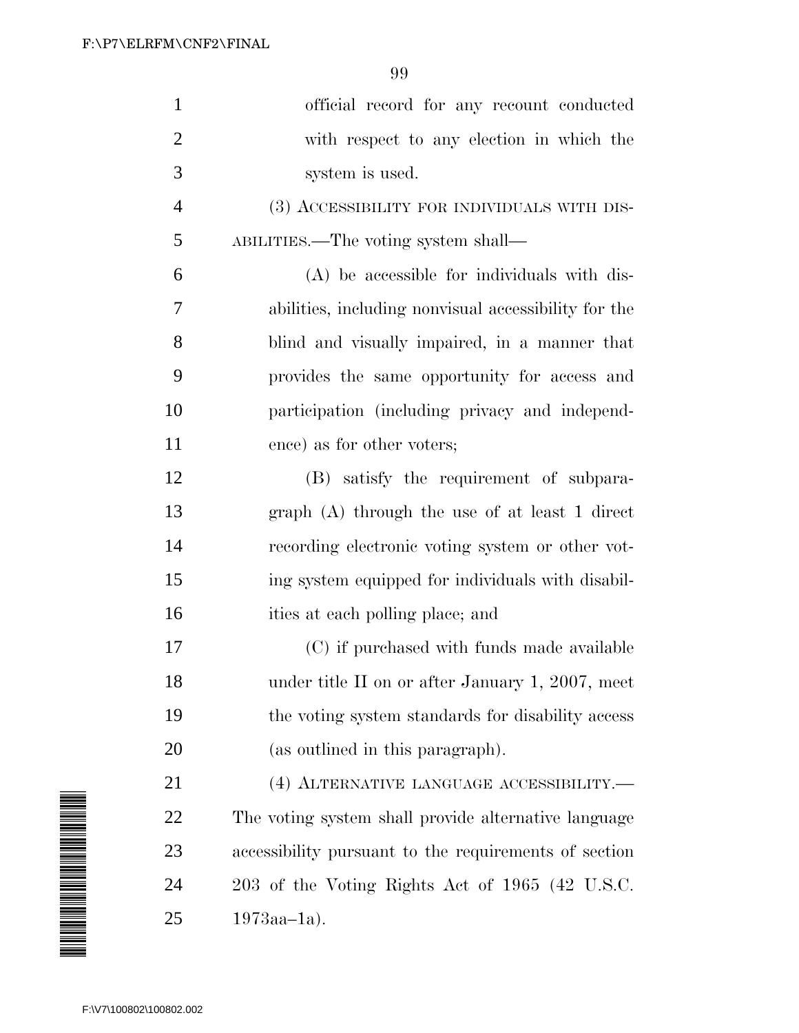official record for any recount conducted with respect to any election in which the system is used.

(3) ACCESSIBILITY FOR INDIVIDUALS WITH DISABILITIES.—The voting system shall—

(A) be accessible for individuals with disabilities, including nonvisual accessibility for the blind and visually impaired, in a manner that provides the same opportunity for access and participation (including privacy and independence) as for other voters;

(B) satisfy the requirement of subparagraph (A) through the use of at least 1 direct recording electronic voting system or other voting system equipped for individuals with disabilities at each polling place; and

(C) if purchased with funds made available under title II on or after January 1, 2007, meet the voting system standards for disability access (as outlined in this paragraph).

(4) ALTERNATIVE LANGUAGE ACCESSIBILITY.—The voting system shall provide alternative language accessibility pursuant to the requirements of section 203 of the Voting Rights Act of 1965 (42 U.S.C. 1973aa–1a).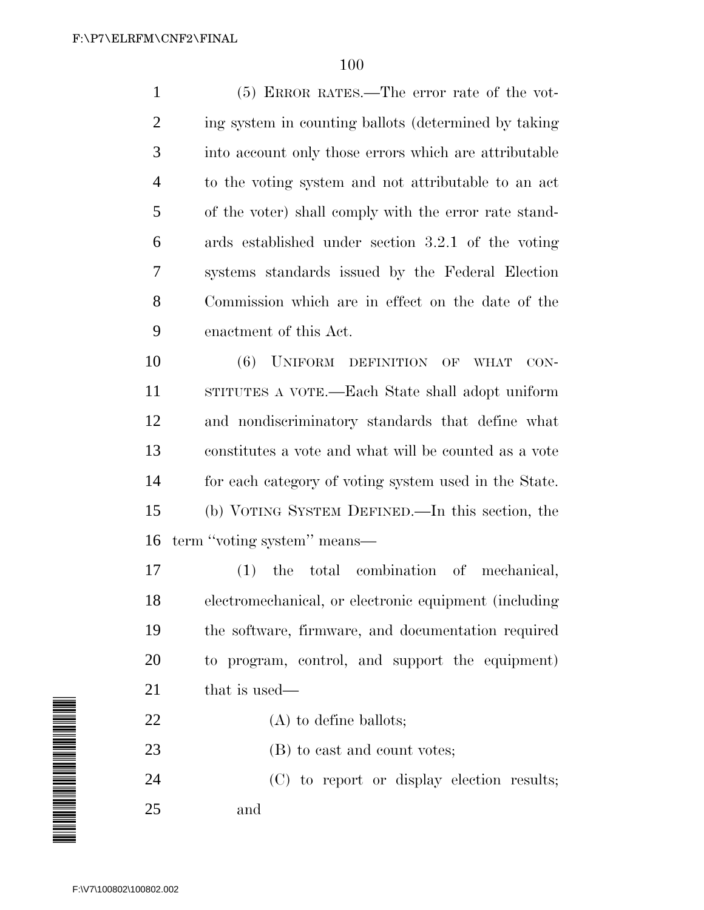(5) ERROR RATES.—The error rate of the voting system in counting ballots (determined by taking into account only those errors which are attributable to the voting system and not attributable to an act of the voter) shall comply with the error rate standards established under section 3.2.1 of the voting systems standards issued by the Federal Election Commission which are in effect on the date of the enactment of this Act.

(6) UNIFORM DEFINITION OF WHAT CONSTITUTES A VOTE.—Each State shall adopt uniform and nondiscriminatory standards that define what constitutes a vote and what will be counted as a vote for each category of voting system used in the State.

(b) VOTING SYSTEM DEFINED.—In this section, the term ''voting system'' means—

(1) the total combination of mechanical, electromechanical, or electronic equipment (including the software, firmware, and documentation required to program, control, and support the equipment) that is used—

(A) to define ballots;

(B) to cast and count votes;

(C) to report or display election results; and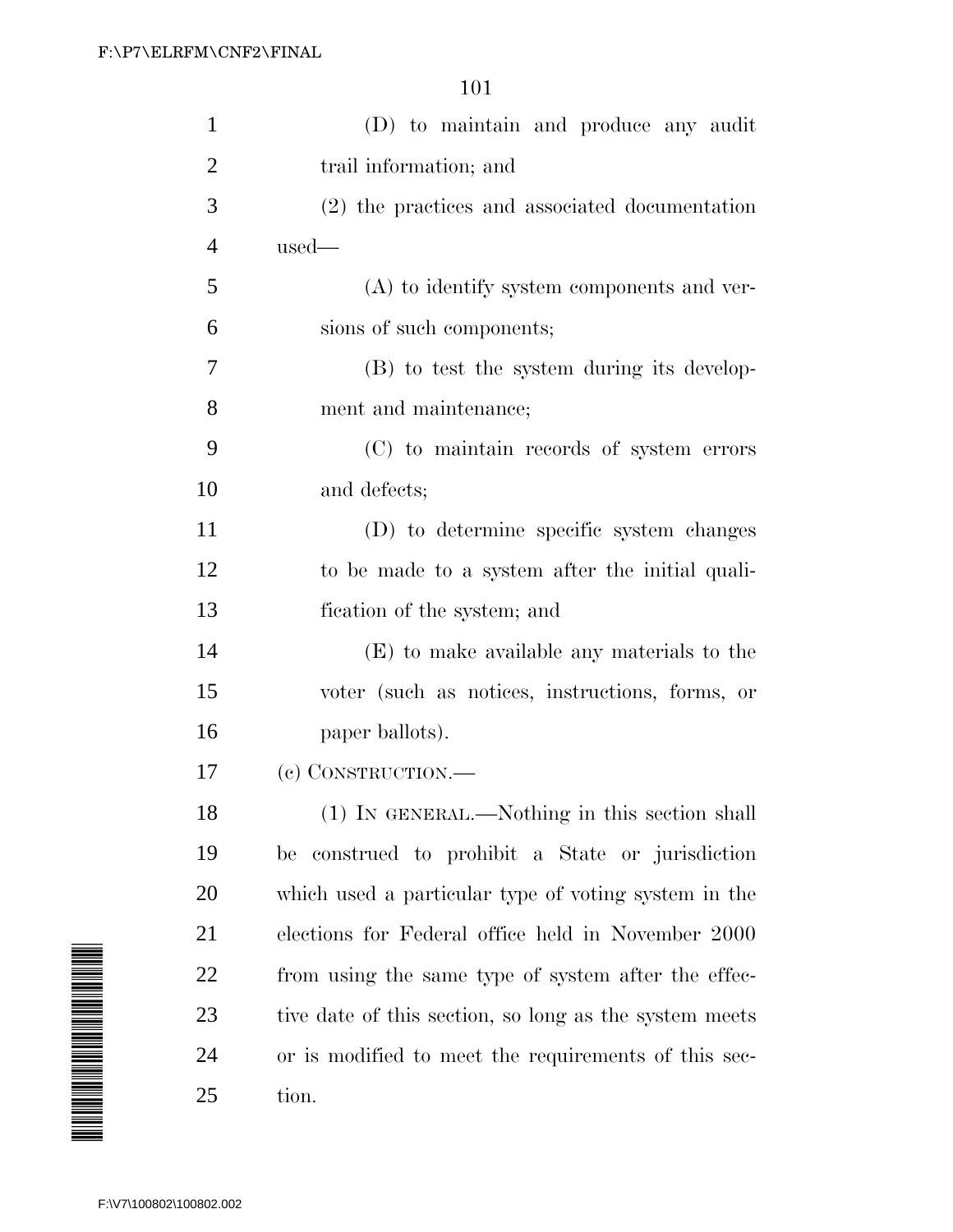(D) to maintain and produce any audit trail information; and

(2) the practices and associated documentation used—

(A) to identify system components and versions of such components;

(B) to test the system during its development and maintenance;

(C) to maintain records of system errors and defects;

(D) to determine specific system changes to be made to a system after the initial qualification of the system; and

(E) to make available any materials to the voter (such as notices, instructions, forms, or paper ballots).

(c) CONSTRUCTION.—

(1) IN GENERAL.—Nothing in this section shall be construed to prohibit a State or jurisdiction which used a particular type of voting system in the elections for Federal office held in November 2000 from using the same type of system after the effective date of this section, so long as the system meets or is modified to meet the requirements of this section.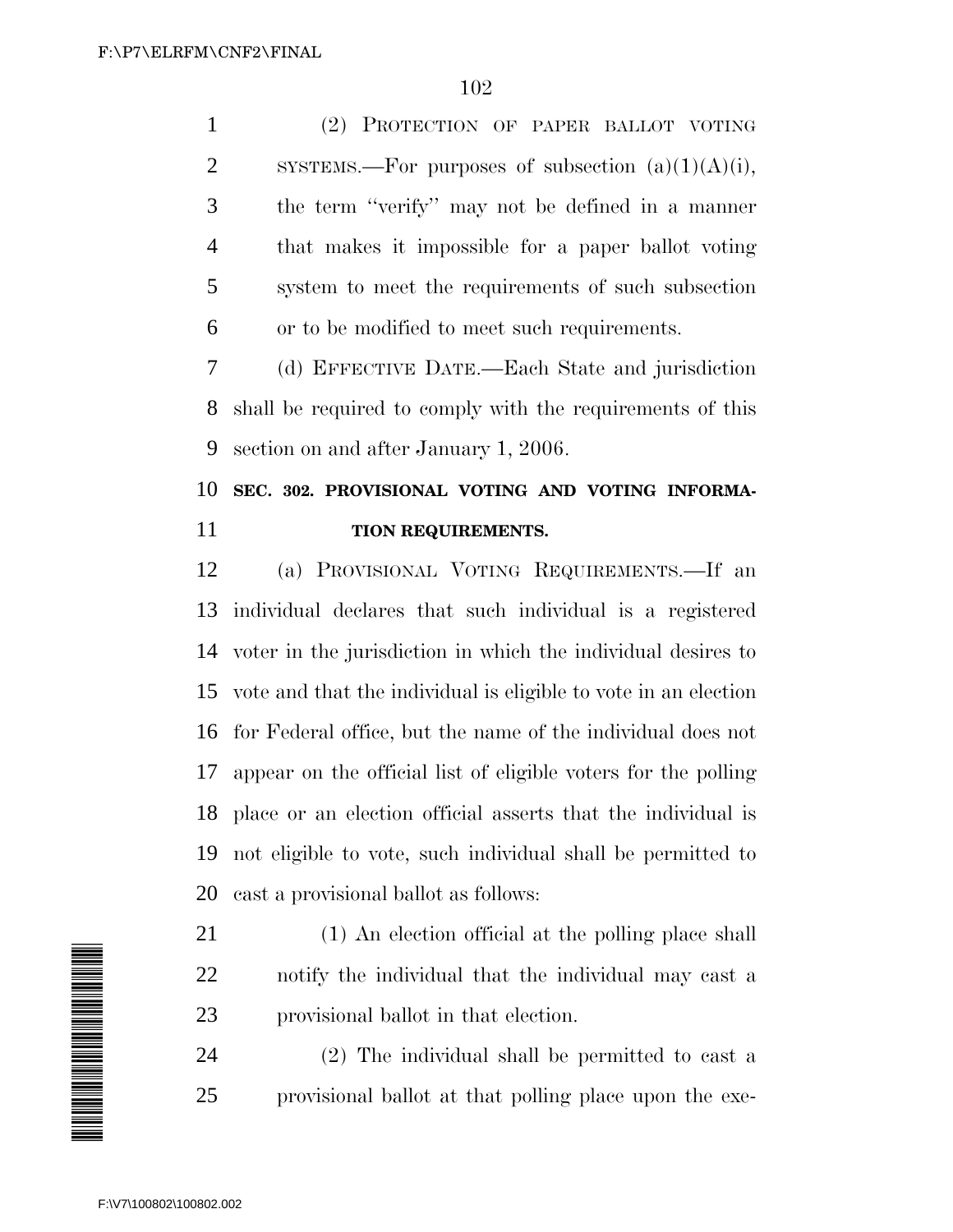(2) PROTECTION OF PAPER BALLOT VOTING SYSTEMS.—For purposes of subsection (a)(1)(A)(i), the term ''verify'' may not be defined in a manner that makes it impossible for a paper ballot voting system to meet the requirements of such subsection or to be modified to meet such requirements.

(d) EFFECTIVE DATE.—Each State and jurisdiction shall be required to comply with the requirements of this section on and after January 1, 2006.

### SEC. 302. PROVISIONAL VOTING AND VOTING INFORMATION REQUIREMENTS.

(a) PROVISIONAL VOTING REQUIREMENTS.—If an individual declares that such individual is a registered voter in the jurisdiction in which the individual desires to vote and that the individual is eligible to vote in an election for Federal office, but the name of the individual does not appear on the official list of eligible voters for the polling place or an election official asserts that the individual is not eligible to vote, such individual shall be permitted to cast a provisional ballot as follows:

(1) An election official at the polling place shall notify the individual that the individual may cast a provisional ballot in that election.

(2) The individual shall be permitted to cast a provisional ballot at that polling place upon the exe-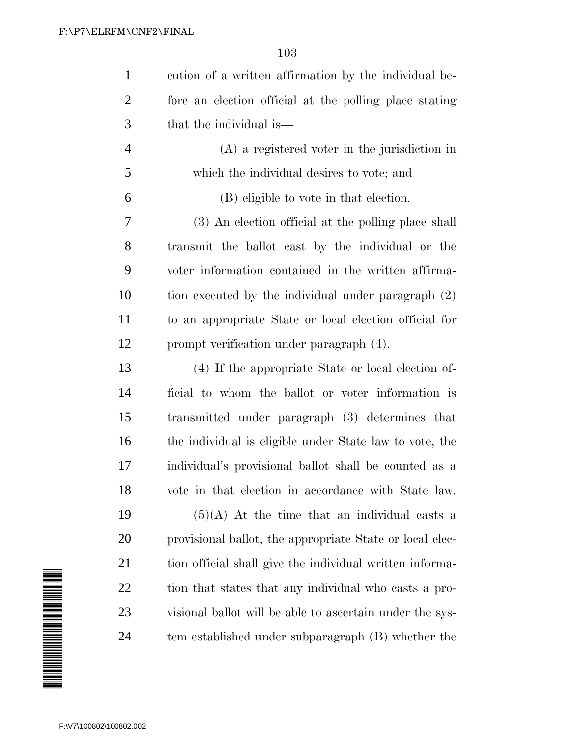cution of a written affirmation by the individual before an election official at the polling place stating that the individual is—

(A) a registered voter in the jurisdiction in which the individual desires to vote; and

(B) eligible to vote in that election.

(3) An election official at the polling place shall transmit the ballot cast by the individual or the voter information contained in the written affirmation executed by the individual under paragraph (2) to an appropriate State or local election official for prompt verification under paragraph (4).

(4) If the appropriate State or local election official to whom the ballot or voter information is transmitted under paragraph (3) determines that the individual is eligible under State law to vote, the individual's provisional ballot shall be counted as a vote in that election in accordance with State law.

(5)(A) At the time that an individual casts a provisional ballot, the appropriate State or local election official shall give the individual written information that states that any individual who casts a provisional ballot will be able to ascertain under the system established under subparagraph (B) whether the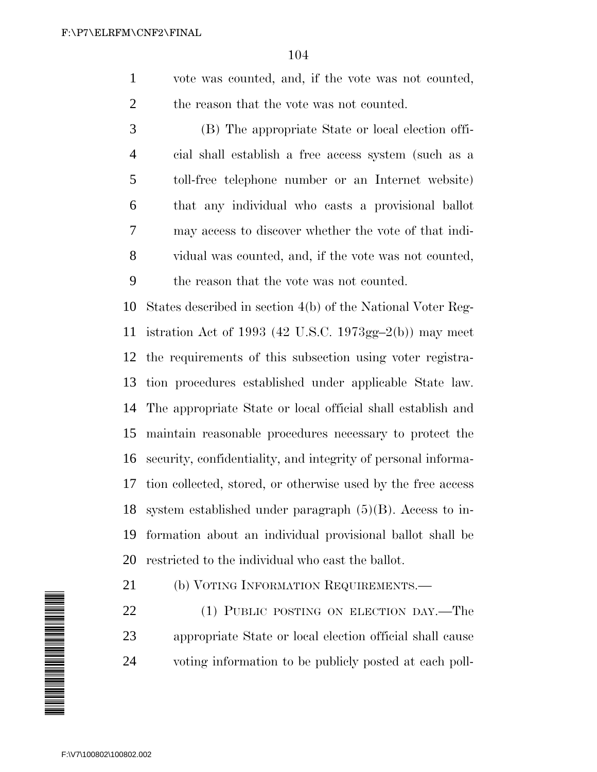vote was counted, and, if the vote was not counted, the reason that the vote was not counted.

(B) The appropriate State or local election official shall establish a free access system (such as a toll-free telephone number or an Internet website) that any individual who casts a provisional ballot may access to discover whether the vote of that individual was counted, and, if the vote was not counted, the reason that the vote was not counted.

States described in section 4(b) of the National Voter Registration Act of 1993 (42 U.S.C. 1973gg–2(b)) may meet the requirements of this subsection using voter registration procedures established under applicable State law. The appropriate State or local official shall establish and maintain reasonable procedures necessary to protect the security, confidentiality, and integrity of personal information collected, stored, or otherwise used by the free access system established under paragraph (5)(B). Access to information about an individual provisional ballot shall be restricted to the individual who cast the ballot.

(b) VOTING INFORMATION REQUIREMENTS.—

(1) PUBLIC POSTING ON ELECTION DAY.—The appropriate State or local election official shall cause voting information to be publicly posted at each poll-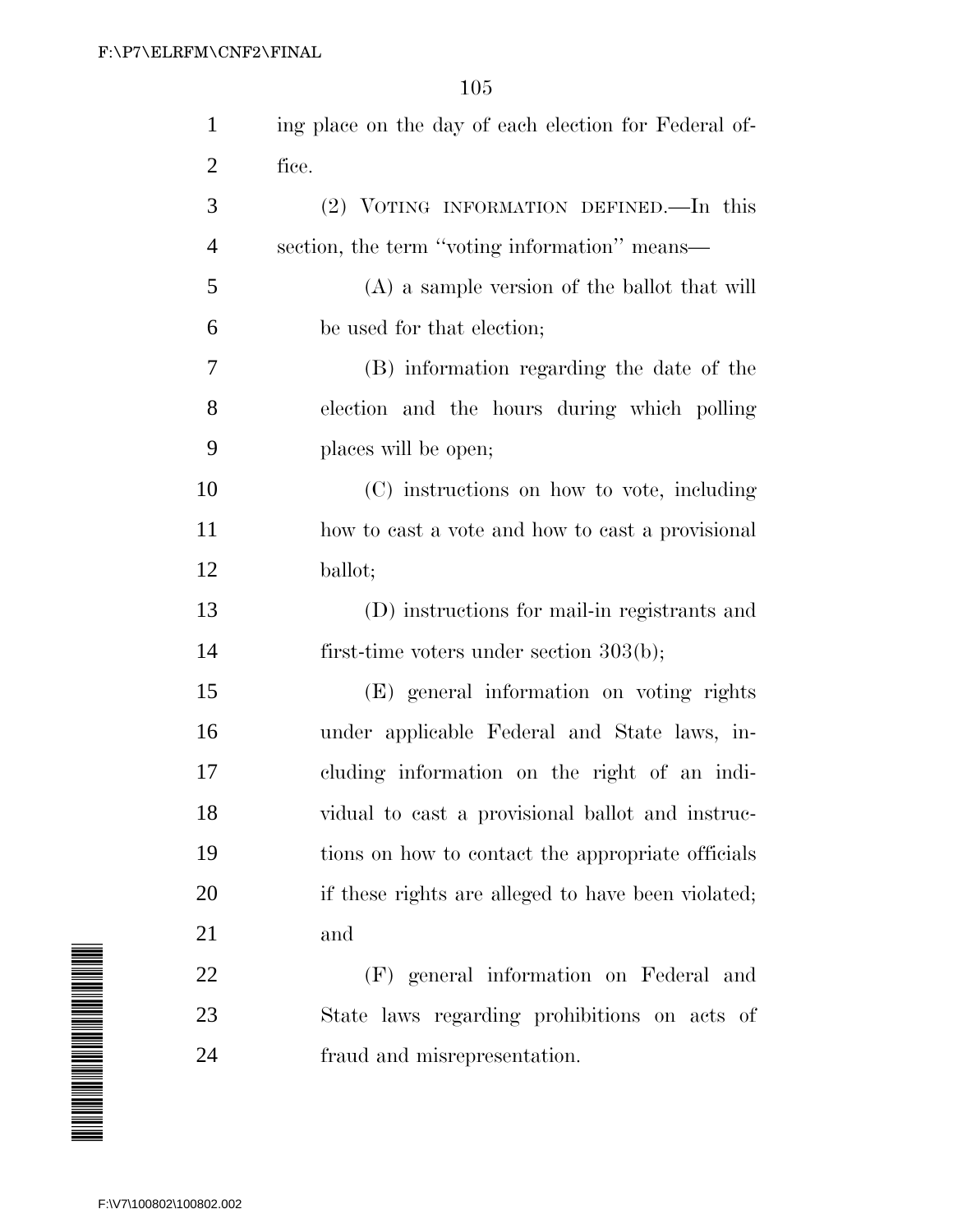ing place on the day of each election for Federal office.

(2) VOTING INFORMATION DEFINED.—In this section, the term ''voting information'' means—

(A) a sample version of the ballot that will be used for that election;

(B) information regarding the date of the election and the hours during which polling places will be open;

(C) instructions on how to vote, including how to cast a vote and how to cast a provisional ballot;

(D) instructions for mail-in registrants and first-time voters under section 303(b);

(E) general information on voting rights under applicable Federal and State laws, including information on the right of an individual to cast a provisional ballot and instructions on how to contact the appropriate officials if these rights are alleged to have been violated; and

(F) general information on Federal and State laws regarding prohibitions on acts of fraud and misrepresentation.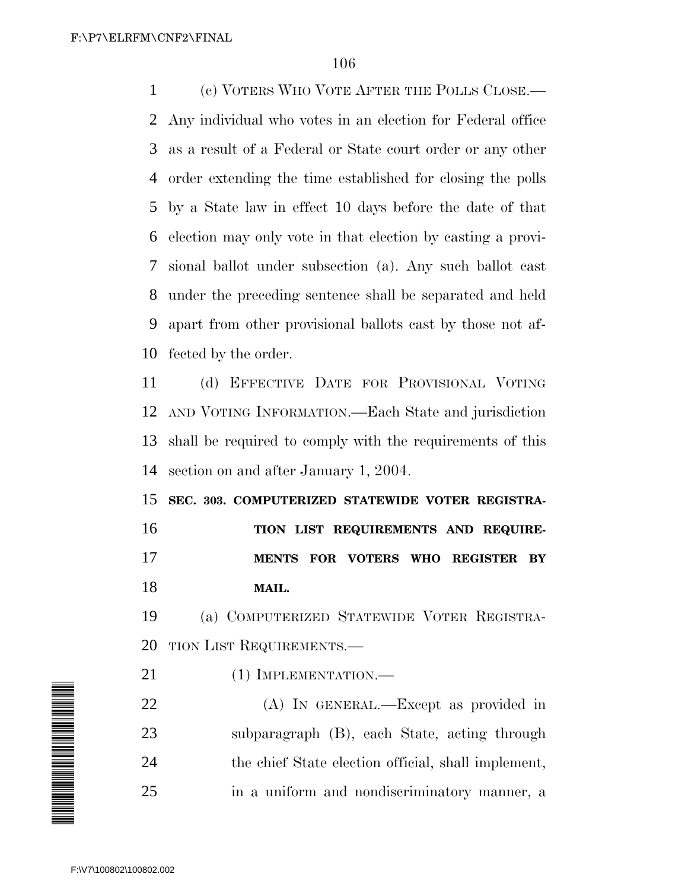(c) VOTERS WHO VOTE AFTER THE POLLS CLOSE.—Any individual who votes in an election for Federal office as a result of a Federal or State court order or any other order extending the time established for closing the polls by a State law in effect 10 days before the date of that election may only vote in that election by casting a provisional ballot under subsection (a). Any such ballot cast under the preceding sentence shall be separated and held apart from other provisional ballots cast by those not affected by the order.

(d) EFFECTIVE DATE FOR PROVISIONAL VOTING AND VOTING INFORMATION.—Each State and jurisdiction shall be required to comply with the requirements of this section on and after January 1, 2004.

### SEC. 303. COMPUTERIZED STATEWIDE VOTER REGISTRATION LIST REQUIREMENTS AND REQUIREMENTS FOR VOTERS WHO REGISTER BY MAIL.

(a) COMPUTERIZED STATEWIDE VOTER REGISTRATION LIST REQUIREMENTS.—

(1) IMPLEMENTATION.—

(A) IN GENERAL.—Except as provided in subparagraph (B), each State, acting through the chief State election official, shall implement, in a uniform and nondiscriminatory manner, a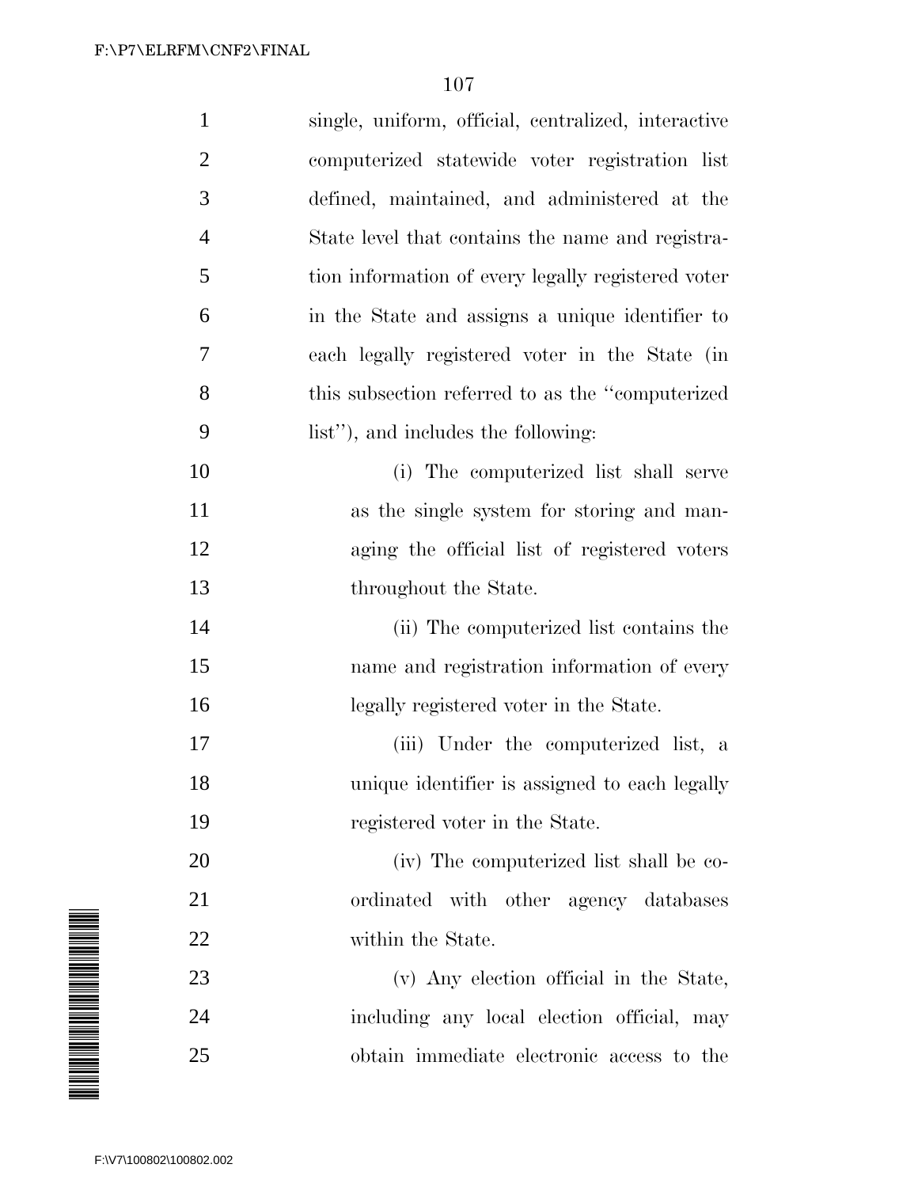single, uniform, official, centralized, interactive computerized statewide voter registration list defined, maintained, and administered at the State level that contains the name and registration information of every legally registered voter in the State and assigns a unique identifier to each legally registered voter in the State (in this subsection referred to as the "computerized list"), and includes the following:

(i) The computerized list shall serve as the single system for storing and managing the official list of registered voters throughout the State.

(ii) The computerized list contains the name and registration information of every legally registered voter in the State.

(iii) Under the computerized list, a unique identifier is assigned to each legally registered voter in the State.

(iv) The computerized list shall be coordinated with other agency databases within the State.

(v) Any election official in the State, including any local election official, may obtain immediate electronic access to the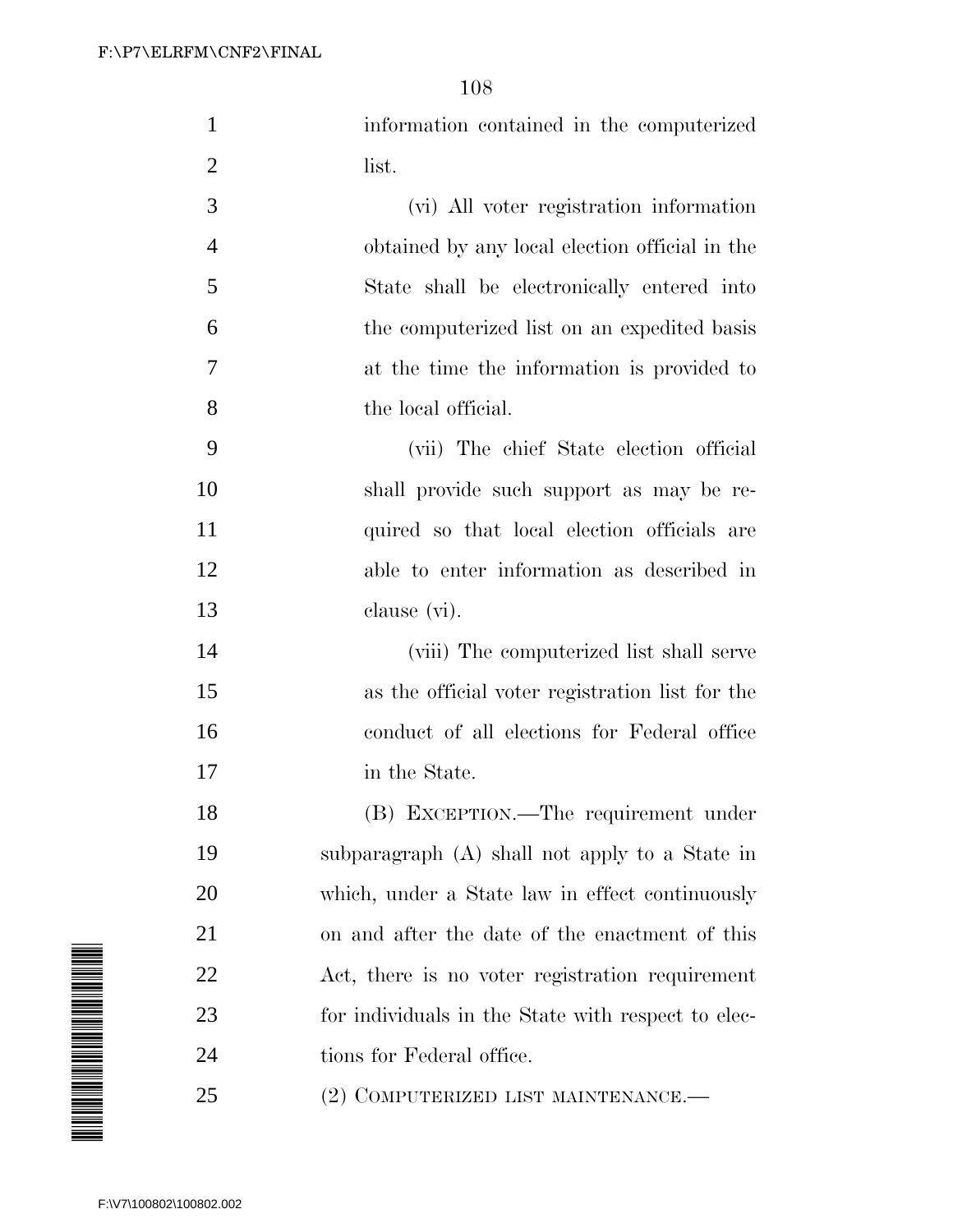information contained in the computerized list.

(vi) All voter registration information obtained by any local election official in the State shall be electronically entered into the computerized list on an expedited basis at the time the information is provided to the local official.

(vii) The chief State election official shall provide such support as may be required so that local election officials are able to enter information as described in clause (vi).

(viii) The computerized list shall serve as the official voter registration list for the conduct of all elections for Federal office in the State.

(B) EXCEPTION.—The requirement under subparagraph (A) shall not apply to a State in which, under a State law in effect continuously on and after the date of the enactment of this Act, there is no voter registration requirement for individuals in the State with respect to elections for Federal office.

(2) COMPUTERIZED LIST MAINTENANCE.—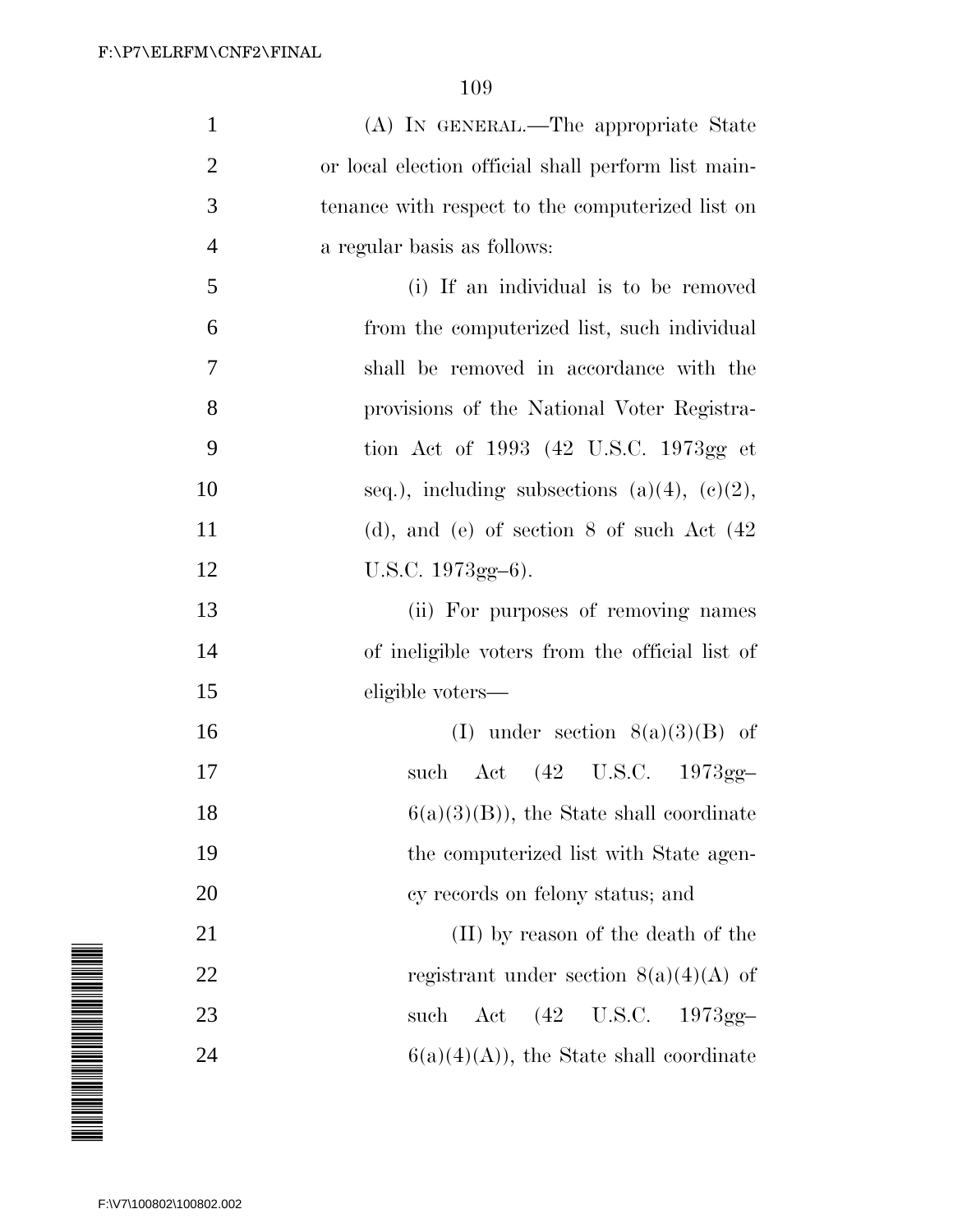(A) IN GENERAL.—The appropriate State or local election official shall perform list maintenance with respect to the computerized list on a regular basis as follows:

(i) If an individual is to be removed from the computerized list, such individual shall be removed in accordance with the provisions of the National Voter Registration Act of 1993 (42 U.S.C. 1973gg et seq.), including subsections (a)(4), (c)(2), (d), and (e) of section 8 of such Act (42 U.S.C. 1973gg–6).

(ii) For purposes of removing names of ineligible voters from the official list of eligible voters—

(I) under section 8(a)(3)(B) of such Act (42 U.S.C. 1973gg–6(a)(3)(B)), the State shall coordinate the computerized list with State agency records on felony status; and

(II) by reason of the death of the registrant under section 8(a)(4)(A) of such Act (42 U.S.C. 1973gg–6(a)(4)(A)), the State shall coordinate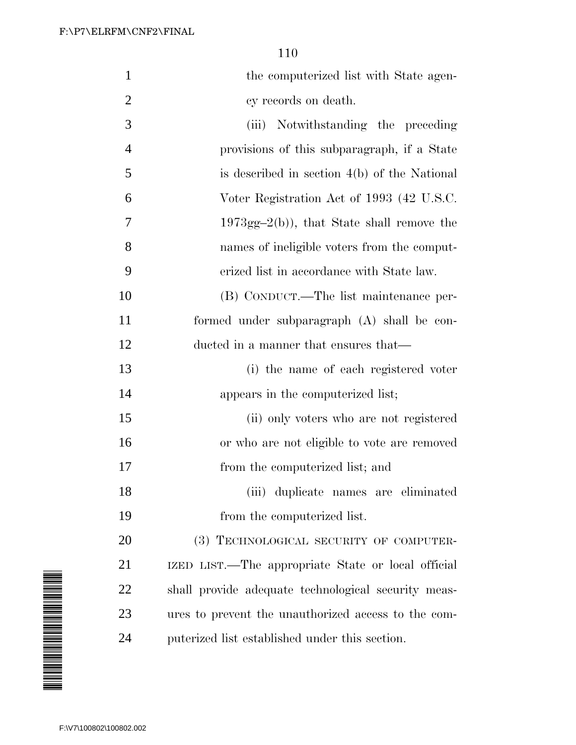the computerized list with State agency records on death.

(iii) Notwithstanding the preceding provisions of this subparagraph, if a State is described in section 4(b) of the National Voter Registration Act of 1993 (42 U.S.C. 1973gg–2(b)), that State shall remove the names of ineligible voters from the computerized list in accordance with State law.

(B) CONDUCT.—The list maintenance performed under subparagraph (A) shall be conducted in a manner that ensures that—

(i) the name of each registered voter appears in the computerized list;

(ii) only voters who are not registered or who are not eligible to vote are removed from the computerized list; and

(iii) duplicate names are eliminated from the computerized list.

(3) TECHNOLOGICAL SECURITY OF COMPUTERIZED LIST.—The appropriate State or local official shall provide adequate technological security measures to prevent the unauthorized access to the computerized list established under this section.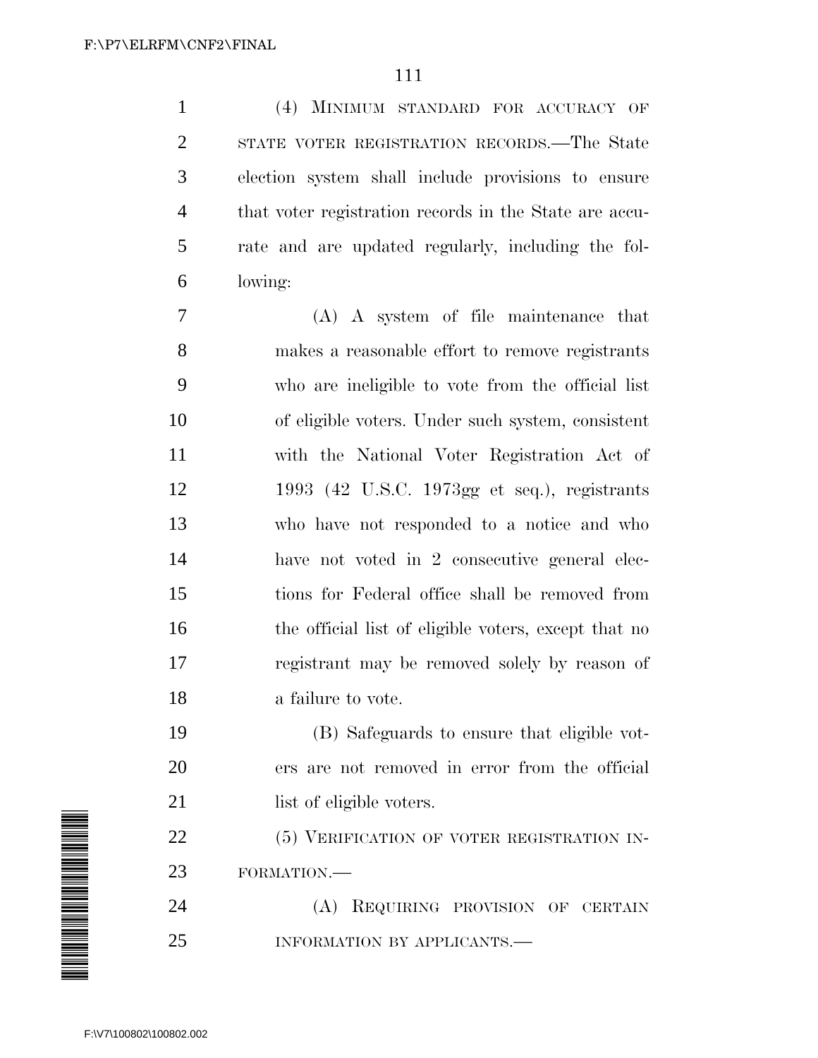(4) MINIMUM STANDARD FOR ACCURACY OF STATE VOTER REGISTRATION RECORDS.—The State election system shall include provisions to ensure that voter registration records in the State are accurate and are updated regularly, including the following:

(A) A system of file maintenance that makes a reasonable effort to remove registrants who are ineligible to vote from the official list of eligible voters. Under such system, consistent with the National Voter Registration Act of 1993 (42 U.S.C. 1973gg et seq.), registrants who have not responded to a notice and who have not voted in 2 consecutive general elections for Federal office shall be removed from the official list of eligible voters, except that no registrant may be removed solely by reason of a failure to vote.

(B) Safeguards to ensure that eligible voters are not removed in error from the official list of eligible voters.

(5) VERIFICATION OF VOTER REGISTRATION INFORMATION.—

(A) REQUIRING PROVISION OF CERTAIN INFORMATION BY APPLICANTS.—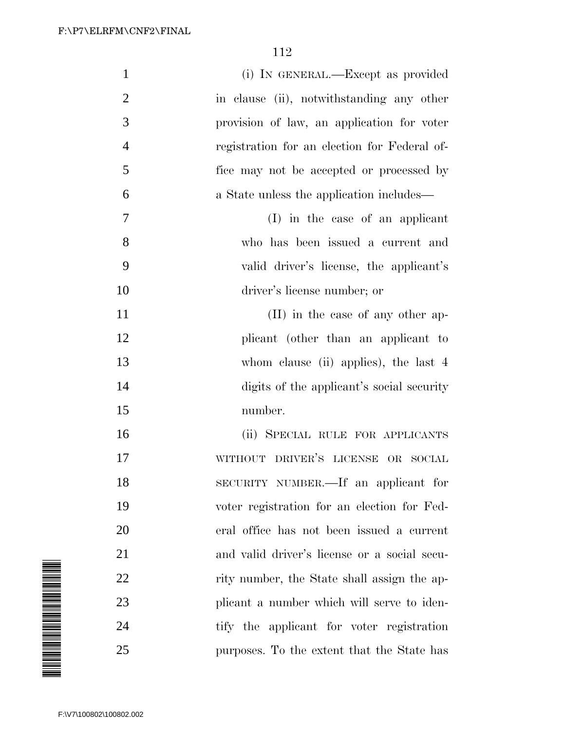(i) IN GENERAL.—Except as provided in clause (ii), notwithstanding any other provision of law, an application for voter registration for an election for Federal office may not be accepted or processed by a State unless the application includes—

(I) in the case of an applicant who has been issued a current and valid driver's license, the applicant's driver's license number; or

(II) in the case of any other applicant (other than an applicant to whom clause (ii) applies), the last 4 digits of the applicant's social security number.

(ii) SPECIAL RULE FOR APPLICANTS WITHOUT DRIVER'S LICENSE OR SOCIAL SECURITY NUMBER.—If an applicant for voter registration for an election for Federal office has not been issued a current and valid driver's license or a social security number, the State shall assign the applicant a number which will serve to identify the applicant for voter registration purposes. To the extent that the State has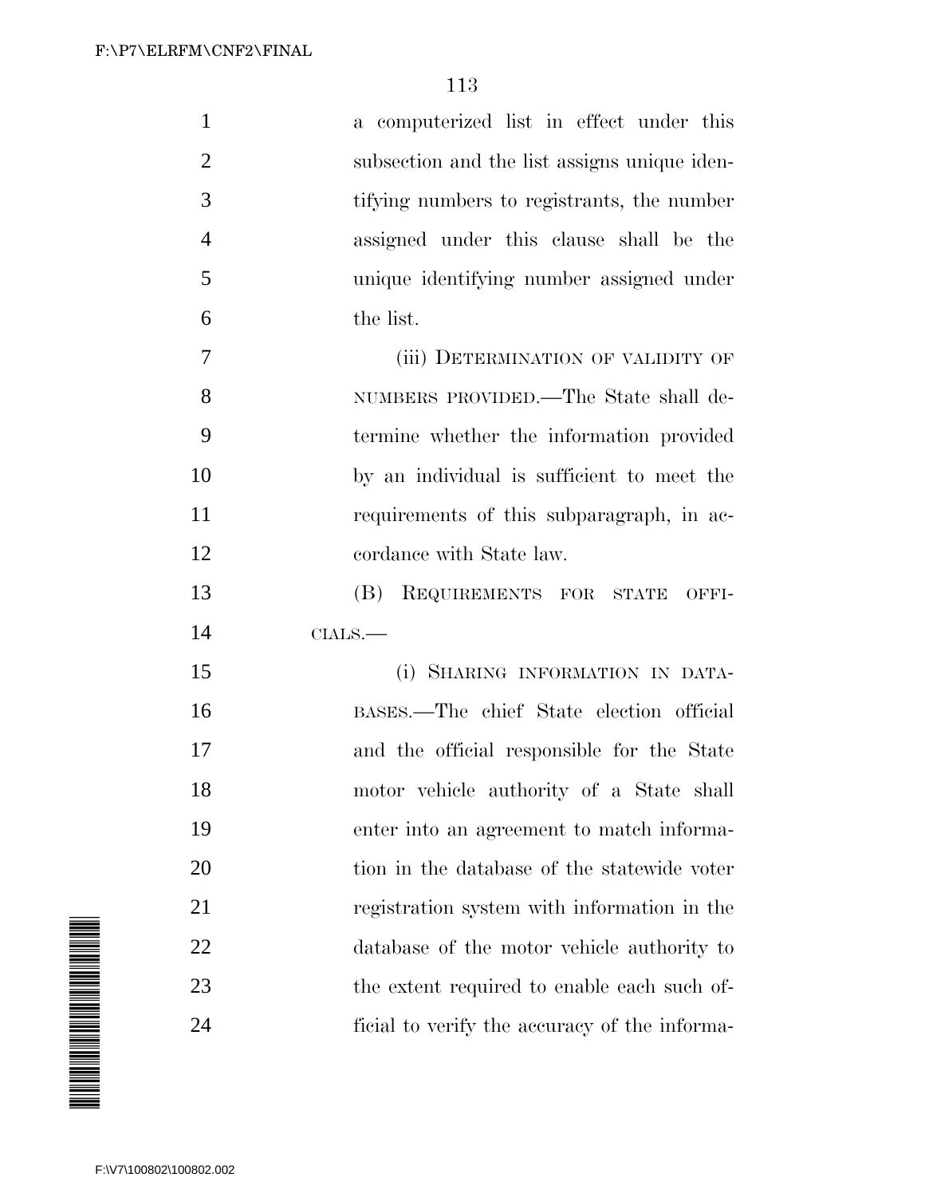a computerized list in effect under this subsection and the list assigns unique identifying numbers to registrants, the number assigned under this clause shall be the unique identifying number assigned under the list.

(iii) DETERMINATION OF VALIDITY OF NUMBERS PROVIDED.—The State shall determine whether the information provided by an individual is sufficient to meet the requirements of this subparagraph, in accordance with State law.

(B) REQUIREMENTS FOR STATE OFFICIALS.—

(i) SHARING INFORMATION IN DATABASES.—The chief State election official and the official responsible for the State motor vehicle authority of a State shall enter into an agreement to match information in the database of the statewide voter registration system with information in the database of the motor vehicle authority to the extent required to enable each such official to verify the accuracy of the informa-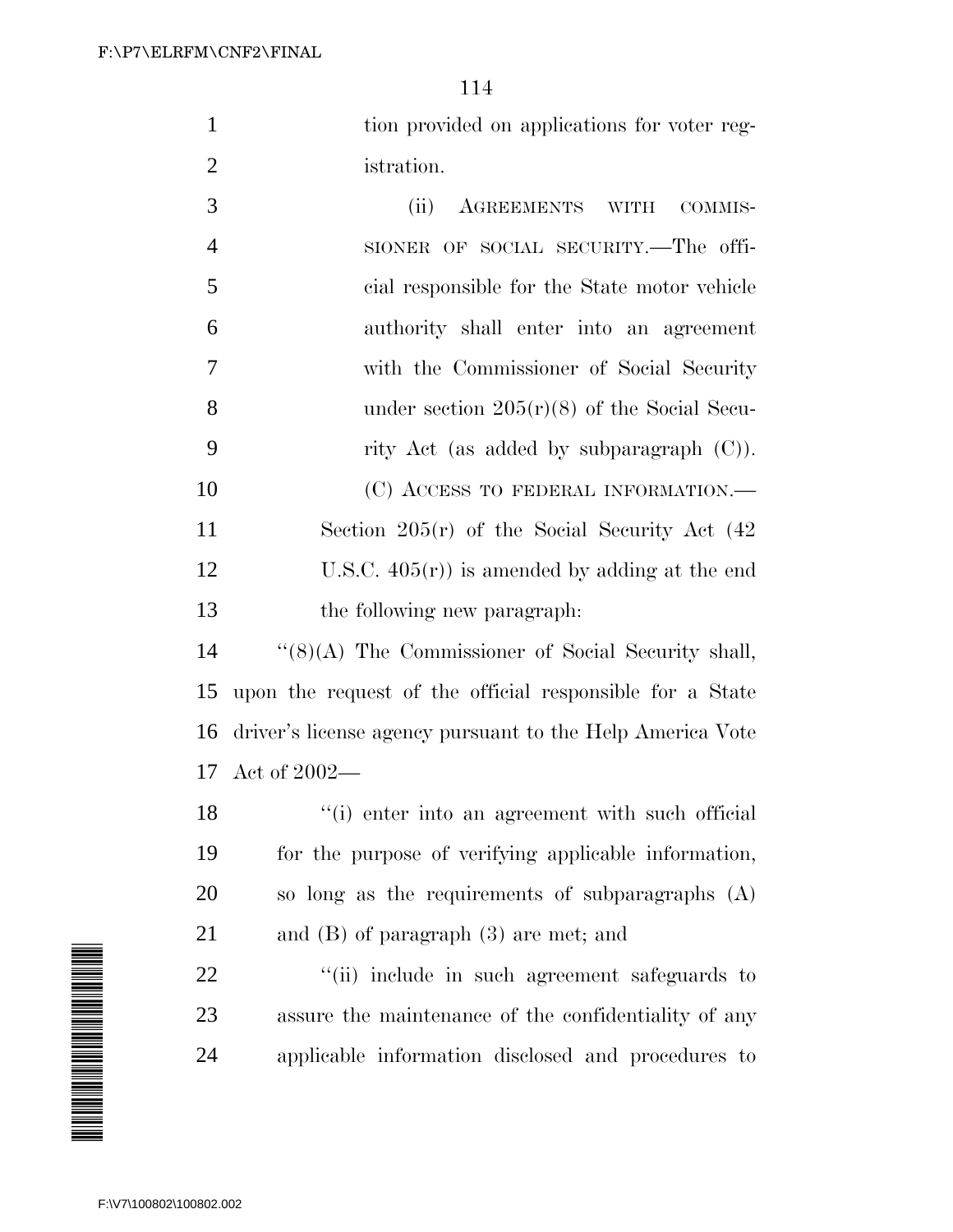tion provided on applications for voter registration.

(ii) AGREEMENTS WITH COMMISSIONER OF SOCIAL SECURITY.—The official responsible for the State motor vehicle authority shall enter into an agreement with the Commissioner of Social Security under section 205(r)(8) of the Social Security Act (as added by subparagraph (C)).

(C) ACCESS TO FEDERAL INFORMATION.—Section 205(r) of the Social Security Act (42 U.S.C. 405(r)) is amended by adding at the end the following new paragraph:

''(8)(A) The Commissioner of Social Security shall, upon the request of the official responsible for a State driver's license agency pursuant to the Help America Vote Act of 2002—

''(i) enter into an agreement with such official for the purpose of verifying applicable information, so long as the requirements of subparagraphs (A) and (B) of paragraph (3) are met; and

''(ii) include in such agreement safeguards to assure the maintenance of the confidentiality of any applicable information disclosed and procedures to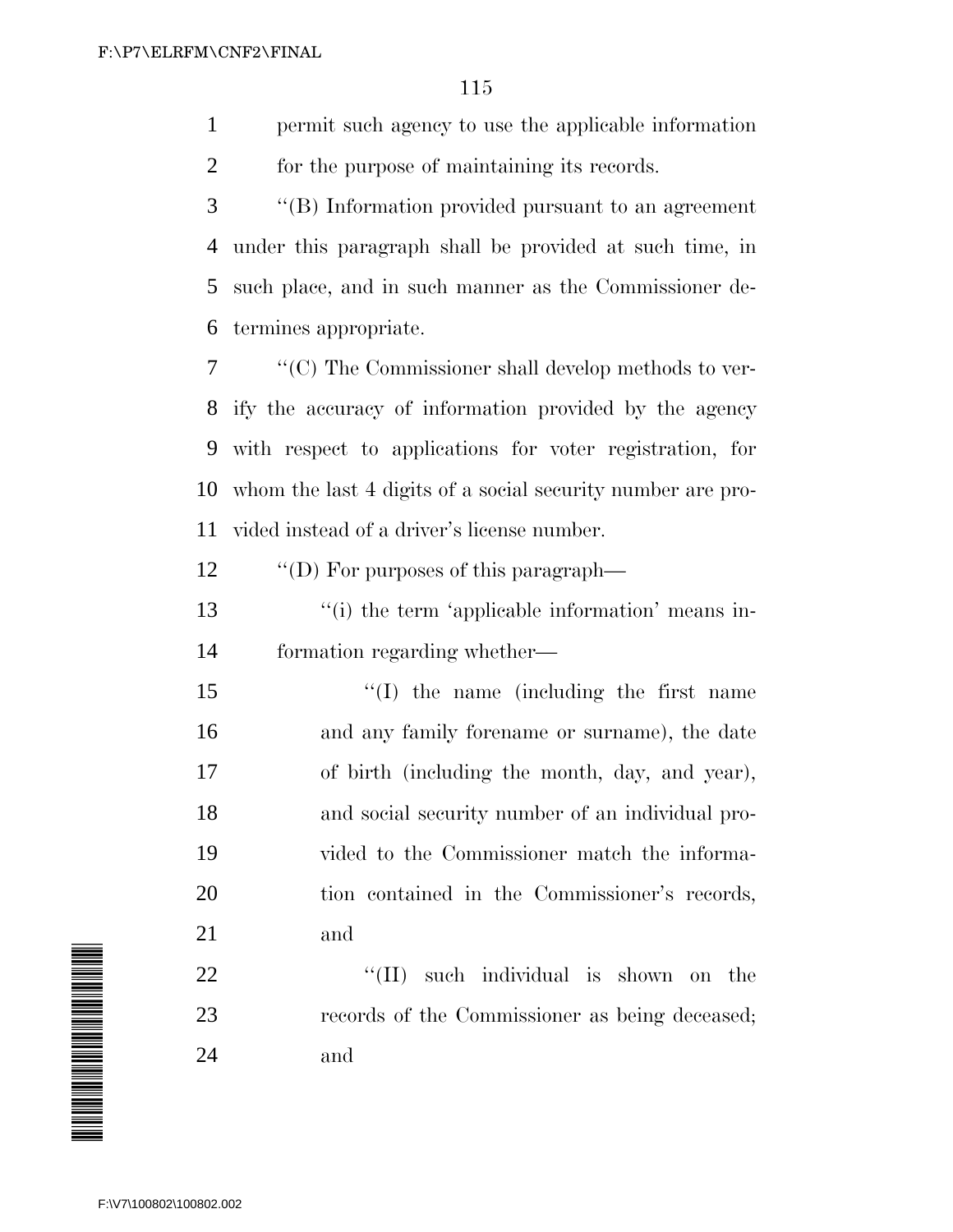permit such agency to use the applicable information for the purpose of maintaining its records.

''(B) Information provided pursuant to an agreement under this paragraph shall be provided at such time, in such place, and in such manner as the Commissioner determines appropriate.

''(C) The Commissioner shall develop methods to verify the accuracy of information provided by the agency with respect to applications for voter registration, for whom the last 4 digits of a social security number are provided instead of a driver's license number.

''(D) For purposes of this paragraph—

''(i) the term 'applicable information' means information regarding whether—

''(I) the name (including the first name and any family forename or surname), the date of birth (including the month, day, and year), and social security number of an individual provided to the Commissioner match the information contained in the Commissioner's records, and

''(II) such individual is shown on the records of the Commissioner as being deceased; and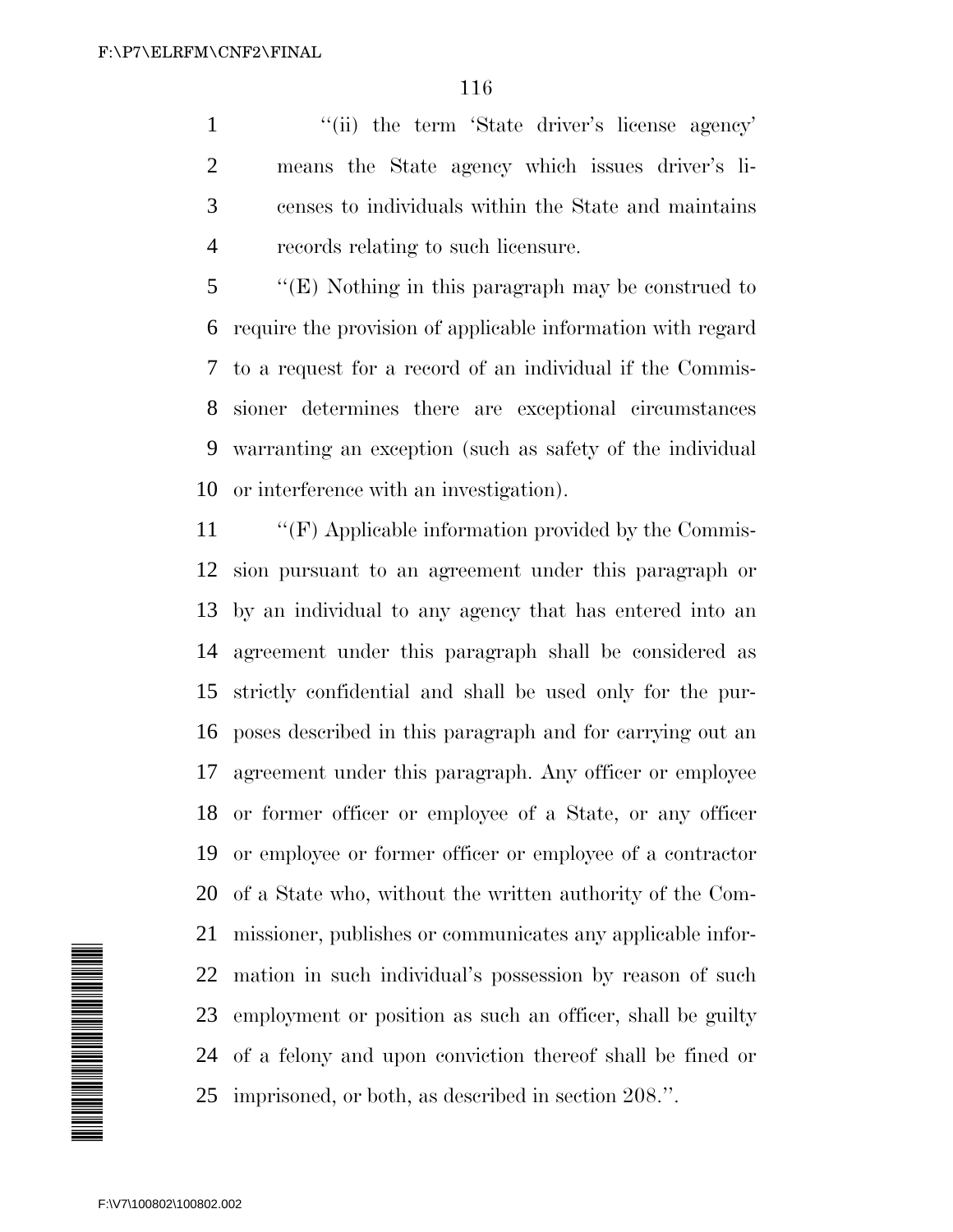''(ii) the term 'State driver's license agency' means the State agency which issues driver's licenses to individuals within the State and maintains records relating to such licensure.

''(E) Nothing in this paragraph may be construed to require the provision of applicable information with regard to a request for a record of an individual if the Commissioner determines there are exceptional circumstances warranting an exception (such as safety of the individual or interference with an investigation).

''(F) Applicable information provided by the Commission pursuant to an agreement under this paragraph or by an individual to any agency that has entered into an agreement under this paragraph shall be considered as strictly confidential and shall be used only for the purposes described in this paragraph and for carrying out an agreement under this paragraph. Any officer or employee or former officer or employee of a State, or any officer or employee or former officer or employee of a contractor of a State who, without the written authority of the Commissioner, publishes or communicates any applicable information in such individual's possession by reason of such employment or position as such an officer, shall be guilty of a felony and upon conviction thereof shall be fined or imprisoned, or both, as described in section 208.''.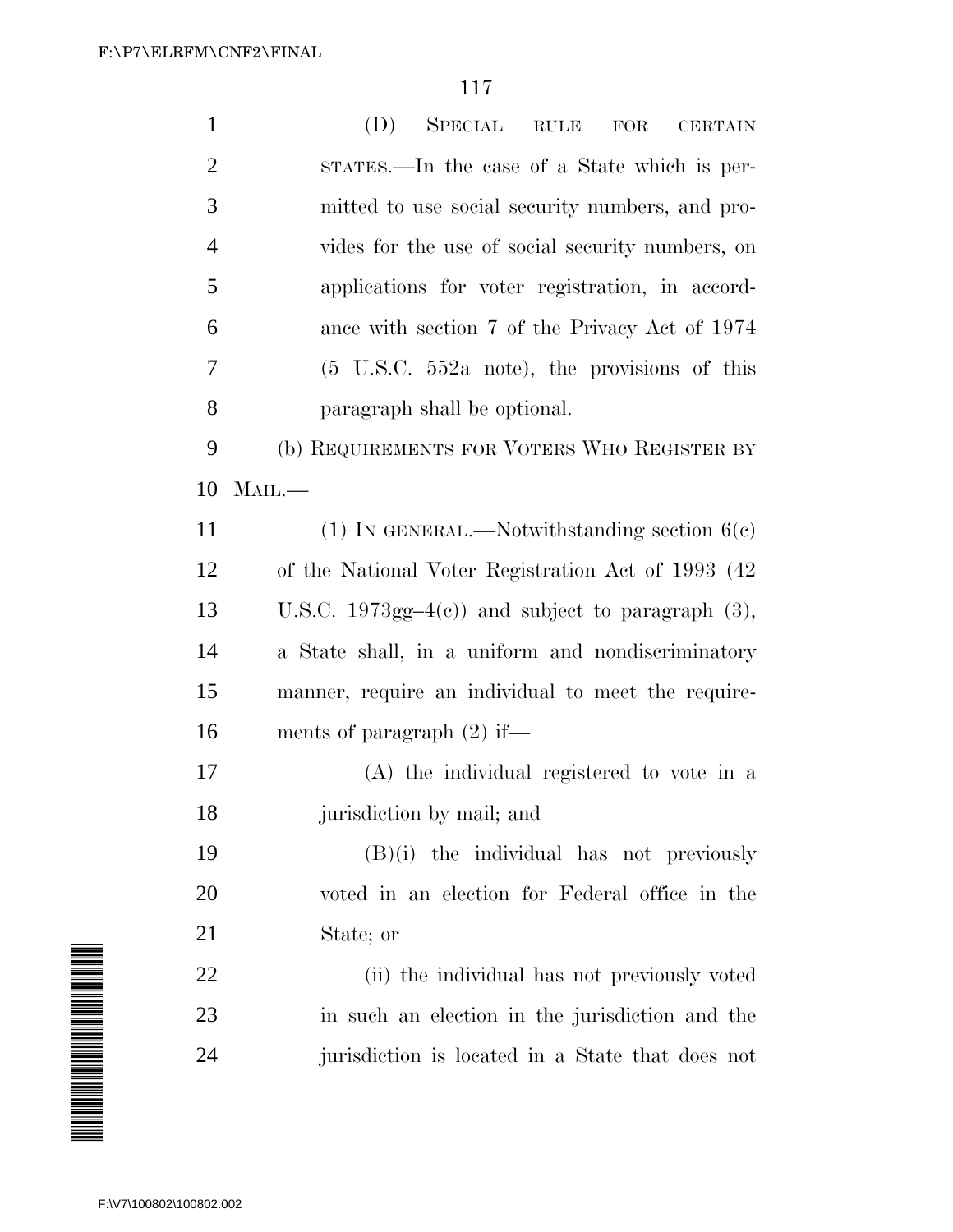(D) SPECIAL RULE FOR CERTAIN STATES.—In the case of a State which is permitted to use social security numbers, and provides for the use of social security numbers, on applications for voter registration, in accordance with section 7 of the Privacy Act of 1974 (5 U.S.C. 552a note), the provisions of this paragraph shall be optional.

(b) REQUIREMENTS FOR VOTERS WHO REGISTER BY MAIL.—

(1) IN GENERAL.—Notwithstanding section 6(c) of the National Voter Registration Act of 1993 (42 U.S.C. 1973gg–4(c)) and subject to paragraph (3), a State shall, in a uniform and nondiscriminatory manner, require an individual to meet the requirements of paragraph (2) if—

(A) the individual registered to vote in a jurisdiction by mail; and

(B)(i) the individual has not previously voted in an election for Federal office in the State; or

(ii) the individual has not previously voted in such an election in the jurisdiction and the jurisdiction is located in a State that does not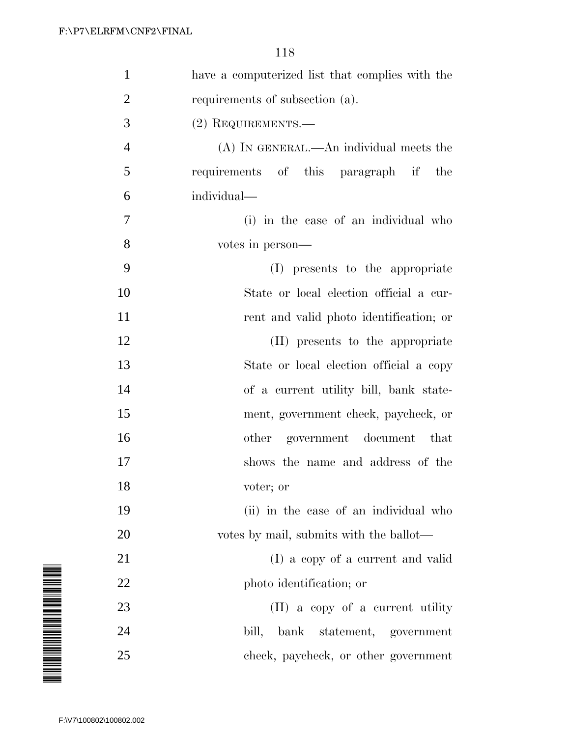have a computerized list that complies with the requirements of subsection (a).

(2) REQUIREMENTS.—

(A) IN GENERAL.—An individual meets the requirements of this paragraph if the individual—

(i) in the case of an individual who votes in person—

(I) presents to the appropriate State or local election official a current and valid photo identification; or

(II) presents to the appropriate State or local election official a copy of a current utility bill, bank statement, government check, paycheck, or other government document that shows the name and address of the voter; or

(ii) in the case of an individual who votes by mail, submits with the ballot—

(I) a copy of a current and valid photo identification; or

(II) a copy of a current utility bill, bank statement, government check, paycheck, or other government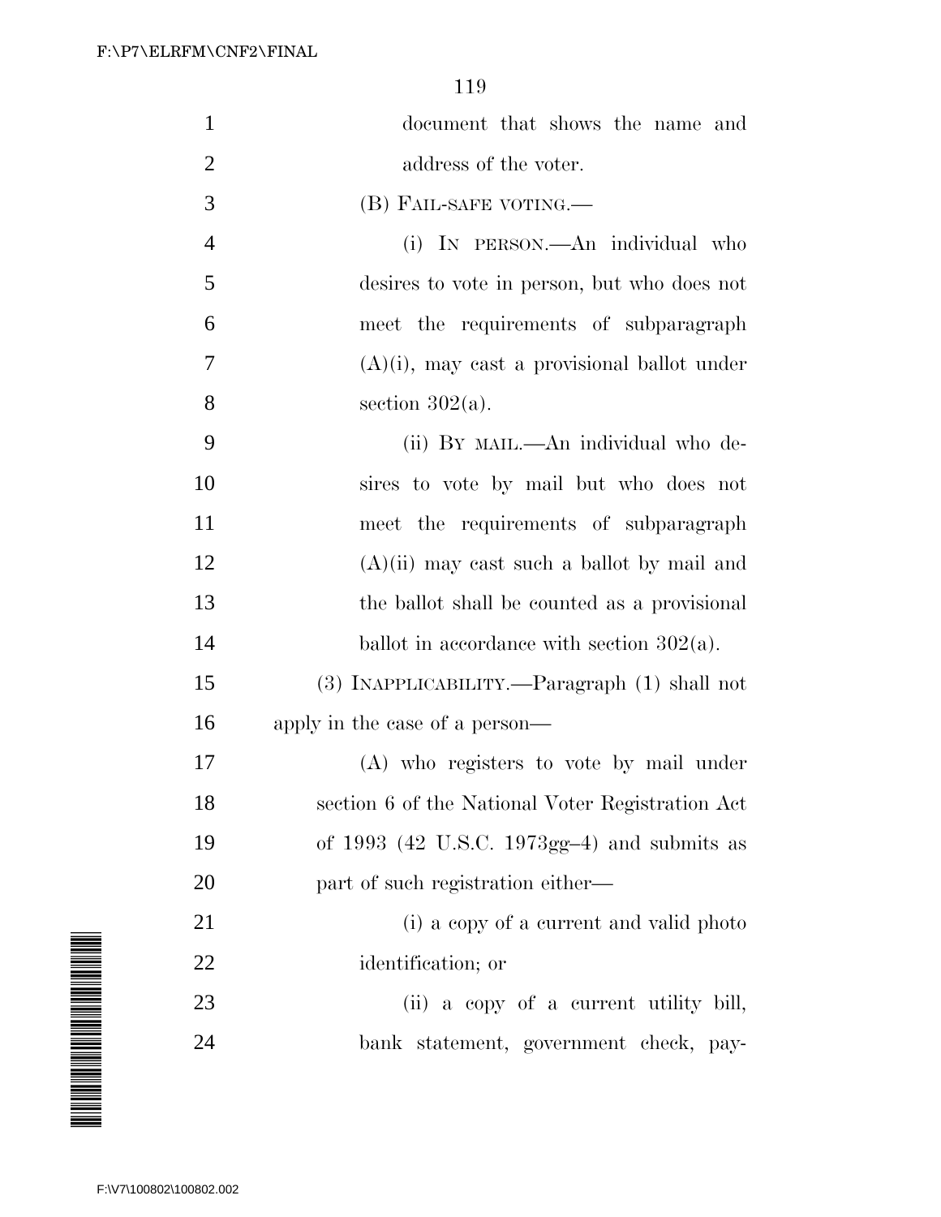document that shows the name and address of the voter.

(B) FAIL-SAFE VOTING.—

(i) IN PERSON.—An individual who desires to vote in person, but who does not meet the requirements of subparagraph (A)(i), may cast a provisional ballot under section 302(a).

(ii) BY MAIL.—An individual who desires to vote by mail but who does not meet the requirements of subparagraph (A)(ii) may cast such a ballot by mail and the ballot shall be counted as a provisional ballot in accordance with section 302(a).

(3) INAPPLICABILITY.—Paragraph (1) shall not apply in the case of a person—

(A) who registers to vote by mail under section 6 of the National Voter Registration Act of 1993 (42 U.S.C. 1973gg–4) and submits as part of such registration either—

(i) a copy of a current and valid photo identification; or

(ii) a copy of a current utility bill, bank statement, government check, pay-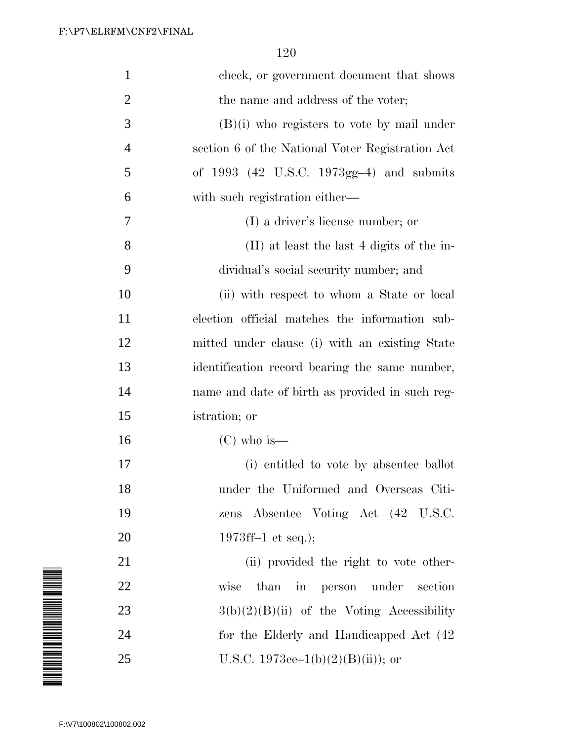check, or government document that shows the name and address of the voter;

(B)(i) who registers to vote by mail under section 6 of the National Voter Registration Act of 1993 (42 U.S.C. 1973gg–4) and submits with such registration either—

(I) a driver's license number; or

(II) at least the last 4 digits of the individual's social security number; and

(ii) with respect to whom a State or local election official matches the information submitted under clause (i) with an existing State identification record bearing the same number, name and date of birth as provided in such registration; or

(C) who is—

(i) entitled to vote by absentee ballot under the Uniformed and Overseas Citizens Absentee Voting Act (42 U.S.C. 1973ff–1 et seq.);

(ii) provided the right to vote otherwise than in person under section 3(b)(2)(B)(ii) of the Voting Accessibility for the Elderly and Handicapped Act (42 U.S.C. 1973ee–1(b)(2)(B)(ii)); or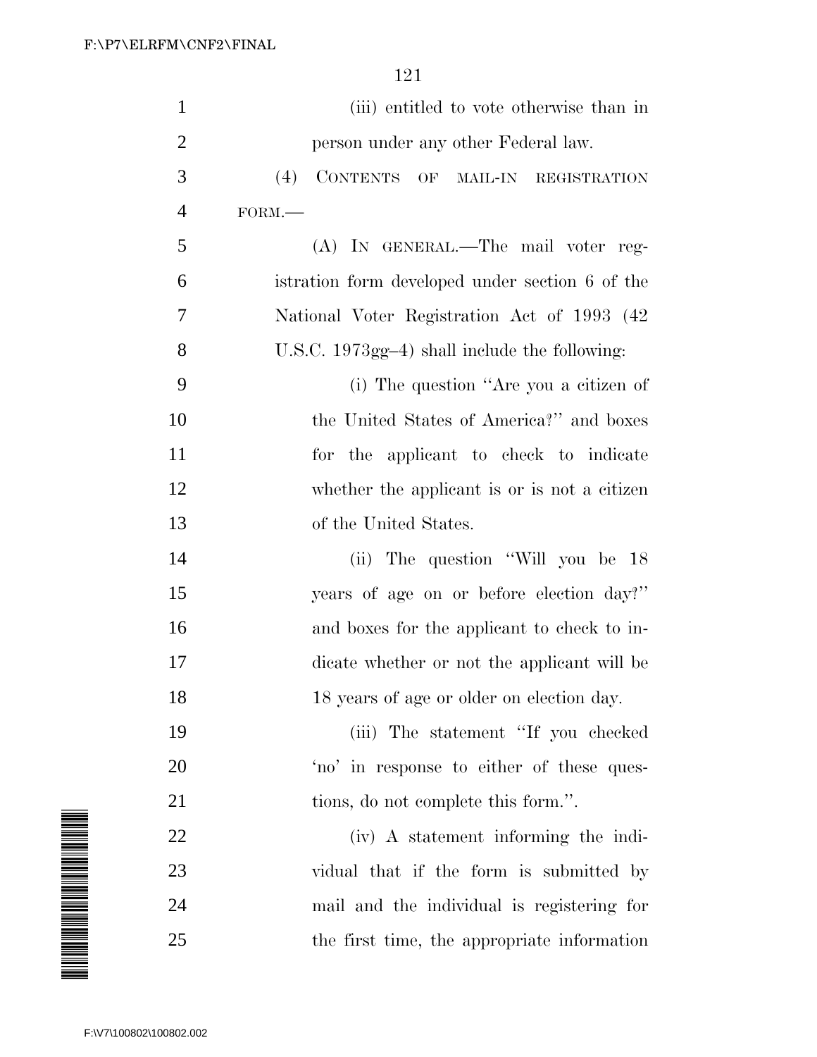(iii) entitled to vote otherwise than in person under any other Federal law.

(4) CONTENTS OF MAIL-IN REGISTRATION FORM.—

(A) IN GENERAL.—The mail voter registration form developed under section 6 of the National Voter Registration Act of 1993 (42 U.S.C. 1973gg–4) shall include the following:

(i) The question ''Are you a citizen of the United States of America?'' and boxes for the applicant to check to indicate whether the applicant is or is not a citizen of the United States.

(ii) The question ''Will you be 18 years of age on or before election day?'' and boxes for the applicant to check to indicate whether or not the applicant will be 18 years of age or older on election day.

(iii) The statement ''If you checked 'no' in response to either of these questions, do not complete this form.''.

(iv) A statement informing the individual that if the form is submitted by mail and the individual is registering for the first time, the appropriate information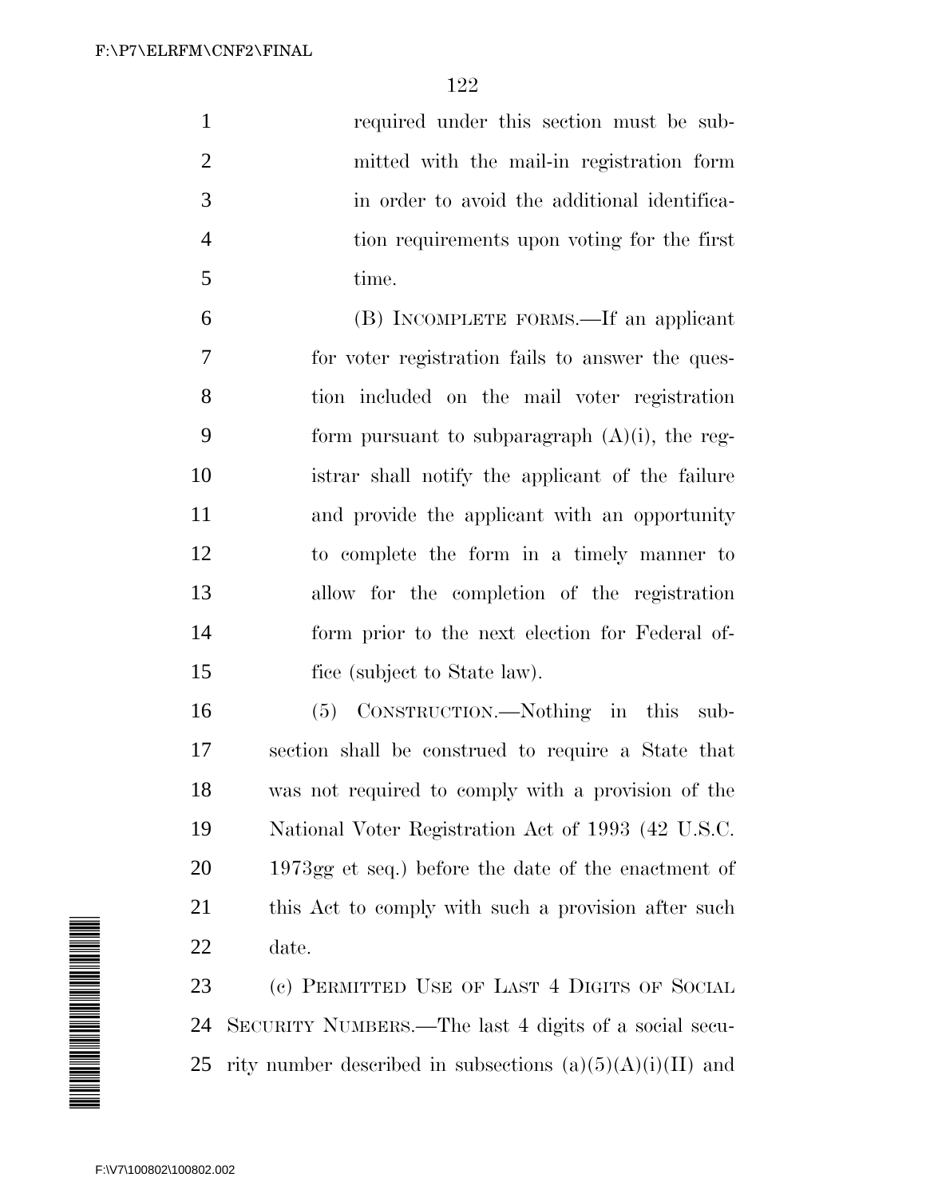required under this section must be submitted with the mail-in registration form in order to avoid the additional identification requirements upon voting for the first time.

(B) INCOMPLETE FORMS.—If an applicant for voter registration fails to answer the question included on the mail voter registration form pursuant to subparagraph (A)(i), the registrar shall notify the applicant of the failure and provide the applicant with an opportunity to complete the form in a timely manner to allow for the completion of the registration form prior to the next election for Federal office (subject to State law).

(5) CONSTRUCTION.—Nothing in this subsection shall be construed to require a State that was not required to comply with a provision of the National Voter Registration Act of 1993 (42 U.S.C. 1973gg et seq.) before the date of the enactment of this Act to comply with such a provision after such date.

(c) PERMITTED USE OF LAST 4 DIGITS OF SOCIAL SECURITY NUMBERS.—The last 4 digits of a social security number described in subsections (a)(5)(A)(i)(II) and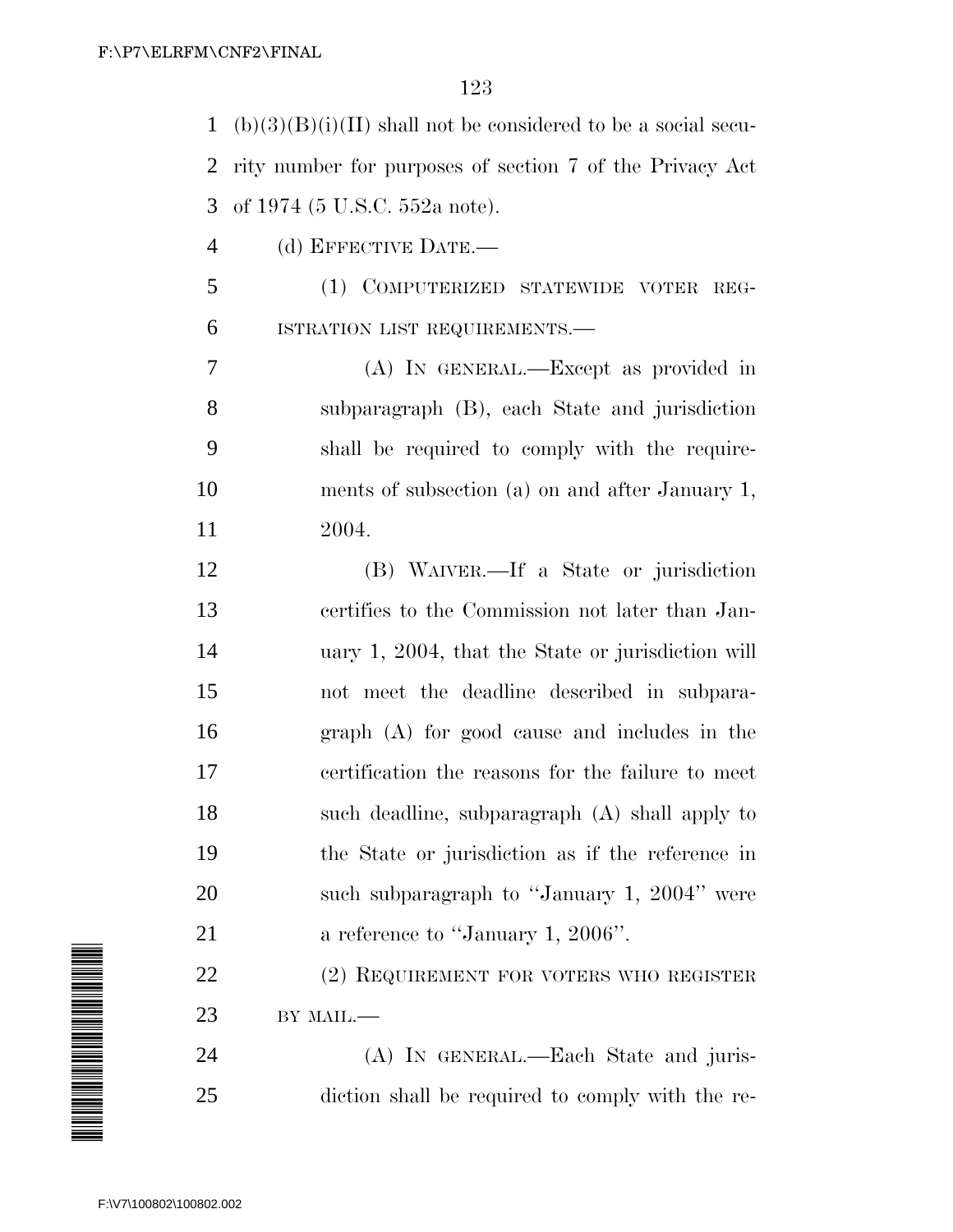(b)(3)(B)(i)(II) shall not be considered to be a social security number for purposes of section 7 of the Privacy Act of 1974 (5 U.S.C. 552a note).

(d) EFFECTIVE DATE.—

(1) COMPUTERIZED STATEWIDE VOTER REGISTRATION LIST REQUIREMENTS.—

(A) IN GENERAL.—Except as provided in subparagraph (B), each State and jurisdiction shall be required to comply with the requirements of subsection (a) on and after January 1, 2004.

(B) WAIVER.—If a State or jurisdiction certifies to the Commission not later than January 1, 2004, that the State or jurisdiction will not meet the deadline described in subparagraph (A) for good cause and includes in the certification the reasons for the failure to meet such deadline, subparagraph (A) shall apply to the State or jurisdiction as if the reference in such subparagraph to ''January 1, 2004'' were a reference to ''January 1, 2006''.

(2) REQUIREMENT FOR VOTERS WHO REGISTER BY MAIL.—

(A) IN GENERAL.—Each State and jurisdiction shall be required to comply with the re-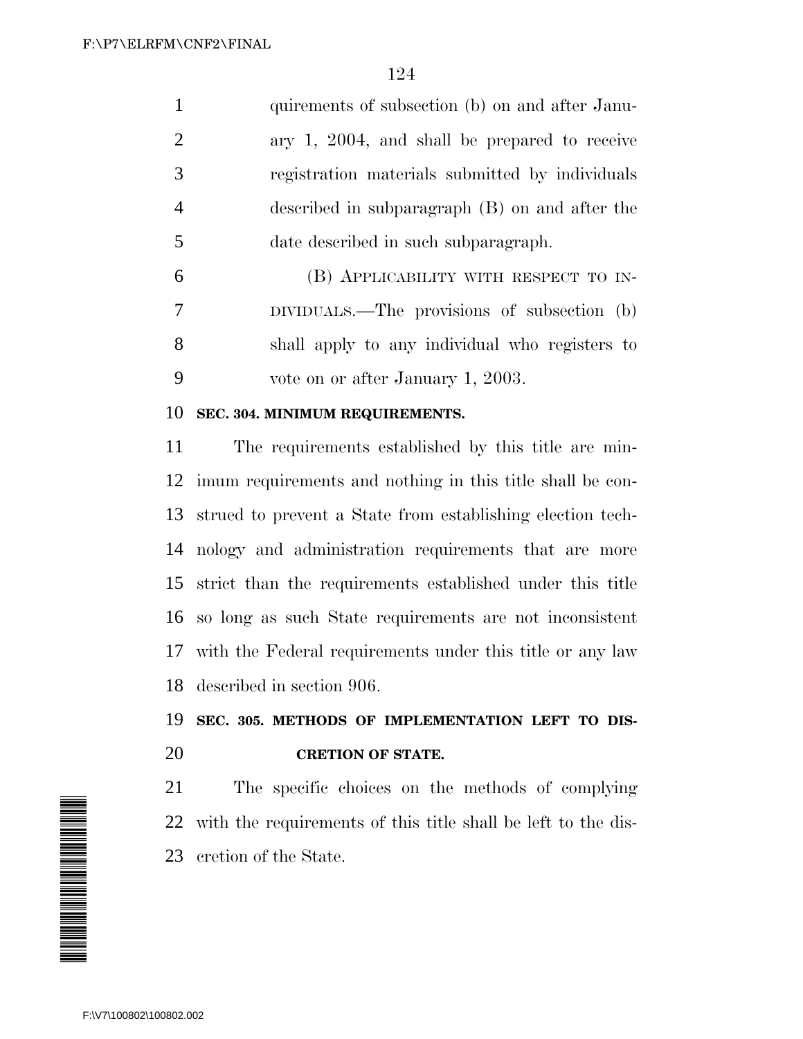quirements of subsection (b) on and after January 1, 2004, and shall be prepared to receive registration materials submitted by individuals described in subparagraph (B) on and after the date described in such subparagraph.

(B) APPLICABILITY WITH RESPECT TO INDIVIDUALS.—The provisions of subsection (b) shall apply to any individual who registers to vote on or after January 1, 2003.

**SEC. 304. MINIMUM REQUIREMENTS.**

The requirements established by this title are minimum requirements and nothing in this title shall be construed to prevent a State from establishing election technology and administration requirements that are more strict than the requirements established under this title so long as such State requirements are not inconsistent with the Federal requirements under this title or any law described in section 906.

**SEC. 305. METHODS OF IMPLEMENTATION LEFT TO DISCRETION OF STATE.**

The specific choices on the methods of complying with the requirements of this title shall be left to the discretion of the State.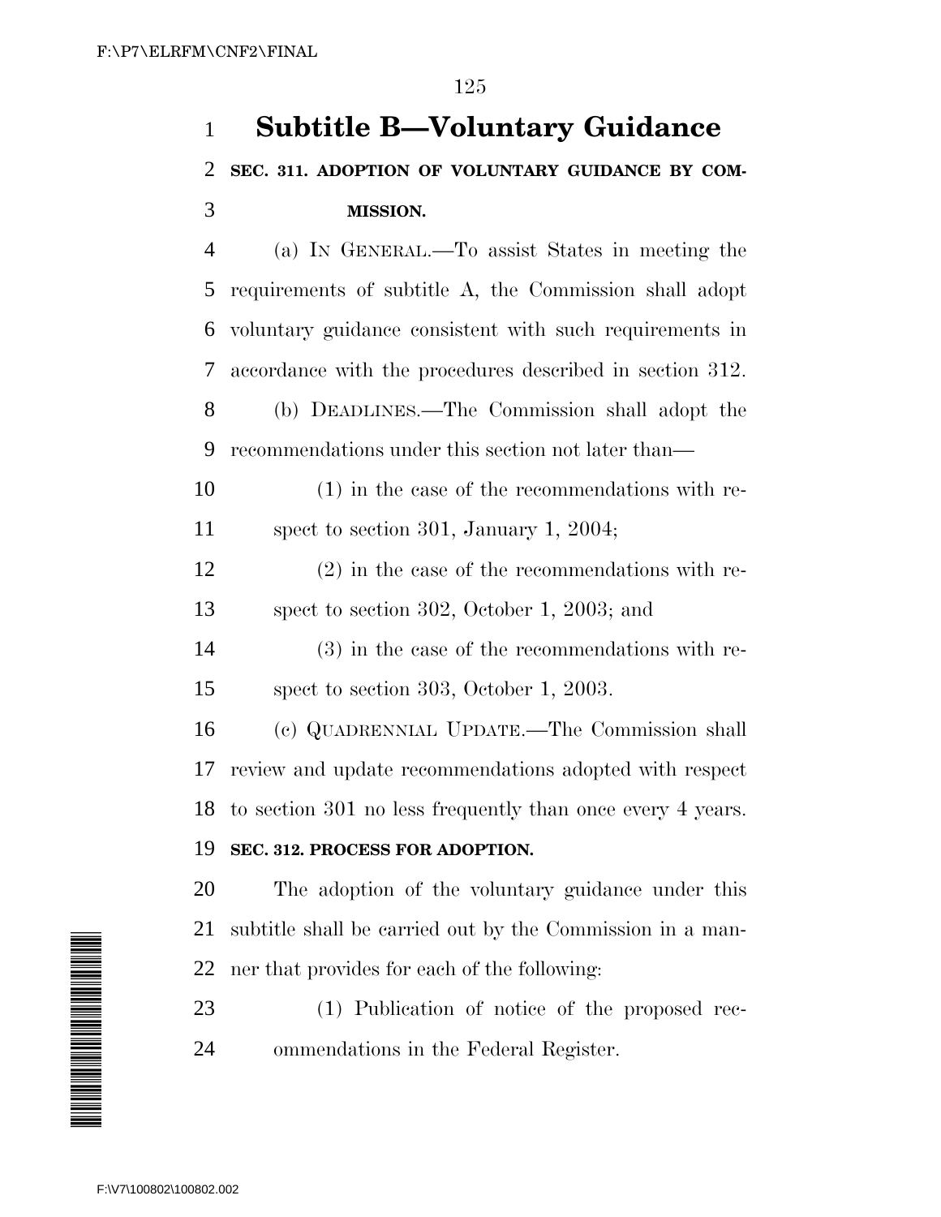# Subtitle B—Voluntary Guidance

## SEC. 311. ADOPTION OF VOLUNTARY GUIDANCE BY COMMISSION.

(a) IN GENERAL.—To assist States in meeting the requirements of subtitle A, the Commission shall adopt voluntary guidance consistent with such requirements in accordance with the procedures described in section 312.

(b) DEADLINES.—The Commission shall adopt the recommendations under this section not later than—

(1) in the case of the recommendations with respect to section 301, January 1, 2004;

(2) in the case of the recommendations with respect to section 302, October 1, 2003; and

(3) in the case of the recommendations with respect to section 303, October 1, 2003.

(c) QUADRENNIAL UPDATE.—The Commission shall review and update recommendations adopted with respect to section 301 no less frequently than once every 4 years.

## SEC. 312. PROCESS FOR ADOPTION.

The adoption of the voluntary guidance under this subtitle shall be carried out by the Commission in a manner that provides for each of the following:

(1) Publication of notice of the proposed recommendations in the Federal Register.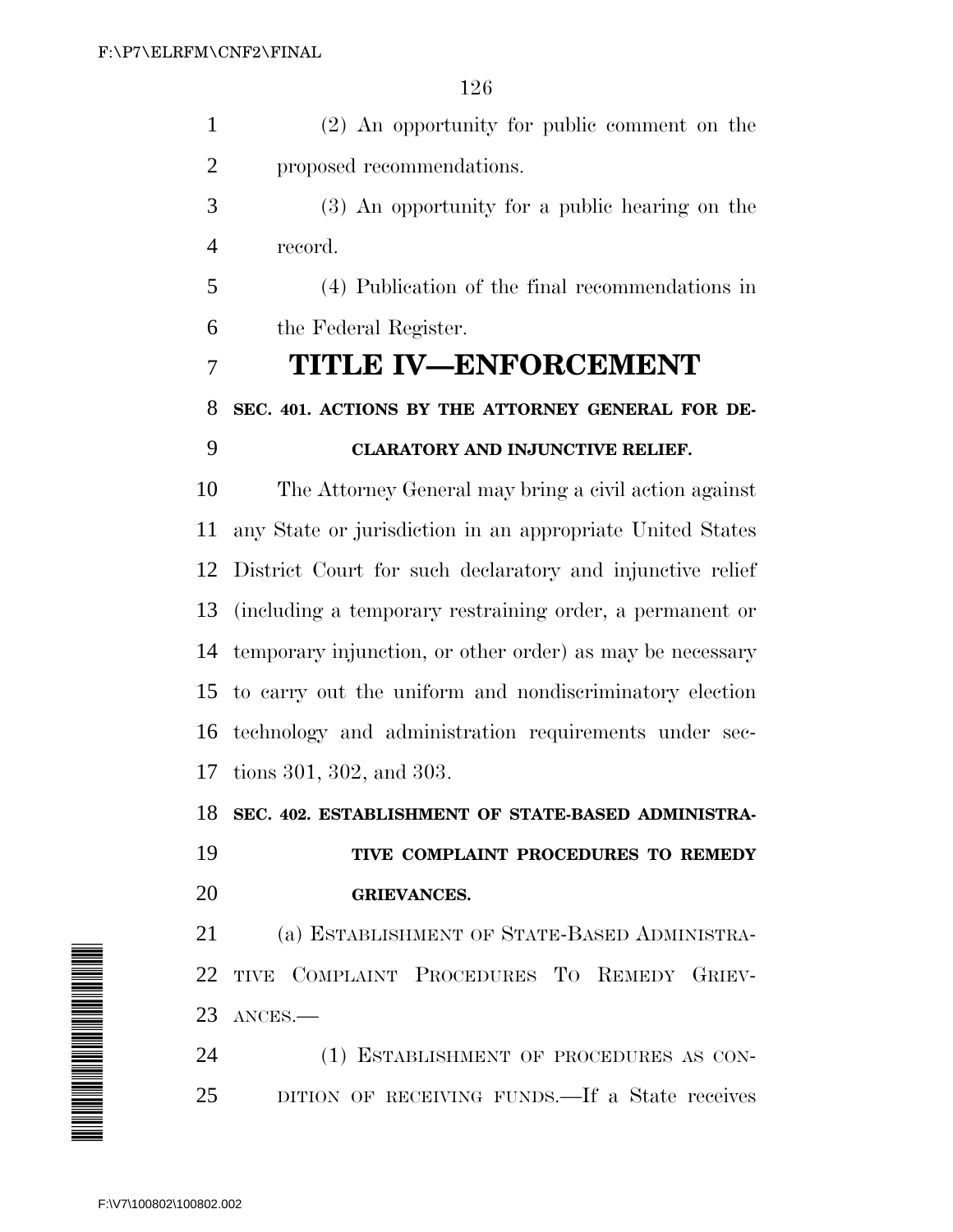(2) An opportunity for public comment on the proposed recommendations.

(3) An opportunity for a public hearing on the record.

(4) Publication of the final recommendations in the Federal Register.

# TITLE IV—ENFORCEMENT

## SEC. 401. ACTIONS BY THE ATTORNEY GENERAL FOR DECLARATORY AND INJUNCTIVE RELIEF.

The Attorney General may bring a civil action against any State or jurisdiction in an appropriate United States District Court for such declaratory and injunctive relief (including a temporary restraining order, a permanent or temporary injunction, or other order) as may be necessary to carry out the uniform and nondiscriminatory election technology and administration requirements under sections 301, 302, and 303.

## SEC. 402. ESTABLISHMENT OF STATE-BASED ADMINISTRATIVE COMPLAINT PROCEDURES TO REMEDY GRIEVANCES.

(a) ESTABLISHMENT OF STATE-BASED ADMINISTRATIVE COMPLAINT PROCEDURES TO REMEDY GRIEVANCES.—

(1) ESTABLISHMENT OF PROCEDURES AS CONDITION OF RECEIVING FUNDS.—If a State receives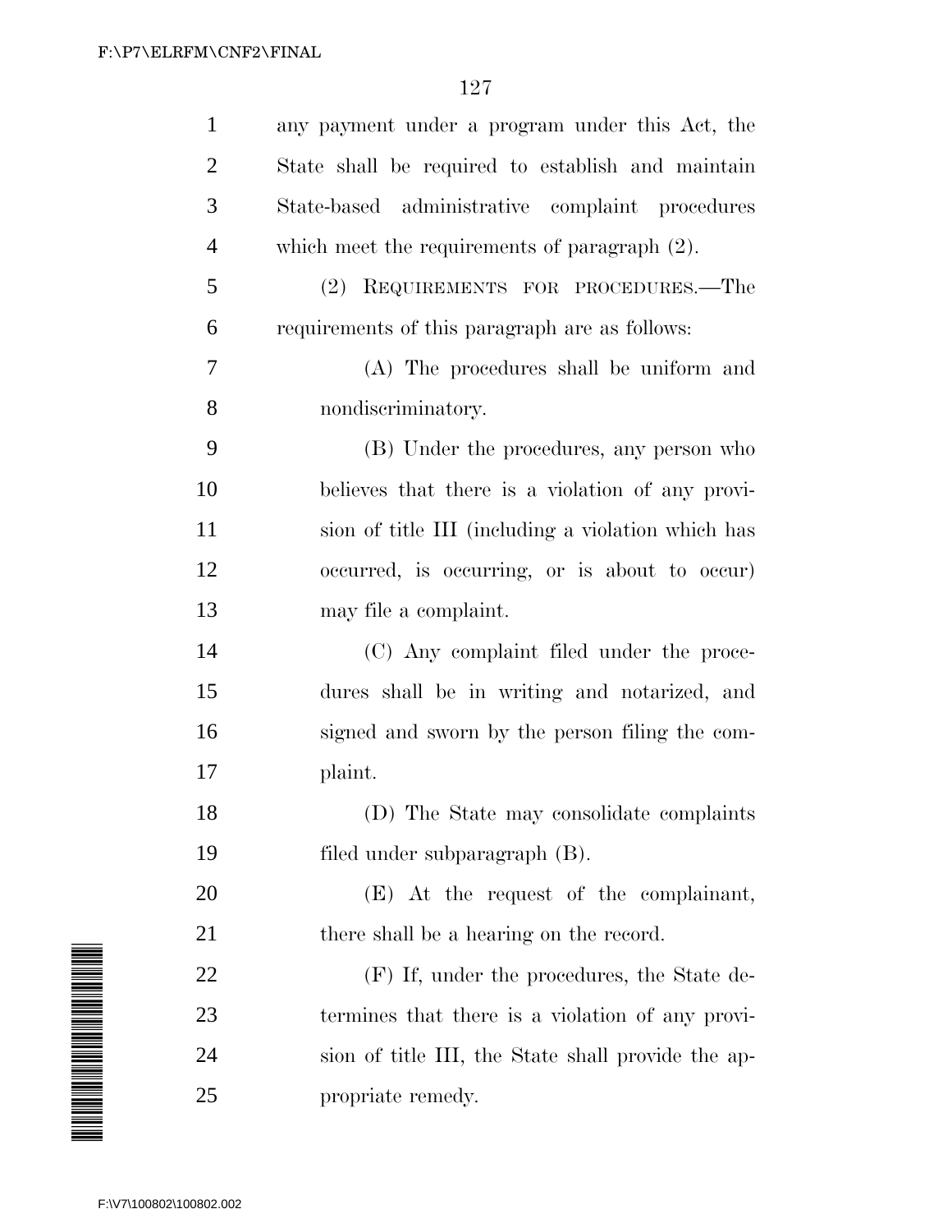any payment under a program under this Act, the State shall be required to establish and maintain State-based administrative complaint procedures which meet the requirements of paragraph (2).

(2) REQUIREMENTS FOR PROCEDURES.—The requirements of this paragraph are as follows:

(A) The procedures shall be uniform and nondiscriminatory.

(B) Under the procedures, any person who believes that there is a violation of any provision of title III (including a violation which has occurred, is occurring, or is about to occur) may file a complaint.

(C) Any complaint filed under the procedures shall be in writing and notarized, and signed and sworn by the person filing the complaint.

(D) The State may consolidate complaints filed under subparagraph (B).

(E) At the request of the complainant, there shall be a hearing on the record.

(F) If, under the procedures, the State determines that there is a violation of any provision of title III, the State shall provide the appropriate remedy.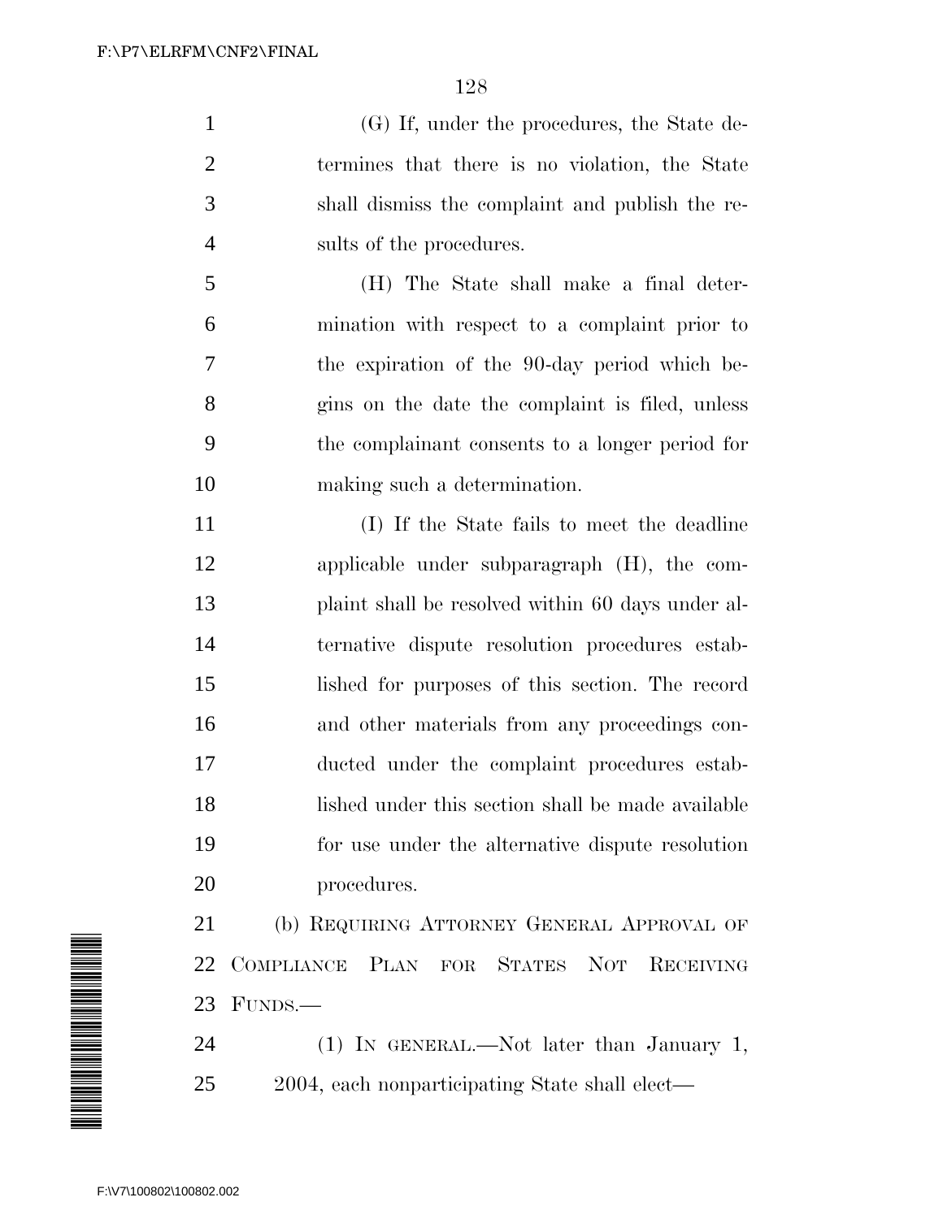(G) If, under the procedures, the State determines that there is no violation, the State shall dismiss the complaint and publish the results of the procedures.

(H) The State shall make a final determination with respect to a complaint prior to the expiration of the 90-day period which begins on the date the complaint is filed, unless the complainant consents to a longer period for making such a determination.

(I) If the State fails to meet the deadline applicable under subparagraph (H), the complaint shall be resolved within 60 days under alternative dispute resolution procedures established for purposes of this section. The record and other materials from any proceedings conducted under the complaint procedures established under this section shall be made available for use under the alternative dispute resolution procedures.

(b) REQUIRING ATTORNEY GENERAL APPROVAL OF COMPLIANCE PLAN FOR STATES NOT RECEIVING FUNDS.—

(1) IN GENERAL.—Not later than January 1, 2004, each nonparticipating State shall elect—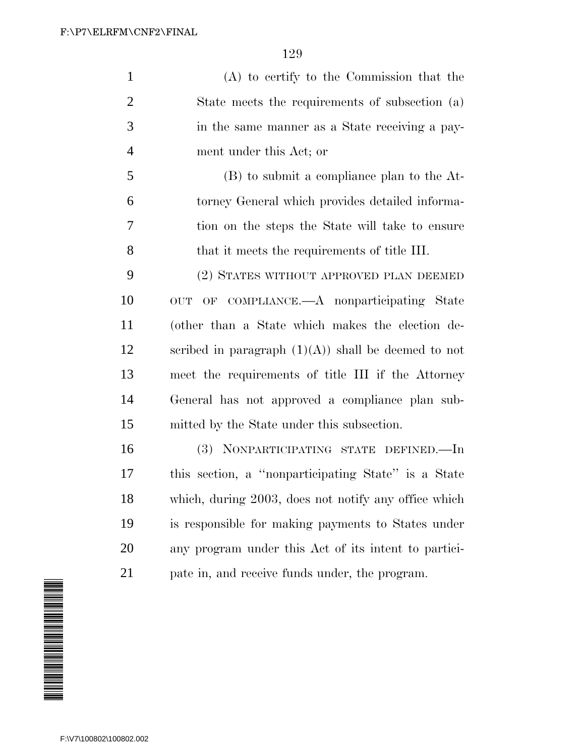(A) to certify to the Commission that the State meets the requirements of subsection (a) in the same manner as a State receiving a payment under this Act; or

(B) to submit a compliance plan to the Attorney General which provides detailed information on the steps the State will take to ensure that it meets the requirements of title III.

(2) STATES WITHOUT APPROVED PLAN DEEMED OUT OF COMPLIANCE.—A nonparticipating State (other than a State which makes the election described in paragraph (1)(A)) shall be deemed to not meet the requirements of title III if the Attorney General has not approved a compliance plan submitted by the State under this subsection.

(3) NONPARTICIPATING STATE DEFINED.—In this section, a ''nonparticipating State'' is a State which, during 2003, does not notify any office which is responsible for making payments to States under any program under this Act of its intent to participate in, and receive funds under, the program.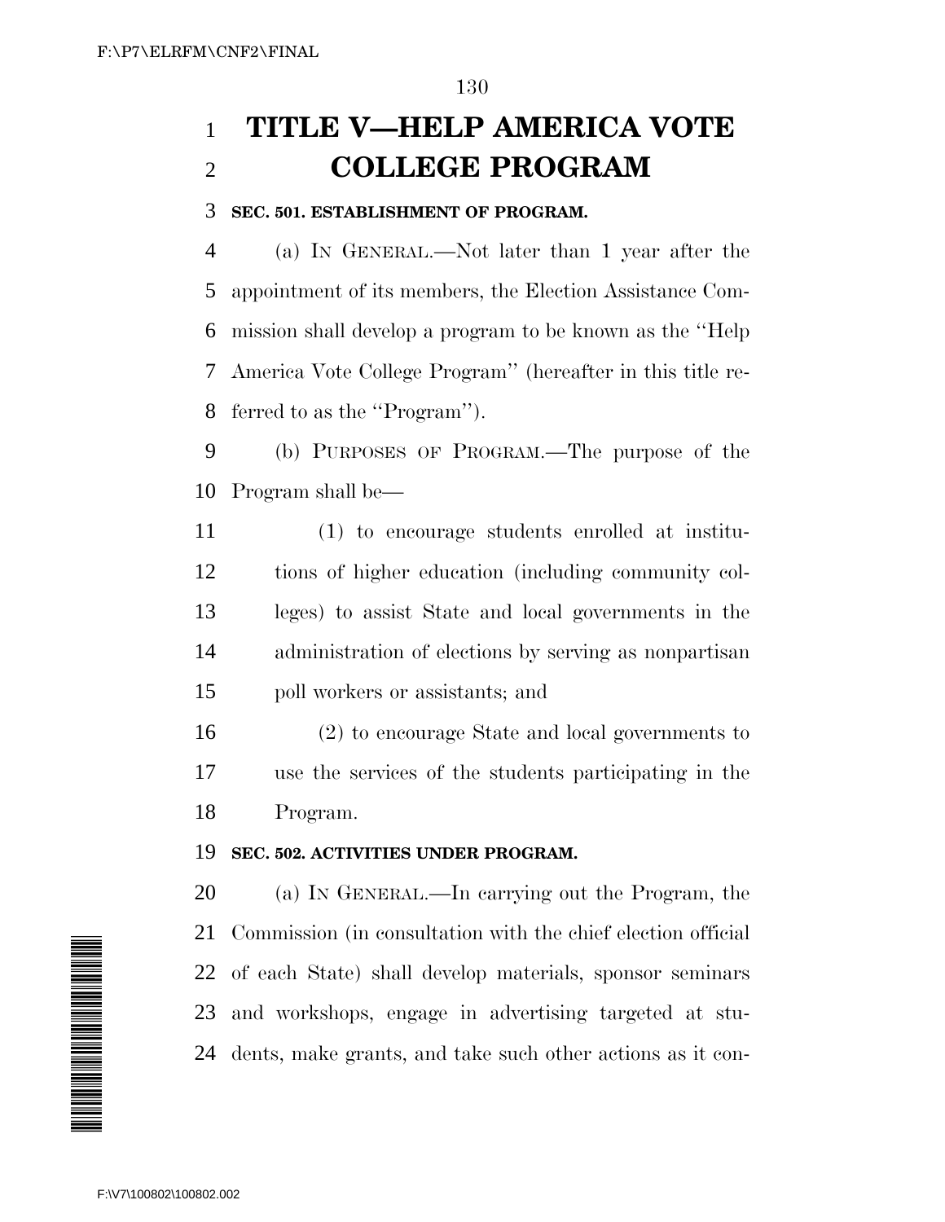# TITLE V—HELP AMERICA VOTE COLLEGE PROGRAM

### SEC. 501. ESTABLISHMENT OF PROGRAM.

(a) IN GENERAL.—Not later than 1 year after the appointment of its members, the Election Assistance Commission shall develop a program to be known as the ''Help America Vote College Program'' (hereafter in this title referred to as the ''Program'').

(b) PURPOSES OF PROGRAM.—The purpose of the Program shall be—

(1) to encourage students enrolled at institutions of higher education (including community colleges) to assist State and local governments in the administration of elections by serving as nonpartisan poll workers or assistants; and

(2) to encourage State and local governments to use the services of the students participating in the Program.

### SEC. 502. ACTIVITIES UNDER PROGRAM.

(a) IN GENERAL.—In carrying out the Program, the Commission (in consultation with the chief election official of each State) shall develop materials, sponsor seminars and workshops, engage in advertising targeted at students, make grants, and take such other actions as it con-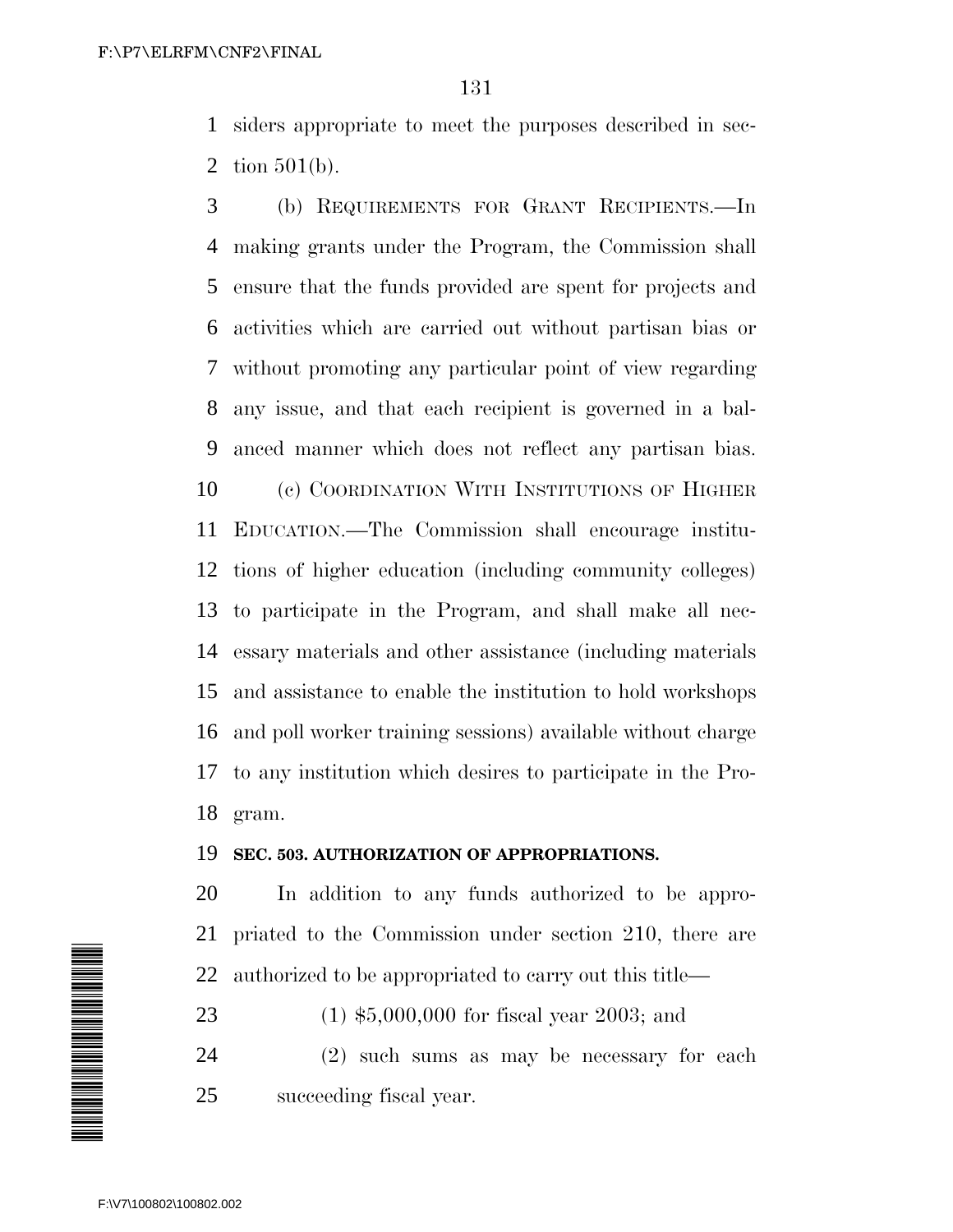siders appropriate to meet the purposes described in section 501(b).

(b) REQUIREMENTS FOR GRANT RECIPIENTS.—In making grants under the Program, the Commission shall ensure that the funds provided are spent for projects and activities which are carried out without partisan bias or without promoting any particular point of view regarding any issue, and that each recipient is governed in a balanced manner which does not reflect any partisan bias.

(c) COORDINATION WITH INSTITUTIONS OF HIGHER EDUCATION.—The Commission shall encourage institutions of higher education (including community colleges) to participate in the Program, and shall make all necessary materials and other assistance (including materials and assistance to enable the institution to hold workshops and poll worker training sessions) available without charge to any institution which desires to participate in the Program.

**SEC. 503. AUTHORIZATION OF APPROPRIATIONS.**

In addition to any funds authorized to be appropriated to the Commission under section 210, there are authorized to be appropriated to carry out this title—

(1) $5,000,000 for fiscal year 2003; and

(2) such sums as may be necessary for each succeeding fiscal year.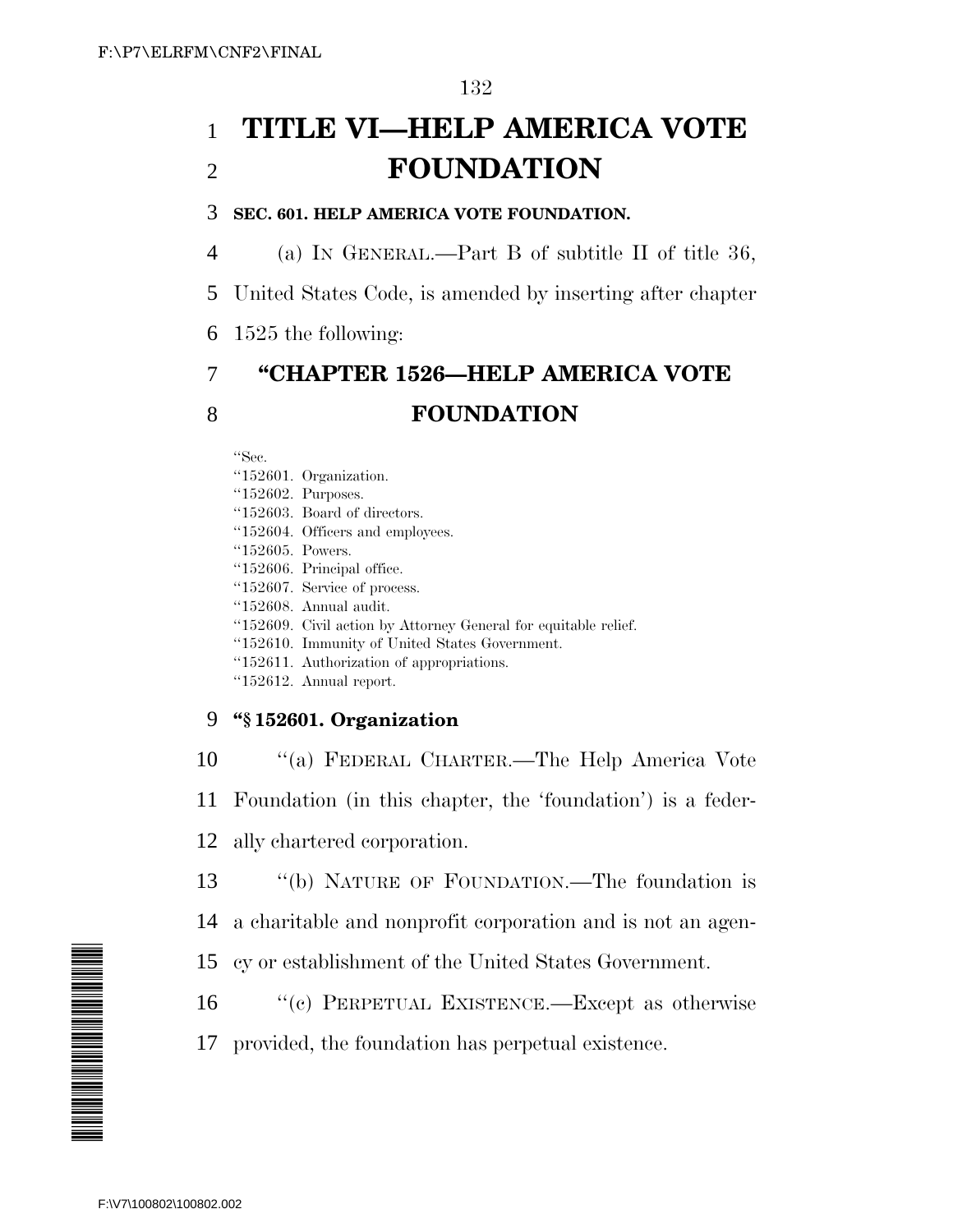# TITLE VI—HELP AMERICA VOTE FOUNDATION

### SEC. 601. HELP AMERICA VOTE FOUNDATION.

(a) IN GENERAL.—Part B of subtitle II of title 36, United States Code, is amended by inserting after chapter 1525 the following:

## "CHAPTER 1526—HELP AMERICA VOTE FOUNDATION

"Sec.
"152601. Organization.
"152602. Purposes.
"152603. Board of directors.
"152604. Officers and employees.
"152605. Powers.
"152606. Principal office.
"152607. Service of process.
"152608. Annual audit.
"152609. Civil action by Attorney General for equitable relief.
"152610. Immunity of United States Government.
"152611. Authorization of appropriations.
"152612. Annual report.

### "§ 152601. Organization

"(a) FEDERAL CHARTER.—The Help America Vote Foundation (in this chapter, the 'foundation') is a federally chartered corporation.

"(b) NATURE OF FOUNDATION.—The foundation is a charitable and nonprofit corporation and is not an agency or establishment of the United States Government.

"(c) PERPETUAL EXISTENCE.—Except as otherwise provided, the foundation has perpetual existence.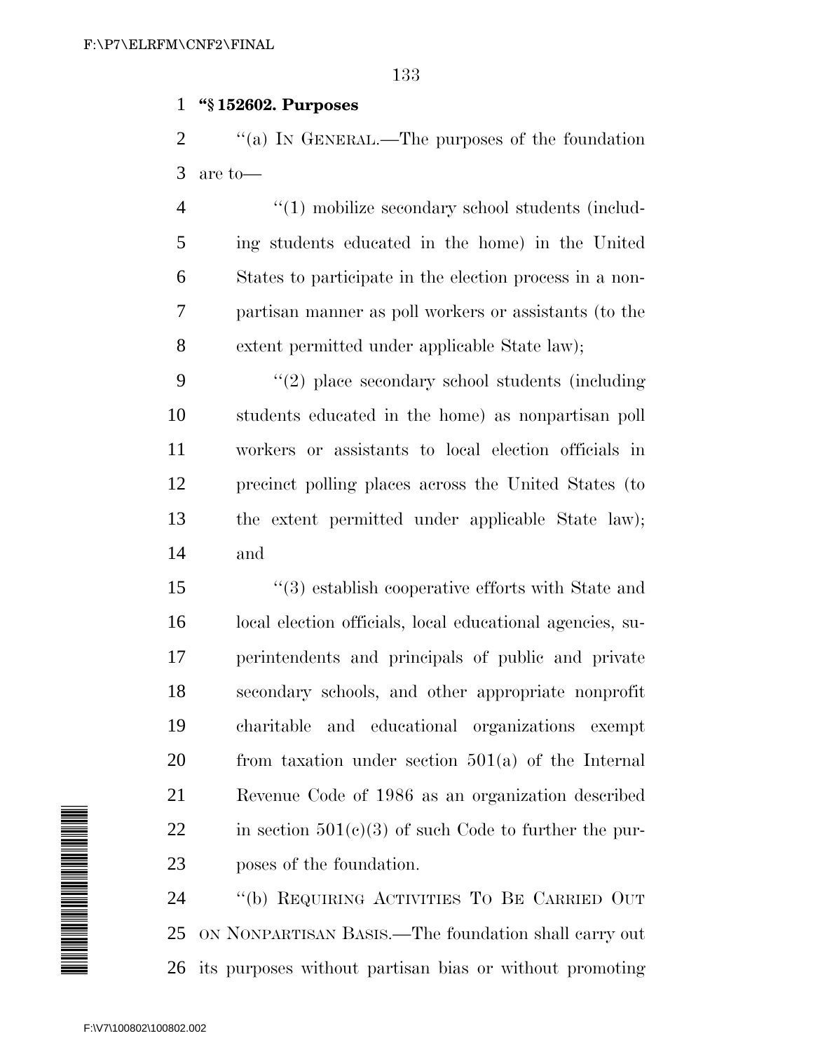**"§ 152602. Purposes**

"(a) IN GENERAL.—The purposes of the foundation are to—

"(1) mobilize secondary school students (including students educated in the home) in the United States to participate in the election process in a nonpartisan manner as poll workers or assistants (to the extent permitted under applicable State law);

"(2) place secondary school students (including students educated in the home) as nonpartisan poll workers or assistants to local election officials in precinct polling places across the United States (to the extent permitted under applicable State law); and

"(3) establish cooperative efforts with State and local election officials, local educational agencies, superintendents and principals of public and private secondary schools, and other appropriate nonprofit charitable and educational organizations exempt from taxation under section 501(a) of the Internal Revenue Code of 1986 as an organization described in section 501(c)(3) of such Code to further the purposes of the foundation.

"(b) REQUIRING ACTIVITIES TO BE CARRIED OUT ON NONPARTISAN BASIS.—The foundation shall carry out its purposes without partisan bias or without promoting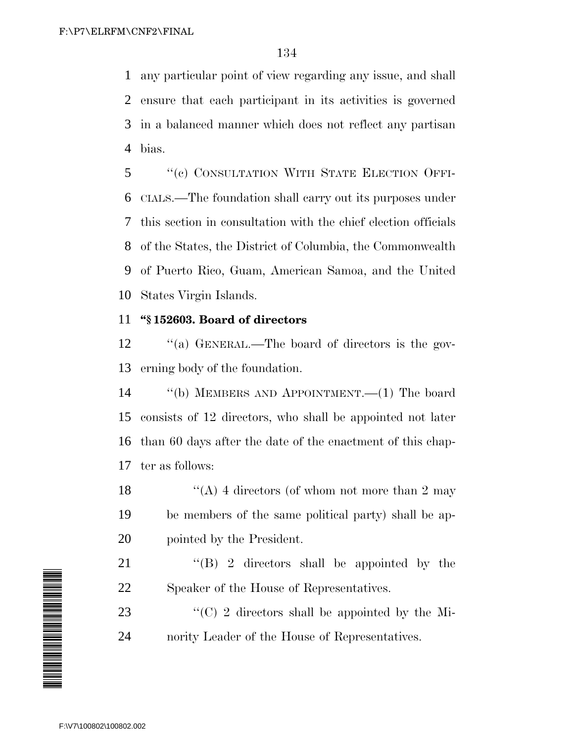any particular point of view regarding any issue, and shall ensure that each participant in its activities is governed in a balanced manner which does not reflect any partisan bias.

''(c) CONSULTATION WITH STATE ELECTION OFFICIALS.—The foundation shall carry out its purposes under this section in consultation with the chief election officials of the States, the District of Columbia, the Commonwealth of Puerto Rico, Guam, American Samoa, and the United States Virgin Islands.

**''§ 152603. Board of directors**

''(a) GENERAL.—The board of directors is the governing body of the foundation.

''(b) MEMBERS AND APPOINTMENT.—(1) The board consists of 12 directors, who shall be appointed not later than 60 days after the date of the enactment of this chapter as follows:

''(A) 4 directors (of whom not more than 2 may be members of the same political party) shall be appointed by the President.

''(B) 2 directors shall be appointed by the Speaker of the House of Representatives.

''(C) 2 directors shall be appointed by the Minority Leader of the House of Representatives.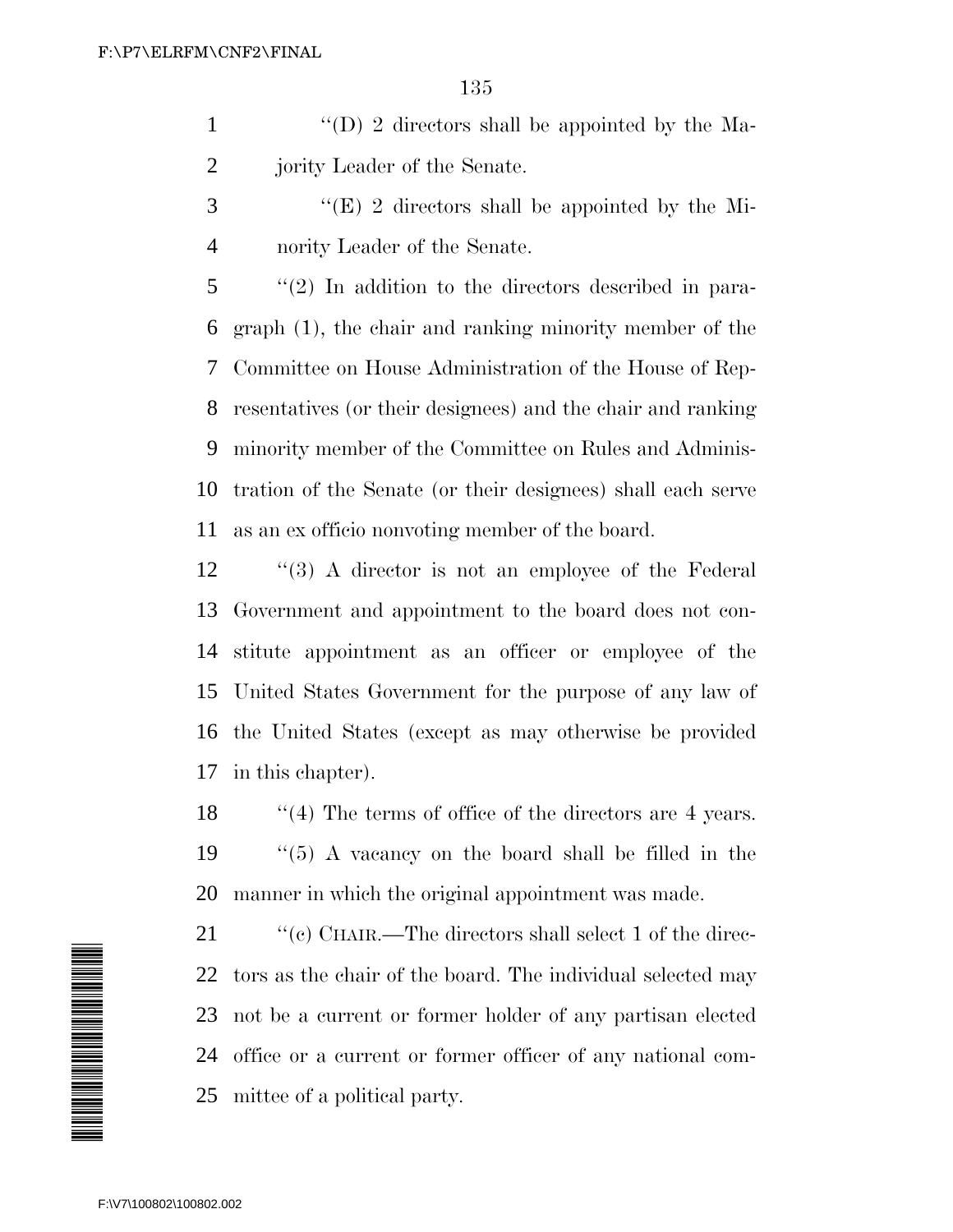''(D) 2 directors shall be appointed by the Majority Leader of the Senate.

''(E) 2 directors shall be appointed by the Minority Leader of the Senate.

''(2) In addition to the directors described in paragraph (1), the chair and ranking minority member of the Committee on House Administration of the House of Representatives (or their designees) and the chair and ranking minority member of the Committee on Rules and Administration of the Senate (or their designees) shall each serve as an ex officio nonvoting member of the board.

''(3) A director is not an employee of the Federal Government and appointment to the board does not constitute appointment as an officer or employee of the United States Government for the purpose of any law of the United States (except as may otherwise be provided in this chapter).

''(4) The terms of office of the directors are 4 years.

''(5) A vacancy on the board shall be filled in the manner in which the original appointment was made.

''(c) CHAIR.—The directors shall select 1 of the directors as the chair of the board. The individual selected may not be a current or former holder of any partisan elected office or a current or former officer of any national committee of a political party.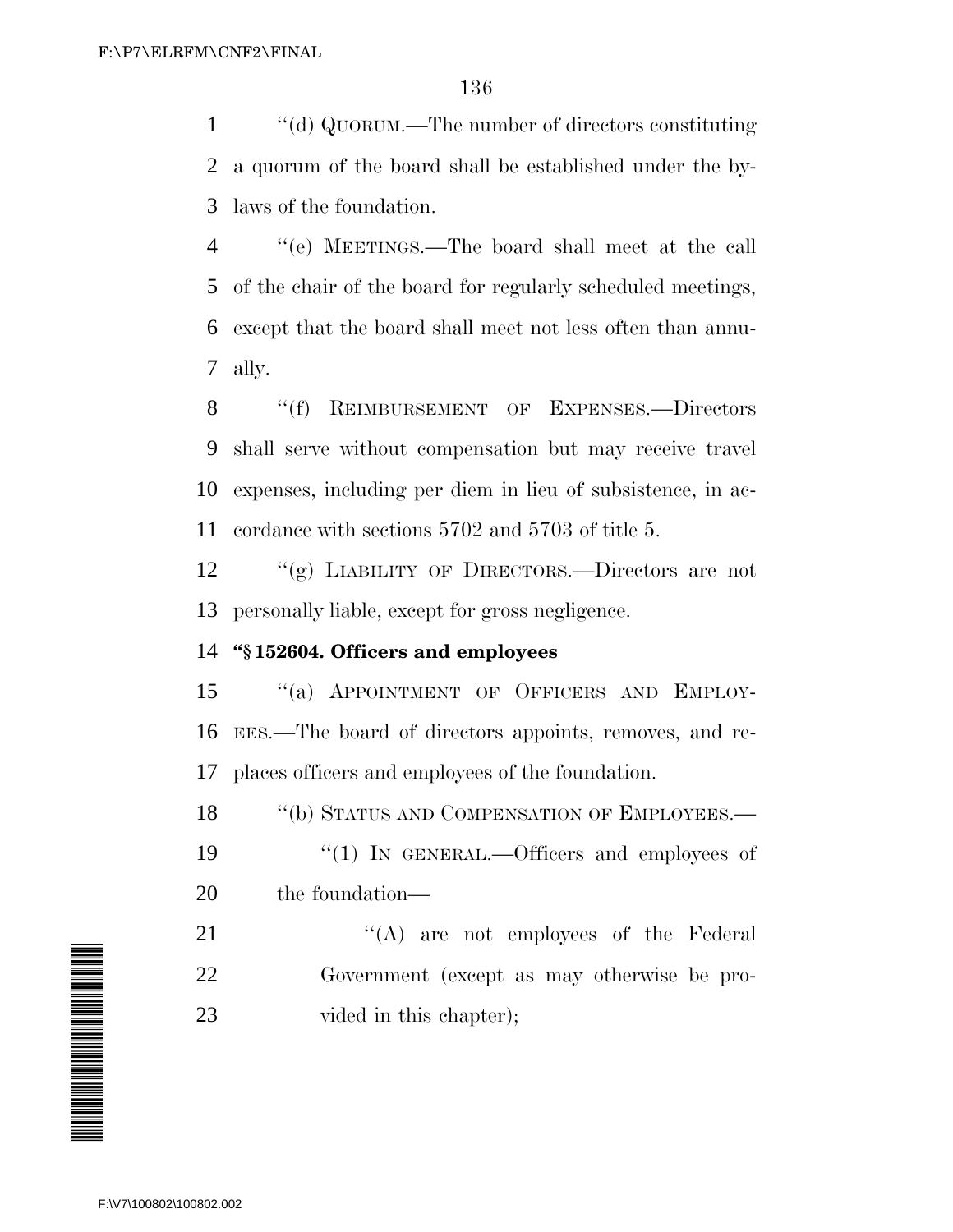"(d) QUORUM.—The number of directors constituting a quorum of the board shall be established under the bylaws of the foundation.

"(e) MEETINGS.—The board shall meet at the call of the chair of the board for regularly scheduled meetings, except that the board shall meet not less often than annually.

"(f) REIMBURSEMENT OF EXPENSES.—Directors shall serve without compensation but may receive travel expenses, including per diem in lieu of subsistence, in accordance with sections 5702 and 5703 of title 5.

"(g) LIABILITY OF DIRECTORS.—Directors are not personally liable, except for gross negligence.

**"§ 152604. Officers and employees**

"(a) APPOINTMENT OF OFFICERS AND EMPLOYEES.—The board of directors appoints, removes, and replaces officers and employees of the foundation.

"(b) STATUS AND COMPENSATION OF EMPLOYEES.—

"(1) IN GENERAL.—Officers and employees of the foundation—

"(A) are not employees of the Federal Government (except as may otherwise be provided in this chapter);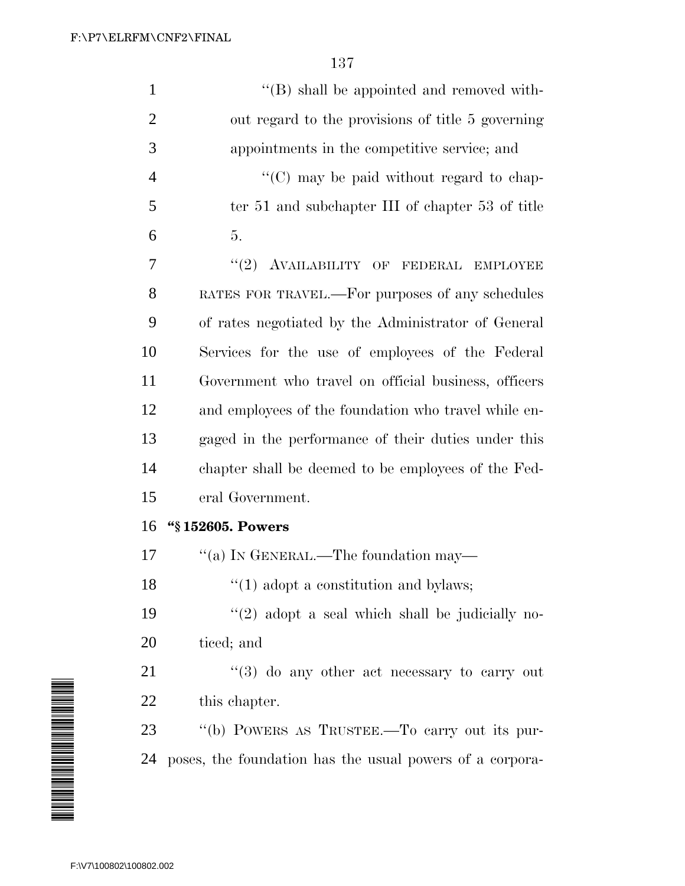''(B) shall be appointed and removed without regard to the provisions of title 5 governing appointments in the competitive service; and

''(C) may be paid without regard to chapter 51 and subchapter III of chapter 53 of title 5.

''(2) AVAILABILITY OF FEDERAL EMPLOYEE RATES FOR TRAVEL.—For purposes of any schedules of rates negotiated by the Administrator of General Services for the use of employees of the Federal Government who travel on official business, officers and employees of the foundation who travel while engaged in the performance of their duties under this chapter shall be deemed to be employees of the Federal Government.

**''§ 152605. Powers**

''(a) IN GENERAL.—The foundation may—

''(1) adopt a constitution and bylaws;

''(2) adopt a seal which shall be judicially noticed; and

''(3) do any other act necessary to carry out this chapter.

''(b) POWERS AS TRUSTEE.—To carry out its purposes, the foundation has the usual powers of a corpora-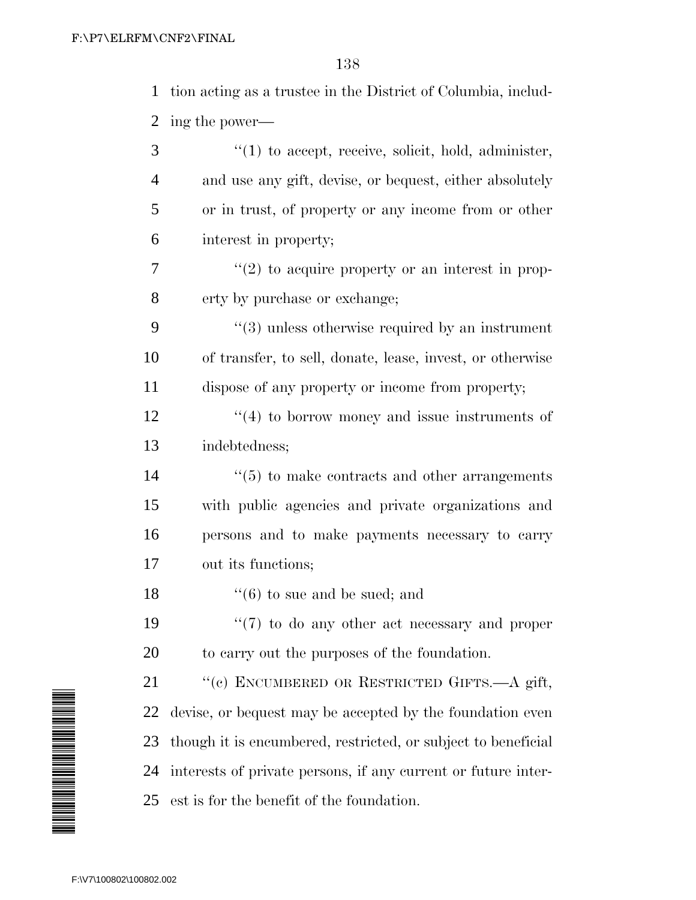tion acting as a trustee in the District of Columbia, including the power—

"(1) to accept, receive, solicit, hold, administer, and use any gift, devise, or bequest, either absolutely or in trust, of property or any income from or other interest in property;

"(2) to acquire property or an interest in property by purchase or exchange;

"(3) unless otherwise required by an instrument of transfer, to sell, donate, lease, invest, or otherwise dispose of any property or income from property;

"(4) to borrow money and issue instruments of indebtedness;

"(5) to make contracts and other arrangements with public agencies and private organizations and persons and to make payments necessary to carry out its functions;

"(6) to sue and be sued; and

"(7) to do any other act necessary and proper to carry out the purposes of the foundation.

"(c) ENCUMBERED OR RESTRICTED GIFTS.—A gift, devise, or bequest may be accepted by the foundation even though it is encumbered, restricted, or subject to beneficial interests of private persons, if any current or future interest is for the benefit of the foundation.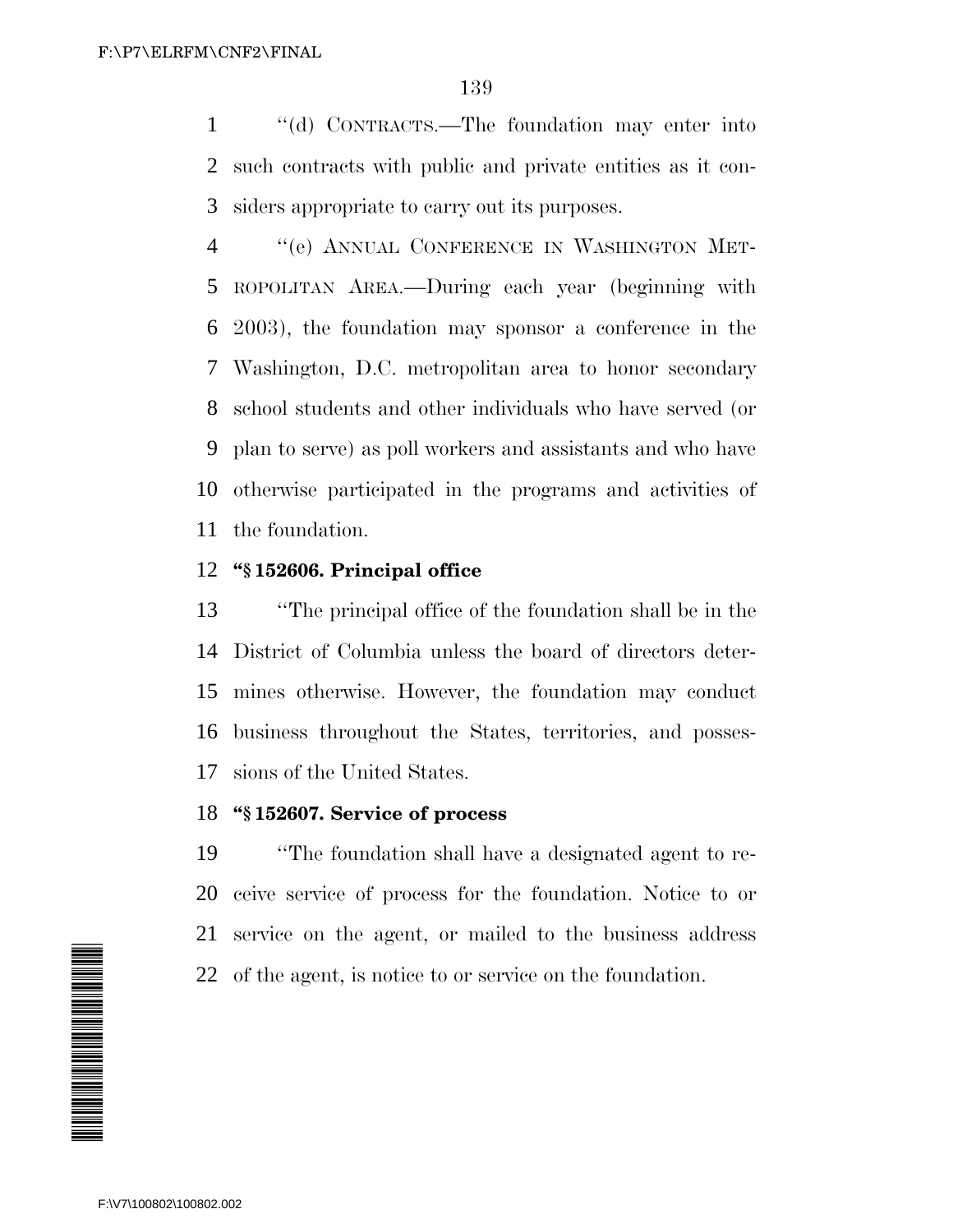''(d) CONTRACTS.—The foundation may enter into such contracts with public and private entities as it considers appropriate to carry out its purposes.

''(e) ANNUAL CONFERENCE IN WASHINGTON METROPOLITAN AREA.—During each year (beginning with 2003), the foundation may sponsor a conference in the Washington, D.C. metropolitan area to honor secondary school students and other individuals who have served (or plan to serve) as poll workers and assistants and who have otherwise participated in the programs and activities of the foundation.

**''§ 152606. Principal office**

''The principal office of the foundation shall be in the District of Columbia unless the board of directors determines otherwise. However, the foundation may conduct business throughout the States, territories, and possessions of the United States.

**''§ 152607. Service of process**

''The foundation shall have a designated agent to receive service of process for the foundation. Notice to or service on the agent, or mailed to the business address of the agent, is notice to or service on the foundation.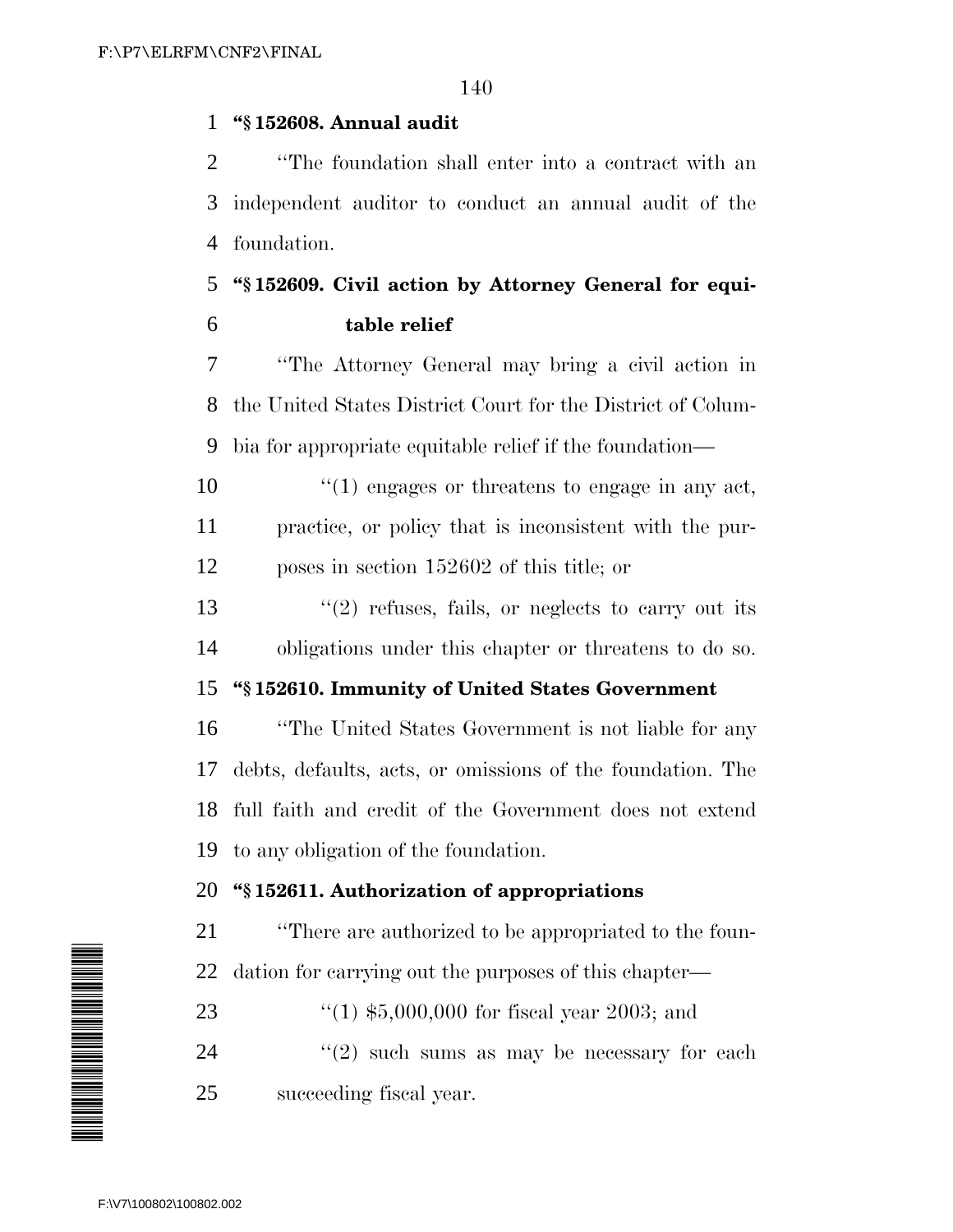**"§ 152608. Annual audit**

"The foundation shall enter into a contract with an independent auditor to conduct an annual audit of the foundation.

**"§ 152609. Civil action by Attorney General for equitable relief**

"The Attorney General may bring a civil action in the United States District Court for the District of Columbia for appropriate equitable relief if the foundation—

"(1) engages or threatens to engage in any act, practice, or policy that is inconsistent with the purposes in section 152602 of this title; or

"(2) refuses, fails, or neglects to carry out its obligations under this chapter or threatens to do so.

**"§ 152610. Immunity of United States Government**

"The United States Government is not liable for any debts, defaults, acts, or omissions of the foundation. The full faith and credit of the Government does not extend to any obligation of the foundation.

**"§ 152611. Authorization of appropriations**

"There are authorized to be appropriated to the foundation for carrying out the purposes of this chapter—

"(1) $5,000,000 for fiscal year 2003; and

"(2) such sums as may be necessary for each succeeding fiscal year.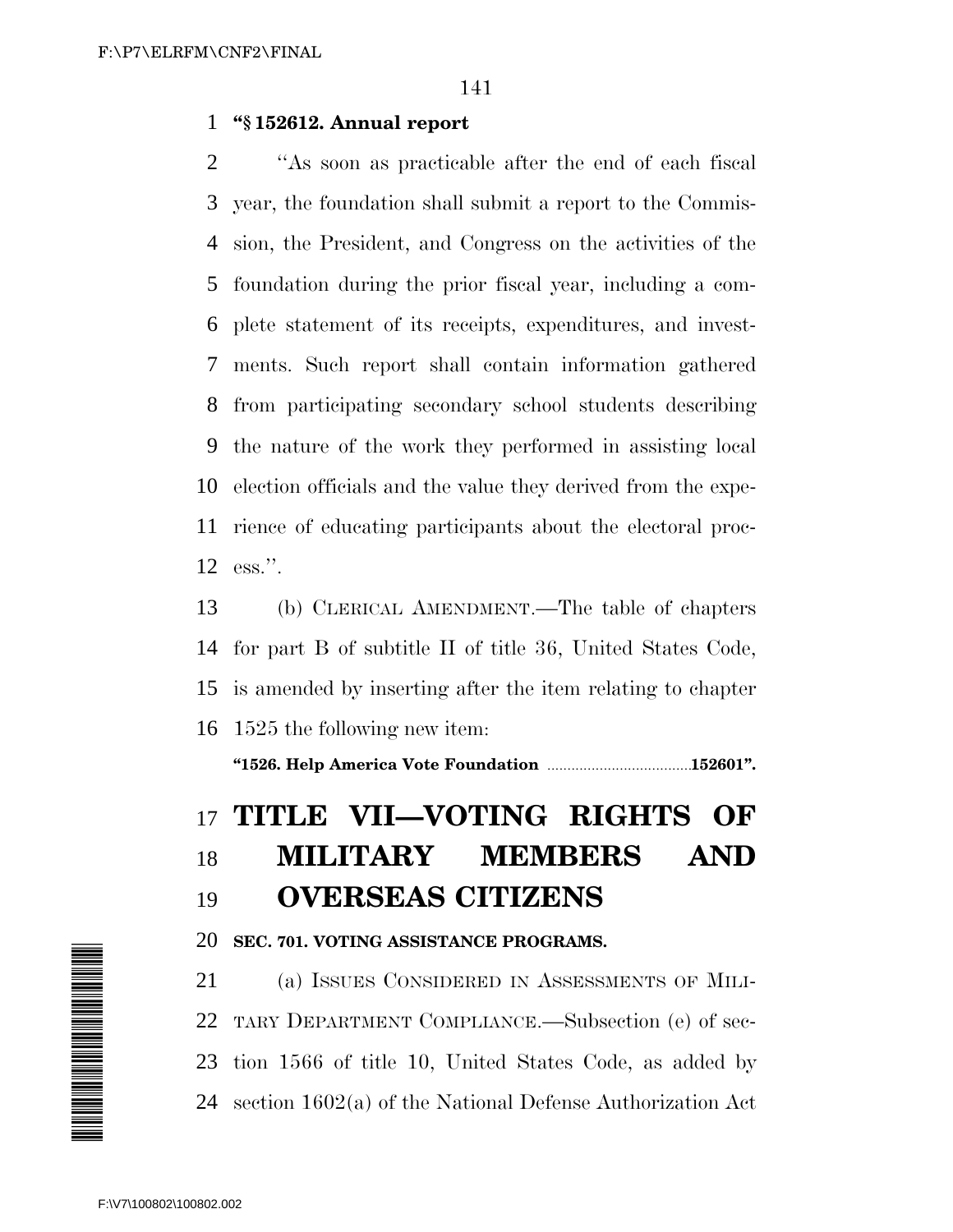**"§ 152612. Annual report**

"As soon as practicable after the end of each fiscal year, the foundation shall submit a report to the Commission, the President, and Congress on the activities of the foundation during the prior fiscal year, including a complete statement of its receipts, expenditures, and investments. Such report shall contain information gathered from participating secondary school students describing the nature of the work they performed in assisting local election officials and the value they derived from the experience of educating participants about the electoral process.".

(b) CLERICAL AMENDMENT.—The table of chapters for part B of subtitle II of title 36, United States Code, is amended by inserting after the item relating to chapter 1525 the following new item:

**"1526. Help America Vote Foundation ....................................152601".**

# TITLE VII—VOTING RIGHTS OF MILITARY MEMBERS AND OVERSEAS CITIZENS

**SEC. 701. VOTING ASSISTANCE PROGRAMS.**

(a) ISSUES CONSIDERED IN ASSESSMENTS OF MILITARY DEPARTMENT COMPLIANCE.—Subsection (e) of section 1566 of title 10, United States Code, as added by section 1602(a) of the National Defense Authorization Act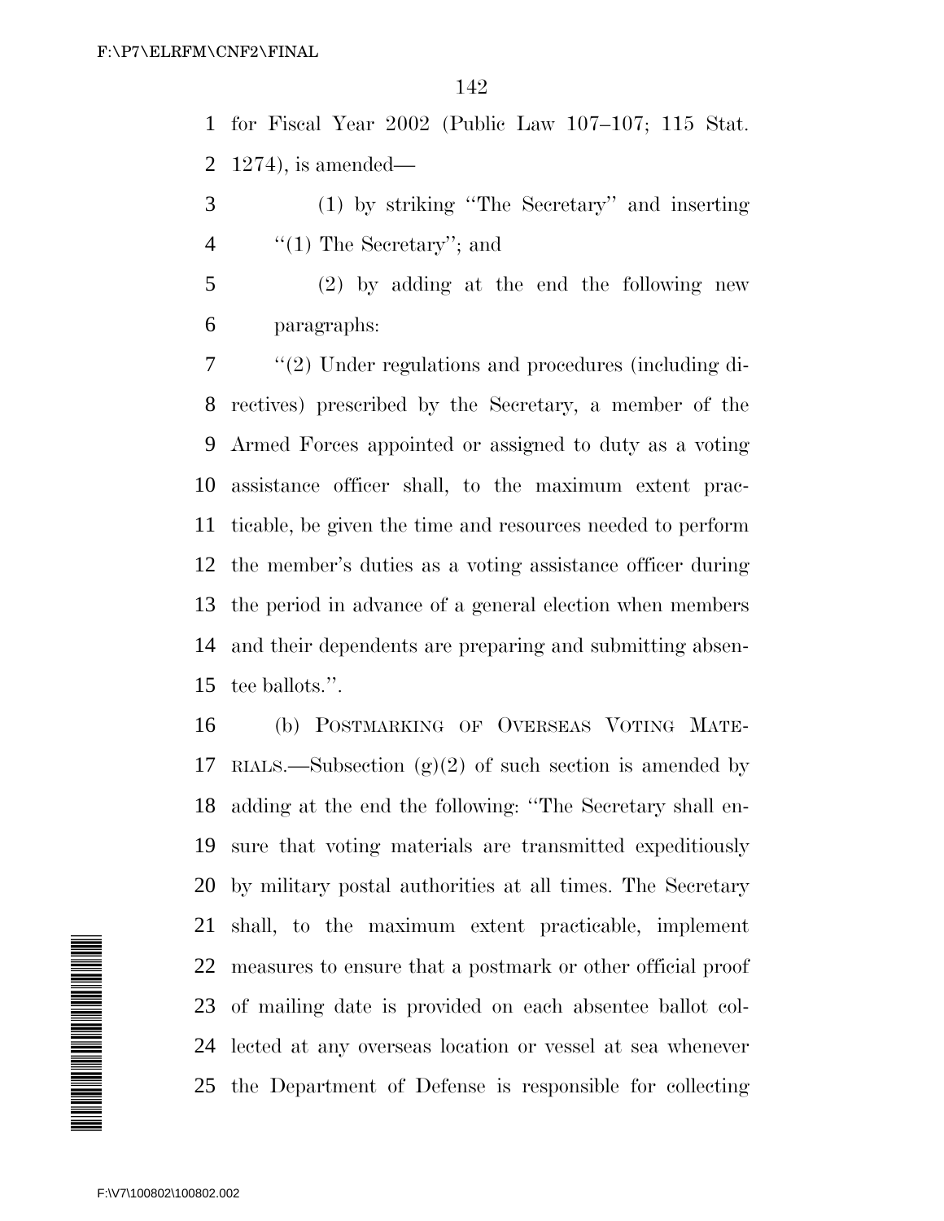for Fiscal Year 2002 (Public Law 107–107; 115 Stat. 1274), is amended—

(1) by striking ''The Secretary'' and inserting ''(1) The Secretary''; and

(2) by adding at the end the following new paragraphs:

''(2) Under regulations and procedures (including directives) prescribed by the Secretary, a member of the Armed Forces appointed or assigned to duty as a voting assistance officer shall, to the maximum extent practicable, be given the time and resources needed to perform the member's duties as a voting assistance officer during the period in advance of a general election when members and their dependents are preparing and submitting absentee ballots.''.

(b) POSTMARKING OF OVERSEAS VOTING MATERIALS.—Subsection (g)(2) of such section is amended by adding at the end the following: ''The Secretary shall ensure that voting materials are transmitted expeditiously by military postal authorities at all times. The Secretary shall, to the maximum extent practicable, implement measures to ensure that a postmark or other official proof of mailing date is provided on each absentee ballot collected at any overseas location or vessel at sea whenever the Department of Defense is responsible for collecting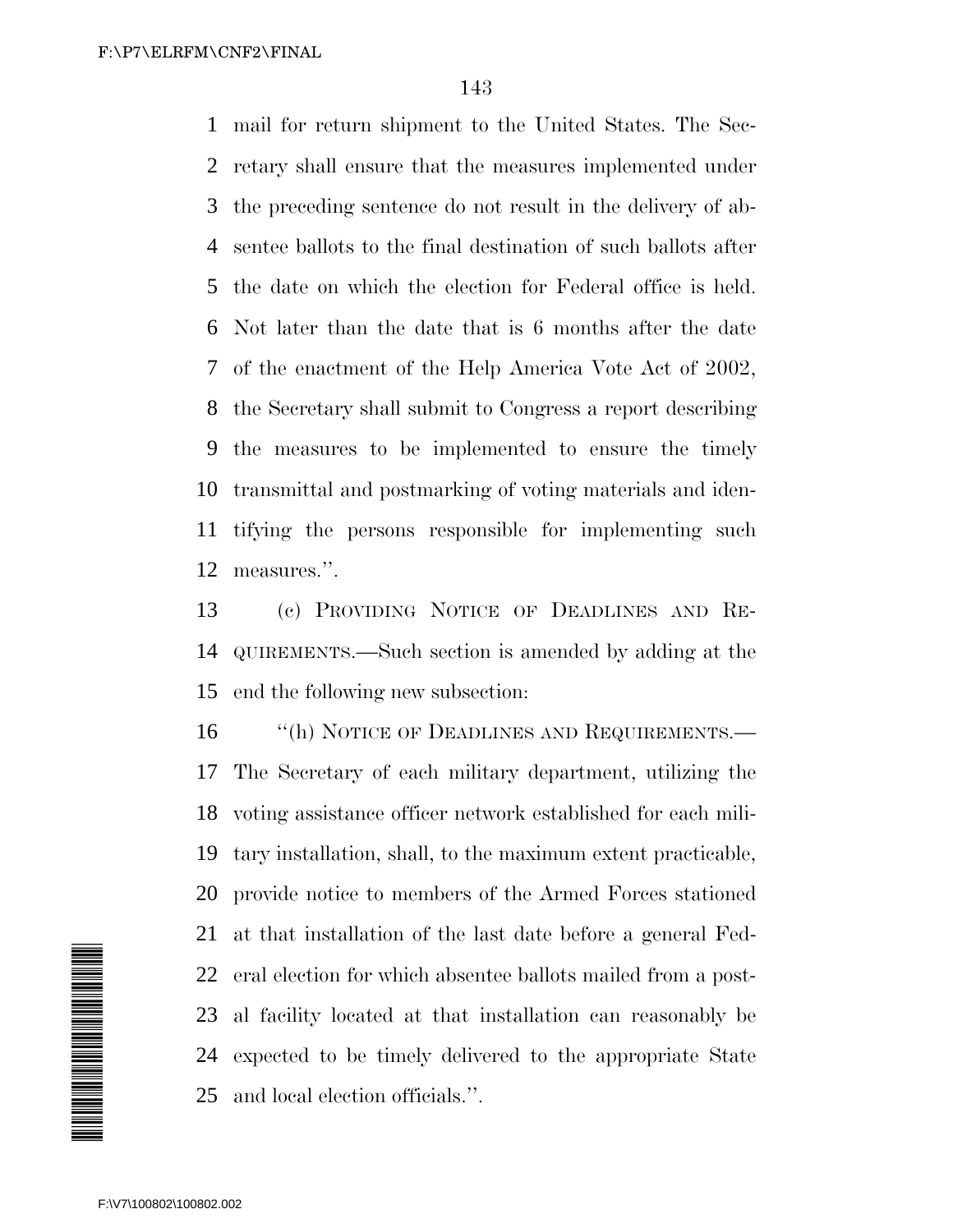mail for return shipment to the United States. The Secretary shall ensure that the measures implemented under the preceding sentence do not result in the delivery of absentee ballots to the final destination of such ballots after the date on which the election for Federal office is held. Not later than the date that is 6 months after the date of the enactment of the Help America Vote Act of 2002, the Secretary shall submit to Congress a report describing the measures to be implemented to ensure the timely transmittal and postmarking of voting materials and identifying the persons responsible for implementing such measures.''.

(c) PROVIDING NOTICE OF DEADLINES AND REQUIREMENTS.—Such section is amended by adding at the end the following new subsection:

''(h) NOTICE OF DEADLINES AND REQUIREMENTS.—The Secretary of each military department, utilizing the voting assistance officer network established for each military installation, shall, to the maximum extent practicable, provide notice to members of the Armed Forces stationed at that installation of the last date before a general Federal election for which absentee ballots mailed from a postal facility located at that installation can reasonably be expected to be timely delivered to the appropriate State and local election officials.''.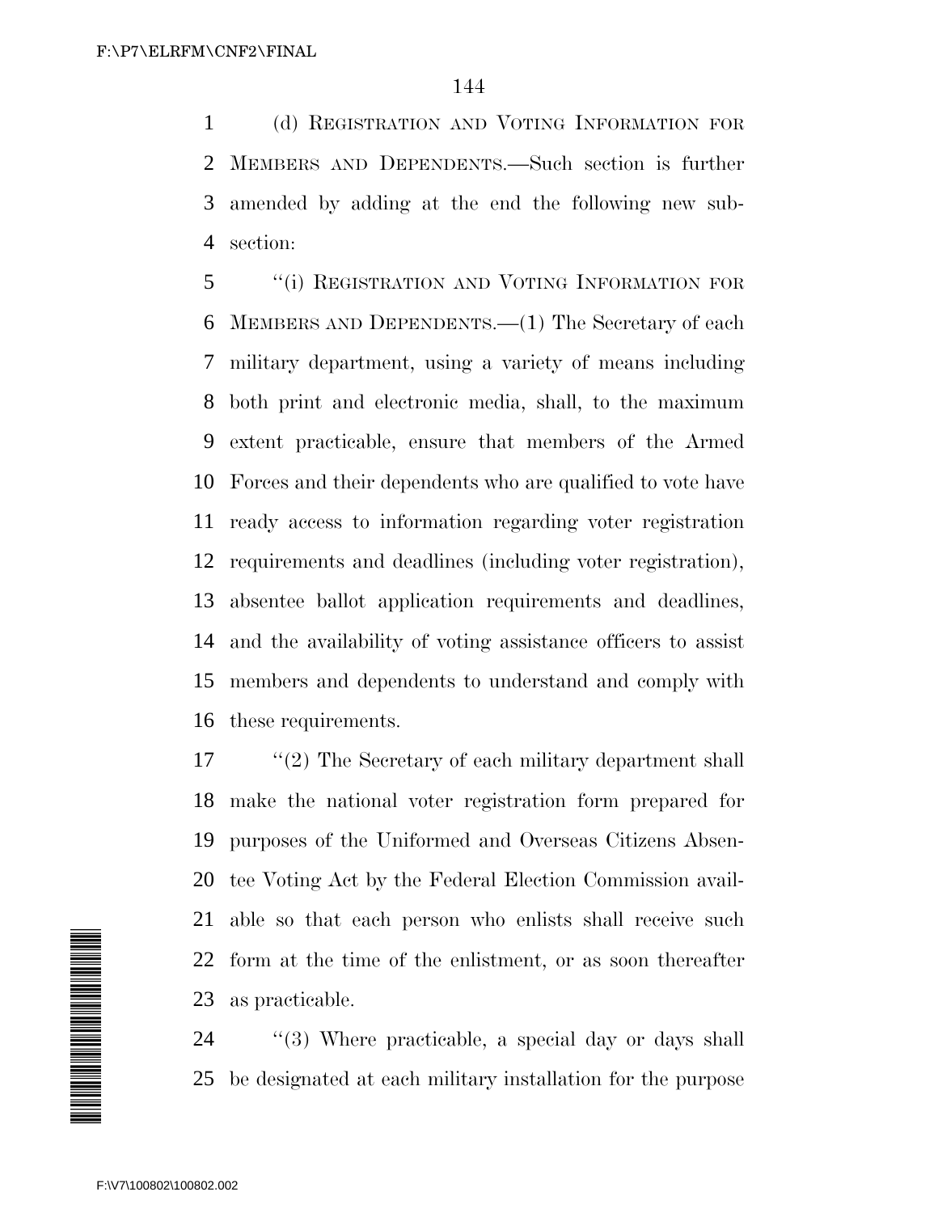(d) REGISTRATION AND VOTING INFORMATION FOR MEMBERS AND DEPENDENTS.—Such section is further amended by adding at the end the following new subsection:

"(i) REGISTRATION AND VOTING INFORMATION FOR MEMBERS AND DEPENDENTS.—(1) The Secretary of each military department, using a variety of means including both print and electronic media, shall, to the maximum extent practicable, ensure that members of the Armed Forces and their dependents who are qualified to vote have ready access to information regarding voter registration requirements and deadlines (including voter registration), absentee ballot application requirements and deadlines, and the availability of voting assistance officers to assist members and dependents to understand and comply with these requirements.

"(2) The Secretary of each military department shall make the national voter registration form prepared for purposes of the Uniformed and Overseas Citizens Absentee Voting Act by the Federal Election Commission available so that each person who enlists shall receive such form at the time of the enlistment, or as soon thereafter as practicable.

"(3) Where practicable, a special day or days shall be designated at each military installation for the purpose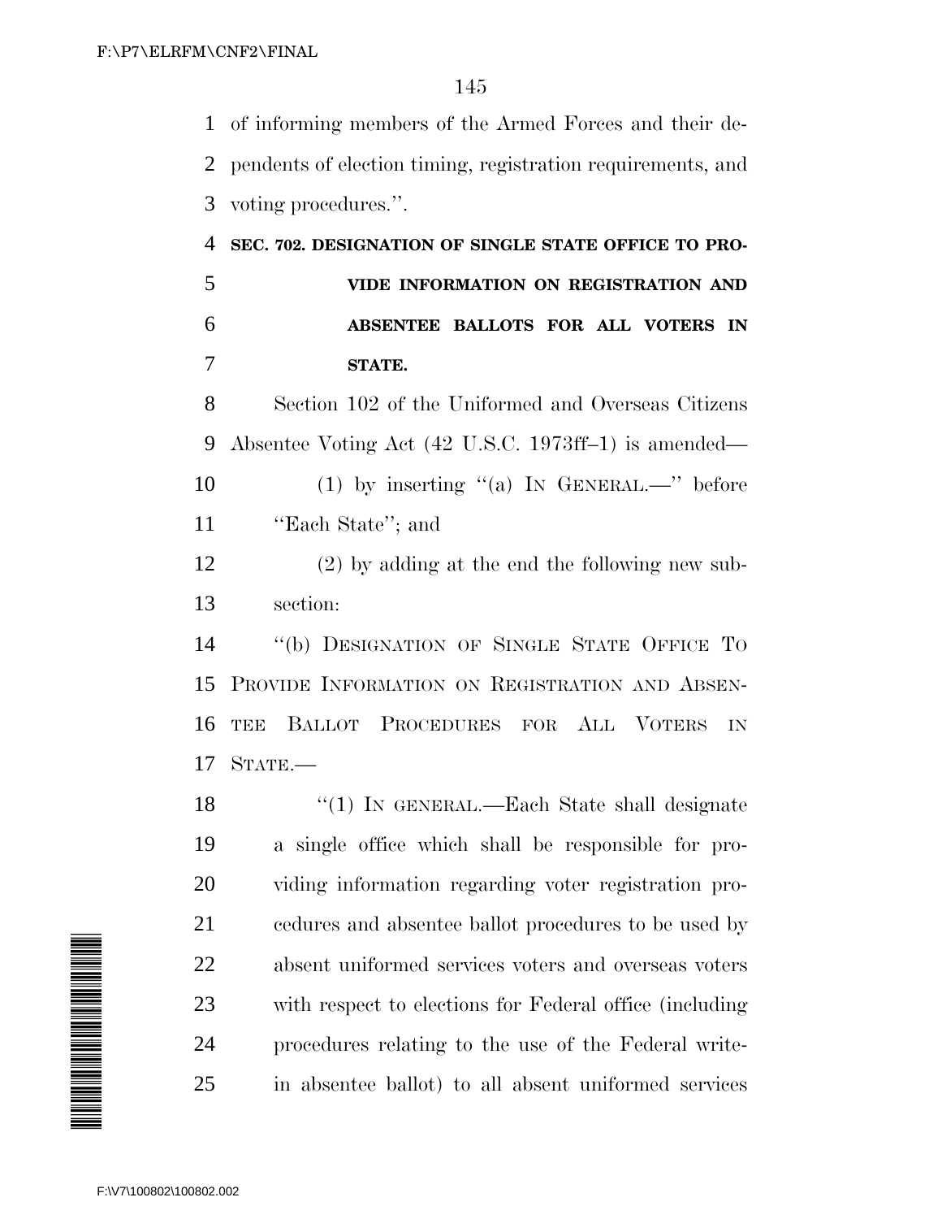of informing members of the Armed Forces and their dependents of election timing, registration requirements, and voting procedures.''.

**SEC. 702. DESIGNATION OF SINGLE STATE OFFICE TO PROVIDE INFORMATION ON REGISTRATION AND ABSENTEE BALLOTS FOR ALL VOTERS IN STATE.**

Section 102 of the Uniformed and Overseas Citizens Absentee Voting Act (42 U.S.C. 1973ff–1) is amended—

(1) by inserting ''(a) IN GENERAL.—'' before ''Each State''; and

(2) by adding at the end the following new subsection:

''(b) DESIGNATION OF SINGLE STATE OFFICE TO PROVIDE INFORMATION ON REGISTRATION AND ABSENTEE BALLOT PROCEDURES FOR ALL VOTERS IN STATE.—

''(1) IN GENERAL.—Each State shall designate a single office which shall be responsible for providing information regarding voter registration procedures and absentee ballot procedures to be used by absent uniformed services voters and overseas voters with respect to elections for Federal office (including procedures relating to the use of the Federal write-in absentee ballot) to all absent uniformed services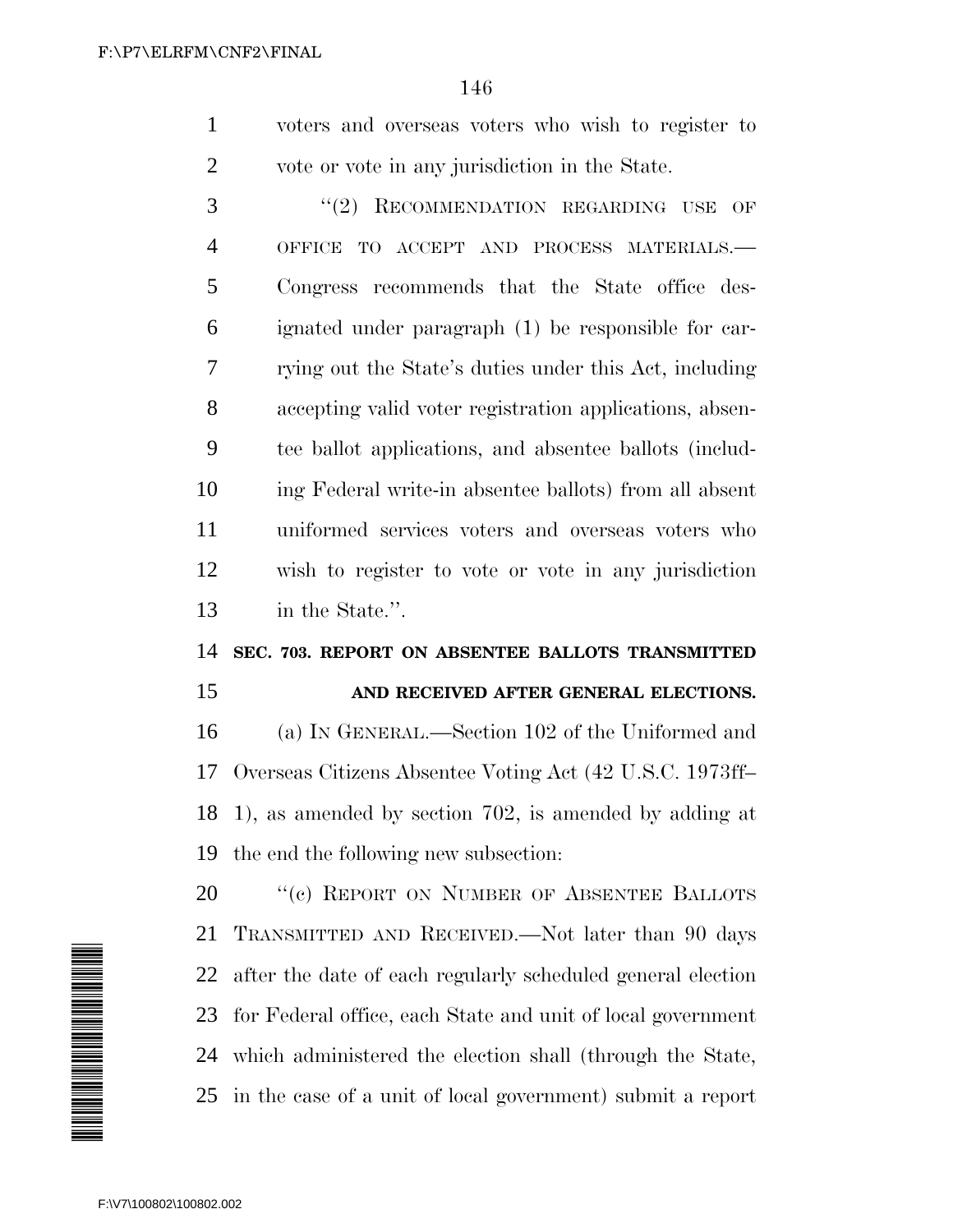voters and overseas voters who wish to register to vote or vote in any jurisdiction in the State.

"(2) RECOMMENDATION REGARDING USE OF OFFICE TO ACCEPT AND PROCESS MATERIALS.—Congress recommends that the State office designated under paragraph (1) be responsible for carrying out the State's duties under this Act, including accepting valid voter registration applications, absentee ballot applications, and absentee ballots (including Federal write-in absentee ballots) from all absent uniformed services voters and overseas voters who wish to register to vote or vote in any jurisdiction in the State.".

**SEC. 703. REPORT ON ABSENTEE BALLOTS TRANSMITTED AND RECEIVED AFTER GENERAL ELECTIONS.**

(a) IN GENERAL.—Section 102 of the Uniformed and Overseas Citizens Absentee Voting Act (42 U.S.C. 1973ff–1), as amended by section 702, is amended by adding at the end the following new subsection:

"(c) REPORT ON NUMBER OF ABSENTEE BALLOTS TRANSMITTED AND RECEIVED.—Not later than 90 days after the date of each regularly scheduled general election for Federal office, each State and unit of local government which administered the election shall (through the State, in the case of a unit of local government) submit a report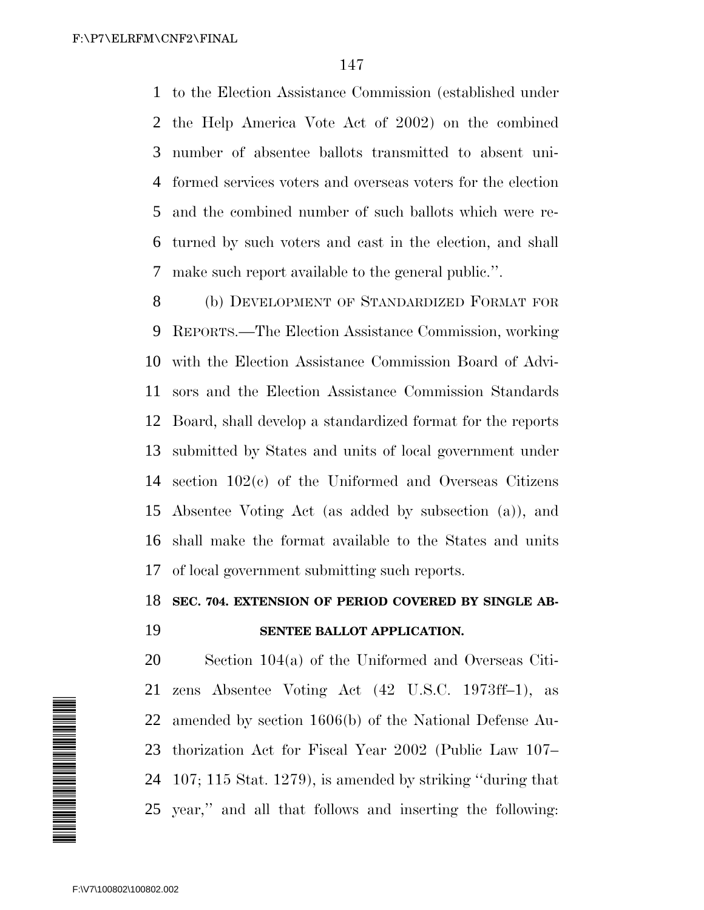to the Election Assistance Commission (established under the Help America Vote Act of 2002) on the combined number of absentee ballots transmitted to absent uniformed services voters and overseas voters for the election and the combined number of such ballots which were returned by such voters and cast in the election, and shall make such report available to the general public.''.

(b) DEVELOPMENT OF STANDARDIZED FORMAT FOR REPORTS.—The Election Assistance Commission, working with the Election Assistance Commission Board of Advisors and the Election Assistance Commission Standards Board, shall develop a standardized format for the reports submitted by States and units of local government under section 102(c) of the Uniformed and Overseas Citizens Absentee Voting Act (as added by subsection (a)), and shall make the format available to the States and units of local government submitting such reports.

**SEC. 704. EXTENSION OF PERIOD COVERED BY SINGLE ABSENTEE BALLOT APPLICATION.**

Section 104(a) of the Uniformed and Overseas Citizens Absentee Voting Act (42 U.S.C. 1973ff–1), as amended by section 1606(b) of the National Defense Authorization Act for Fiscal Year 2002 (Public Law 107–107; 115 Stat. 1279), is amended by striking ''during that year,'' and all that follows and inserting the following: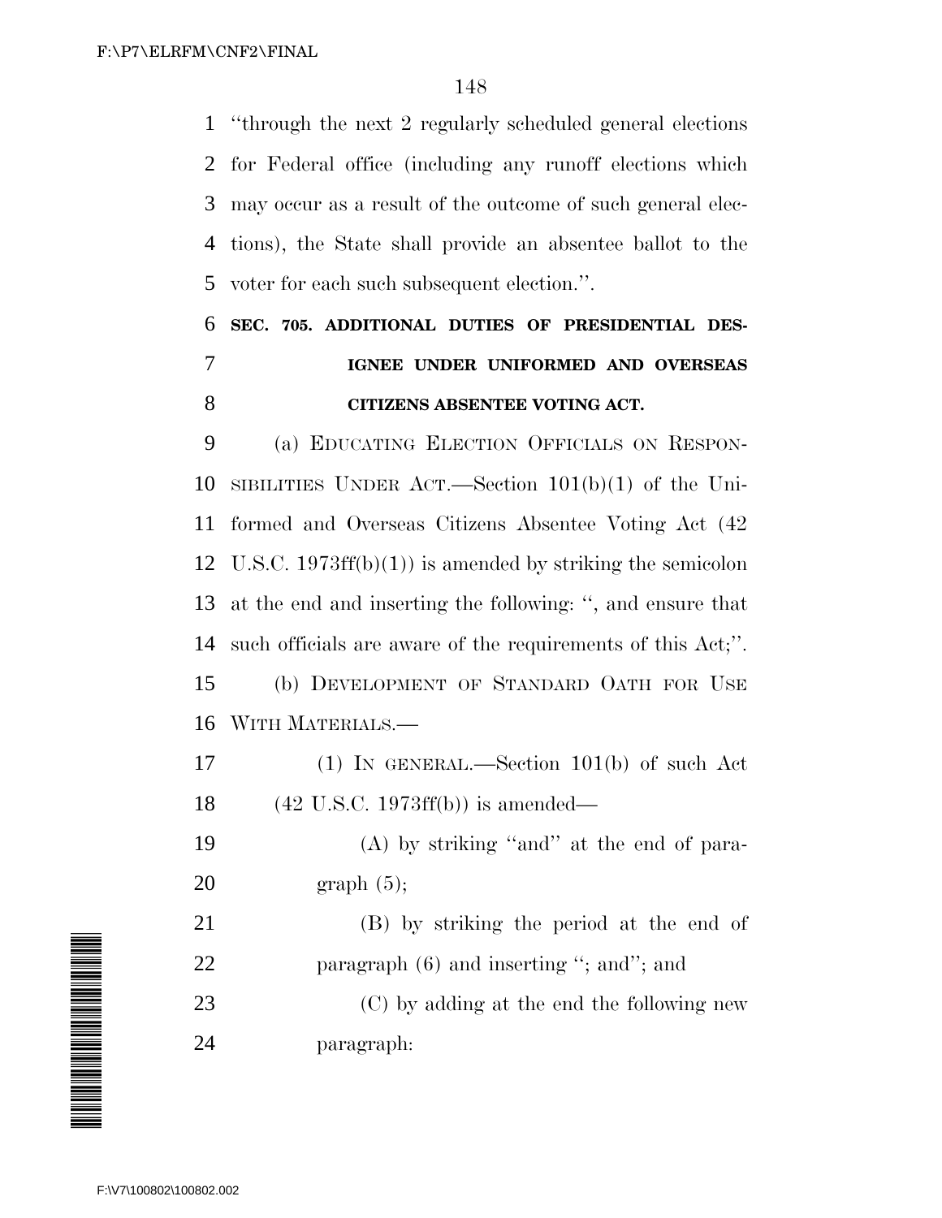"through the next 2 regularly scheduled general elections for Federal office (including any runoff elections which may occur as a result of the outcome of such general elections), the State shall provide an absentee ballot to the voter for each such subsequent election.".

**SEC. 705. ADDITIONAL DUTIES OF PRESIDENTIAL DESIGNEE UNDER UNIFORMED AND OVERSEAS CITIZENS ABSENTEE VOTING ACT.**

(a) EDUCATING ELECTION OFFICIALS ON RESPONSIBILITIES UNDER ACT.—Section 101(b)(1) of the Uniformed and Overseas Citizens Absentee Voting Act (42 U.S.C. 1973ff(b)(1)) is amended by striking the semicolon at the end and inserting the following: ", and ensure that such officials are aware of the requirements of this Act;".

(b) DEVELOPMENT OF STANDARD OATH FOR USE WITH MATERIALS.—

(1) IN GENERAL.—Section 101(b) of such Act (42 U.S.C. 1973ff(b)) is amended—

(A) by striking "and" at the end of paragraph (5);

(B) by striking the period at the end of paragraph (6) and inserting "; and"; and

(C) by adding at the end the following new paragraph: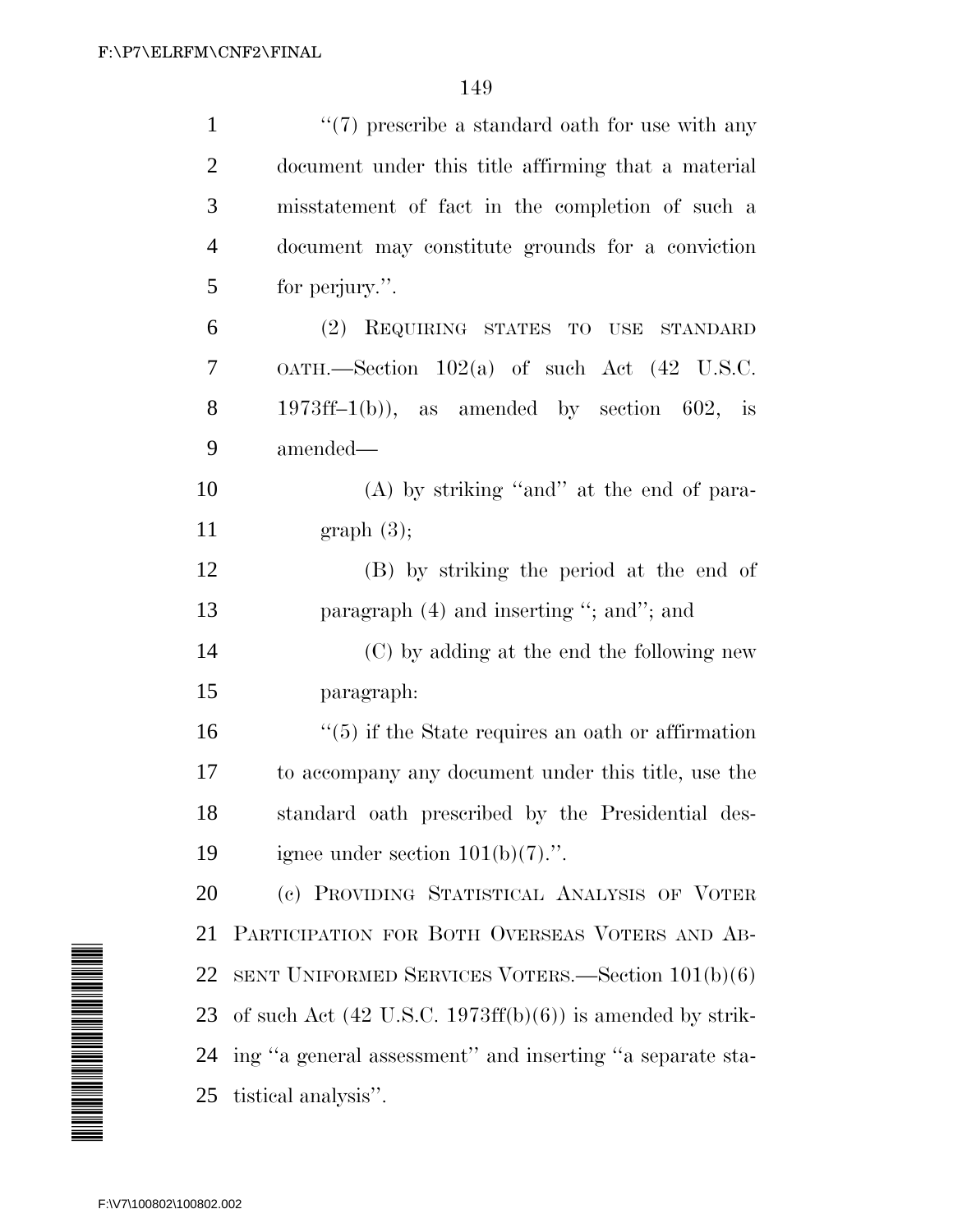''(7) prescribe a standard oath for use with any document under this title affirming that a material misstatement of fact in the completion of such a document may constitute grounds for a conviction for perjury.''.

(2) REQUIRING STATES TO USE STANDARD OATH.—Section 102(a) of such Act (42 U.S.C. 1973ff–1(b)), as amended by section 602, is amended—

(A) by striking ''and'' at the end of paragraph (3);

(B) by striking the period at the end of paragraph (4) and inserting ''; and''; and

(C) by adding at the end the following new paragraph:

''(5) if the State requires an oath or affirmation to accompany any document under this title, use the standard oath prescribed by the Presidential designee under section 101(b)(7).''.

(c) PROVIDING STATISTICAL ANALYSIS OF VOTER PARTICIPATION FOR BOTH OVERSEAS VOTERS AND ABSENT UNIFORMED SERVICES VOTERS.—Section 101(b)(6) of such Act (42 U.S.C. 1973ff(b)(6)) is amended by striking ''a general assessment'' and inserting ''a separate statistical analysis''.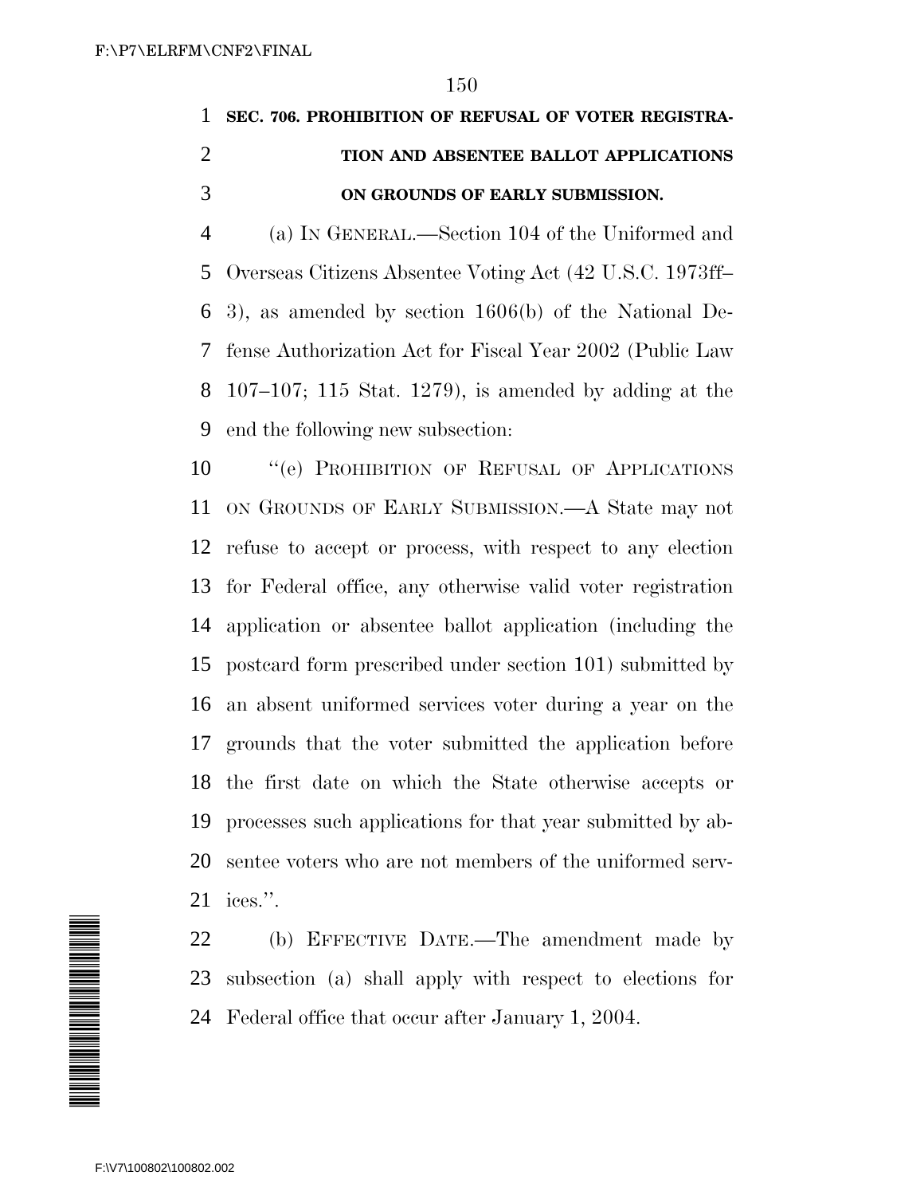**SEC. 706. PROHIBITION OF REFUSAL OF VOTER REGISTRATION AND ABSENTEE BALLOT APPLICATIONS ON GROUNDS OF EARLY SUBMISSION.**

(a) IN GENERAL.—Section 104 of the Uniformed and Overseas Citizens Absentee Voting Act (42 U.S.C. 1973ff–3), as amended by section 1606(b) of the National Defense Authorization Act for Fiscal Year 2002 (Public Law 107–107; 115 Stat. 1279), is amended by adding at the end the following new subsection:

"(e) PROHIBITION OF REFUSAL OF APPLICATIONS ON GROUNDS OF EARLY SUBMISSION.—A State may not refuse to accept or process, with respect to any election for Federal office, any otherwise valid voter registration application or absentee ballot application (including the postcard form prescribed under section 101) submitted by an absent uniformed services voter during a year on the grounds that the voter submitted the application before the first date on which the State otherwise accepts or processes such applications for that year submitted by absentee voters who are not members of the uniformed services.".

(b) EFFECTIVE DATE.—The amendment made by subsection (a) shall apply with respect to elections for Federal office that occur after January 1, 2004.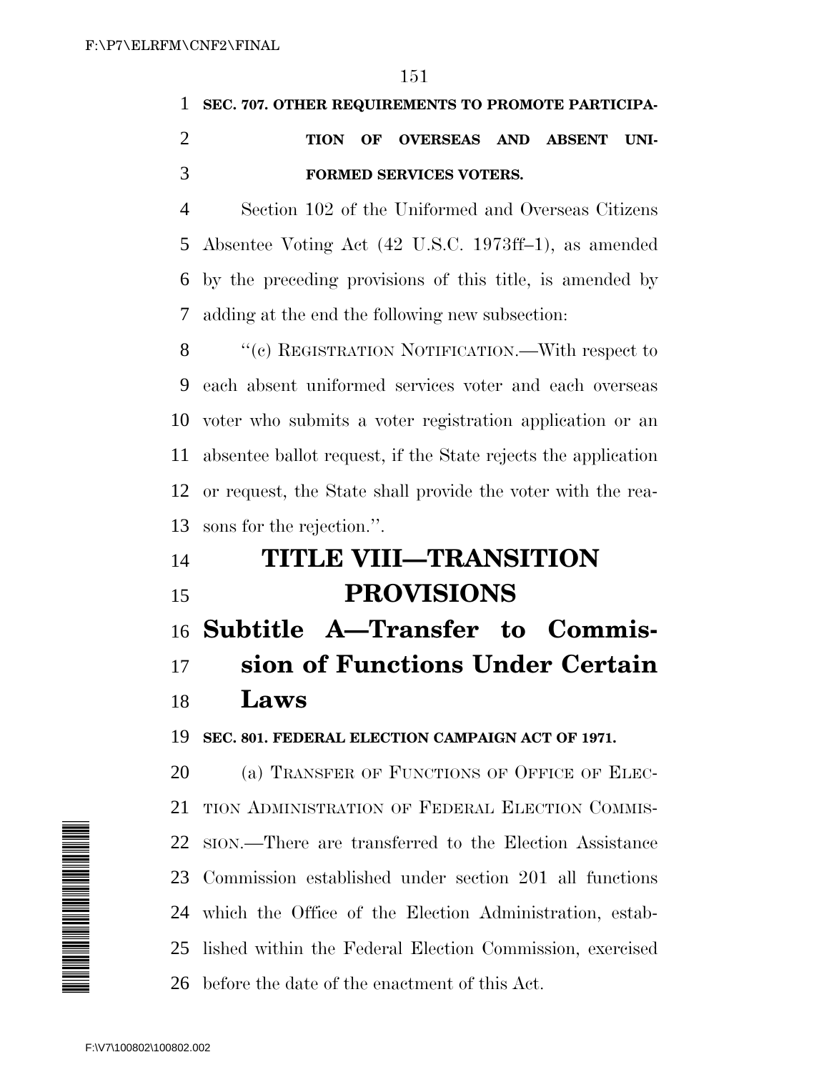**SEC. 707. OTHER REQUIREMENTS TO PROMOTE PARTICIPATION OF OVERSEAS AND ABSENT UNIFORMED SERVICES VOTERS.**

Section 102 of the Uniformed and Overseas Citizens Absentee Voting Act (42 U.S.C. 1973ff–1), as amended by the preceding provisions of this title, is amended by adding at the end the following new subsection:

"(c) REGISTRATION NOTIFICATION.—With respect to each absent uniformed services voter and each overseas voter who submits a voter registration application or an absentee ballot request, if the State rejects the application or request, the State shall provide the voter with the reasons for the rejection.".

# TITLE VIII—TRANSITION PROVISIONS

## Subtitle A—Transfer to Commission of Functions Under Certain Laws

**SEC. 801. FEDERAL ELECTION CAMPAIGN ACT OF 1971.**

(a) TRANSFER OF FUNCTIONS OF OFFICE OF ELECTION ADMINISTRATION OF FEDERAL ELECTION COMMISSION.—There are transferred to the Election Assistance Commission established under section 201 all functions which the Office of the Election Administration, established within the Federal Election Commission, exercised before the date of the enactment of this Act.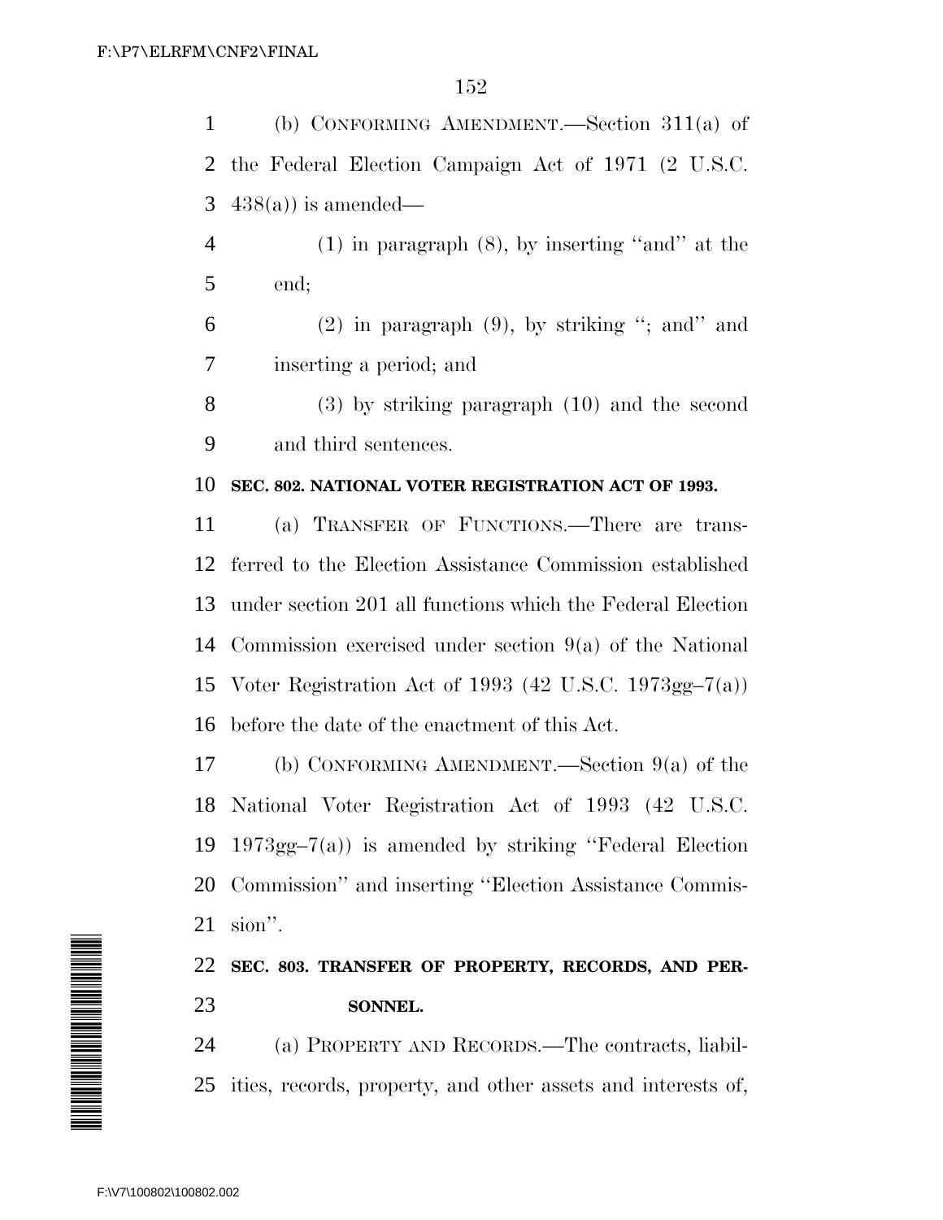(b) CONFORMING AMENDMENT.—Section 311(a) of the Federal Election Campaign Act of 1971 (2 U.S.C. 438(a)) is amended—

(1) in paragraph (8), by inserting ''and'' at the end;

(2) in paragraph (9), by striking ''; and'' and inserting a period; and

(3) by striking paragraph (10) and the second and third sentences.

**SEC. 802. NATIONAL VOTER REGISTRATION ACT OF 1993.**

(a) TRANSFER OF FUNCTIONS.—There are transferred to the Election Assistance Commission established under section 201 all functions which the Federal Election Commission exercised under section 9(a) of the National Voter Registration Act of 1993 (42 U.S.C. 1973gg–7(a)) before the date of the enactment of this Act.

(b) CONFORMING AMENDMENT.—Section 9(a) of the National Voter Registration Act of 1993 (42 U.S.C. 1973gg–7(a)) is amended by striking ''Federal Election Commission'' and inserting ''Election Assistance Commission''.

**SEC. 803. TRANSFER OF PROPERTY, RECORDS, AND PERSONNEL.**

(a) PROPERTY AND RECORDS.—The contracts, liabilities, records, property, and other assets and interests of,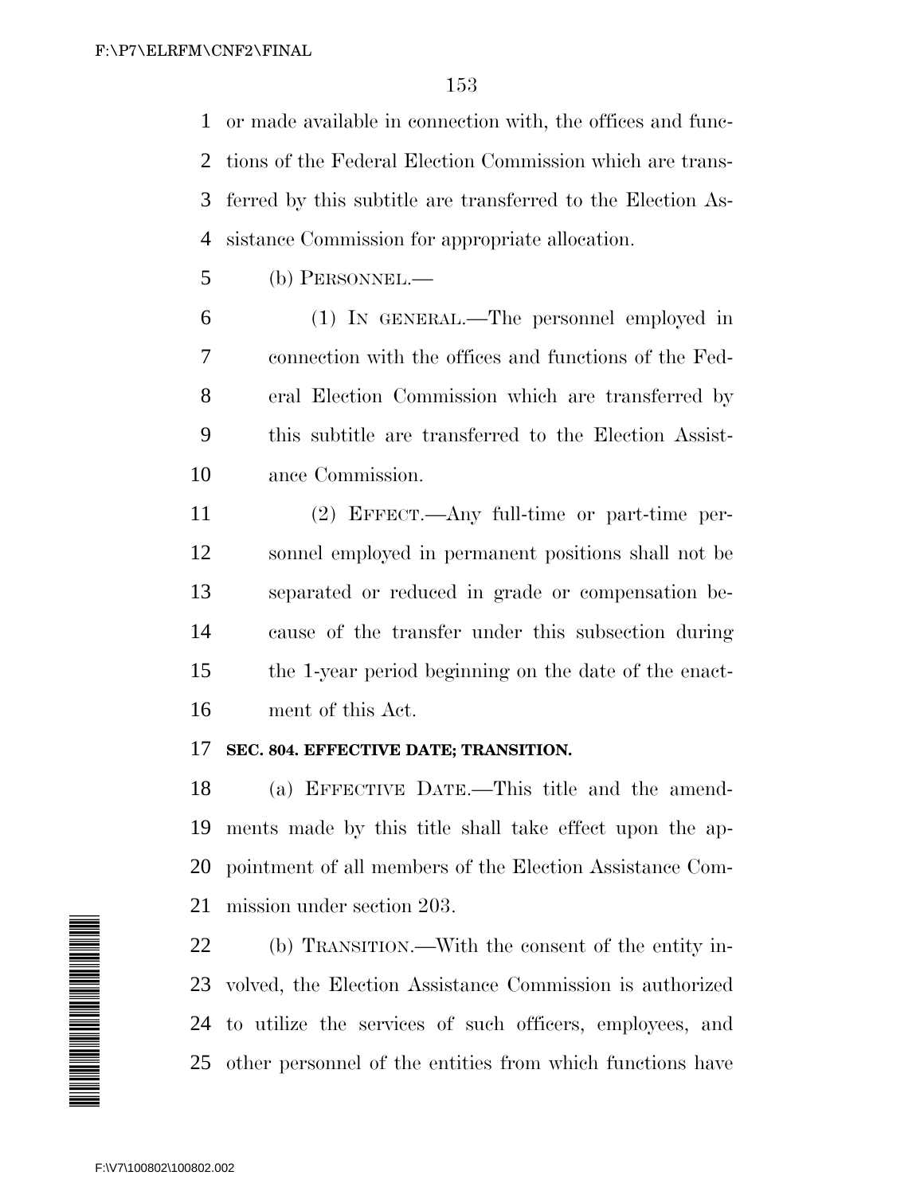or made available in connection with, the offices and functions of the Federal Election Commission which are transferred by this subtitle are transferred to the Election Assistance Commission for appropriate allocation.

(b) PERSONNEL.—

(1) IN GENERAL.—The personnel employed in connection with the offices and functions of the Federal Election Commission which are transferred by this subtitle are transferred to the Election Assistance Commission.

(2) EFFECT.—Any full-time or part-time personnel employed in permanent positions shall not be separated or reduced in grade or compensation because of the transfer under this subsection during the 1-year period beginning on the date of the enactment of this Act.

**SEC. 804. EFFECTIVE DATE; TRANSITION.**

(a) EFFECTIVE DATE.—This title and the amendments made by this title shall take effect upon the appointment of all members of the Election Assistance Commission under section 203.

(b) TRANSITION.—With the consent of the entity involved, the Election Assistance Commission is authorized to utilize the services of such officers, employees, and other personnel of the entities from which functions have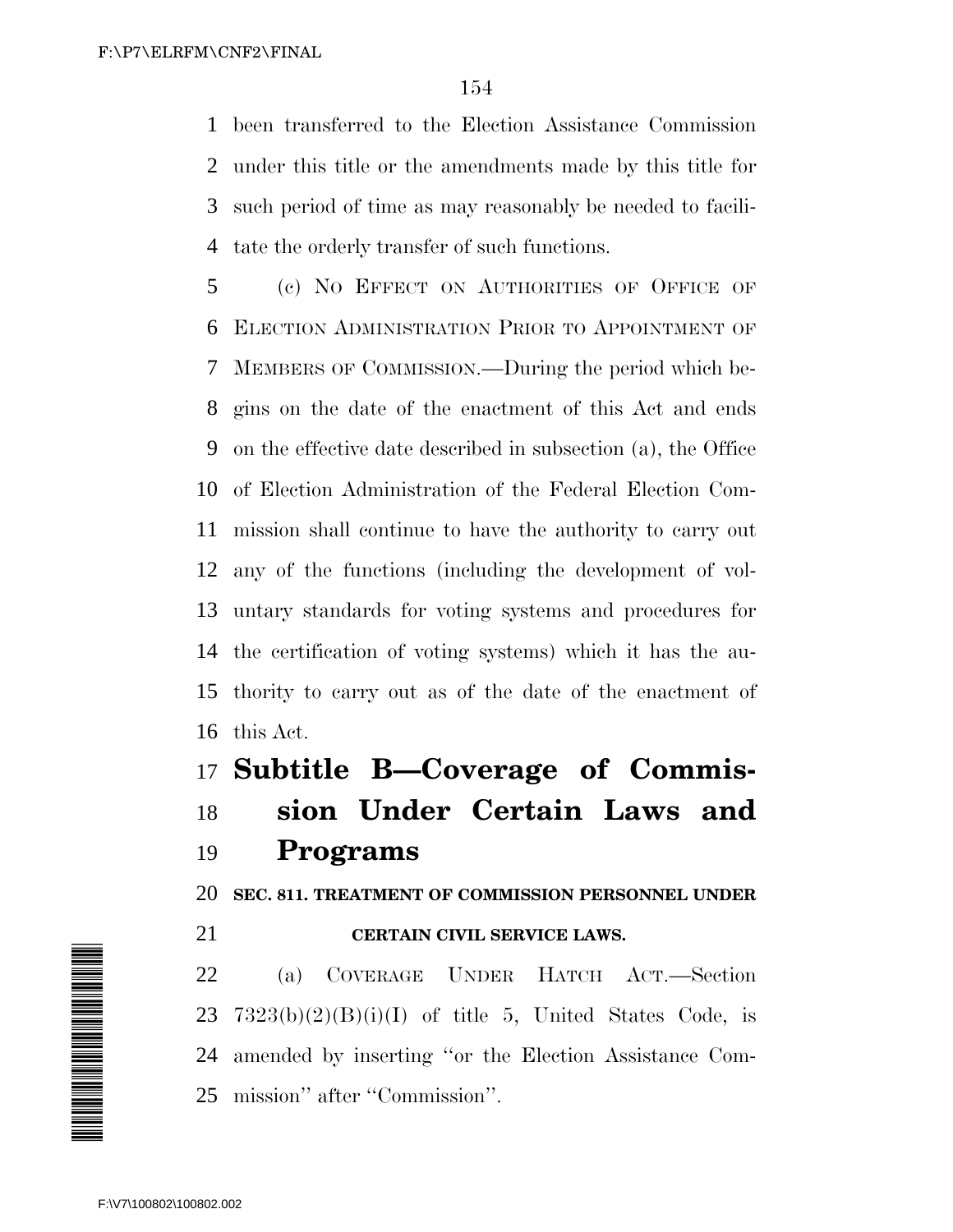been transferred to the Election Assistance Commission under this title or the amendments made by this title for such period of time as may reasonably be needed to facilitate the orderly transfer of such functions.

(c) NO EFFECT ON AUTHORITIES OF OFFICE OF ELECTION ADMINISTRATION PRIOR TO APPOINTMENT OF MEMBERS OF COMMISSION.—During the period which begins on the date of the enactment of this Act and ends on the effective date described in subsection (a), the Office of Election Administration of the Federal Election Commission shall continue to have the authority to carry out any of the functions (including the development of voluntary standards for voting systems and procedures for the certification of voting systems) which it has the authority to carry out as of the date of the enactment of this Act.

## Subtitle B—Coverage of Commission Under Certain Laws and Programs

### SEC. 811. TREATMENT OF COMMISSION PERSONNEL UNDER CERTAIN CIVIL SERVICE LAWS.

(a) COVERAGE UNDER HATCH ACT.—Section 7323(b)(2)(B)(i)(I) of title 5, United States Code, is amended by inserting ''or the Election Assistance Commission'' after ''Commission''.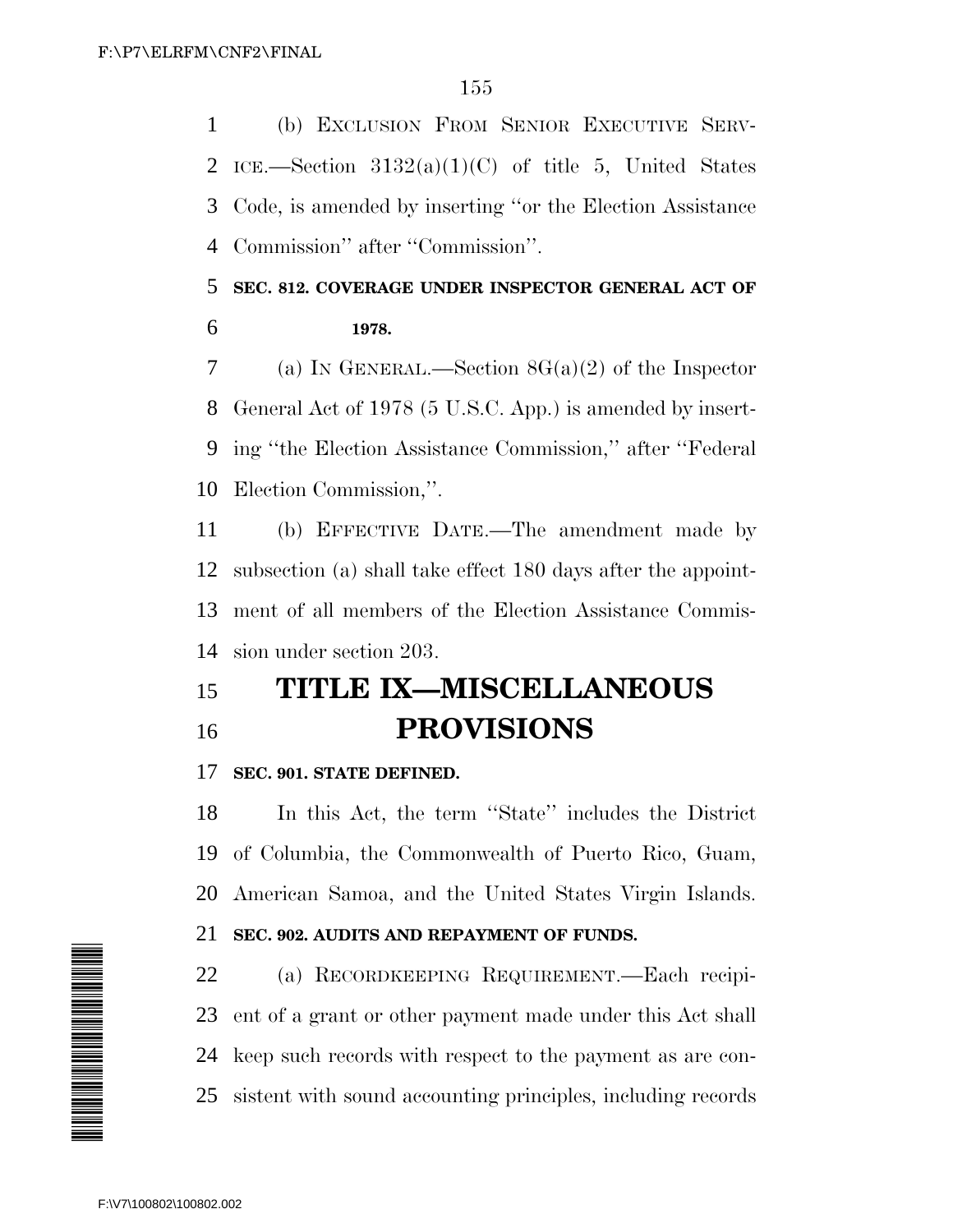(b) EXCLUSION FROM SENIOR EXECUTIVE SERVICE.—Section 3132(a)(1)(C) of title 5, United States Code, is amended by inserting ''or the Election Assistance Commission'' after ''Commission''.

**SEC. 812. COVERAGE UNDER INSPECTOR GENERAL ACT OF 1978.**

(a) IN GENERAL.—Section 8G(a)(2) of the Inspector General Act of 1978 (5 U.S.C. App.) is amended by inserting ''the Election Assistance Commission,'' after ''Federal Election Commission,''.

(b) EFFECTIVE DATE.—The amendment made by subsection (a) shall take effect 180 days after the appointment of all members of the Election Assistance Commission under section 203.

# TITLE IX—MISCELLANEOUS PROVISIONS

**SEC. 901. STATE DEFINED.**

In this Act, the term ''State'' includes the District of Columbia, the Commonwealth of Puerto Rico, Guam, American Samoa, and the United States Virgin Islands.

**SEC. 902. AUDITS AND REPAYMENT OF FUNDS.**

(a) RECORDKEEPING REQUIREMENT.—Each recipient of a grant or other payment made under this Act shall keep such records with respect to the payment as are consistent with sound accounting principles, including records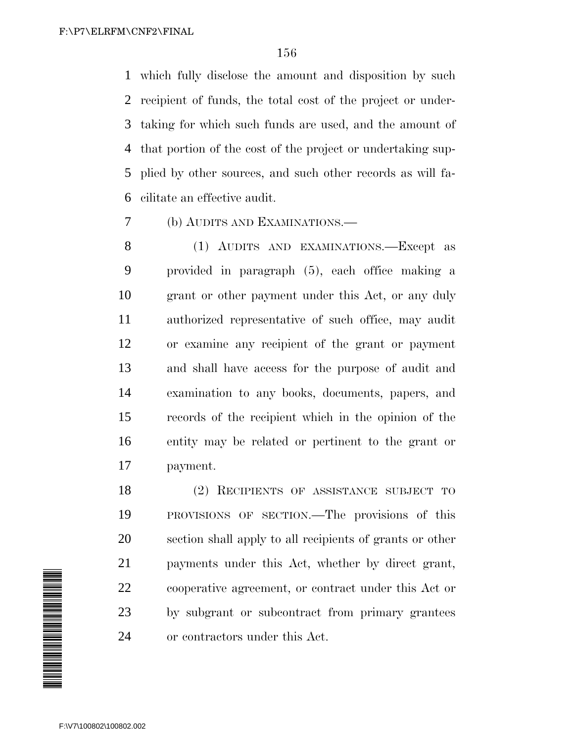which fully disclose the amount and disposition by such recipient of funds, the total cost of the project or undertaking for which such funds are used, and the amount of that portion of the cost of the project or undertaking supplied by other sources, and such other records as will facilitate an effective audit.

(b) AUDITS AND EXAMINATIONS.—

(1) AUDITS AND EXAMINATIONS.—Except as provided in paragraph (5), each office making a grant or other payment under this Act, or any duly authorized representative of such office, may audit or examine any recipient of the grant or payment and shall have access for the purpose of audit and examination to any books, documents, papers, and records of the recipient which in the opinion of the entity may be related or pertinent to the grant or payment.

(2) RECIPIENTS OF ASSISTANCE SUBJECT TO PROVISIONS OF SECTION.—The provisions of this section shall apply to all recipients of grants or other payments under this Act, whether by direct grant, cooperative agreement, or contract under this Act or by subgrant or subcontract from primary grantees or contractors under this Act.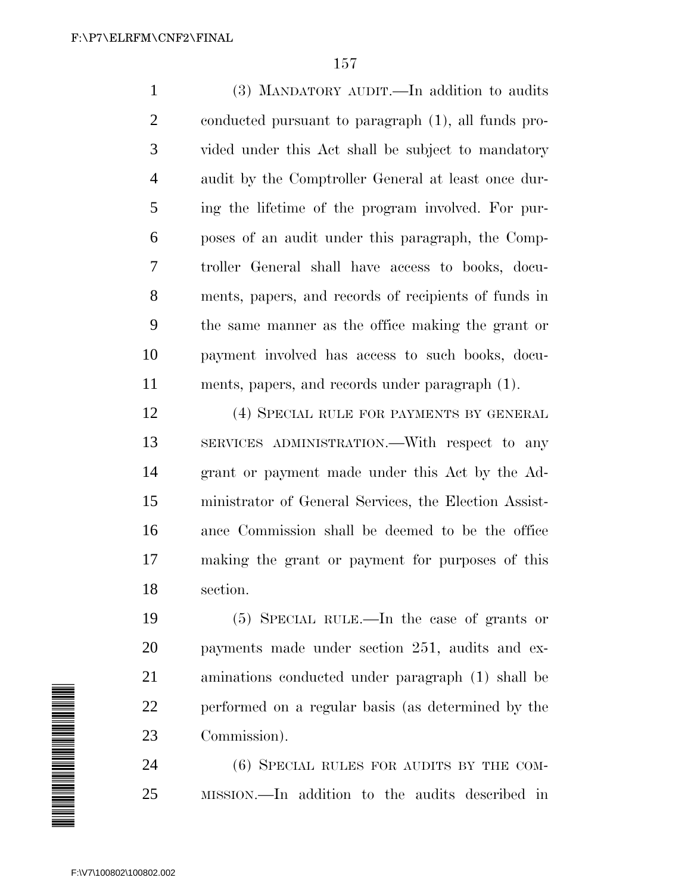(3) MANDATORY AUDIT.—In addition to audits conducted pursuant to paragraph (1), all funds provided under this Act shall be subject to mandatory audit by the Comptroller General at least once during the lifetime of the program involved. For purposes of an audit under this paragraph, the Comptroller General shall have access to books, documents, papers, and records of recipients of funds in the same manner as the office making the grant or payment involved has access to such books, documents, papers, and records under paragraph (1).

(4) SPECIAL RULE FOR PAYMENTS BY GENERAL SERVICES ADMINISTRATION.—With respect to any grant or payment made under this Act by the Administrator of General Services, the Election Assistance Commission shall be deemed to be the office making the grant or payment for purposes of this section.

(5) SPECIAL RULE.—In the case of grants or payments made under section 251, audits and examinations conducted under paragraph (1) shall be performed on a regular basis (as determined by the Commission).

(6) SPECIAL RULES FOR AUDITS BY THE COMMISSION.—In addition to the audits described in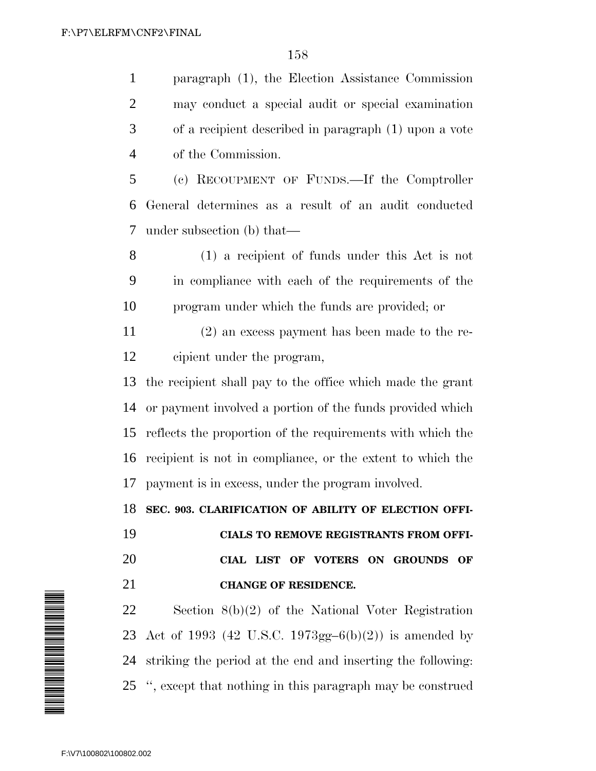paragraph (1), the Election Assistance Commission may conduct a special audit or special examination of a recipient described in paragraph (1) upon a vote of the Commission.

(c) RECOUPMENT OF FUNDS.—If the Comptroller General determines as a result of an audit conducted under subsection (b) that—

(1) a recipient of funds under this Act is not in compliance with each of the requirements of the program under which the funds are provided; or

(2) an excess payment has been made to the recipient under the program,

the recipient shall pay to the office which made the grant or payment involved a portion of the funds provided which reflects the proportion of the requirements with which the recipient is not in compliance, or the extent to which the payment is in excess, under the program involved.

**SEC. 903. CLARIFICATION OF ABILITY OF ELECTION OFFICIALS TO REMOVE REGISTRANTS FROM OFFICIAL LIST OF VOTERS ON GROUNDS OF CHANGE OF RESIDENCE.**

Section 8(b)(2) of the National Voter Registration Act of 1993 (42 U.S.C. 1973gg–6(b)(2)) is amended by striking the period at the end and inserting the following: '', except that nothing in this paragraph may be construed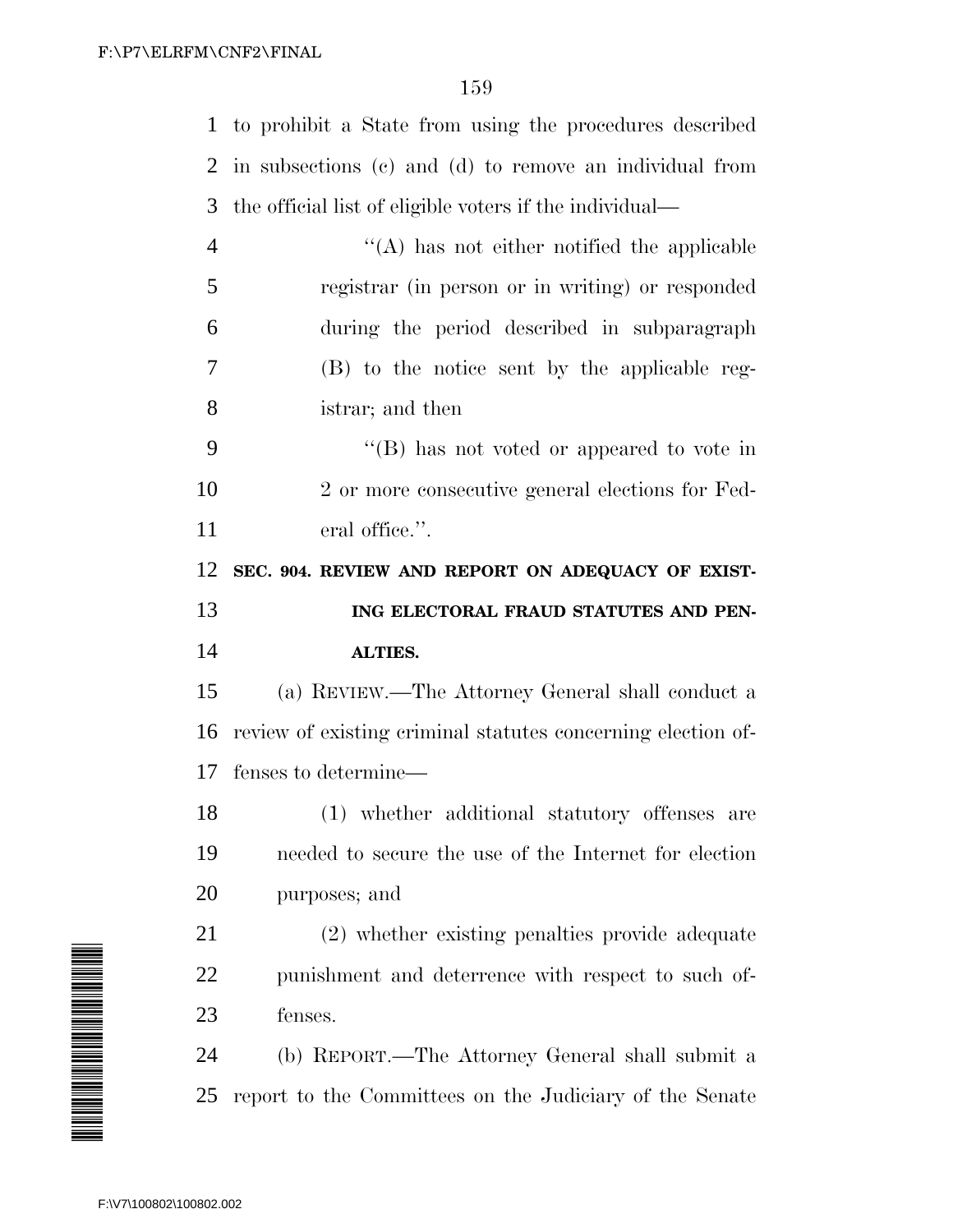to prohibit a State from using the procedures described in subsections (c) and (d) to remove an individual from the official list of eligible voters if the individual—

"(A) has not either notified the applicable registrar (in person or in writing) or responded during the period described in subparagraph (B) to the notice sent by the applicable registrar; and then

"(B) has not voted or appeared to vote in 2 or more consecutive general elections for Federal office.".

**SEC. 904. REVIEW AND REPORT ON ADEQUACY OF EXISTING ELECTORAL FRAUD STATUTES AND PENALTIES.**

(a) REVIEW.—The Attorney General shall conduct a review of existing criminal statutes concerning election offenses to determine—

(1) whether additional statutory offenses are needed to secure the use of the Internet for election purposes; and

(2) whether existing penalties provide adequate punishment and deterrence with respect to such offenses.

(b) REPORT.—The Attorney General shall submit a report to the Committees on the Judiciary of the Senate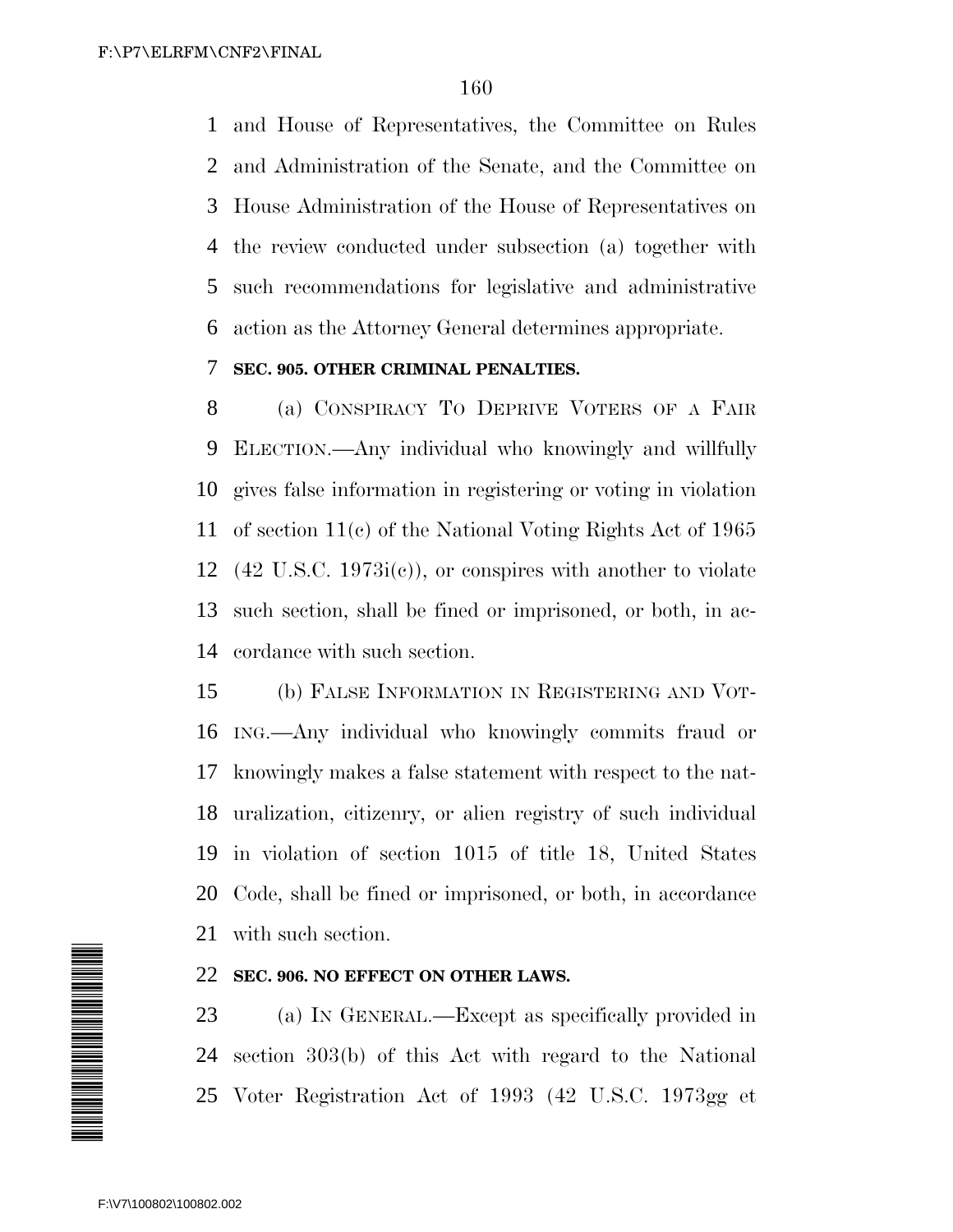and House of Representatives, the Committee on Rules and Administration of the Senate, and the Committee on House Administration of the House of Representatives on the review conducted under subsection (a) together with such recommendations for legislative and administrative action as the Attorney General determines appropriate.

**SEC. 905. OTHER CRIMINAL PENALTIES.**

(a) CONSPIRACY TO DEPRIVE VOTERS OF A FAIR ELECTION.—Any individual who knowingly and willfully gives false information in registering or voting in violation of section 11(c) of the National Voting Rights Act of 1965 (42 U.S.C. 1973i(c)), or conspires with another to violate such section, shall be fined or imprisoned, or both, in accordance with such section.

(b) FALSE INFORMATION IN REGISTERING AND VOTING.—Any individual who knowingly commits fraud or knowingly makes a false statement with respect to the naturalization, citizenry, or alien registry of such individual in violation of section 1015 of title 18, United States Code, shall be fined or imprisoned, or both, in accordance with such section.

**SEC. 906. NO EFFECT ON OTHER LAWS.**

(a) IN GENERAL.—Except as specifically provided in section 303(b) of this Act with regard to the National Voter Registration Act of 1993 (42 U.S.C. 1973gg et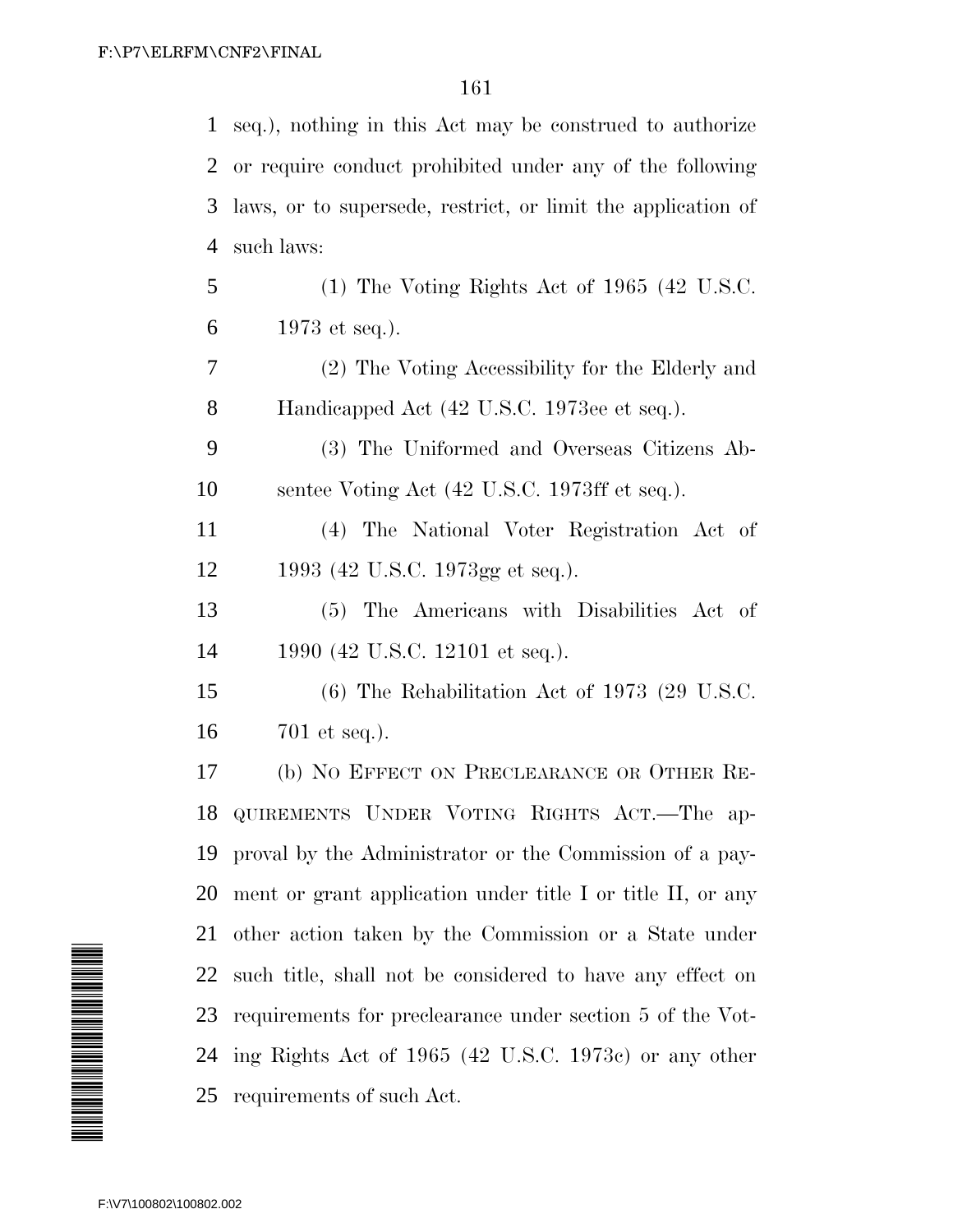seq.), nothing in this Act may be construed to authorize or require conduct prohibited under any of the following laws, or to supersede, restrict, or limit the application of such laws:

(1) The Voting Rights Act of 1965 (42 U.S.C. 1973 et seq.).

(2) The Voting Accessibility for the Elderly and Handicapped Act (42 U.S.C. 1973ee et seq.).

(3) The Uniformed and Overseas Citizens Absentee Voting Act (42 U.S.C. 1973ff et seq.).

(4) The National Voter Registration Act of 1993 (42 U.S.C. 1973gg et seq.).

(5) The Americans with Disabilities Act of 1990 (42 U.S.C. 12101 et seq.).

(6) The Rehabilitation Act of 1973 (29 U.S.C. 701 et seq.).

(b) NO EFFECT ON PRECLEARANCE OR OTHER REQUIREMENTS UNDER VOTING RIGHTS ACT.—The approval by the Administrator or the Commission of a payment or grant application under title I or title II, or any other action taken by the Commission or a State under such title, shall not be considered to have any effect on requirements for preclearance under section 5 of the Voting Rights Act of 1965 (42 U.S.C. 1973c) or any other requirements of such Act.